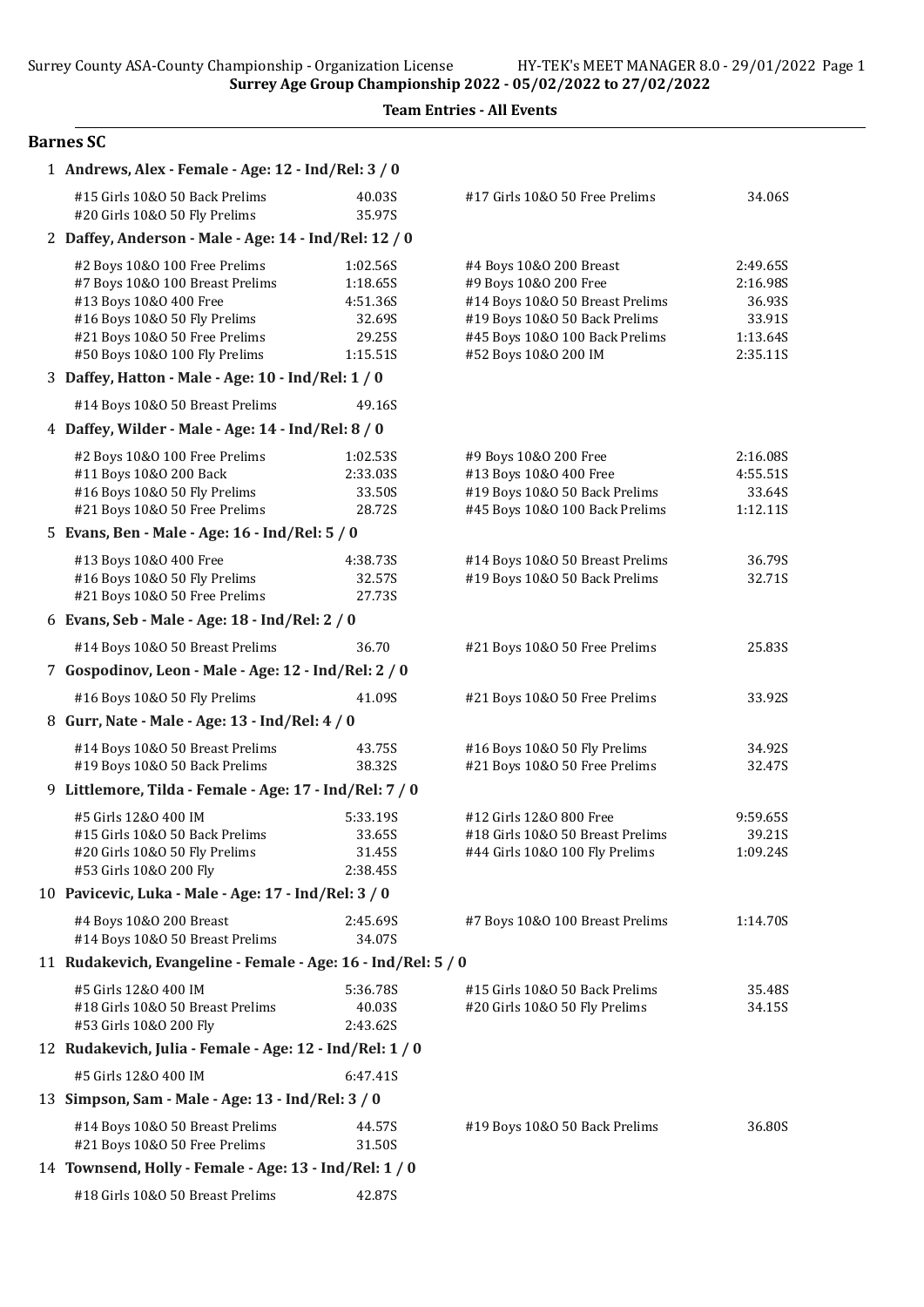Surrey Age Group Championship 2022 - 05/02/2022 to 27/02/2022

## Team Entries - All Events

### Barnes SC

**1 Andrews, Alex - Female - Age: 12 - Ind/Rel: 3 / 0**

| Event | Time | Event | Time |
|---|---|---|---|
| #15 Girls 10&O 50 Back Prelims | 40.03S | #17 Girls 10&O 50 Free Prelims | 34.06S |
| #20 Girls 10&O 50 Fly Prelims | 35.97S | | |

**2 Daffey, Anderson - Male - Age: 14 - Ind/Rel: 12 / 0**

| Event | Time | Event | Time |
|---|---|---|---|
| #2 Boys 10&O 100 Free Prelims | 1:02.56S | #4 Boys 10&O 200 Breast | 2:49.65S |
| #7 Boys 10&O 100 Breast Prelims | 1:18.65S | #9 Boys 10&O 200 Free | 2:16.98S |
| #13 Boys 10&O 400 Free | 4:51.36S | #14 Boys 10&O 50 Breast Prelims | 36.93S |
| #16 Boys 10&O 50 Fly Prelims | 32.69S | #19 Boys 10&O 50 Back Prelims | 33.91S |
| #21 Boys 10&O 50 Free Prelims | 29.25S | #45 Boys 10&O 100 Back Prelims | 1:13.64S |
| #50 Boys 10&O 100 Fly Prelims | 1:15.51S | #52 Boys 10&O 200 IM | 2:35.11S |

**3 Daffey, Hatton - Male - Age: 10 - Ind/Rel: 1 / 0**

| Event | Time | Event | Time |
|---|---|---|---|
| #14 Boys 10&O 50 Breast Prelims | 49.16S | | |

**4 Daffey, Wilder - Male - Age: 14 - Ind/Rel: 8 / 0**

| Event | Time | Event | Time |
|---|---|---|---|
| #2 Boys 10&O 100 Free Prelims | 1:02.53S | #9 Boys 10&O 200 Free | 2:16.08S |
| #11 Boys 10&O 200 Back | 2:33.03S | #13 Boys 10&O 400 Free | 4:55.51S |
| #16 Boys 10&O 50 Fly Prelims | 33.50S | #19 Boys 10&O 50 Back Prelims | 33.64S |
| #21 Boys 10&O 50 Free Prelims | 28.72S | #45 Boys 10&O 100 Back Prelims | 1:12.11S |

**5 Evans, Ben - Male - Age: 16 - Ind/Rel: 5 / 0**

| Event | Time | Event | Time |
|---|---|---|---|
| #13 Boys 10&O 400 Free | 4:38.73S | #14 Boys 10&O 50 Breast Prelims | 36.79S |
| #16 Boys 10&O 50 Fly Prelims | 32.57S | #19 Boys 10&O 50 Back Prelims | 32.71S |
| #21 Boys 10&O 50 Free Prelims | 27.73S | | |

**6 Evans, Seb - Male - Age: 18 - Ind/Rel: 2 / 0**

| Event | Time | Event | Time |
|---|---|---|---|
| #14 Boys 10&O 50 Breast Prelims | 36.70 | #21 Boys 10&O 50 Free Prelims | 25.83S |

**7 Gospodinov, Leon - Male - Age: 12 - Ind/Rel: 2 / 0**

| Event | Time | Event | Time |
|---|---|---|---|
| #16 Boys 10&O 50 Fly Prelims | 41.09S | #21 Boys 10&O 50 Free Prelims | 33.92S |

**8 Gurr, Nate - Male - Age: 13 - Ind/Rel: 4 / 0**

| Event | Time | Event | Time |
|---|---|---|---|
| #14 Boys 10&O 50 Breast Prelims | 43.75S | #16 Boys 10&O 50 Fly Prelims | 34.92S |
| #19 Boys 10&O 50 Back Prelims | 38.32S | #21 Boys 10&O 50 Free Prelims | 32.47S |

**9 Littlemore, Tilda - Female - Age: 17 - Ind/Rel: 7 / 0**

| Event | Time | Event | Time |
|---|---|---|---|
| #5 Girls 12&O 400 IM | 5:33.19S | #12 Girls 12&O 800 Free | 9:59.65S |
| #15 Girls 10&O 50 Back Prelims | 33.65S | #18 Girls 10&O 50 Breast Prelims | 39.21S |
| #20 Girls 10&O 50 Fly Prelims | 31.45S | #44 Girls 10&O 100 Fly Prelims | 1:09.24S |
| #53 Girls 10&O 200 Fly | 2:38.45S | | |

**10 Pavicevic, Luka - Male - Age: 17 - Ind/Rel: 3 / 0**

| Event | Time | Event | Time |
|---|---|---|---|
| #4 Boys 10&O 200 Breast | 2:45.69S | #7 Boys 10&O 100 Breast Prelims | 1:14.70S |
| #14 Boys 10&O 50 Breast Prelims | 34.07S | | |

**11 Rudakevich, Evangeline - Female - Age: 16 - Ind/Rel: 5 / 0**

| Event | Time | Event | Time |
|---|---|---|---|
| #5 Girls 12&O 400 IM | 5:36.78S | #15 Girls 10&O 50 Back Prelims | 35.48S |
| #18 Girls 10&O 50 Breast Prelims | 40.03S | #20 Girls 10&O 50 Fly Prelims | 34.15S |
| #53 Girls 10&O 200 Fly | 2:43.62S | | |

**12 Rudakevich, Julia - Female - Age: 12 - Ind/Rel: 1 / 0**

| Event | Time | Event | Time |
|---|---|---|---|
| #5 Girls 12&O 400 IM | 6:47.41S | | |

**13 Simpson, Sam - Male - Age: 13 - Ind/Rel: 3 / 0**

| Event | Time | Event | Time |
|---|---|---|---|
| #14 Boys 10&O 50 Breast Prelims | 44.57S | #19 Boys 10&O 50 Back Prelims | 36.80S |
| #21 Boys 10&O 50 Free Prelims | 31.50S | | |

**14 Townsend, Holly - Female - Age: 13 - Ind/Rel: 1 / 0**

| Event | Time | Event | Time |
|---|---|---|---|
| #18 Girls 10&O 50 Breast Prelims | 42.87S | | |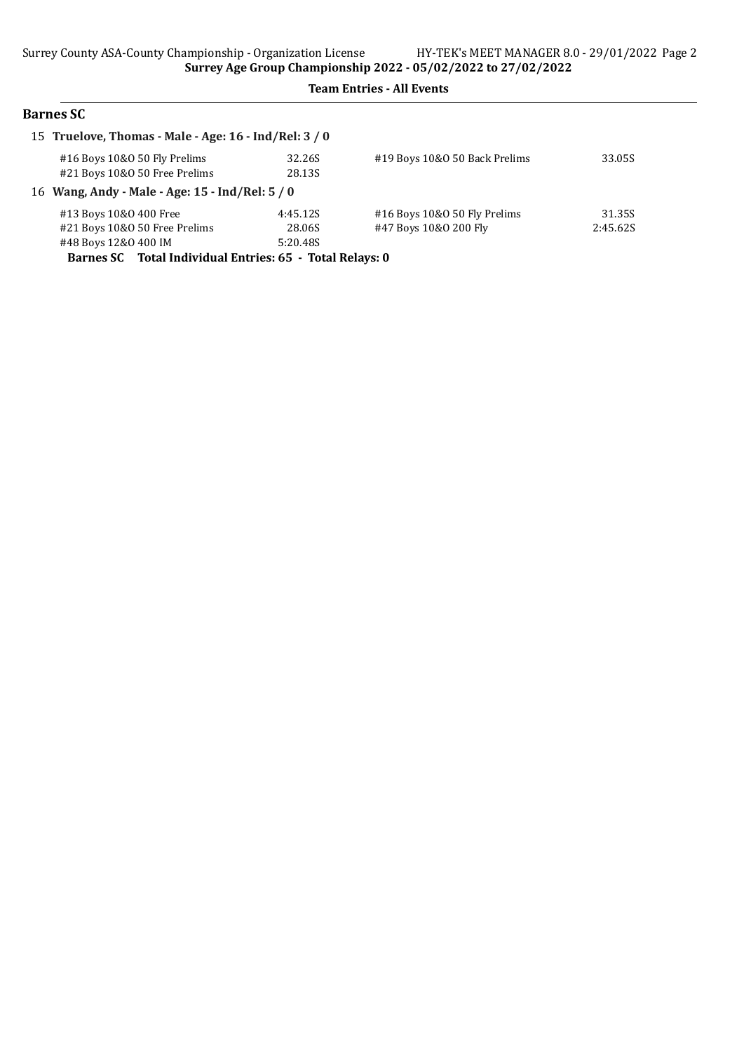**Surrey Age Group Championship 2022 - 05/02/2022 to 27/02/2022**

**Team Entries - All Events**

## Barnes SC

**15 Truelove, Thomas - Male - Age: 16 - Ind/Rel: 3 / 0**

| Event | Time | Event | Time |
|---|---|---|---|
| #16 Boys 10&O 50 Fly Prelims | 32.26S | #19 Boys 10&O 50 Back Prelims | 33.05S |
| #21 Boys 10&O 50 Free Prelims | 28.13S | | |

**16 Wang, Andy - Male - Age: 15 - Ind/Rel: 5 / 0**

| Event | Time | Event | Time |
|---|---|---|---|
| #13 Boys 10&O 400 Free | 4:45.12S | #16 Boys 10&O 50 Fly Prelims | 31.35S |
| #21 Boys 10&O 50 Free Prelims | 28.06S | #47 Boys 10&O 200 Fly | 2:45.62S |
| #48 Boys 12&O 400 IM | 5:20.48S | | |

**Barnes SC Total Individual Entries: 65 - Total Relays: 0**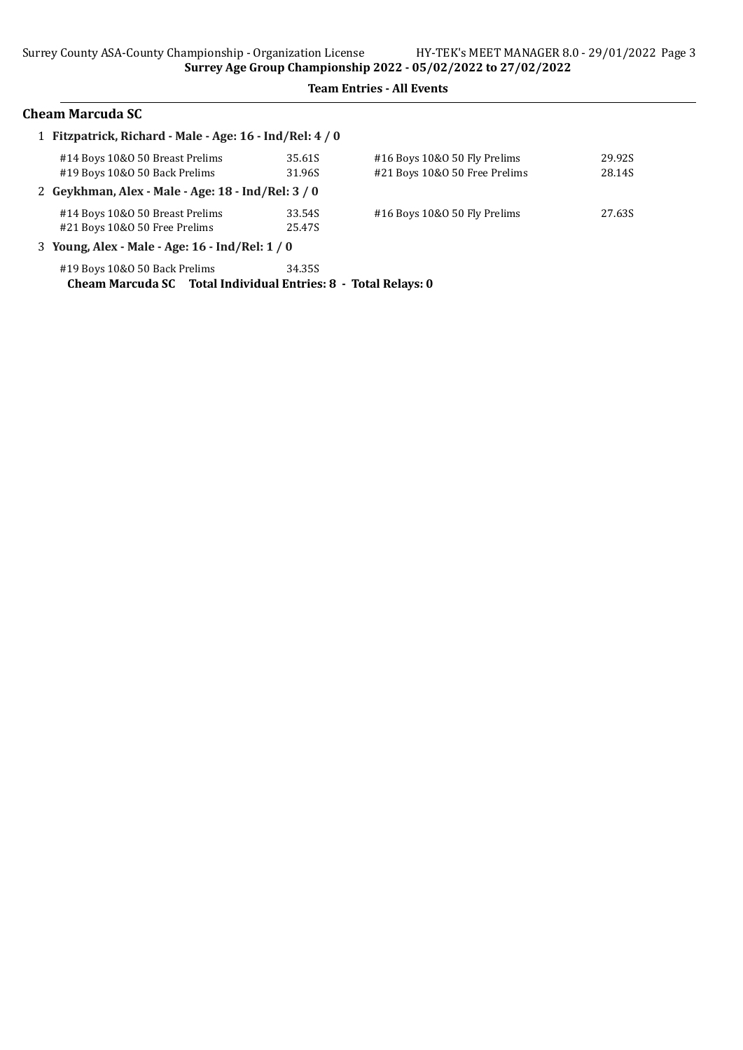**Surrey Age Group Championship 2022 - 05/02/2022 to 27/02/2022**

**Team Entries - All Events**

## Cheam Marcuda SC

**1 Fitzpatrick, Richard - Male - Age: 16 - Ind/Rel: 4 / 0**

| Event | Time | Event | Time |
|---|---|---|---|
| #14 Boys 10&O 50 Breast Prelims | 35.61S | #16 Boys 10&O 50 Fly Prelims | 29.92S |
| #19 Boys 10&O 50 Back Prelims | 31.96S | #21 Boys 10&O 50 Free Prelims | 28.14S |

**2 Geykhman, Alex - Male - Age: 18 - Ind/Rel: 3 / 0**

| Event | Time | Event | Time |
|---|---|---|---|
| #14 Boys 10&O 50 Breast Prelims | 33.54S | #16 Boys 10&O 50 Fly Prelims | 27.63S |
| #21 Boys 10&O 50 Free Prelims | 25.47S | | |

**3 Young, Alex - Male - Age: 16 - Ind/Rel: 1 / 0**

| Event | Time |
|---|---|
| #19 Boys 10&O 50 Back Prelims | 34.35S |

**Cheam Marcuda SC Total Individual Entries: 8 - Total Relays: 0**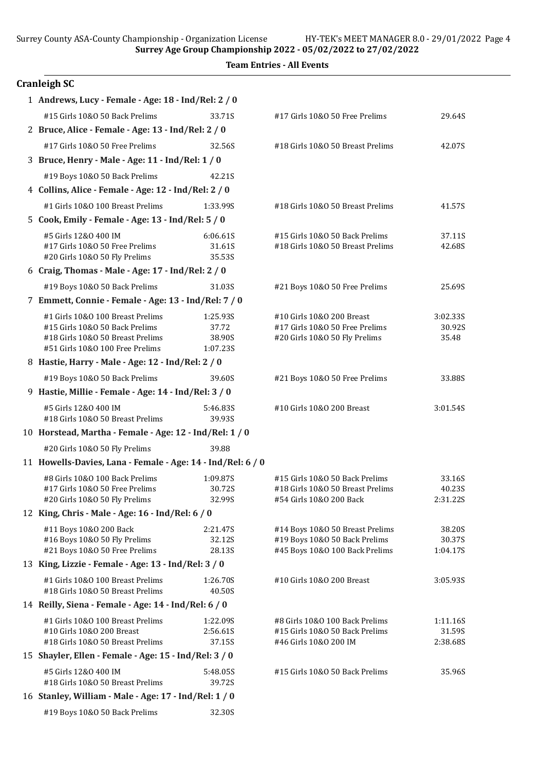Surrey Age Group Championship 2022 - 05/02/2022 to 27/02/2022

**Team Entries - All Events**

## Cranleigh SC

1 **Andrews, Lucy - Female - Age: 18 - Ind/Rel: 2 / 0**

| | | | |
|---|---|---|---|
| #15 Girls 10&O 50 Back Prelims | 33.71S | #17 Girls 10&O 50 Free Prelims | 29.64S |

2 **Bruce, Alice - Female - Age: 13 - Ind/Rel: 2 / 0**

| | | | |
|---|---|---|---|
| #17 Girls 10&O 50 Free Prelims | 32.56S | #18 Girls 10&O 50 Breast Prelims | 42.07S |

3 **Bruce, Henry - Male - Age: 11 - Ind/Rel: 1 / 0**

| | | | |
|---|---|---|---|
| #19 Boys 10&O 50 Back Prelims | 42.21S | | |

4 **Collins, Alice - Female - Age: 12 - Ind/Rel: 2 / 0**

| | | | |
|---|---|---|---|
| #1 Girls 10&O 100 Breast Prelims | 1:33.99S | #18 Girls 10&O 50 Breast Prelims | 41.57S |

5 **Cook, Emily - Female - Age: 13 - Ind/Rel: 5 / 0**

| | | | |
|---|---|---|---|
| #5 Girls 12&O 400 IM | 6:06.61S | #15 Girls 10&O 50 Back Prelims | 37.11S |
| #17 Girls 10&O 50 Free Prelims | 31.61S | #18 Girls 10&O 50 Breast Prelims | 42.68S |
| #20 Girls 10&O 50 Fly Prelims | 35.53S | | |

6 **Craig, Thomas - Male - Age: 17 - Ind/Rel: 2 / 0**

| | | | |
|---|---|---|---|
| #19 Boys 10&O 50 Back Prelims | 31.03S | #21 Boys 10&O 50 Free Prelims | 25.69S |

7 **Emmett, Connie - Female - Age: 13 - Ind/Rel: 7 / 0**

| | | | |
|---|---|---|---|
| #1 Girls 10&O 100 Breast Prelims | 1:25.93S | #10 Girls 10&O 200 Breast | 3:02.33S |
| #15 Girls 10&O 50 Back Prelims | 37.72 | #17 Girls 10&O 50 Free Prelims | 30.92S |
| #18 Girls 10&O 50 Breast Prelims | 38.90S | #20 Girls 10&O 50 Fly Prelims | 35.48 |
| #51 Girls 10&O 100 Free Prelims | 1:07.23S | | |

8 **Hastie, Harry - Male - Age: 12 - Ind/Rel: 2 / 0**

| | | | |
|---|---|---|---|
| #19 Boys 10&O 50 Back Prelims | 39.60S | #21 Boys 10&O 50 Free Prelims | 33.88S |

9 **Hastie, Millie - Female - Age: 14 - Ind/Rel: 3 / 0**

| | | | |
|---|---|---|---|
| #5 Girls 12&O 400 IM | 5:46.83S | #10 Girls 10&O 200 Breast | 3:01.54S |
| #18 Girls 10&O 50 Breast Prelims | 39.93S | | |

10 **Horstead, Martha - Female - Age: 12 - Ind/Rel: 1 / 0**

| | | | |
|---|---|---|---|
| #20 Girls 10&O 50 Fly Prelims | 39.88 | | |

11 **Howells-Davies, Lana - Female - Age: 14 - Ind/Rel: 6 / 0**

| | | | |
|---|---|---|---|
| #8 Girls 10&O 100 Back Prelims | 1:09.87S | #15 Girls 10&O 50 Back Prelims | 33.16S |
| #17 Girls 10&O 50 Free Prelims | 30.72S | #18 Girls 10&O 50 Breast Prelims | 40.23S |
| #20 Girls 10&O 50 Fly Prelims | 32.99S | #54 Girls 10&O 200 Back | 2:31.22S |

12 **King, Chris - Male - Age: 16 - Ind/Rel: 6 / 0**

| | | | |
|---|---|---|---|
| #11 Boys 10&O 200 Back | 2:21.47S | #14 Boys 10&O 50 Breast Prelims | 38.20S |
| #16 Boys 10&O 50 Fly Prelims | 32.12S | #19 Boys 10&O 50 Back Prelims | 30.37S |
| #21 Boys 10&O 50 Free Prelims | 28.13S | #45 Boys 10&O 100 Back Prelims | 1:04.17S |

13 **King, Lizzie - Female - Age: 13 - Ind/Rel: 3 / 0**

| | | | |
|---|---|---|---|
| #1 Girls 10&O 100 Breast Prelims | 1:26.70S | #10 Girls 10&O 200 Breast | 3:05.93S |
| #18 Girls 10&O 50 Breast Prelims | 40.50S | | |

14 **Reilly, Siena - Female - Age: 14 - Ind/Rel: 6 / 0**

| | | | |
|---|---|---|---|
| #1 Girls 10&O 100 Breast Prelims | 1:22.09S | #8 Girls 10&O 100 Back Prelims | 1:11.16S |
| #10 Girls 10&O 200 Breast | 2:56.61S | #15 Girls 10&O 50 Back Prelims | 31.59S |
| #18 Girls 10&O 50 Breast Prelims | 37.15S | #46 Girls 10&O 200 IM | 2:38.68S |

15 **Shayler, Ellen - Female - Age: 15 - Ind/Rel: 3 / 0**

| | | | |
|---|---|---|---|
| #5 Girls 12&O 400 IM | 5:48.05S | #15 Girls 10&O 50 Back Prelims | 35.96S |
| #18 Girls 10&O 50 Breast Prelims | 39.72S | | |

16 **Stanley, William - Male - Age: 17 - Ind/Rel: 1 / 0**

| | | | |
|---|---|---|---|
| #19 Boys 10&O 50 Back Prelims | 32.30S | | |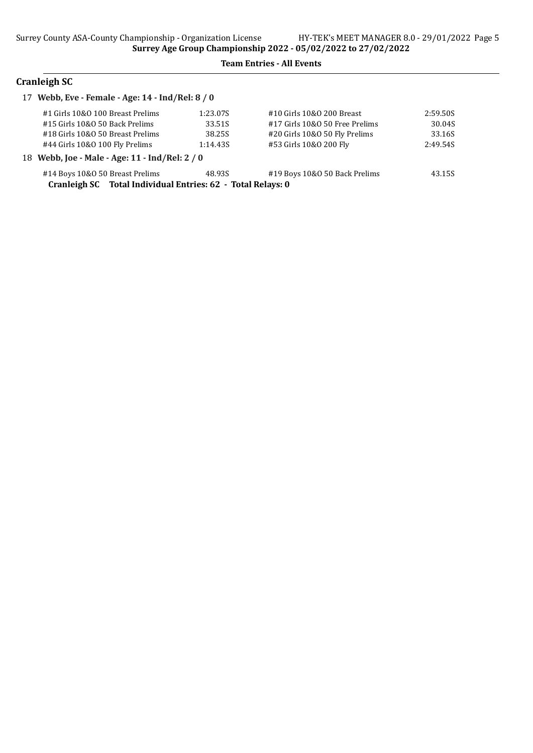**Surrey Age Group Championship 2022 - 05/02/2022 to 27/02/2022**

**Team Entries - All Events**

## Cranleigh SC

### 17 Webb, Eve - Female - Age: 14 - Ind/Rel: 8 / 0

| Event | Time | Event | Time |
|---|---|---|---|
| #1 Girls 10&O 100 Breast Prelims | 1:23.07S | #10 Girls 10&O 200 Breast | 2:59.50S |
| #15 Girls 10&O 50 Back Prelims | 33.51S | #17 Girls 10&O 50 Free Prelims | 30.04S |
| #18 Girls 10&O 50 Breast Prelims | 38.25S | #20 Girls 10&O 50 Fly Prelims | 33.16S |
| #44 Girls 10&O 100 Fly Prelims | 1:14.43S | #53 Girls 10&O 200 Fly | 2:49.54S |

### 18 Webb, Joe - Male - Age: 11 - Ind/Rel: 2 / 0

| Event | Time | Event | Time |
|---|---|---|---|
| #14 Boys 10&O 50 Breast Prelims | 48.93S | #19 Boys 10&O 50 Back Prelims | 43.15S |

**Cranleigh SC Total Individual Entries: 62 - Total Relays: 0**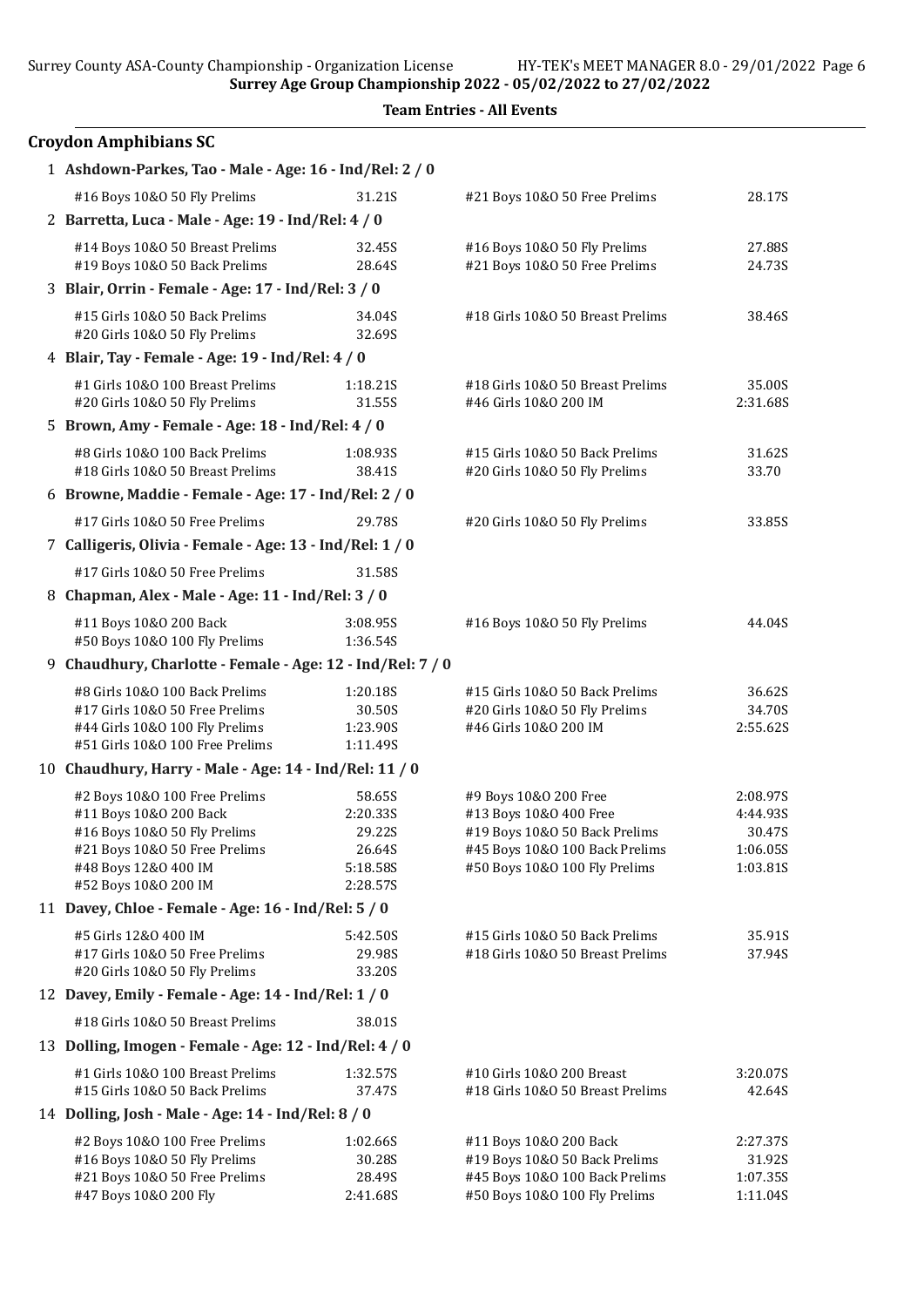Surrey Age Group Championship 2022 - 05/02/2022 to 27/02/2022

**Team Entries - All Events**

## Croydon Amphibians SC

**1 Ashdown-Parkes, Tao - Male - Age: 16 - Ind/Rel: 2 / 0**

| Event | Time | Event | Time |
|---|---|---|---|
| #16 Boys 10&O 50 Fly Prelims | 31.21S | #21 Boys 10&O 50 Free Prelims | 28.17S |

**2 Barretta, Luca - Male - Age: 19 - Ind/Rel: 4 / 0**

| Event | Time | Event | Time |
|---|---|---|---|
| #14 Boys 10&O 50 Breast Prelims | 32.45S | #16 Boys 10&O 50 Fly Prelims | 27.88S |
| #19 Boys 10&O 50 Back Prelims | 28.64S | #21 Boys 10&O 50 Free Prelims | 24.73S |

**3 Blair, Orrin - Female - Age: 17 - Ind/Rel: 3 / 0**

| Event | Time | Event | Time |
|---|---|---|---|
| #15 Girls 10&O 50 Back Prelims | 34.04S | #18 Girls 10&O 50 Breast Prelims | 38.46S |
| #20 Girls 10&O 50 Fly Prelims | 32.69S | | |

**4 Blair, Tay - Female - Age: 19 - Ind/Rel: 4 / 0**

| Event | Time | Event | Time |
|---|---|---|---|
| #1 Girls 10&O 100 Breast Prelims | 1:18.21S | #18 Girls 10&O 50 Breast Prelims | 35.00S |
| #20 Girls 10&O 50 Fly Prelims | 31.55S | #46 Girls 10&O 200 IM | 2:31.68S |

**5 Brown, Amy - Female - Age: 18 - Ind/Rel: 4 / 0**

| Event | Time | Event | Time |
|---|---|---|---|
| #8 Girls 10&O 100 Back Prelims | 1:08.93S | #15 Girls 10&O 50 Back Prelims | 31.62S |
| #18 Girls 10&O 50 Breast Prelims | 38.41S | #20 Girls 10&O 50 Fly Prelims | 33.70 |

**6 Browne, Maddie - Female - Age: 17 - Ind/Rel: 2 / 0**

| Event | Time | Event | Time |
|---|---|---|---|
| #17 Girls 10&O 50 Free Prelims | 29.78S | #20 Girls 10&O 50 Fly Prelims | 33.85S |

**7 Calligeris, Olivia - Female - Age: 13 - Ind/Rel: 1 / 0**

| Event | Time | Event | Time |
|---|---|---|---|
| #17 Girls 10&O 50 Free Prelims | 31.58S | | |

**8 Chapman, Alex - Male - Age: 11 - Ind/Rel: 3 / 0**

| Event | Time | Event | Time |
|---|---|---|---|
| #11 Boys 10&O 200 Back | 3:08.95S | #16 Boys 10&O 50 Fly Prelims | 44.04S |
| #50 Boys 10&O 100 Fly Prelims | 1:36.54S | | |

**9 Chaudhury, Charlotte - Female - Age: 12 - Ind/Rel: 7 / 0**

| Event | Time | Event | Time |
|---|---|---|---|
| #8 Girls 10&O 100 Back Prelims | 1:20.18S | #15 Girls 10&O 50 Back Prelims | 36.62S |
| #17 Girls 10&O 50 Free Prelims | 30.50S | #20 Girls 10&O 50 Fly Prelims | 34.70S |
| #44 Girls 10&O 100 Fly Prelims | 1:23.90S | #46 Girls 10&O 200 IM | 2:55.62S |
| #51 Girls 10&O 100 Free Prelims | 1:11.49S | | |

**10 Chaudhury, Harry - Male - Age: 14 - Ind/Rel: 11 / 0**

| Event | Time | Event | Time |
|---|---|---|---|
| #2 Boys 10&O 100 Free Prelims | 58.65S | #9 Boys 10&O 200 Free | 2:08.97S |
| #11 Boys 10&O 200 Back | 2:20.33S | #13 Boys 10&O 400 Free | 4:44.93S |
| #16 Boys 10&O 50 Fly Prelims | 29.22S | #19 Boys 10&O 50 Back Prelims | 30.47S |
| #21 Boys 10&O 50 Free Prelims | 26.64S | #45 Boys 10&O 100 Back Prelims | 1:06.05S |
| #48 Boys 12&O 400 IM | 5:18.58S | #50 Boys 10&O 100 Fly Prelims | 1:03.81S |
| #52 Boys 10&O 200 IM | 2:28.57S | | |

**11 Davey, Chloe - Female - Age: 16 - Ind/Rel: 5 / 0**

| Event | Time | Event | Time |
|---|---|---|---|
| #5 Girls 12&O 400 IM | 5:42.50S | #15 Girls 10&O 50 Back Prelims | 35.91S |
| #17 Girls 10&O 50 Free Prelims | 29.98S | #18 Girls 10&O 50 Breast Prelims | 37.94S |
| #20 Girls 10&O 50 Fly Prelims | 33.20S | | |

**12 Davey, Emily - Female - Age: 14 - Ind/Rel: 1 / 0**

| Event | Time | Event | Time |
|---|---|---|---|
| #18 Girls 10&O 50 Breast Prelims | 38.01S | | |

**13 Dolling, Imogen - Female - Age: 12 - Ind/Rel: 4 / 0**

| Event | Time | Event | Time |
|---|---|---|---|
| #1 Girls 10&O 100 Breast Prelims | 1:32.57S | #10 Girls 10&O 200 Breast | 3:20.07S |
| #15 Girls 10&O 50 Back Prelims | 37.47S | #18 Girls 10&O 50 Breast Prelims | 42.64S |

**14 Dolling, Josh - Male - Age: 14 - Ind/Rel: 8 / 0**

| Event | Time | Event | Time |
|---|---|---|---|
| #2 Boys 10&O 100 Free Prelims | 1:02.66S | #11 Boys 10&O 200 Back | 2:27.37S |
| #16 Boys 10&O 50 Fly Prelims | 30.28S | #19 Boys 10&O 50 Back Prelims | 31.92S |
| #21 Boys 10&O 50 Free Prelims | 28.49S | #45 Boys 10&O 100 Back Prelims | 1:07.35S |
| #47 Boys 10&O 200 Fly | 2:41.68S | #50 Boys 10&O 100 Fly Prelims | 1:11.04S |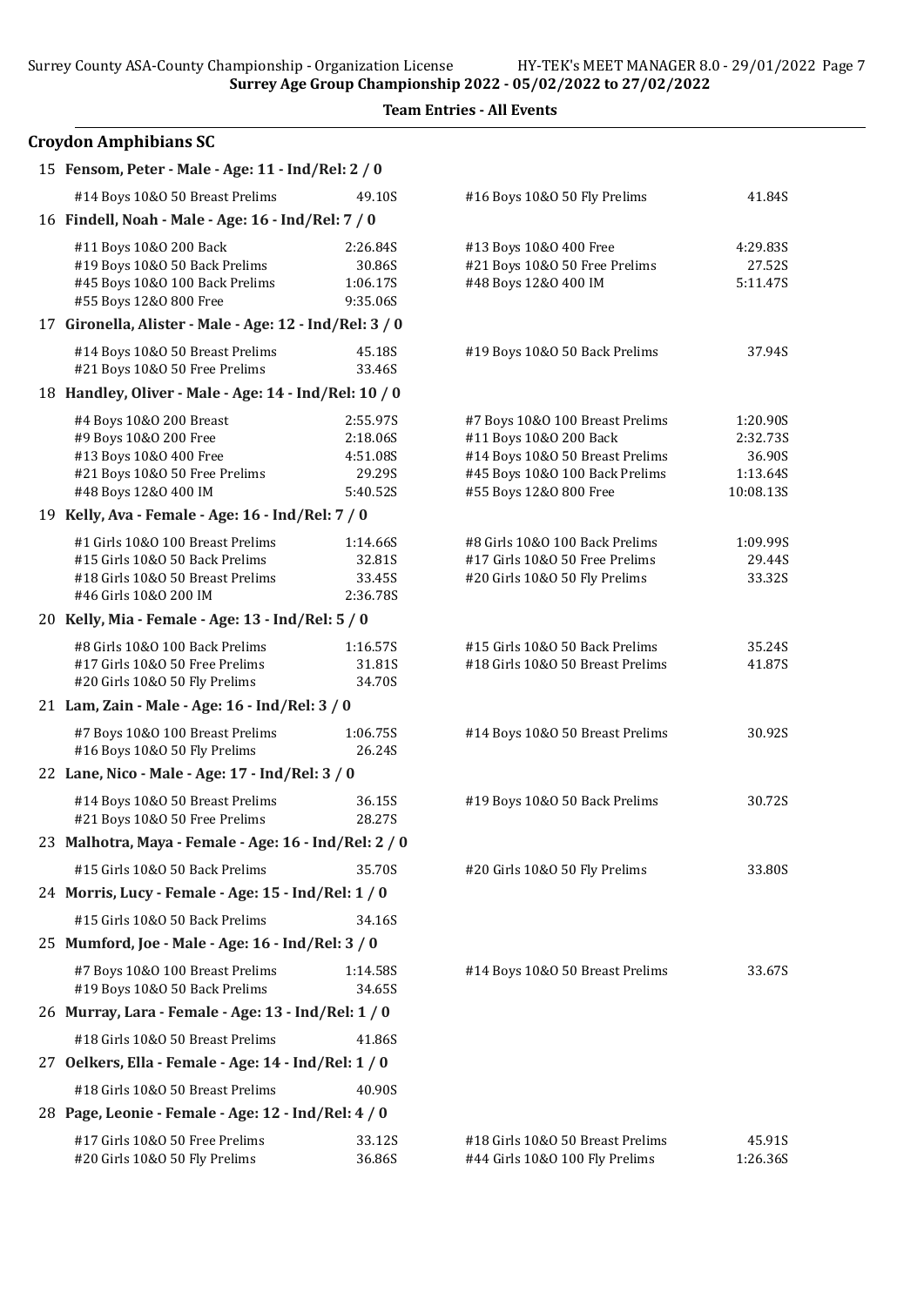**Team Entries - All Events**

## Croydon Amphibians SC

### 15 Fensom, Peter - Male - Age: 11 - Ind/Rel: 2 / 0

| Event | Time | Event | Time |
|---|---|---|---|
| #14 Boys 10&O 50 Breast Prelims | 49.10S | #16 Boys 10&O 50 Fly Prelims | 41.84S |

### 16 Findell, Noah - Male - Age: 16 - Ind/Rel: 7 / 0

| Event | Time | Event | Time |
|---|---|---|---|
| #11 Boys 10&O 200 Back | 2:26.84S | #13 Boys 10&O 400 Free | 4:29.83S |
| #19 Boys 10&O 50 Back Prelims | 30.86S | #21 Boys 10&O 50 Free Prelims | 27.52S |
| #45 Boys 10&O 100 Back Prelims | 1:06.17S | #48 Boys 12&O 400 IM | 5:11.47S |
| #55 Boys 12&O 800 Free | 9:35.06S | | |

### 17 Gironella, Alister - Male - Age: 12 - Ind/Rel: 3 / 0

| Event | Time | Event | Time |
|---|---|---|---|
| #14 Boys 10&O 50 Breast Prelims | 45.18S | #19 Boys 10&O 50 Back Prelims | 37.94S |
| #21 Boys 10&O 50 Free Prelims | 33.46S | | |

### 18 Handley, Oliver - Male - Age: 14 - Ind/Rel: 10 / 0

| Event | Time | Event | Time |
|---|---|---|---|
| #4 Boys 10&O 200 Breast | 2:55.97S | #7 Boys 10&O 100 Breast Prelims | 1:20.90S |
| #9 Boys 10&O 200 Free | 2:18.06S | #11 Boys 10&O 200 Back | 2:32.73S |
| #13 Boys 10&O 400 Free | 4:51.08S | #14 Boys 10&O 50 Breast Prelims | 36.90S |
| #21 Boys 10&O 50 Free Prelims | 29.29S | #45 Boys 10&O 100 Back Prelims | 1:13.64S |
| #48 Boys 12&O 400 IM | 5:40.52S | #55 Boys 12&O 800 Free | 10:08.13S |

### 19 Kelly, Ava - Female - Age: 16 - Ind/Rel: 7 / 0

| Event | Time | Event | Time |
|---|---|---|---|
| #1 Girls 10&O 100 Breast Prelims | 1:14.66S | #8 Girls 10&O 100 Back Prelims | 1:09.99S |
| #15 Girls 10&O 50 Back Prelims | 32.81S | #17 Girls 10&O 50 Free Prelims | 29.44S |
| #18 Girls 10&O 50 Breast Prelims | 33.45S | #20 Girls 10&O 50 Fly Prelims | 33.32S |
| #46 Girls 10&O 200 IM | 2:36.78S | | |

### 20 Kelly, Mia - Female - Age: 13 - Ind/Rel: 5 / 0

| Event | Time | Event | Time |
|---|---|---|---|
| #8 Girls 10&O 100 Back Prelims | 1:16.57S | #15 Girls 10&O 50 Back Prelims | 35.24S |
| #17 Girls 10&O 50 Free Prelims | 31.81S | #18 Girls 10&O 50 Breast Prelims | 41.87S |
| #20 Girls 10&O 50 Fly Prelims | 34.70S | | |

### 21 Lam, Zain - Male - Age: 16 - Ind/Rel: 3 / 0

| Event | Time | Event | Time |
|---|---|---|---|
| #7 Boys 10&O 100 Breast Prelims | 1:06.75S | #14 Boys 10&O 50 Breast Prelims | 30.92S |
| #16 Boys 10&O 50 Fly Prelims | 26.24S | | |

### 22 Lane, Nico - Male - Age: 17 - Ind/Rel: 3 / 0

| Event | Time | Event | Time |
|---|---|---|---|
| #14 Boys 10&O 50 Breast Prelims | 36.15S | #19 Boys 10&O 50 Back Prelims | 30.72S |
| #21 Boys 10&O 50 Free Prelims | 28.27S | | |

### 23 Malhotra, Maya - Female - Age: 16 - Ind/Rel: 2 / 0

| Event | Time | Event | Time |
|---|---|---|---|
| #15 Girls 10&O 50 Back Prelims | 35.70S | #20 Girls 10&O 50 Fly Prelims | 33.80S |

### 24 Morris, Lucy - Female - Age: 15 - Ind/Rel: 1 / 0

| Event | Time |
|---|---|
| #15 Girls 10&O 50 Back Prelims | 34.16S |

### 25 Mumford, Joe - Male - Age: 16 - Ind/Rel: 3 / 0

| Event | Time | Event | Time |
|---|---|---|---|
| #7 Boys 10&O 100 Breast Prelims | 1:14.58S | #14 Boys 10&O 50 Breast Prelims | 33.67S |
| #19 Boys 10&O 50 Back Prelims | 34.65S | | |

### 26 Murray, Lara - Female - Age: 13 - Ind/Rel: 1 / 0

| Event | Time |
|---|---|
| #18 Girls 10&O 50 Breast Prelims | 41.86S |

### 27 Oelkers, Ella - Female - Age: 14 - Ind/Rel: 1 / 0

| Event | Time |
|---|---|
| #18 Girls 10&O 50 Breast Prelims | 40.90S |

### 28 Page, Leonie - Female - Age: 12 - Ind/Rel: 4 / 0

| Event | Time | Event | Time |
|---|---|---|---|
| #17 Girls 10&O 50 Free Prelims | 33.12S | #18 Girls 10&O 50 Breast Prelims | 45.91S |
| #20 Girls 10&O 50 Fly Prelims | 36.86S | #44 Girls 10&O 100 Fly Prelims | 1:26.36S |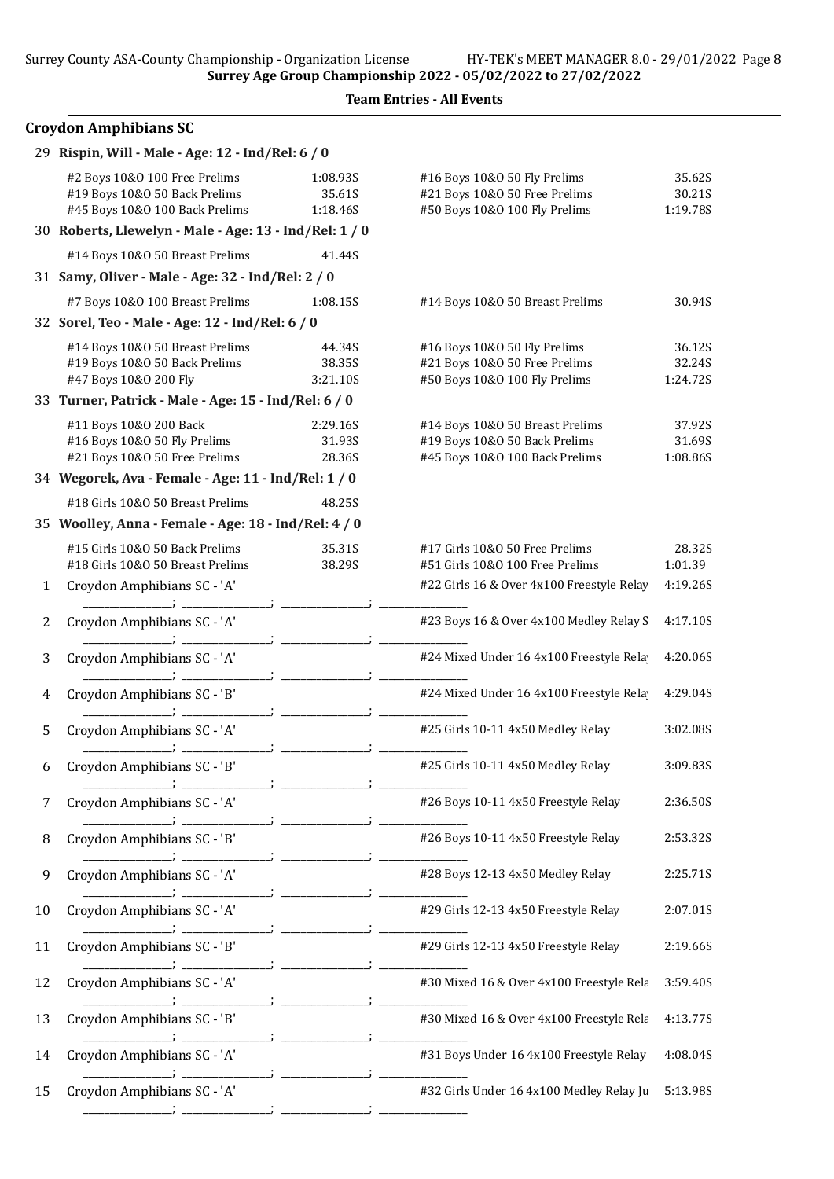Surrey Age Group Championship 2022 - 05/02/2022 to 27/02/2022

**Team Entries - All Events**

## Croydon Amphibians SC

**29 Rispin, Will - Male - Age: 12 - Ind/Rel: 6 / 0**

| Event | Time | Event | Time |
|---|---|---|---|
| #2 Boys 10&O 100 Free Prelims | 1:08.93S | #16 Boys 10&O 50 Fly Prelims | 35.62S |
| #19 Boys 10&O 50 Back Prelims | 35.61S | #21 Boys 10&O 50 Free Prelims | 30.21S |
| #45 Boys 10&O 100 Back Prelims | 1:18.46S | #50 Boys 10&O 100 Fly Prelims | 1:19.78S |

**30 Roberts, Llewelyn - Male - Age: 13 - Ind/Rel: 1 / 0**

| Event | Time | Event | Time |
|---|---|---|---|
| #14 Boys 10&O 50 Breast Prelims | 41.44S | | |

**31 Samy, Oliver - Male - Age: 32 - Ind/Rel: 2 / 0**

| Event | Time | Event | Time |
|---|---|---|---|
| #7 Boys 10&O 100 Breast Prelims | 1:08.15S | #14 Boys 10&O 50 Breast Prelims | 30.94S |

**32 Sorel, Teo - Male - Age: 12 - Ind/Rel: 6 / 0**

| Event | Time | Event | Time |
|---|---|---|---|
| #14 Boys 10&O 50 Breast Prelims | 44.34S | #16 Boys 10&O 50 Fly Prelims | 36.12S |
| #19 Boys 10&O 50 Back Prelims | 38.35S | #21 Boys 10&O 50 Free Prelims | 32.24S |
| #47 Boys 10&O 200 Fly | 3:21.10S | #50 Boys 10&O 100 Fly Prelims | 1:24.72S |

**33 Turner, Patrick - Male - Age: 15 - Ind/Rel: 6 / 0**

| Event | Time | Event | Time |
|---|---|---|---|
| #11 Boys 10&O 200 Back | 2:29.16S | #14 Boys 10&O 50 Breast Prelims | 37.92S |
| #16 Boys 10&O 50 Fly Prelims | 31.93S | #19 Boys 10&O 50 Back Prelims | 31.69S |
| #21 Boys 10&O 50 Free Prelims | 28.36S | #45 Boys 10&O 100 Back Prelims | 1:08.86S |

**34 Wegorek, Ava - Female - Age: 11 - Ind/Rel: 1 / 0**

| Event | Time | Event | Time |
|---|---|---|---|
| #18 Girls 10&O 50 Breast Prelims | 48.25S | | |

**35 Woolley, Anna - Female - Age: 18 - Ind/Rel: 4 / 0**

| Event | Time | Event | Time |
|---|---|---|---|
| #15 Girls 10&O 50 Back Prelims | 35.31S | #17 Girls 10&O 50 Free Prelims | 28.32S |
| #18 Girls 10&O 50 Breast Prelims | 38.29S | #51 Girls 10&O 100 Free Prelims | 1:01.39 |

| # | Team | Event | Time |
|---|---|---|---|
| 1 | Croydon Amphibians SC - 'A' | #22 Girls 16 & Over 4x100 Freestyle Relay | 4:19.26S |
| 2 | Croydon Amphibians SC - 'A' | #23 Boys 16 & Over 4x100 Medley Relay S | 4:17.10S |
| 3 | Croydon Amphibians SC - 'A' | #24 Mixed Under 16 4x100 Freestyle Rela | 4:20.06S |
| 4 | Croydon Amphibians SC - 'B' | #24 Mixed Under 16 4x100 Freestyle Rela | 4:29.04S |
| 5 | Croydon Amphibians SC - 'A' | #25 Girls 10-11 4x50 Medley Relay | 3:02.08S |
| 6 | Croydon Amphibians SC - 'B' | #25 Girls 10-11 4x50 Medley Relay | 3:09.83S |
| 7 | Croydon Amphibians SC - 'A' | #26 Boys 10-11 4x50 Freestyle Relay | 2:36.50S |
| 8 | Croydon Amphibians SC - 'B' | #26 Boys 10-11 4x50 Freestyle Relay | 2:53.32S |
| 9 | Croydon Amphibians SC - 'A' | #28 Boys 12-13 4x50 Medley Relay | 2:25.71S |
| 10 | Croydon Amphibians SC - 'A' | #29 Girls 12-13 4x50 Freestyle Relay | 2:07.01S |
| 11 | Croydon Amphibians SC - 'B' | #29 Girls 12-13 4x50 Freestyle Relay | 2:19.66S |
| 12 | Croydon Amphibians SC - 'A' | #30 Mixed 16 & Over 4x100 Freestyle Rela | 3:59.40S |
| 13 | Croydon Amphibians SC - 'B' | #30 Mixed 16 & Over 4x100 Freestyle Rela | 4:13.77S |
| 14 | Croydon Amphibians SC - 'A' | #31 Boys Under 16 4x100 Freestyle Relay | 4:08.04S |
| 15 | Croydon Amphibians SC - 'A' | #32 Girls Under 16 4x100 Medley Relay Ju | 5:13.98S |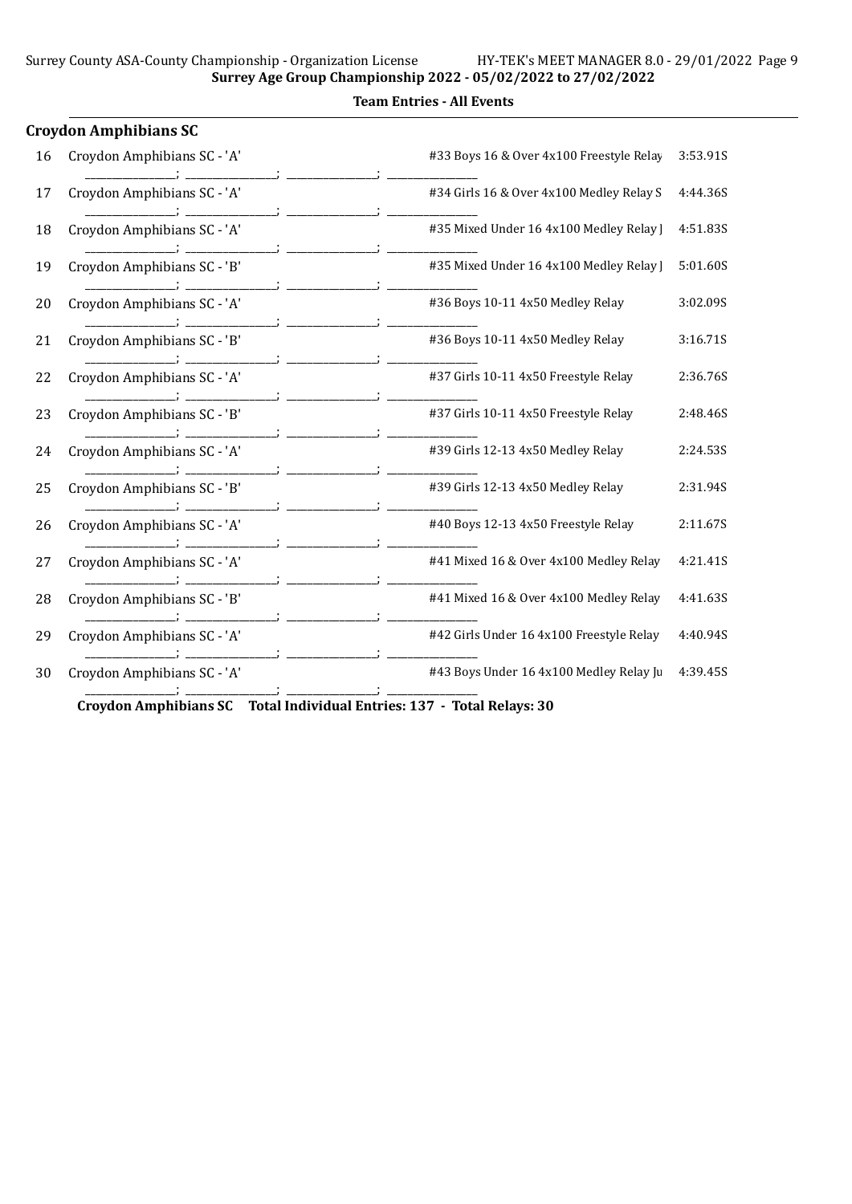**Team Entries - All Events**

### Croydon Amphibians SC

| | Team | Event | Seed Time |
|---|---|---|---|
| 16 | Croydon Amphibians SC - 'A' | #33 Boys 16 & Over 4x100 Freestyle Relay | 3:53.91S |
| | _______________; _______________; _______________; _______________ | | |
| 17 | Croydon Amphibians SC - 'A' | #34 Girls 16 & Over 4x100 Medley Relay S | 4:44.36S |
| | _______________; _______________; _______________; _______________ | | |
| 18 | Croydon Amphibians SC - 'A' | #35 Mixed Under 16 4x100 Medley Relay J | 4:51.83S |
| | _______________; _______________; _______________; _______________ | | |
| 19 | Croydon Amphibians SC - 'B' | #35 Mixed Under 16 4x100 Medley Relay J | 5:01.60S |
| | _______________; _______________; _______________; _______________ | | |
| 20 | Croydon Amphibians SC - 'A' | #36 Boys 10-11 4x50 Medley Relay | 3:02.09S |
| | _______________; _______________; _______________; _______________ | | |
| 21 | Croydon Amphibians SC - 'B' | #36 Boys 10-11 4x50 Medley Relay | 3:16.71S |
| | _______________; _______________; _______________; _______________ | | |
| 22 | Croydon Amphibians SC - 'A' | #37 Girls 10-11 4x50 Freestyle Relay | 2:36.76S |
| | _______________; _______________; _______________; _______________ | | |
| 23 | Croydon Amphibians SC - 'B' | #37 Girls 10-11 4x50 Freestyle Relay | 2:48.46S |
| | _______________; _______________; _______________; _______________ | | |
| 24 | Croydon Amphibians SC - 'A' | #39 Girls 12-13 4x50 Medley Relay | 2:24.53S |
| | _______________; _______________; _______________; _______________ | | |
| 25 | Croydon Amphibians SC - 'B' | #39 Girls 12-13 4x50 Medley Relay | 2:31.94S |
| | _______________; _______________; _______________; _______________ | | |
| 26 | Croydon Amphibians SC - 'A' | #40 Boys 12-13 4x50 Freestyle Relay | 2:11.67S |
| | _______________; _______________; _______________; _______________ | | |
| 27 | Croydon Amphibians SC - 'A' | #41 Mixed 16 & Over 4x100 Medley Relay | 4:21.41S |
| | _______________; _______________; _______________; _______________ | | |
| 28 | Croydon Amphibians SC - 'B' | #41 Mixed 16 & Over 4x100 Medley Relay | 4:41.63S |
| | _______________; _______________; _______________; _______________ | | |
| 29 | Croydon Amphibians SC - 'A' | #42 Girls Under 16 4x100 Freestyle Relay | 4:40.94S |
| | _______________; _______________; _______________; _______________ | | |
| 30 | Croydon Amphibians SC - 'A' | #43 Boys Under 16 4x100 Medley Relay Ju | 4:39.45S |
| | _______________; _______________; _______________; _______________ | | |

**Croydon Amphibians SC Total Individual Entries: 137 - Total Relays: 30**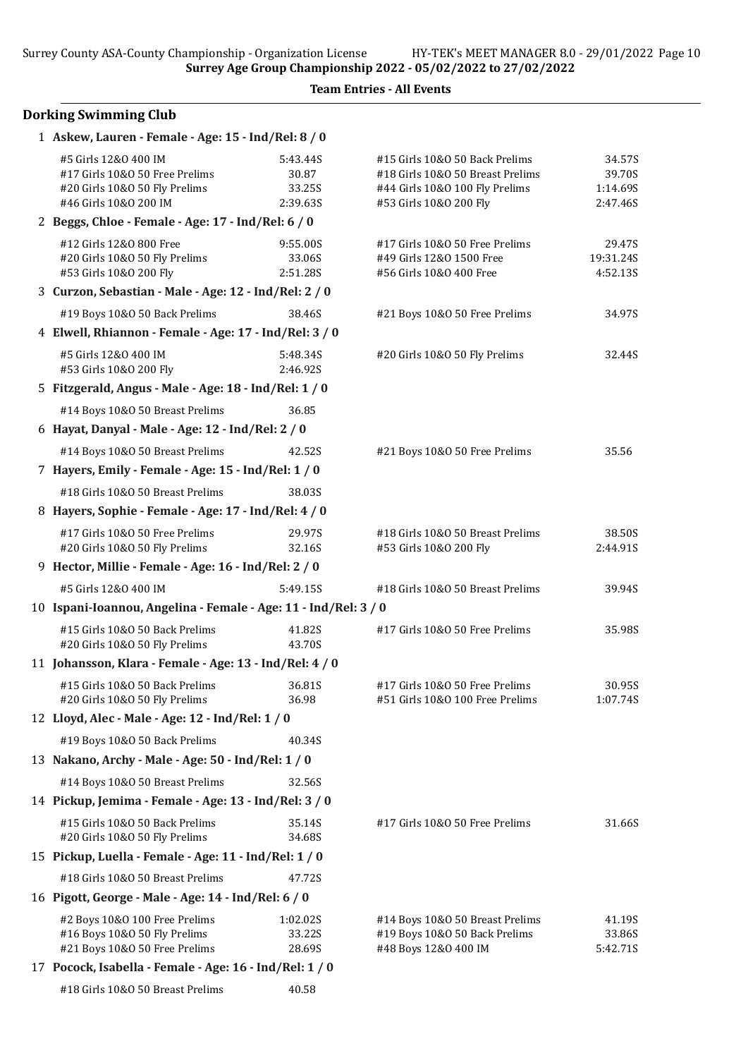**Team Entries - All Events**

## Dorking Swimming Club

**1 Askew, Lauren - Female - Age: 15 - Ind/Rel: 8 / 0**

| Event | Time | Event | Time |
|---|---|---|---|
| #5 Girls 12&O 400 IM | 5:43.44S | #15 Girls 10&O 50 Back Prelims | 34.57S |
| #17 Girls 10&O 50 Free Prelims | 30.87 | #18 Girls 10&O 50 Breast Prelims | 39.70S |
| #20 Girls 10&O 50 Fly Prelims | 33.25S | #44 Girls 10&O 100 Fly Prelims | 1:14.69S |
| #46 Girls 10&O 200 IM | 2:39.63S | #53 Girls 10&O 200 Fly | 2:47.46S |

**2 Beggs, Chloe - Female - Age: 17 - Ind/Rel: 6 / 0**

| Event | Time | Event | Time |
|---|---|---|---|
| #12 Girls 12&O 800 Free | 9:55.00S | #17 Girls 10&O 50 Free Prelims | 29.47S |
| #20 Girls 10&O 50 Fly Prelims | 33.06S | #49 Girls 12&O 1500 Free | 19:31.24S |
| #53 Girls 10&O 200 Fly | 2:51.28S | #56 Girls 10&O 400 Free | 4:52.13S |

**3 Curzon, Sebastian - Male - Age: 12 - Ind/Rel: 2 / 0**

| Event | Time | Event | Time |
|---|---|---|---|
| #19 Boys 10&O 50 Back Prelims | 38.46S | #21 Boys 10&O 50 Free Prelims | 34.97S |

**4 Elwell, Rhiannon - Female - Age: 17 - Ind/Rel: 3 / 0**

| Event | Time | Event | Time |
|---|---|---|---|
| #5 Girls 12&O 400 IM | 5:48.34S | #20 Girls 10&O 50 Fly Prelims | 32.44S |
| #53 Girls 10&O 200 Fly | 2:46.92S | | |

**5 Fitzgerald, Angus - Male - Age: 18 - Ind/Rel: 1 / 0**

| Event | Time |
|---|---|
| #14 Boys 10&O 50 Breast Prelims | 36.85 |

**6 Hayat, Danyal - Male - Age: 12 - Ind/Rel: 2 / 0**

| Event | Time | Event | Time |
|---|---|---|---|
| #14 Boys 10&O 50 Breast Prelims | 42.52S | #21 Boys 10&O 50 Free Prelims | 35.56 |

**7 Hayers, Emily - Female - Age: 15 - Ind/Rel: 1 / 0**

| Event | Time |
|---|---|
| #18 Girls 10&O 50 Breast Prelims | 38.03S |

**8 Hayers, Sophie - Female - Age: 17 - Ind/Rel: 4 / 0**

| Event | Time | Event | Time |
|---|---|---|---|
| #17 Girls 10&O 50 Free Prelims | 29.97S | #18 Girls 10&O 50 Breast Prelims | 38.50S |
| #20 Girls 10&O 50 Fly Prelims | 32.16S | #53 Girls 10&O 200 Fly | 2:44.91S |

**9 Hector, Millie - Female - Age: 16 - Ind/Rel: 2 / 0**

| Event | Time | Event | Time |
|---|---|---|---|
| #5 Girls 12&O 400 IM | 5:49.15S | #18 Girls 10&O 50 Breast Prelims | 39.94S |

**10 Ispani-Ioannou, Angelina - Female - Age: 11 - Ind/Rel: 3 / 0**

| Event | Time | Event | Time |
|---|---|---|---|
| #15 Girls 10&O 50 Back Prelims | 41.82S | #17 Girls 10&O 50 Free Prelims | 35.98S |
| #20 Girls 10&O 50 Fly Prelims | 43.70S | | |

**11 Johansson, Klara - Female - Age: 13 - Ind/Rel: 4 / 0**

| Event | Time | Event | Time |
|---|---|---|---|
| #15 Girls 10&O 50 Back Prelims | 36.81S | #17 Girls 10&O 50 Free Prelims | 30.95S |
| #20 Girls 10&O 50 Fly Prelims | 36.98 | #51 Girls 10&O 100 Free Prelims | 1:07.74S |

**12 Lloyd, Alec - Male - Age: 12 - Ind/Rel: 1 / 0**

| Event | Time |
|---|---|
| #19 Boys 10&O 50 Back Prelims | 40.34S |

**13 Nakano, Archy - Male - Age: 50 - Ind/Rel: 1 / 0**

| Event | Time |
|---|---|
| #14 Boys 10&O 50 Breast Prelims | 32.56S |

**14 Pickup, Jemima - Female - Age: 13 - Ind/Rel: 3 / 0**

| Event | Time | Event | Time |
|---|---|---|---|
| #15 Girls 10&O 50 Back Prelims | 35.14S | #17 Girls 10&O 50 Free Prelims | 31.66S |
| #20 Girls 10&O 50 Fly Prelims | 34.68S | | |

**15 Pickup, Luella - Female - Age: 11 - Ind/Rel: 1 / 0**

| Event | Time |
|---|---|
| #18 Girls 10&O 50 Breast Prelims | 47.72S |

**16 Pigott, George - Male - Age: 14 - Ind/Rel: 6 / 0**

| Event | Time | Event | Time |
|---|---|---|---|
| #2 Boys 10&O 100 Free Prelims | 1:02.02S | #14 Boys 10&O 50 Breast Prelims | 41.19S |
| #16 Boys 10&O 50 Fly Prelims | 33.22S | #19 Boys 10&O 50 Back Prelims | 33.86S |
| #21 Boys 10&O 50 Free Prelims | 28.69S | #48 Boys 12&O 400 IM | 5:42.71S |

**17 Pocock, Isabella - Female - Age: 16 - Ind/Rel: 1 / 0**

| Event | Time |
|---|---|
| #18 Girls 10&O 50 Breast Prelims | 40.58 |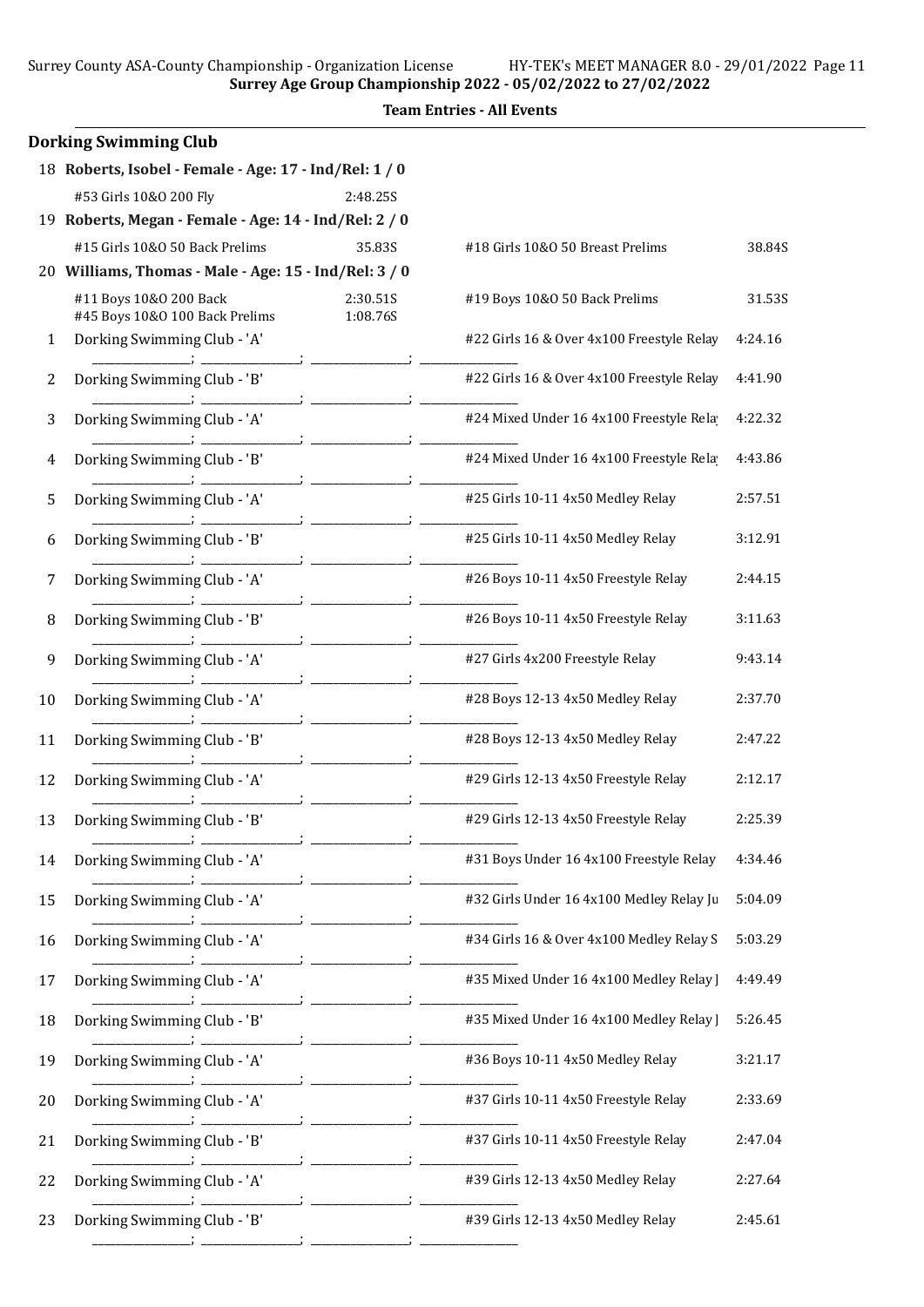**Surrey Age Group Championship 2022 - 05/02/2022 to 27/02/2022**

**Team Entries - All Events**

## Dorking Swimming Club

18 **Roberts, Isobel - Female - Age: 17 - Ind/Rel: 1 / 0**

| Event | Time | Event | Time |
|---|---|---|---|
| #53 Girls 10&O 200 Fly | 2:48.25S | | |

19 **Roberts, Megan - Female - Age: 14 - Ind/Rel: 2 / 0**

| Event | Time | Event | Time |
|---|---|---|---|
| #15 Girls 10&O 50 Back Prelims | 35.83S | #18 Girls 10&O 50 Breast Prelims | 38.84S |

20 **Williams, Thomas - Male - Age: 15 - Ind/Rel: 3 / 0**

| Event | Time | Event | Time |
|---|---|---|---|
| #11 Boys 10&O 200 Back | 2:30.51S | #19 Boys 10&O 50 Back Prelims | 31.53S |
| #45 Boys 10&O 100 Back Prelims | 1:08.76S | | |

| # | Team | Event | Time |
|---|---|---|---|
| 1 | Dorking Swimming Club - 'A' | #22 Girls 16 & Over 4x100 Freestyle Relay | 4:24.16 |
| 2 | Dorking Swimming Club - 'B' | #22 Girls 16 & Over 4x100 Freestyle Relay | 4:41.90 |
| 3 | Dorking Swimming Club - 'A' | #24 Mixed Under 16 4x100 Freestyle Rela | 4:22.32 |
| 4 | Dorking Swimming Club - 'B' | #24 Mixed Under 16 4x100 Freestyle Rela | 4:43.86 |
| 5 | Dorking Swimming Club - 'A' | #25 Girls 10-11 4x50 Medley Relay | 2:57.51 |
| 6 | Dorking Swimming Club - 'B' | #25 Girls 10-11 4x50 Medley Relay | 3:12.91 |
| 7 | Dorking Swimming Club - 'A' | #26 Boys 10-11 4x50 Freestyle Relay | 2:44.15 |
| 8 | Dorking Swimming Club - 'B' | #26 Boys 10-11 4x50 Freestyle Relay | 3:11.63 |
| 9 | Dorking Swimming Club - 'A' | #27 Girls 4x200 Freestyle Relay | 9:43.14 |
| 10 | Dorking Swimming Club - 'A' | #28 Boys 12-13 4x50 Medley Relay | 2:37.70 |
| 11 | Dorking Swimming Club - 'B' | #28 Boys 12-13 4x50 Medley Relay | 2:47.22 |
| 12 | Dorking Swimming Club - 'A' | #29 Girls 12-13 4x50 Freestyle Relay | 2:12.17 |
| 13 | Dorking Swimming Club - 'B' | #29 Girls 12-13 4x50 Freestyle Relay | 2:25.39 |
| 14 | Dorking Swimming Club - 'A' | #31 Boys Under 16 4x100 Freestyle Relay | 4:34.46 |
| 15 | Dorking Swimming Club - 'A' | #32 Girls Under 16 4x100 Medley Relay Ju | 5:04.09 |
| 16 | Dorking Swimming Club - 'A' | #34 Girls 16 & Over 4x100 Medley Relay S | 5:03.29 |
| 17 | Dorking Swimming Club - 'A' | #35 Mixed Under 16 4x100 Medley Relay J | 4:49.49 |
| 18 | Dorking Swimming Club - 'B' | #35 Mixed Under 16 4x100 Medley Relay J | 5:26.45 |
| 19 | Dorking Swimming Club - 'A' | #36 Boys 10-11 4x50 Medley Relay | 3:21.17 |
| 20 | Dorking Swimming Club - 'A' | #37 Girls 10-11 4x50 Freestyle Relay | 2:33.69 |
| 21 | Dorking Swimming Club - 'B' | #37 Girls 10-11 4x50 Freestyle Relay | 2:47.04 |
| 22 | Dorking Swimming Club - 'A' | #39 Girls 12-13 4x50 Medley Relay | 2:27.64 |
| 23 | Dorking Swimming Club - 'B' | #39 Girls 12-13 4x50 Medley Relay | 2:45.61 |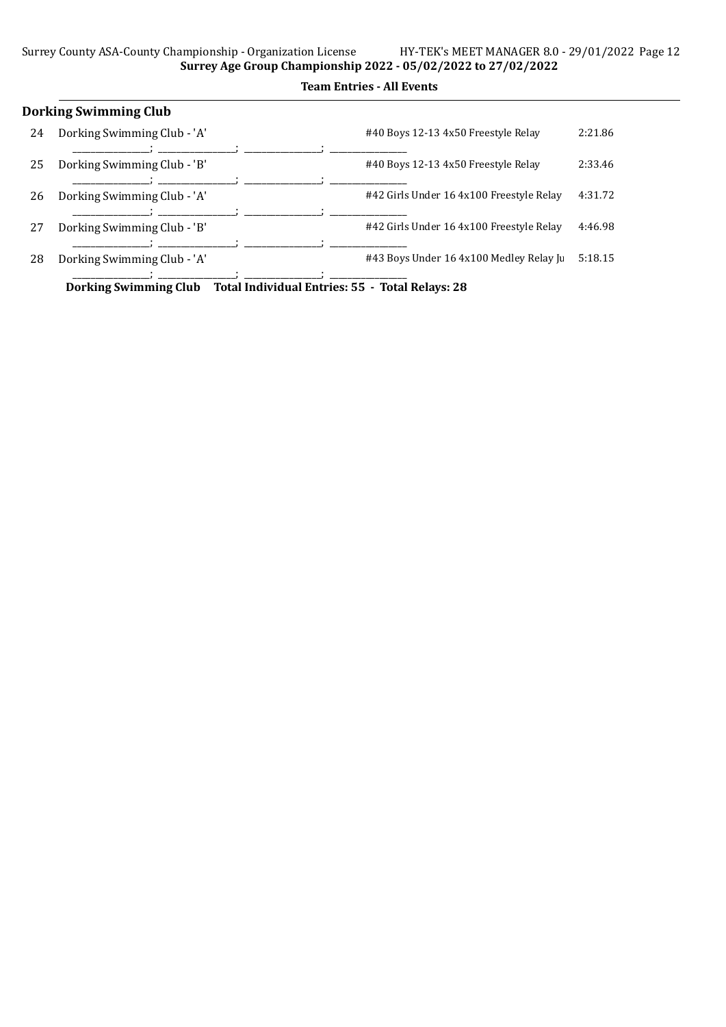**Team Entries - All Events**

### Dorking Swimming Club

| # | Team | Event | Seed Time |
|---|---|---|---|
| 24 | Dorking Swimming Club - 'A' | #40 Boys 12-13 4x50 Freestyle Relay | 2:21.86 |
| | ________________; ________________; ________________; ________________ | | |
| 25 | Dorking Swimming Club - 'B' | #40 Boys 12-13 4x50 Freestyle Relay | 2:33.46 |
| | ________________; ________________; ________________; ________________ | | |
| 26 | Dorking Swimming Club - 'A' | #42 Girls Under 16 4x100 Freestyle Relay | 4:31.72 |
| | ________________; ________________; ________________; ________________ | | |
| 27 | Dorking Swimming Club - 'B' | #42 Girls Under 16 4x100 Freestyle Relay | 4:46.98 |
| | ________________; ________________; ________________; ________________ | | |
| 28 | Dorking Swimming Club - 'A' | #43 Boys Under 16 4x100 Medley Relay Ju | 5:18.15 |
| | ________________; ________________; ________________; ________________ | | |

**Dorking Swimming Club Total Individual Entries: 55 - Total Relays: 28**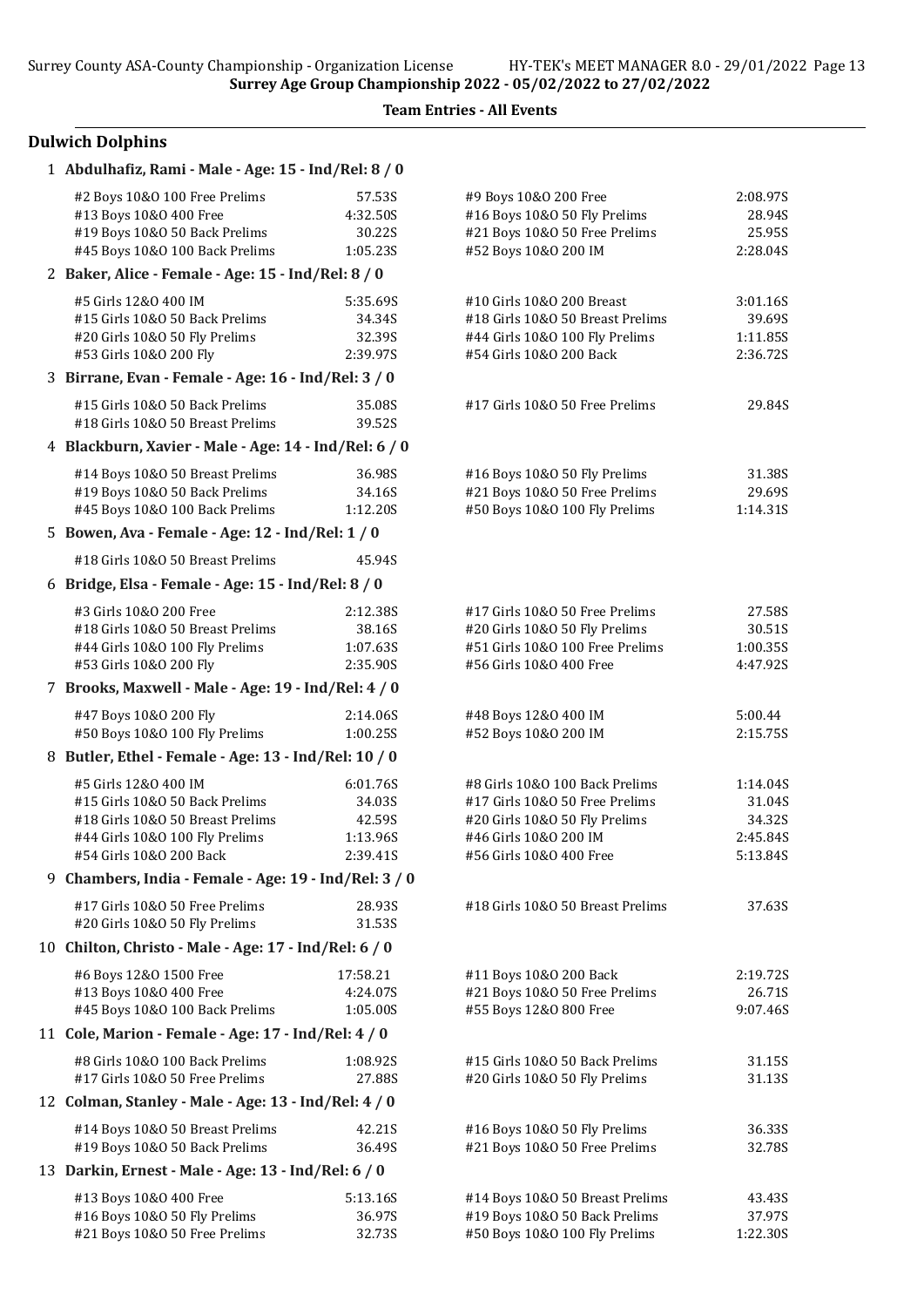**Surrey Age Group Championship 2022 - 05/02/2022 to 27/02/2022**

**Team Entries - All Events**

## Dulwich Dolphins

### 1 Abdulhafiz, Rami - Male - Age: 15 - Ind/Rel: 8 / 0

| Event | Time | Event | Time |
|---|---|---|---|
| #2 Boys 10&O 100 Free Prelims | 57.53S | #9 Boys 10&O 200 Free | 2:08.97S |
| #13 Boys 10&O 400 Free | 4:32.50S | #16 Boys 10&O 50 Fly Prelims | 28.94S |
| #19 Boys 10&O 50 Back Prelims | 30.22S | #21 Boys 10&O 50 Free Prelims | 25.95S |
| #45 Boys 10&O 100 Back Prelims | 1:05.23S | #52 Boys 10&O 200 IM | 2:28.04S |

### 2 Baker, Alice - Female - Age: 15 - Ind/Rel: 8 / 0

| Event | Time | Event | Time |
|---|---|---|---|
| #5 Girls 12&O 400 IM | 5:35.69S | #10 Girls 10&O 200 Breast | 3:01.16S |
| #15 Girls 10&O 50 Back Prelims | 34.34S | #18 Girls 10&O 50 Breast Prelims | 39.69S |
| #20 Girls 10&O 50 Fly Prelims | 32.39S | #44 Girls 10&O 100 Fly Prelims | 1:11.85S |
| #53 Girls 10&O 200 Fly | 2:39.97S | #54 Girls 10&O 200 Back | 2:36.72S |

### 3 Birrane, Evan - Female - Age: 16 - Ind/Rel: 3 / 0

| Event | Time | Event | Time |
|---|---|---|---|
| #15 Girls 10&O 50 Back Prelims | 35.08S | #17 Girls 10&O 50 Free Prelims | 29.84S |
| #18 Girls 10&O 50 Breast Prelims | 39.52S | | |

### 4 Blackburn, Xavier - Male - Age: 14 - Ind/Rel: 6 / 0

| Event | Time | Event | Time |
|---|---|---|---|
| #14 Boys 10&O 50 Breast Prelims | 36.98S | #16 Boys 10&O 50 Fly Prelims | 31.38S |
| #19 Boys 10&O 50 Back Prelims | 34.16S | #21 Boys 10&O 50 Free Prelims | 29.69S |
| #45 Boys 10&O 100 Back Prelims | 1:12.20S | #50 Boys 10&O 100 Fly Prelims | 1:14.31S |

### 5 Bowen, Ava - Female - Age: 12 - Ind/Rel: 1 / 0

| Event | Time | Event | Time |
|---|---|---|---|
| #18 Girls 10&O 50 Breast Prelims | 45.94S | | |

### 6 Bridge, Elsa - Female - Age: 15 - Ind/Rel: 8 / 0

| Event | Time | Event | Time |
|---|---|---|---|
| #3 Girls 10&O 200 Free | 2:12.38S | #17 Girls 10&O 50 Free Prelims | 27.58S |
| #18 Girls 10&O 50 Breast Prelims | 38.16S | #20 Girls 10&O 50 Fly Prelims | 30.51S |
| #44 Girls 10&O 100 Fly Prelims | 1:07.63S | #51 Girls 10&O 100 Free Prelims | 1:00.35S |
| #53 Girls 10&O 200 Fly | 2:35.90S | #56 Girls 10&O 400 Free | 4:47.92S |

### 7 Brooks, Maxwell - Male - Age: 19 - Ind/Rel: 4 / 0

| Event | Time | Event | Time |
|---|---|---|---|
| #47 Boys 10&O 200 Fly | 2:14.06S | #48 Boys 12&O 400 IM | 5:00.44 |
| #50 Boys 10&O 100 Fly Prelims | 1:00.25S | #52 Boys 10&O 200 IM | 2:15.75S |

### 8 Butler, Ethel - Female - Age: 13 - Ind/Rel: 10 / 0

| Event | Time | Event | Time |
|---|---|---|---|
| #5 Girls 12&O 400 IM | 6:01.76S | #8 Girls 10&O 100 Back Prelims | 1:14.04S |
| #15 Girls 10&O 50 Back Prelims | 34.03S | #17 Girls 10&O 50 Free Prelims | 31.04S |
| #18 Girls 10&O 50 Breast Prelims | 42.59S | #20 Girls 10&O 50 Fly Prelims | 34.32S |
| #44 Girls 10&O 100 Fly Prelims | 1:13.96S | #46 Girls 10&O 200 IM | 2:45.84S |
| #54 Girls 10&O 200 Back | 2:39.41S | #56 Girls 10&O 400 Free | 5:13.84S |

### 9 Chambers, India - Female - Age: 19 - Ind/Rel: 3 / 0

| Event | Time | Event | Time |
|---|---|---|---|
| #17 Girls 10&O 50 Free Prelims | 28.93S | #18 Girls 10&O 50 Breast Prelims | 37.63S |
| #20 Girls 10&O 50 Fly Prelims | 31.53S | | |

### 10 Chilton, Christo - Male - Age: 17 - Ind/Rel: 6 / 0

| Event | Time | Event | Time |
|---|---|---|---|
| #6 Boys 12&O 1500 Free | 17:58.21 | #11 Boys 10&O 200 Back | 2:19.72S |
| #13 Boys 10&O 400 Free | 4:24.07S | #21 Boys 10&O 50 Free Prelims | 26.71S |
| #45 Boys 10&O 100 Back Prelims | 1:05.00S | #55 Boys 12&O 800 Free | 9:07.46S |

### 11 Cole, Marion - Female - Age: 17 - Ind/Rel: 4 / 0

| Event | Time | Event | Time |
|---|---|---|---|
| #8 Girls 10&O 100 Back Prelims | 1:08.92S | #15 Girls 10&O 50 Back Prelims | 31.15S |
| #17 Girls 10&O 50 Free Prelims | 27.88S | #20 Girls 10&O 50 Fly Prelims | 31.13S |

### 12 Colman, Stanley - Male - Age: 13 - Ind/Rel: 4 / 0

| Event | Time | Event | Time |
|---|---|---|---|
| #14 Boys 10&O 50 Breast Prelims | 42.21S | #16 Boys 10&O 50 Fly Prelims | 36.33S |
| #19 Boys 10&O 50 Back Prelims | 36.49S | #21 Boys 10&O 50 Free Prelims | 32.78S |

### 13 Darkin, Ernest - Male - Age: 13 - Ind/Rel: 6 / 0

| Event | Time | Event | Time |
|---|---|---|---|
| #13 Boys 10&O 400 Free | 5:13.16S | #14 Boys 10&O 50 Breast Prelims | 43.43S |
| #16 Boys 10&O 50 Fly Prelims | 36.97S | #19 Boys 10&O 50 Back Prelims | 37.97S |
| #21 Boys 10&O 50 Free Prelims | 32.73S | #50 Boys 10&O 100 Fly Prelims | 1:22.30S |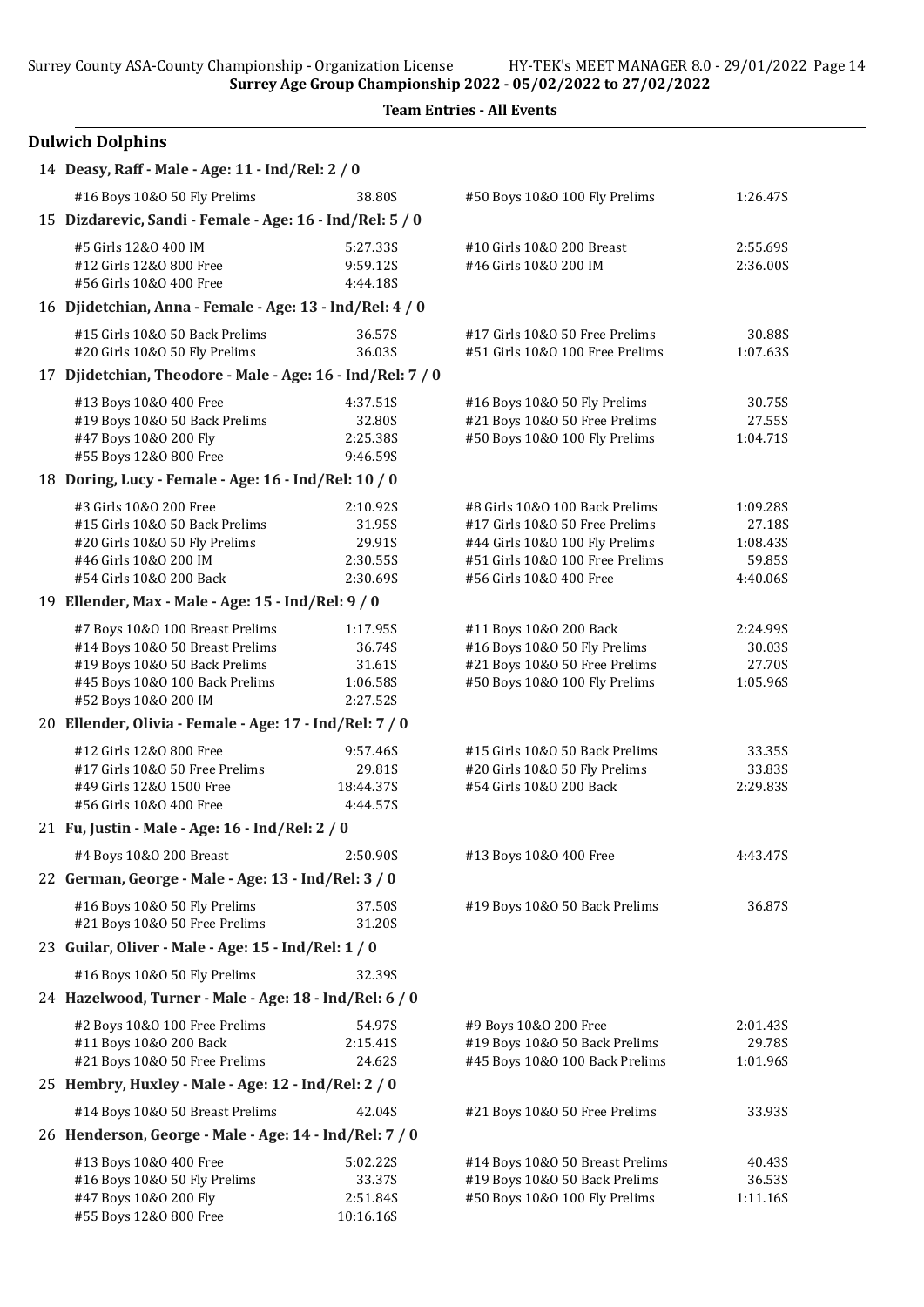**Team Entries - All Events**

## Dulwich Dolphins

**14 Deasy, Raff - Male - Age: 11 - Ind/Rel: 2 / 0**

| Event | Time | Event | Time |
|---|---|---|---|
| #16 Boys 10&O 50 Fly Prelims | 38.80S | #50 Boys 10&O 100 Fly Prelims | 1:26.47S |

**15 Dizdarevic, Sandi - Female - Age: 16 - Ind/Rel: 5 / 0**

| Event | Time | Event | Time |
|---|---|---|---|
| #5 Girls 12&O 400 IM | 5:27.33S | #10 Girls 10&O 200 Breast | 2:55.69S |
| #12 Girls 12&O 800 Free | 9:59.12S | #46 Girls 10&O 200 IM | 2:36.00S |
| #56 Girls 10&O 400 Free | 4:44.18S | | |

**16 Djidetchian, Anna - Female - Age: 13 - Ind/Rel: 4 / 0**

| Event | Time | Event | Time |
|---|---|---|---|
| #15 Girls 10&O 50 Back Prelims | 36.57S | #17 Girls 10&O 50 Free Prelims | 30.88S |
| #20 Girls 10&O 50 Fly Prelims | 36.03S | #51 Girls 10&O 100 Free Prelims | 1:07.63S |

**17 Djidetchian, Theodore - Male - Age: 16 - Ind/Rel: 7 / 0**

| Event | Time | Event | Time |
|---|---|---|---|
| #13 Boys 10&O 400 Free | 4:37.51S | #16 Boys 10&O 50 Fly Prelims | 30.75S |
| #19 Boys 10&O 50 Back Prelims | 32.80S | #21 Boys 10&O 50 Free Prelims | 27.55S |
| #47 Boys 10&O 200 Fly | 2:25.38S | #50 Boys 10&O 100 Fly Prelims | 1:04.71S |
| #55 Boys 12&O 800 Free | 9:46.59S | | |

**18 Doring, Lucy - Female - Age: 16 - Ind/Rel: 10 / 0**

| Event | Time | Event | Time |
|---|---|---|---|
| #3 Girls 10&O 200 Free | 2:10.92S | #8 Girls 10&O 100 Back Prelims | 1:09.28S |
| #15 Girls 10&O 50 Back Prelims | 31.95S | #17 Girls 10&O 50 Free Prelims | 27.18S |
| #20 Girls 10&O 50 Fly Prelims | 29.91S | #44 Girls 10&O 100 Fly Prelims | 1:08.43S |
| #46 Girls 10&O 200 IM | 2:30.55S | #51 Girls 10&O 100 Free Prelims | 59.85S |
| #54 Girls 10&O 200 Back | 2:30.69S | #56 Girls 10&O 400 Free | 4:40.06S |

**19 Ellender, Max - Male - Age: 15 - Ind/Rel: 9 / 0**

| Event | Time | Event | Time |
|---|---|---|---|
| #7 Boys 10&O 100 Breast Prelims | 1:17.95S | #11 Boys 10&O 200 Back | 2:24.99S |
| #14 Boys 10&O 50 Breast Prelims | 36.74S | #16 Boys 10&O 50 Fly Prelims | 30.03S |
| #19 Boys 10&O 50 Back Prelims | 31.61S | #21 Boys 10&O 50 Free Prelims | 27.70S |
| #45 Boys 10&O 100 Back Prelims | 1:06.58S | #50 Boys 10&O 100 Fly Prelims | 1:05.96S |
| #52 Boys 10&O 200 IM | 2:27.52S | | |

**20 Ellender, Olivia - Female - Age: 17 - Ind/Rel: 7 / 0**

| Event | Time | Event | Time |
|---|---|---|---|
| #12 Girls 12&O 800 Free | 9:57.46S | #15 Girls 10&O 50 Back Prelims | 33.35S |
| #17 Girls 10&O 50 Free Prelims | 29.81S | #20 Girls 10&O 50 Fly Prelims | 33.83S |
| #49 Girls 12&O 1500 Free | 18:44.37S | #54 Girls 10&O 200 Back | 2:29.83S |
| #56 Girls 10&O 400 Free | 4:44.57S | | |

**21 Fu, Justin - Male - Age: 16 - Ind/Rel: 2 / 0**

| Event | Time | Event | Time |
|---|---|---|---|
| #4 Boys 10&O 200 Breast | 2:50.90S | #13 Boys 10&O 400 Free | 4:43.47S |

**22 German, George - Male - Age: 13 - Ind/Rel: 3 / 0**

| Event | Time | Event | Time |
|---|---|---|---|
| #16 Boys 10&O 50 Fly Prelims | 37.50S | #19 Boys 10&O 50 Back Prelims | 36.87S |
| #21 Boys 10&O 50 Free Prelims | 31.20S | | |

**23 Guilar, Oliver - Male - Age: 15 - Ind/Rel: 1 / 0**

| Event | Time | Event | Time |
|---|---|---|---|
| #16 Boys 10&O 50 Fly Prelims | 32.39S | | |

**24 Hazelwood, Turner - Male - Age: 18 - Ind/Rel: 6 / 0**

| Event | Time | Event | Time |
|---|---|---|---|
| #2 Boys 10&O 100 Free Prelims | 54.97S | #9 Boys 10&O 200 Free | 2:01.43S |
| #11 Boys 10&O 200 Back | 2:15.41S | #19 Boys 10&O 50 Back Prelims | 29.78S |
| #21 Boys 10&O 50 Free Prelims | 24.62S | #45 Boys 10&O 100 Back Prelims | 1:01.96S |

**25 Hembry, Huxley - Male - Age: 12 - Ind/Rel: 2 / 0**

| Event | Time | Event | Time |
|---|---|---|---|
| #14 Boys 10&O 50 Breast Prelims | 42.04S | #21 Boys 10&O 50 Free Prelims | 33.93S |

**26 Henderson, George - Male - Age: 14 - Ind/Rel: 7 / 0**

| Event | Time | Event | Time |
|---|---|---|---|
| #13 Boys 10&O 400 Free | 5:02.22S | #14 Boys 10&O 50 Breast Prelims | 40.43S |
| #16 Boys 10&O 50 Fly Prelims | 33.37S | #19 Boys 10&O 50 Back Prelims | 36.53S |
| #47 Boys 10&O 200 Fly | 2:51.84S | #50 Boys 10&O 100 Fly Prelims | 1:11.16S |
| #55 Boys 12&O 800 Free | 10:16.16S | | |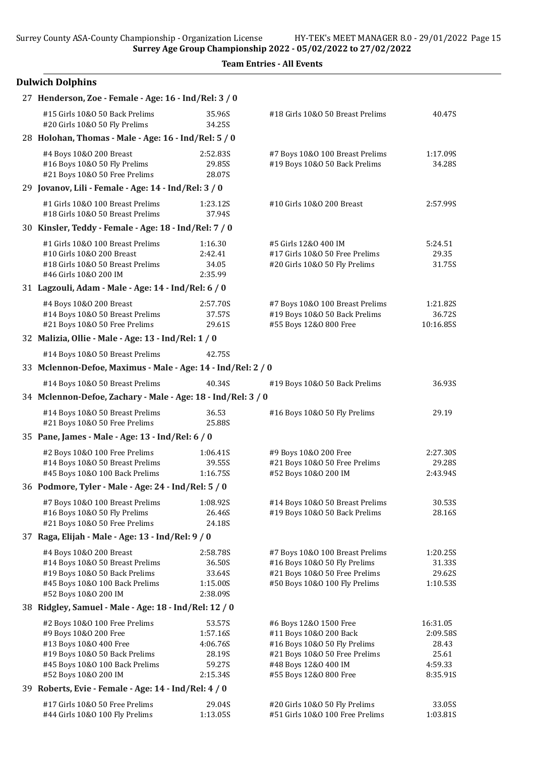**Surrey Age Group Championship 2022 - 05/02/2022 to 27/02/2022**

**Team Entries - All Events**

## Dulwich Dolphins

**27 Henderson, Zoe - Female - Age: 16 - Ind/Rel: 3 / 0**

| Event | Time | Event | Time |
|---|---|---|---|
| #15 Girls 10&O 50 Back Prelims | 35.96S | #18 Girls 10&O 50 Breast Prelims | 40.47S |
| #20 Girls 10&O 50 Fly Prelims | 34.25S | | |

**28 Holohan, Thomas - Male - Age: 16 - Ind/Rel: 5 / 0**

| Event | Time | Event | Time |
|---|---|---|---|
| #4 Boys 10&O 200 Breast | 2:52.83S | #7 Boys 10&O 100 Breast Prelims | 1:17.09S |
| #16 Boys 10&O 50 Fly Prelims | 29.85S | #19 Boys 10&O 50 Back Prelims | 34.28S |
| #21 Boys 10&O 50 Free Prelims | 28.07S | | |

**29 Jovanov, Lili - Female - Age: 14 - Ind/Rel: 3 / 0**

| Event | Time | Event | Time |
|---|---|---|---|
| #1 Girls 10&O 100 Breast Prelims | 1:23.12S | #10 Girls 10&O 200 Breast | 2:57.99S |
| #18 Girls 10&O 50 Breast Prelims | 37.94S | | |

**30 Kinsler, Teddy - Female - Age: 18 - Ind/Rel: 7 / 0**

| Event | Time | Event | Time |
|---|---|---|---|
| #1 Girls 10&O 100 Breast Prelims | 1:16.30 | #5 Girls 12&O 400 IM | 5:24.51 |
| #10 Girls 10&O 200 Breast | 2:42.41 | #17 Girls 10&O 50 Free Prelims | 29.35 |
| #18 Girls 10&O 50 Breast Prelims | 34.05 | #20 Girls 10&O 50 Fly Prelims | 31.75S |
| #46 Girls 10&O 200 IM | 2:35.99 | | |

**31 Lagzouli, Adam - Male - Age: 14 - Ind/Rel: 6 / 0**

| Event | Time | Event | Time |
|---|---|---|---|
| #4 Boys 10&O 200 Breast | 2:57.70S | #7 Boys 10&O 100 Breast Prelims | 1:21.82S |
| #14 Boys 10&O 50 Breast Prelims | 37.57S | #19 Boys 10&O 50 Back Prelims | 36.72S |
| #21 Boys 10&O 50 Free Prelims | 29.61S | #55 Boys 12&O 800 Free | 10:16.85S |

**32 Malizia, Ollie - Male - Age: 13 - Ind/Rel: 1 / 0**

| Event | Time | Event | Time |
|---|---|---|---|
| #14 Boys 10&O 50 Breast Prelims | 42.75S | | |

**33 Mclennon-Defoe, Maximus - Male - Age: 14 - Ind/Rel: 2 / 0**

| Event | Time | Event | Time |
|---|---|---|---|
| #14 Boys 10&O 50 Breast Prelims | 40.34S | #19 Boys 10&O 50 Back Prelims | 36.93S |

**34 Mclennon-Defoe, Zachary - Male - Age: 18 - Ind/Rel: 3 / 0**

| Event | Time | Event | Time |
|---|---|---|---|
| #14 Boys 10&O 50 Breast Prelims | 36.53 | #16 Boys 10&O 50 Fly Prelims | 29.19 |
| #21 Boys 10&O 50 Free Prelims | 25.88S | | |

**35 Pane, James - Male - Age: 13 - Ind/Rel: 6 / 0**

| Event | Time | Event | Time |
|---|---|---|---|
| #2 Boys 10&O 100 Free Prelims | 1:06.41S | #9 Boys 10&O 200 Free | 2:27.30S |
| #14 Boys 10&O 50 Breast Prelims | 39.55S | #21 Boys 10&O 50 Free Prelims | 29.28S |
| #45 Boys 10&O 100 Back Prelims | 1:16.75S | #52 Boys 10&O 200 IM | 2:43.94S |

**36 Podmore, Tyler - Male - Age: 24 - Ind/Rel: 5 / 0**

| Event | Time | Event | Time |
|---|---|---|---|
| #7 Boys 10&O 100 Breast Prelims | 1:08.92S | #14 Boys 10&O 50 Breast Prelims | 30.53S |
| #16 Boys 10&O 50 Fly Prelims | 26.46S | #19 Boys 10&O 50 Back Prelims | 28.16S |
| #21 Boys 10&O 50 Free Prelims | 24.18S | | |

**37 Raga, Elijah - Male - Age: 13 - Ind/Rel: 9 / 0**

| Event | Time | Event | Time |
|---|---|---|---|
| #4 Boys 10&O 200 Breast | 2:58.78S | #7 Boys 10&O 100 Breast Prelims | 1:20.25S |
| #14 Boys 10&O 50 Breast Prelims | 36.50S | #16 Boys 10&O 50 Fly Prelims | 31.33S |
| #19 Boys 10&O 50 Back Prelims | 33.64S | #21 Boys 10&O 50 Free Prelims | 29.62S |
| #45 Boys 10&O 100 Back Prelims | 1:15.00S | #50 Boys 10&O 100 Fly Prelims | 1:10.53S |
| #52 Boys 10&O 200 IM | 2:38.09S | | |

**38 Ridgley, Samuel - Male - Age: 18 - Ind/Rel: 12 / 0**

| Event | Time | Event | Time |
|---|---|---|---|
| #2 Boys 10&O 100 Free Prelims | 53.57S | #6 Boys 12&O 1500 Free | 16:31.05 |
| #9 Boys 10&O 200 Free | 1:57.16S | #11 Boys 10&O 200 Back | 2:09.58S |
| #13 Boys 10&O 400 Free | 4:06.76S | #16 Boys 10&O 50 Fly Prelims | 28.43 |
| #19 Boys 10&O 50 Back Prelims | 28.19S | #21 Boys 10&O 50 Free Prelims | 25.61 |
| #45 Boys 10&O 100 Back Prelims | 59.27S | #48 Boys 12&O 400 IM | 4:59.33 |
| #52 Boys 10&O 200 IM | 2:15.34S | #55 Boys 12&O 800 Free | 8:35.91S |

**39 Roberts, Evie - Female - Age: 14 - Ind/Rel: 4 / 0**

| Event | Time | Event | Time |
|---|---|---|---|
| #17 Girls 10&O 50 Free Prelims | 29.04S | #20 Girls 10&O 50 Fly Prelims | 33.05S |
| #44 Girls 10&O 100 Fly Prelims | 1:13.05S | #51 Girls 10&O 100 Free Prelims | 1:03.81S |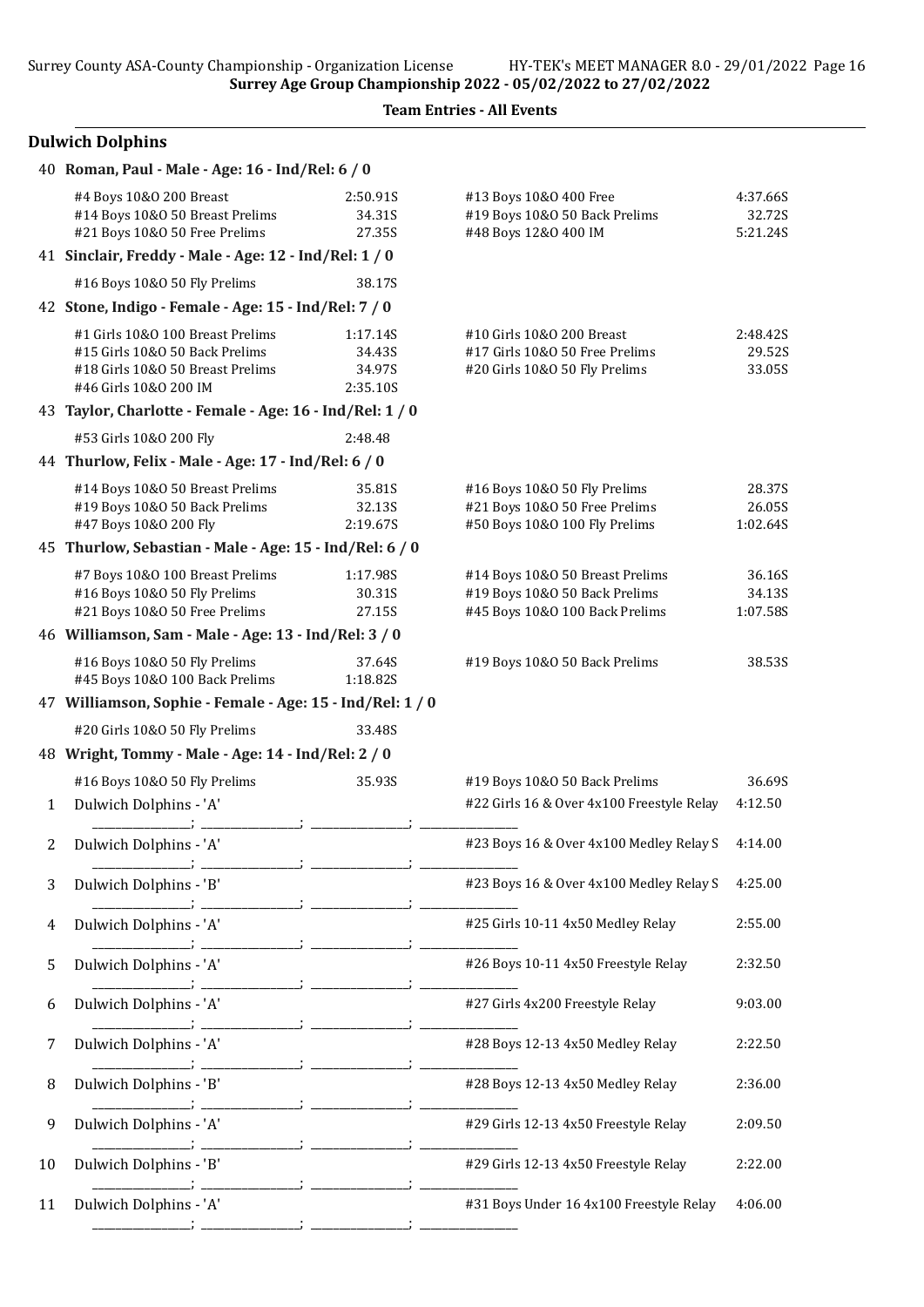**Surrey Age Group Championship 2022 - 05/02/2022 to 27/02/2022**

**Team Entries - All Events**

## Dulwich Dolphins

**40 Roman, Paul - Male - Age: 16 - Ind/Rel: 6 / 0**

| Event | Time | Event | Time |
|---|---|---|---|
| #4 Boys 10&O 200 Breast | 2:50.91S | #13 Boys 10&O 400 Free | 4:37.66S |
| #14 Boys 10&O 50 Breast Prelims | 34.31S | #19 Boys 10&O 50 Back Prelims | 32.72S |
| #21 Boys 10&O 50 Free Prelims | 27.35S | #48 Boys 12&O 400 IM | 5:21.24S |

**41 Sinclair, Freddy - Male - Age: 12 - Ind/Rel: 1 / 0**

| Event | Time |
|---|---|
| #16 Boys 10&O 50 Fly Prelims | 38.17S |

**42 Stone, Indigo - Female - Age: 15 - Ind/Rel: 7 / 0**

| Event | Time | Event | Time |
|---|---|---|---|
| #1 Girls 10&O 100 Breast Prelims | 1:17.14S | #10 Girls 10&O 200 Breast | 2:48.42S |
| #15 Girls 10&O 50 Back Prelims | 34.43S | #17 Girls 10&O 50 Free Prelims | 29.52S |
| #18 Girls 10&O 50 Breast Prelims | 34.97S | #20 Girls 10&O 50 Fly Prelims | 33.05S |
| #46 Girls 10&O 200 IM | 2:35.10S | | |

**43 Taylor, Charlotte - Female - Age: 16 - Ind/Rel: 1 / 0**

| Event | Time |
|---|---|
| #53 Girls 10&O 200 Fly | 2:48.48 |

**44 Thurlow, Felix - Male - Age: 17 - Ind/Rel: 6 / 0**

| Event | Time | Event | Time |
|---|---|---|---|
| #14 Boys 10&O 50 Breast Prelims | 35.81S | #16 Boys 10&O 50 Fly Prelims | 28.37S |
| #19 Boys 10&O 50 Back Prelims | 32.13S | #21 Boys 10&O 50 Free Prelims | 26.05S |
| #47 Boys 10&O 200 Fly | 2:19.67S | #50 Boys 10&O 100 Fly Prelims | 1:02.64S |

**45 Thurlow, Sebastian - Male - Age: 15 - Ind/Rel: 6 / 0**

| Event | Time | Event | Time |
|---|---|---|---|
| #7 Boys 10&O 100 Breast Prelims | 1:17.98S | #14 Boys 10&O 50 Breast Prelims | 36.16S |
| #16 Boys 10&O 50 Fly Prelims | 30.31S | #19 Boys 10&O 50 Back Prelims | 34.13S |
| #21 Boys 10&O 50 Free Prelims | 27.15S | #45 Boys 10&O 100 Back Prelims | 1:07.58S |

**46 Williamson, Sam - Male - Age: 13 - Ind/Rel: 3 / 0**

| Event | Time | Event | Time |
|---|---|---|---|
| #16 Boys 10&O 50 Fly Prelims | 37.64S | #19 Boys 10&O 50 Back Prelims | 38.53S |
| #45 Boys 10&O 100 Back Prelims | 1:18.82S | | |

**47 Williamson, Sophie - Female - Age: 15 - Ind/Rel: 1 / 0**

| Event | Time |
|---|---|
| #20 Girls 10&O 50 Fly Prelims | 33.48S |

**48 Wright, Tommy - Male - Age: 14 - Ind/Rel: 2 / 0**

| Event | Time | Event | Time |
|---|---|---|---|
| #16 Boys 10&O 50 Fly Prelims | 35.93S | #19 Boys 10&O 50 Back Prelims | 36.69S |

| # | Team | Event | Time |
|---|---|---|---|
| 1 | Dulwich Dolphins - 'A' | #22 Girls 16 & Over 4x100 Freestyle Relay | 4:12.50 |
| 2 | Dulwich Dolphins - 'A' | #23 Boys 16 & Over 4x100 Medley Relay S | 4:14.00 |
| 3 | Dulwich Dolphins - 'B' | #23 Boys 16 & Over 4x100 Medley Relay S | 4:25.00 |
| 4 | Dulwich Dolphins - 'A' | #25 Girls 10-11 4x50 Medley Relay | 2:55.00 |
| 5 | Dulwich Dolphins - 'A' | #26 Boys 10-11 4x50 Freestyle Relay | 2:32.50 |
| 6 | Dulwich Dolphins - 'A' | #27 Girls 4x200 Freestyle Relay | 9:03.00 |
| 7 | Dulwich Dolphins - 'A' | #28 Boys 12-13 4x50 Medley Relay | 2:22.50 |
| 8 | Dulwich Dolphins - 'B' | #28 Boys 12-13 4x50 Medley Relay | 2:36.00 |
| 9 | Dulwich Dolphins - 'A' | #29 Girls 12-13 4x50 Freestyle Relay | 2:09.50 |
| 10 | Dulwich Dolphins - 'B' | #29 Girls 12-13 4x50 Freestyle Relay | 2:22.00 |
| 11 | Dulwich Dolphins - 'A' | #31 Boys Under 16 4x100 Freestyle Relay | 4:06.00 |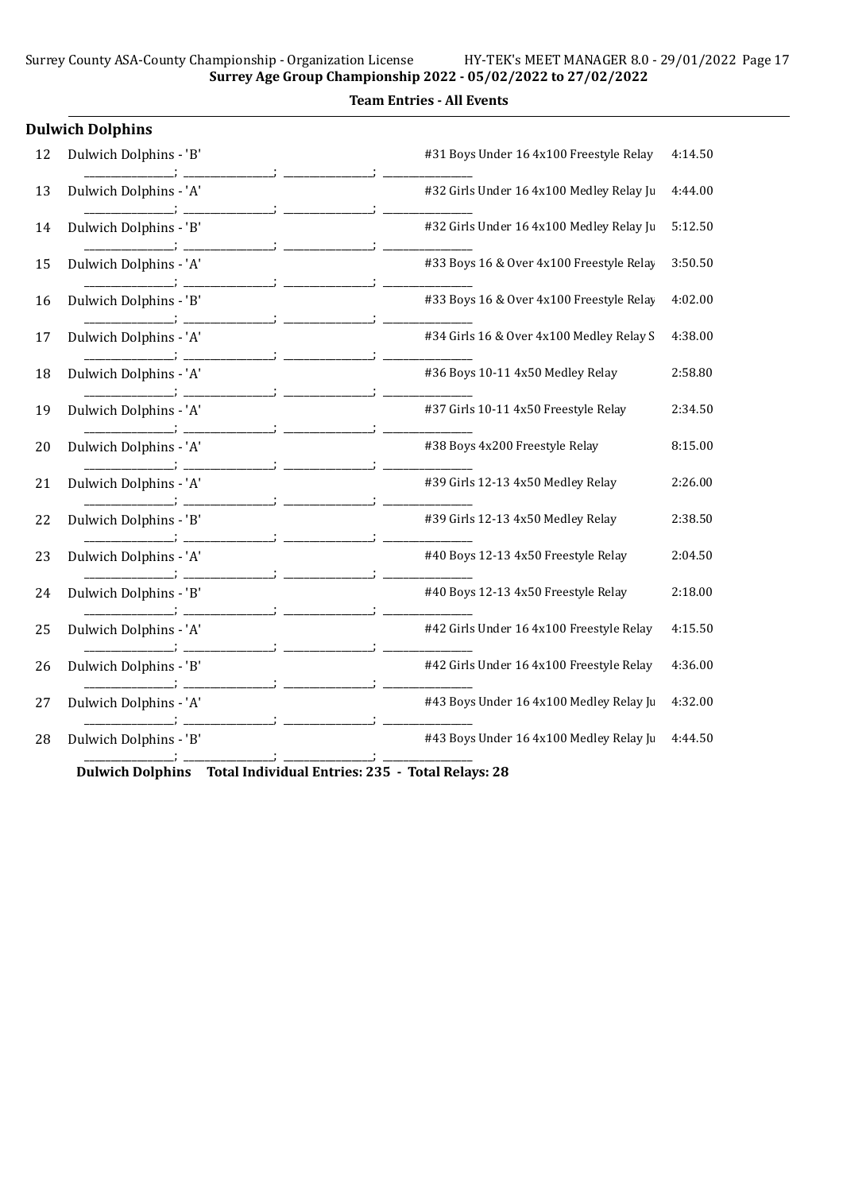**Surrey Age Group Championship 2022 - 05/02/2022 to 27/02/2022**

**Team Entries - All Events**

### Dulwich Dolphins

| # | Team | Event | Time |
|---|---|---|---|
| 12 | Dulwich Dolphins - 'B' | #31 Boys Under 16 4x100 Freestyle Relay | 4:14.50 |
| 13 | Dulwich Dolphins - 'A' | #32 Girls Under 16 4x100 Medley Relay Ju | 4:44.00 |
| 14 | Dulwich Dolphins - 'B' | #32 Girls Under 16 4x100 Medley Relay Ju | 5:12.50 |
| 15 | Dulwich Dolphins - 'A' | #33 Boys 16 & Over 4x100 Freestyle Relay | 3:50.50 |
| 16 | Dulwich Dolphins - 'B' | #33 Boys 16 & Over 4x100 Freestyle Relay | 4:02.00 |
| 17 | Dulwich Dolphins - 'A' | #34 Girls 16 & Over 4x100 Medley Relay S | 4:38.00 |
| 18 | Dulwich Dolphins - 'A' | #36 Boys 10-11 4x50 Medley Relay | 2:58.80 |
| 19 | Dulwich Dolphins - 'A' | #37 Girls 10-11 4x50 Freestyle Relay | 2:34.50 |
| 20 | Dulwich Dolphins - 'A' | #38 Boys 4x200 Freestyle Relay | 8:15.00 |
| 21 | Dulwich Dolphins - 'A' | #39 Girls 12-13 4x50 Medley Relay | 2:26.00 |
| 22 | Dulwich Dolphins - 'B' | #39 Girls 12-13 4x50 Medley Relay | 2:38.50 |
| 23 | Dulwich Dolphins - 'A' | #40 Boys 12-13 4x50 Freestyle Relay | 2:04.50 |
| 24 | Dulwich Dolphins - 'B' | #40 Boys 12-13 4x50 Freestyle Relay | 2:18.00 |
| 25 | Dulwich Dolphins - 'A' | #42 Girls Under 16 4x100 Freestyle Relay | 4:15.50 |
| 26 | Dulwich Dolphins - 'B' | #42 Girls Under 16 4x100 Freestyle Relay | 4:36.00 |
| 27 | Dulwich Dolphins - 'A' | #43 Boys Under 16 4x100 Medley Relay Ju | 4:32.00 |
| 28 | Dulwich Dolphins - 'B' | #43 Boys Under 16 4x100 Medley Relay Ju | 4:44.50 |

**Dulwich Dolphins Total Individual Entries: 235 - Total Relays: 28**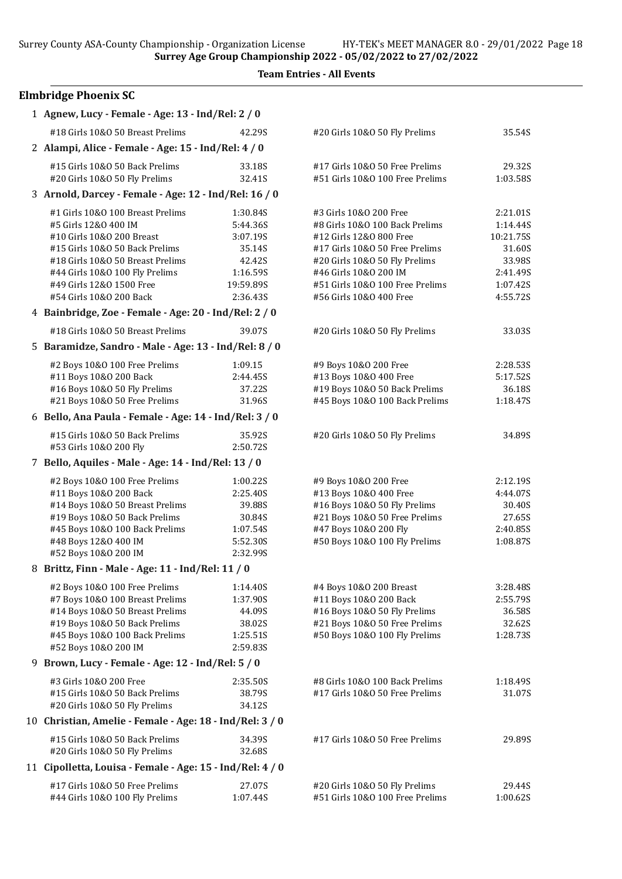## Team Entries - All Events

### Elmbridge Phoenix SC

**1 Agnew, Lucy - Female - Age: 13 - Ind/Rel: 2 / 0**

| Event | Time | Event | Time |
|---|---|---|---|
| #18 Girls 10&O 50 Breast Prelims | 42.29S | #20 Girls 10&O 50 Fly Prelims | 35.54S |

**2 Alampi, Alice - Female - Age: 15 - Ind/Rel: 4 / 0**

| Event | Time | Event | Time |
|---|---|---|---|
| #15 Girls 10&O 50 Back Prelims | 33.18S | #17 Girls 10&O 50 Free Prelims | 29.32S |
| #20 Girls 10&O 50 Fly Prelims | 32.41S | #51 Girls 10&O 100 Free Prelims | 1:03.58S |

**3 Arnold, Darcey - Female - Age: 12 - Ind/Rel: 16 / 0**

| Event | Time | Event | Time |
|---|---|---|---|
| #1 Girls 10&O 100 Breast Prelims | 1:30.84S | #3 Girls 10&O 200 Free | 2:21.01S |
| #5 Girls 12&O 400 IM | 5:44.36S | #8 Girls 10&O 100 Back Prelims | 1:14.44S |
| #10 Girls 10&O 200 Breast | 3:07.19S | #12 Girls 12&O 800 Free | 10:21.75S |
| #15 Girls 10&O 50 Back Prelims | 35.14S | #17 Girls 10&O 50 Free Prelims | 31.60S |
| #18 Girls 10&O 50 Breast Prelims | 42.42S | #20 Girls 10&O 50 Fly Prelims | 33.98S |
| #44 Girls 10&O 100 Fly Prelims | 1:16.59S | #46 Girls 10&O 200 IM | 2:41.49S |
| #49 Girls 12&O 1500 Free | 19:59.89S | #51 Girls 10&O 100 Free Prelims | 1:07.42S |
| #54 Girls 10&O 200 Back | 2:36.43S | #56 Girls 10&O 400 Free | 4:55.72S |

**4 Bainbridge, Zoe - Female - Age: 20 - Ind/Rel: 2 / 0**

| Event | Time | Event | Time |
|---|---|---|---|
| #18 Girls 10&O 50 Breast Prelims | 39.07S | #20 Girls 10&O 50 Fly Prelims | 33.03S |

**5 Baramidze, Sandro - Male - Age: 13 - Ind/Rel: 8 / 0**

| Event | Time | Event | Time |
|---|---|---|---|
| #2 Boys 10&O 100 Free Prelims | 1:09.15 | #9 Boys 10&O 200 Free | 2:28.53S |
| #11 Boys 10&O 200 Back | 2:44.45S | #13 Boys 10&O 400 Free | 5:17.52S |
| #16 Boys 10&O 50 Fly Prelims | 37.22S | #19 Boys 10&O 50 Back Prelims | 36.18S |
| #21 Boys 10&O 50 Free Prelims | 31.96S | #45 Boys 10&O 100 Back Prelims | 1:18.47S |

**6 Bello, Ana Paula - Female - Age: 14 - Ind/Rel: 3 / 0**

| Event | Time | Event | Time |
|---|---|---|---|
| #15 Girls 10&O 50 Back Prelims | 35.92S | #20 Girls 10&O 50 Fly Prelims | 34.89S |
| #53 Girls 10&O 200 Fly | 2:50.72S | | |

**7 Bello, Aquiles - Male - Age: 14 - Ind/Rel: 13 / 0**

| Event | Time | Event | Time |
|---|---|---|---|
| #2 Boys 10&O 100 Free Prelims | 1:00.22S | #9 Boys 10&O 200 Free | 2:12.19S |
| #11 Boys 10&O 200 Back | 2:25.40S | #13 Boys 10&O 400 Free | 4:44.07S |
| #14 Boys 10&O 50 Breast Prelims | 39.88S | #16 Boys 10&O 50 Fly Prelims | 30.40S |
| #19 Boys 10&O 50 Back Prelims | 30.84S | #21 Boys 10&O 50 Free Prelims | 27.65S |
| #45 Boys 10&O 100 Back Prelims | 1:07.54S | #47 Boys 10&O 200 Fly | 2:40.85S |
| #48 Boys 12&O 400 IM | 5:52.30S | #50 Boys 10&O 100 Fly Prelims | 1:08.87S |
| #52 Boys 10&O 200 IM | 2:32.99S | | |

**8 Brittz, Finn - Male - Age: 11 - Ind/Rel: 11 / 0**

| Event | Time | Event | Time |
|---|---|---|---|
| #2 Boys 10&O 100 Free Prelims | 1:14.40S | #4 Boys 10&O 200 Breast | 3:28.48S |
| #7 Boys 10&O 100 Breast Prelims | 1:37.90S | #11 Boys 10&O 200 Back | 2:55.79S |
| #14 Boys 10&O 50 Breast Prelims | 44.09S | #16 Boys 10&O 50 Fly Prelims | 36.58S |
| #19 Boys 10&O 50 Back Prelims | 38.02S | #21 Boys 10&O 50 Free Prelims | 32.62S |
| #45 Boys 10&O 100 Back Prelims | 1:25.51S | #50 Boys 10&O 100 Fly Prelims | 1:28.73S |
| #52 Boys 10&O 200 IM | 2:59.83S | | |

**9 Brown, Lucy - Female - Age: 12 - Ind/Rel: 5 / 0**

| Event | Time | Event | Time |
|---|---|---|---|
| #3 Girls 10&O 200 Free | 2:35.50S | #8 Girls 10&O 100 Back Prelims | 1:18.49S |
| #15 Girls 10&O 50 Back Prelims | 38.79S | #17 Girls 10&O 50 Free Prelims | 31.07S |
| #20 Girls 10&O 50 Fly Prelims | 34.12S | | |

**10 Christian, Amelie - Female - Age: 18 - Ind/Rel: 3 / 0**

| Event | Time | Event | Time |
|---|---|---|---|
| #15 Girls 10&O 50 Back Prelims | 34.39S | #17 Girls 10&O 50 Free Prelims | 29.89S |
| #20 Girls 10&O 50 Fly Prelims | 32.68S | | |

**11 Cipolletta, Louisa - Female - Age: 15 - Ind/Rel: 4 / 0**

| Event | Time | Event | Time |
|---|---|---|---|
| #17 Girls 10&O 50 Free Prelims | 27.07S | #20 Girls 10&O 50 Fly Prelims | 29.44S |
| #44 Girls 10&O 100 Fly Prelims | 1:07.44S | #51 Girls 10&O 100 Free Prelims | 1:00.62S |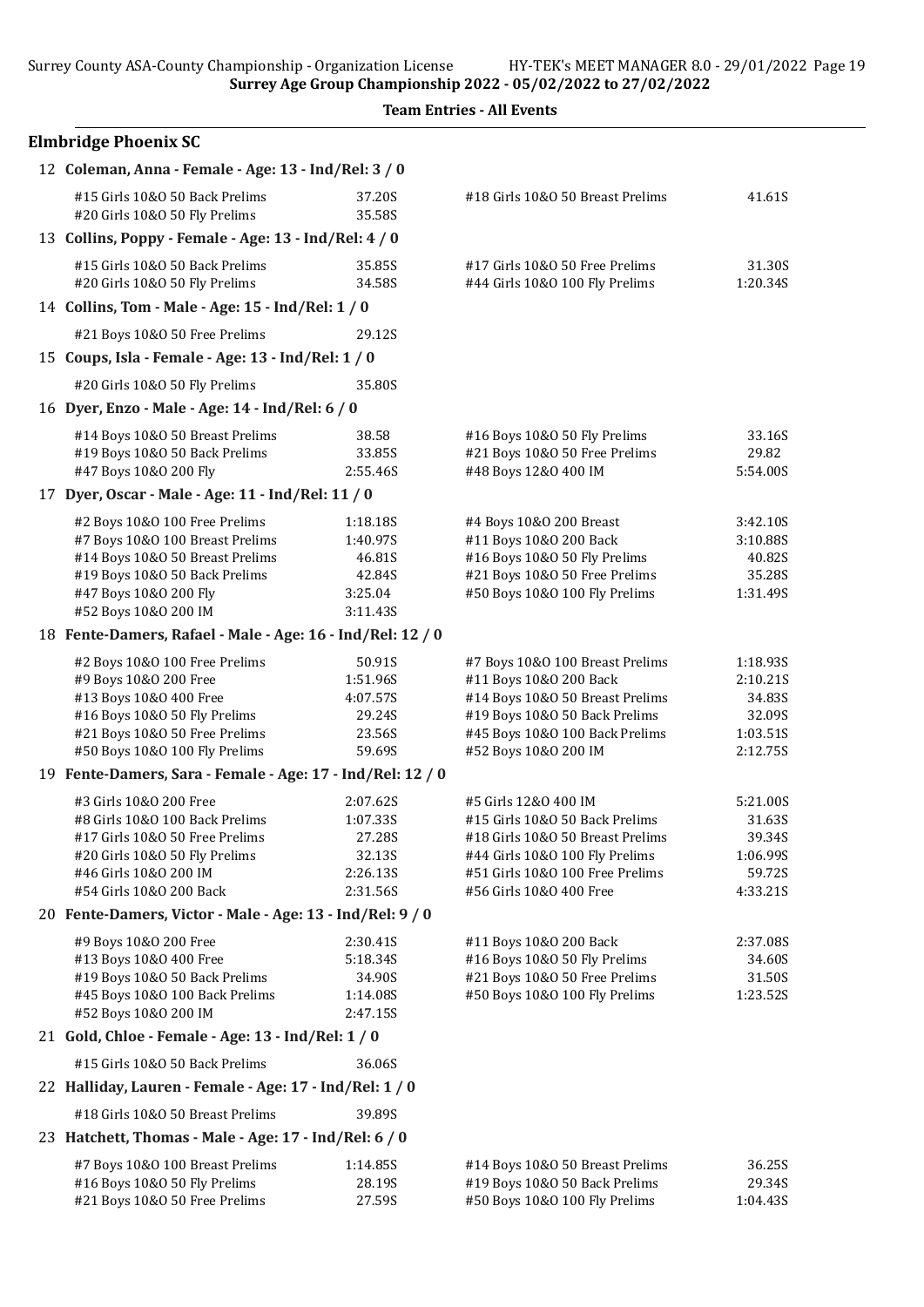Surrey Age Group Championship 2022 - 05/02/2022 to 27/02/2022

**Team Entries - All Events**

## Elmbridge Phoenix SC

**12 Coleman, Anna - Female - Age: 13 - Ind/Rel: 3 / 0**

| Event | Time | Event | Time |
|---|---|---|---|
| #15 Girls 10&O 50 Back Prelims | 37.20S | #18 Girls 10&O 50 Breast Prelims | 41.61S |
| #20 Girls 10&O 50 Fly Prelims | 35.58S | | |

**13 Collins, Poppy - Female - Age: 13 - Ind/Rel: 4 / 0**

| Event | Time | Event | Time |
|---|---|---|---|
| #15 Girls 10&O 50 Back Prelims | 35.85S | #17 Girls 10&O 50 Free Prelims | 31.30S |
| #20 Girls 10&O 50 Fly Prelims | 34.58S | #44 Girls 10&O 100 Fly Prelims | 1:20.34S |

**14 Collins, Tom - Male - Age: 15 - Ind/Rel: 1 / 0**

| Event | Time |
|---|---|
| #21 Boys 10&O 50 Free Prelims | 29.12S |

**15 Coups, Isla - Female - Age: 13 - Ind/Rel: 1 / 0**

| Event | Time |
|---|---|
| #20 Girls 10&O 50 Fly Prelims | 35.80S |

**16 Dyer, Enzo - Male - Age: 14 - Ind/Rel: 6 / 0**

| Event | Time | Event | Time |
|---|---|---|---|
| #14 Boys 10&O 50 Breast Prelims | 38.58 | #16 Boys 10&O 50 Fly Prelims | 33.16S |
| #19 Boys 10&O 50 Back Prelims | 33.85S | #21 Boys 10&O 50 Free Prelims | 29.82 |
| #47 Boys 10&O 200 Fly | 2:55.46S | #48 Boys 12&O 400 IM | 5:54.00S |

**17 Dyer, Oscar - Male - Age: 11 - Ind/Rel: 11 / 0**

| Event | Time | Event | Time |
|---|---|---|---|
| #2 Boys 10&O 100 Free Prelims | 1:18.18S | #4 Boys 10&O 200 Breast | 3:42.10S |
| #7 Boys 10&O 100 Breast Prelims | 1:40.97S | #11 Boys 10&O 200 Back | 3:10.88S |
| #14 Boys 10&O 50 Breast Prelims | 46.81S | #16 Boys 10&O 50 Fly Prelims | 40.82S |
| #19 Boys 10&O 50 Back Prelims | 42.84S | #21 Boys 10&O 50 Free Prelims | 35.28S |
| #47 Boys 10&O 200 Fly | 3:25.04 | #50 Boys 10&O 100 Fly Prelims | 1:31.49S |
| #52 Boys 10&O 200 IM | 3:11.43S | | |

**18 Fente-Damers, Rafael - Male - Age: 16 - Ind/Rel: 12 / 0**

| Event | Time | Event | Time |
|---|---|---|---|
| #2 Boys 10&O 100 Free Prelims | 50.91S | #7 Boys 10&O 100 Breast Prelims | 1:18.93S |
| #9 Boys 10&O 200 Free | 1:51.96S | #11 Boys 10&O 200 Back | 2:10.21S |
| #13 Boys 10&O 400 Free | 4:07.57S | #14 Boys 10&O 50 Breast Prelims | 34.83S |
| #16 Boys 10&O 50 Fly Prelims | 29.24S | #19 Boys 10&O 50 Back Prelims | 32.09S |
| #21 Boys 10&O 50 Free Prelims | 23.56S | #45 Boys 10&O 100 Back Prelims | 1:03.51S |
| #50 Boys 10&O 100 Fly Prelims | 59.69S | #52 Boys 10&O 200 IM | 2:12.75S |

**19 Fente-Damers, Sara - Female - Age: 17 - Ind/Rel: 12 / 0**

| Event | Time | Event | Time |
|---|---|---|---|
| #3 Girls 10&O 200 Free | 2:07.62S | #5 Girls 12&O 400 IM | 5:21.00S |
| #8 Girls 10&O 100 Back Prelims | 1:07.33S | #15 Girls 10&O 50 Back Prelims | 31.63S |
| #17 Girls 10&O 50 Free Prelims | 27.28S | #18 Girls 10&O 50 Breast Prelims | 39.34S |
| #20 Girls 10&O 50 Fly Prelims | 32.13S | #44 Girls 10&O 100 Fly Prelims | 1:06.99S |
| #46 Girls 10&O 200 IM | 2:26.13S | #51 Girls 10&O 100 Free Prelims | 59.72S |
| #54 Girls 10&O 200 Back | 2:31.56S | #56 Girls 10&O 400 Free | 4:33.21S |

**20 Fente-Damers, Victor - Male - Age: 13 - Ind/Rel: 9 / 0**

| Event | Time | Event | Time |
|---|---|---|---|
| #9 Boys 10&O 200 Free | 2:30.41S | #11 Boys 10&O 200 Back | 2:37.08S |
| #13 Boys 10&O 400 Free | 5:18.34S | #16 Boys 10&O 50 Fly Prelims | 34.60S |
| #19 Boys 10&O 50 Back Prelims | 34.90S | #21 Boys 10&O 50 Free Prelims | 31.50S |
| #45 Boys 10&O 100 Back Prelims | 1:14.08S | #50 Boys 10&O 100 Fly Prelims | 1:23.52S |
| #52 Boys 10&O 200 IM | 2:47.15S | | |

**21 Gold, Chloe - Female - Age: 13 - Ind/Rel: 1 / 0**

| Event | Time |
|---|---|
| #15 Girls 10&O 50 Back Prelims | 36.06S |

**22 Halliday, Lauren - Female - Age: 17 - Ind/Rel: 1 / 0**

| Event | Time |
|---|---|
| #18 Girls 10&O 50 Breast Prelims | 39.89S |

**23 Hatchett, Thomas - Male - Age: 17 - Ind/Rel: 6 / 0**

| Event | Time | Event | Time |
|---|---|---|---|
| #7 Boys 10&O 100 Breast Prelims | 1:14.85S | #14 Boys 10&O 50 Breast Prelims | 36.25S |
| #16 Boys 10&O 50 Fly Prelims | 28.19S | #19 Boys 10&O 50 Back Prelims | 29.34S |
| #21 Boys 10&O 50 Free Prelims | 27.59S | #50 Boys 10&O 100 Fly Prelims | 1:04.43S |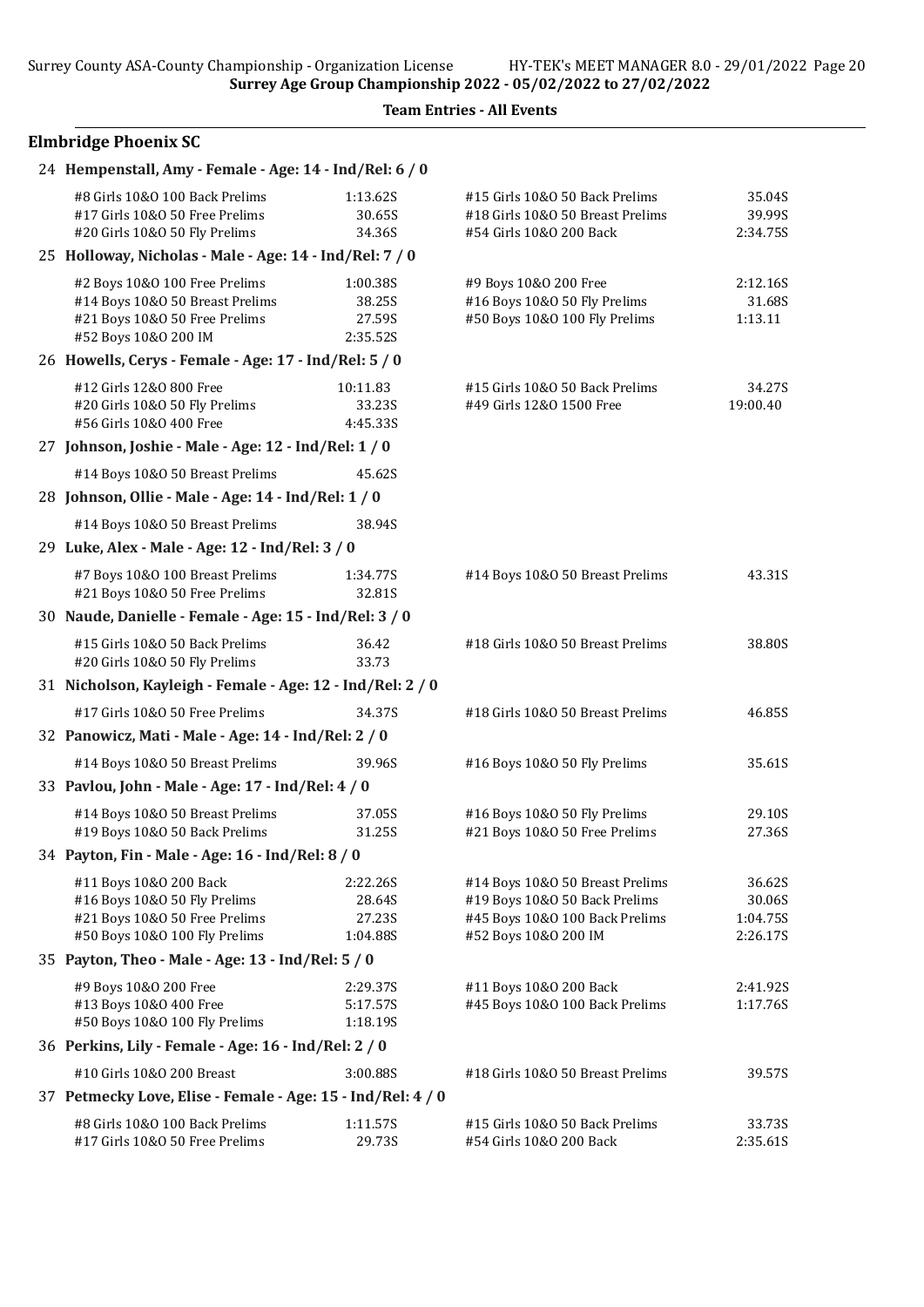**Team Entries - All Events**

## Elmbridge Phoenix SC

### 24 Hempenstall, Amy - Female - Age: 14 - Ind/Rel: 6 / 0

| Event | Time | Event | Time |
|---|---|---|---|
| #8 Girls 10&O 100 Back Prelims | 1:13.62S | #15 Girls 10&O 50 Back Prelims | 35.04S |
| #17 Girls 10&O 50 Free Prelims | 30.65S | #18 Girls 10&O 50 Breast Prelims | 39.99S |
| #20 Girls 10&O 50 Fly Prelims | 34.36S | #54 Girls 10&O 200 Back | 2:34.75S |

### 25 Holloway, Nicholas - Male - Age: 14 - Ind/Rel: 7 / 0

| Event | Time | Event | Time |
|---|---|---|---|
| #2 Boys 10&O 100 Free Prelims | 1:00.38S | #9 Boys 10&O 200 Free | 2:12.16S |
| #14 Boys 10&O 50 Breast Prelims | 38.25S | #16 Boys 10&O 50 Fly Prelims | 31.68S |
| #21 Boys 10&O 50 Free Prelims | 27.59S | #50 Boys 10&O 100 Fly Prelims | 1:13.11 |
| #52 Boys 10&O 200 IM | 2:35.52S | | |

### 26 Howells, Cerys - Female - Age: 17 - Ind/Rel: 5 / 0

| Event | Time | Event | Time |
|---|---|---|---|
| #12 Girls 12&O 800 Free | 10:11.83 | #15 Girls 10&O 50 Back Prelims | 34.27S |
| #20 Girls 10&O 50 Fly Prelims | 33.23S | #49 Girls 12&O 1500 Free | 19:00.40 |
| #56 Girls 10&O 400 Free | 4:45.33S | | |

### 27 Johnson, Joshie - Male - Age: 12 - Ind/Rel: 1 / 0

| Event | Time | Event | Time |
|---|---|---|---|
| #14 Boys 10&O 50 Breast Prelims | 45.62S | | |

### 28 Johnson, Ollie - Male - Age: 14 - Ind/Rel: 1 / 0

| Event | Time | Event | Time |
|---|---|---|---|
| #14 Boys 10&O 50 Breast Prelims | 38.94S | | |

### 29 Luke, Alex - Male - Age: 12 - Ind/Rel: 3 / 0

| Event | Time | Event | Time |
|---|---|---|---|
| #7 Boys 10&O 100 Breast Prelims | 1:34.77S | #14 Boys 10&O 50 Breast Prelims | 43.31S |
| #21 Boys 10&O 50 Free Prelims | 32.81S | | |

### 30 Naude, Danielle - Female - Age: 15 - Ind/Rel: 3 / 0

| Event | Time | Event | Time |
|---|---|---|---|
| #15 Girls 10&O 50 Back Prelims | 36.42 | #18 Girls 10&O 50 Breast Prelims | 38.80S |
| #20 Girls 10&O 50 Fly Prelims | 33.73 | | |

### 31 Nicholson, Kayleigh - Female - Age: 12 - Ind/Rel: 2 / 0

| Event | Time | Event | Time |
|---|---|---|---|
| #17 Girls 10&O 50 Free Prelims | 34.37S | #18 Girls 10&O 50 Breast Prelims | 46.85S |

### 32 Panowicz, Mati - Male - Age: 14 - Ind/Rel: 2 / 0

| Event | Time | Event | Time |
|---|---|---|---|
| #14 Boys 10&O 50 Breast Prelims | 39.96S | #16 Boys 10&O 50 Fly Prelims | 35.61S |

### 33 Pavlou, John - Male - Age: 17 - Ind/Rel: 4 / 0

| Event | Time | Event | Time |
|---|---|---|---|
| #14 Boys 10&O 50 Breast Prelims | 37.05S | #16 Boys 10&O 50 Fly Prelims | 29.10S |
| #19 Boys 10&O 50 Back Prelims | 31.25S | #21 Boys 10&O 50 Free Prelims | 27.36S |

### 34 Payton, Fin - Male - Age: 16 - Ind/Rel: 8 / 0

| Event | Time | Event | Time |
|---|---|---|---|
| #11 Boys 10&O 200 Back | 2:22.26S | #14 Boys 10&O 50 Breast Prelims | 36.62S |
| #16 Boys 10&O 50 Fly Prelims | 28.64S | #19 Boys 10&O 50 Back Prelims | 30.06S |
| #21 Boys 10&O 50 Free Prelims | 27.23S | #45 Boys 10&O 100 Back Prelims | 1:04.75S |
| #50 Boys 10&O 100 Fly Prelims | 1:04.88S | #52 Boys 10&O 200 IM | 2:26.17S |

### 35 Payton, Theo - Male - Age: 13 - Ind/Rel: 5 / 0

| Event | Time | Event | Time |
|---|---|---|---|
| #9 Boys 10&O 200 Free | 2:29.37S | #11 Boys 10&O 200 Back | 2:41.92S |
| #13 Boys 10&O 400 Free | 5:17.57S | #45 Boys 10&O 100 Back Prelims | 1:17.76S |
| #50 Boys 10&O 100 Fly Prelims | 1:18.19S | | |

### 36 Perkins, Lily - Female - Age: 16 - Ind/Rel: 2 / 0

| Event | Time | Event | Time |
|---|---|---|---|
| #10 Girls 10&O 200 Breast | 3:00.88S | #18 Girls 10&O 50 Breast Prelims | 39.57S |

### 37 Petmecky Love, Elise - Female - Age: 15 - Ind/Rel: 4 / 0

| Event | Time | Event | Time |
|---|---|---|---|
| #8 Girls 10&O 100 Back Prelims | 1:11.57S | #15 Girls 10&O 50 Back Prelims | 33.73S |
| #17 Girls 10&O 50 Free Prelims | 29.73S | #54 Girls 10&O 200 Back | 2:35.61S |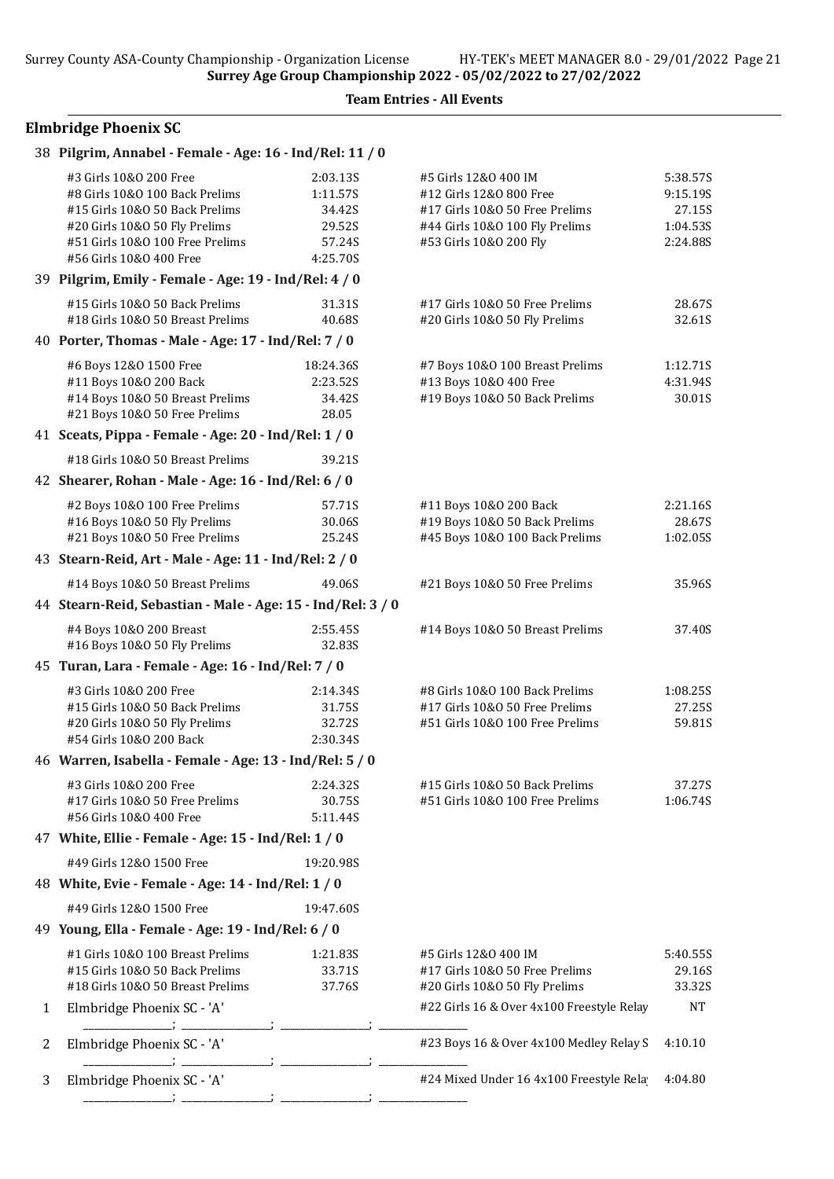**Surrey Age Group Championship 2022 - 05/02/2022 to 27/02/2022**

**Team Entries - All Events**

## Elmbridge Phoenix SC

### 38 Pilgrim, Annabel - Female - Age: 16 - Ind/Rel: 11 / 0

| Event | Time | Event | Time |
|---|---|---|---|
| #3 Girls 10&O 200 Free | 2:03.13S | #5 Girls 12&O 400 IM | 5:38.57S |
| #8 Girls 10&O 100 Back Prelims | 1:11.57S | #12 Girls 12&O 800 Free | 9:15.19S |
| #15 Girls 10&O 50 Back Prelims | 34.42S | #17 Girls 10&O 50 Free Prelims | 27.15S |
| #20 Girls 10&O 50 Fly Prelims | 29.52S | #44 Girls 10&O 100 Fly Prelims | 1:04.53S |
| #51 Girls 10&O 100 Free Prelims | 57.24S | #53 Girls 10&O 200 Fly | 2:24.88S |
| #56 Girls 10&O 400 Free | 4:25.70S | | |

### 39 Pilgrim, Emily - Female - Age: 19 - Ind/Rel: 4 / 0

| Event | Time | Event | Time |
|---|---|---|---|
| #15 Girls 10&O 50 Back Prelims | 31.31S | #17 Girls 10&O 50 Free Prelims | 28.67S |
| #18 Girls 10&O 50 Breast Prelims | 40.68S | #20 Girls 10&O 50 Fly Prelims | 32.61S |

### 40 Porter, Thomas - Male - Age: 17 - Ind/Rel: 7 / 0

| Event | Time | Event | Time |
|---|---|---|---|
| #6 Boys 12&O 1500 Free | 18:24.36S | #7 Boys 10&O 100 Breast Prelims | 1:12.71S |
| #11 Boys 10&O 200 Back | 2:23.52S | #13 Boys 10&O 400 Free | 4:31.94S |
| #14 Boys 10&O 50 Breast Prelims | 34.42S | #19 Boys 10&O 50 Back Prelims | 30.01S |
| #21 Boys 10&O 50 Free Prelims | 28.05 | | |

### 41 Sceats, Pippa - Female - Age: 20 - Ind/Rel: 1 / 0

| Event | Time |
|---|---|
| #18 Girls 10&O 50 Breast Prelims | 39.21S |

### 42 Shearer, Rohan - Male - Age: 16 - Ind/Rel: 6 / 0

| Event | Time | Event | Time |
|---|---|---|---|
| #2 Boys 10&O 100 Free Prelims | 57.71S | #11 Boys 10&O 200 Back | 2:21.16S |
| #16 Boys 10&O 50 Fly Prelims | 30.06S | #19 Boys 10&O 50 Back Prelims | 28.67S |
| #21 Boys 10&O 50 Free Prelims | 25.24S | #45 Boys 10&O 100 Back Prelims | 1:02.05S |

### 43 Stearn-Reid, Art - Male - Age: 11 - Ind/Rel: 2 / 0

| Event | Time | Event | Time |
|---|---|---|---|
| #14 Boys 10&O 50 Breast Prelims | 49.06S | #21 Boys 10&O 50 Free Prelims | 35.96S |

### 44 Stearn-Reid, Sebastian - Male - Age: 15 - Ind/Rel: 3 / 0

| Event | Time | Event | Time |
|---|---|---|---|
| #4 Boys 10&O 200 Breast | 2:55.45S | #14 Boys 10&O 50 Breast Prelims | 37.40S |
| #16 Boys 10&O 50 Fly Prelims | 32.83S | | |

### 45 Turan, Lara - Female - Age: 16 - Ind/Rel: 7 / 0

| Event | Time | Event | Time |
|---|---|---|---|
| #3 Girls 10&O 200 Free | 2:14.34S | #8 Girls 10&O 100 Back Prelims | 1:08.25S |
| #15 Girls 10&O 50 Back Prelims | 31.75S | #17 Girls 10&O 50 Free Prelims | 27.25S |
| #20 Girls 10&O 50 Fly Prelims | 32.72S | #51 Girls 10&O 100 Free Prelims | 59.81S |
| #54 Girls 10&O 200 Back | 2:30.34S | | |

### 46 Warren, Isabella - Female - Age: 13 - Ind/Rel: 5 / 0

| Event | Time | Event | Time |
|---|---|---|---|
| #3 Girls 10&O 200 Free | 2:24.32S | #15 Girls 10&O 50 Back Prelims | 37.27S |
| #17 Girls 10&O 50 Free Prelims | 30.75S | #51 Girls 10&O 100 Free Prelims | 1:06.74S |
| #56 Girls 10&O 400 Free | 5:11.44S | | |

### 47 White, Ellie - Female - Age: 15 - Ind/Rel: 1 / 0

| Event | Time |
|---|---|
| #49 Girls 12&O 1500 Free | 19:20.98S |

### 48 White, Evie - Female - Age: 14 - Ind/Rel: 1 / 0

| Event | Time |
|---|---|
| #49 Girls 12&O 1500 Free | 19:47.60S |

### 49 Young, Ella - Female - Age: 19 - Ind/Rel: 6 / 0

| Event | Time | Event | Time |
|---|---|---|---|
| #1 Girls 10&O 100 Breast Prelims | 1:21.83S | #5 Girls 12&O 400 IM | 5:40.55S |
| #15 Girls 10&O 50 Back Prelims | 33.71S | #17 Girls 10&O 50 Free Prelims | 29.16S |
| #18 Girls 10&O 50 Breast Prelims | 37.76S | #20 Girls 10&O 50 Fly Prelims | 33.32S |

### Relays

| # | Team | Event | Time |
|---|---|---|---|
| 1 | Elmbridge Phoenix SC - 'A' | #22 Girls 16 & Over 4x100 Freestyle Relay | NT |
| 2 | Elmbridge Phoenix SC - 'A' | #23 Boys 16 & Over 4x100 Medley Relay S | 4:10.10 |
| 3 | Elmbridge Phoenix SC - 'A' | #24 Mixed Under 16 4x100 Freestyle Relay | 4:04.80 |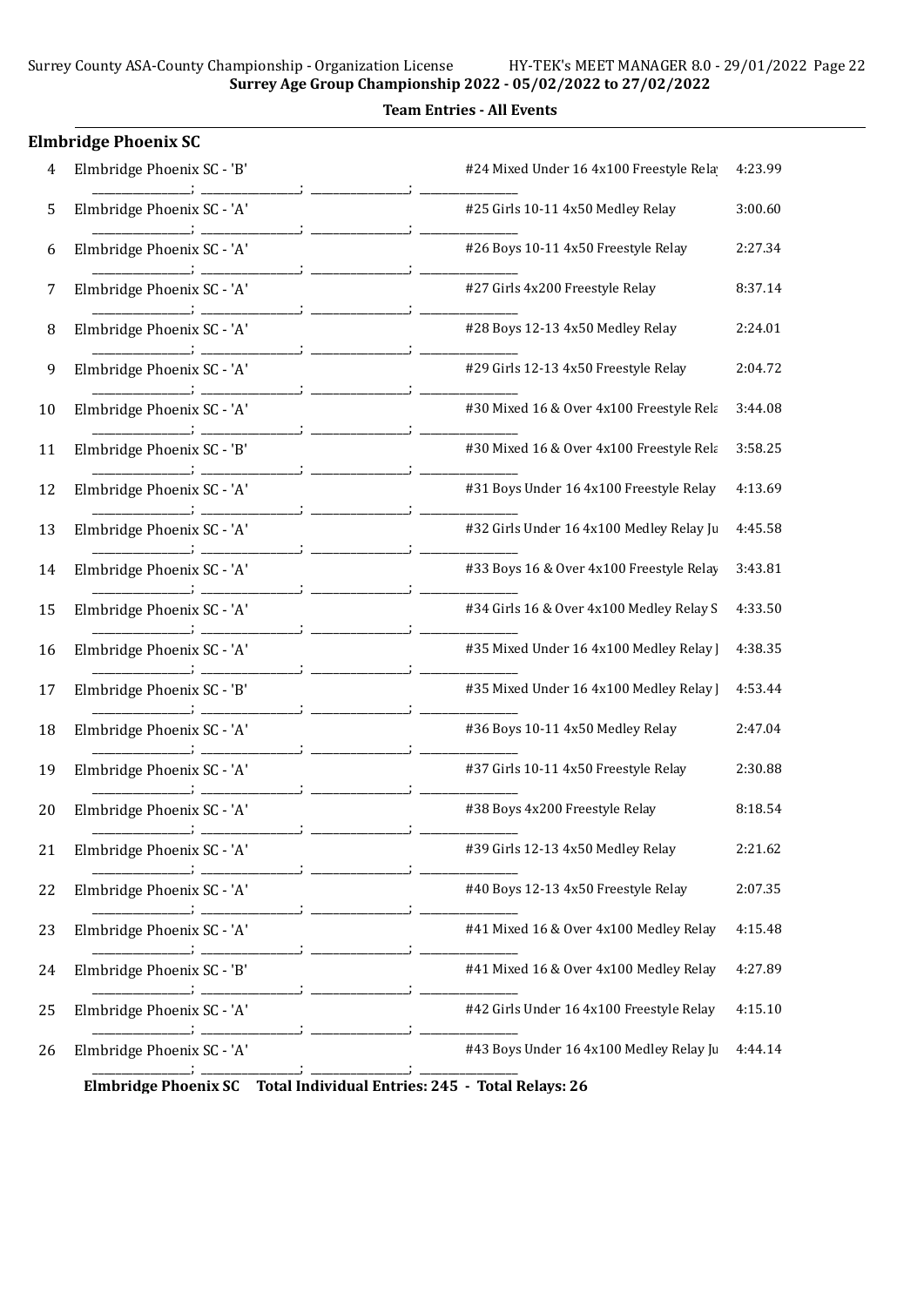**Surrey Age Group Championship 2022 - 05/02/2022 to 27/02/2022**

**Team Entries - All Events**

## Elmbridge Phoenix SC

| # | Team | Event | Time |
|---|---|---|---|
| 4 | Elmbridge Phoenix SC - 'B' | #24 Mixed Under 16 4x100 Freestyle Rela | 4:23.99 |
| 5 | Elmbridge Phoenix SC - 'A' | #25 Girls 10-11 4x50 Medley Relay | 3:00.60 |
| 6 | Elmbridge Phoenix SC - 'A' | #26 Boys 10-11 4x50 Freestyle Relay | 2:27.34 |
| 7 | Elmbridge Phoenix SC - 'A' | #27 Girls 4x200 Freestyle Relay | 8:37.14 |
| 8 | Elmbridge Phoenix SC - 'A' | #28 Boys 12-13 4x50 Medley Relay | 2:24.01 |
| 9 | Elmbridge Phoenix SC - 'A' | #29 Girls 12-13 4x50 Freestyle Relay | 2:04.72 |
| 10 | Elmbridge Phoenix SC - 'A' | #30 Mixed 16 & Over 4x100 Freestyle Rela | 3:44.08 |
| 11 | Elmbridge Phoenix SC - 'B' | #30 Mixed 16 & Over 4x100 Freestyle Rela | 3:58.25 |
| 12 | Elmbridge Phoenix SC - 'A' | #31 Boys Under 16 4x100 Freestyle Relay | 4:13.69 |
| 13 | Elmbridge Phoenix SC - 'A' | #32 Girls Under 16 4x100 Medley Relay Ju | 4:45.58 |
| 14 | Elmbridge Phoenix SC - 'A' | #33 Boys 16 & Over 4x100 Freestyle Relay | 3:43.81 |
| 15 | Elmbridge Phoenix SC - 'A' | #34 Girls 16 & Over 4x100 Medley Relay S | 4:33.50 |
| 16 | Elmbridge Phoenix SC - 'A' | #35 Mixed Under 16 4x100 Medley Relay J | 4:38.35 |
| 17 | Elmbridge Phoenix SC - 'B' | #35 Mixed Under 16 4x100 Medley Relay J | 4:53.44 |
| 18 | Elmbridge Phoenix SC - 'A' | #36 Boys 10-11 4x50 Medley Relay | 2:47.04 |
| 19 | Elmbridge Phoenix SC - 'A' | #37 Girls 10-11 4x50 Freestyle Relay | 2:30.88 |
| 20 | Elmbridge Phoenix SC - 'A' | #38 Boys 4x200 Freestyle Relay | 8:18.54 |
| 21 | Elmbridge Phoenix SC - 'A' | #39 Girls 12-13 4x50 Medley Relay | 2:21.62 |
| 22 | Elmbridge Phoenix SC - 'A' | #40 Boys 12-13 4x50 Freestyle Relay | 2:07.35 |
| 23 | Elmbridge Phoenix SC - 'A' | #41 Mixed 16 & Over 4x100 Medley Relay | 4:15.48 |
| 24 | Elmbridge Phoenix SC - 'B' | #41 Mixed 16 & Over 4x100 Medley Relay | 4:27.89 |
| 25 | Elmbridge Phoenix SC - 'A' | #42 Girls Under 16 4x100 Freestyle Relay | 4:15.10 |
| 26 | Elmbridge Phoenix SC - 'A' | #43 Boys Under 16 4x100 Medley Relay Ju | 4:44.14 |

**Elmbridge Phoenix SC Total Individual Entries: 245 - Total Relays: 26**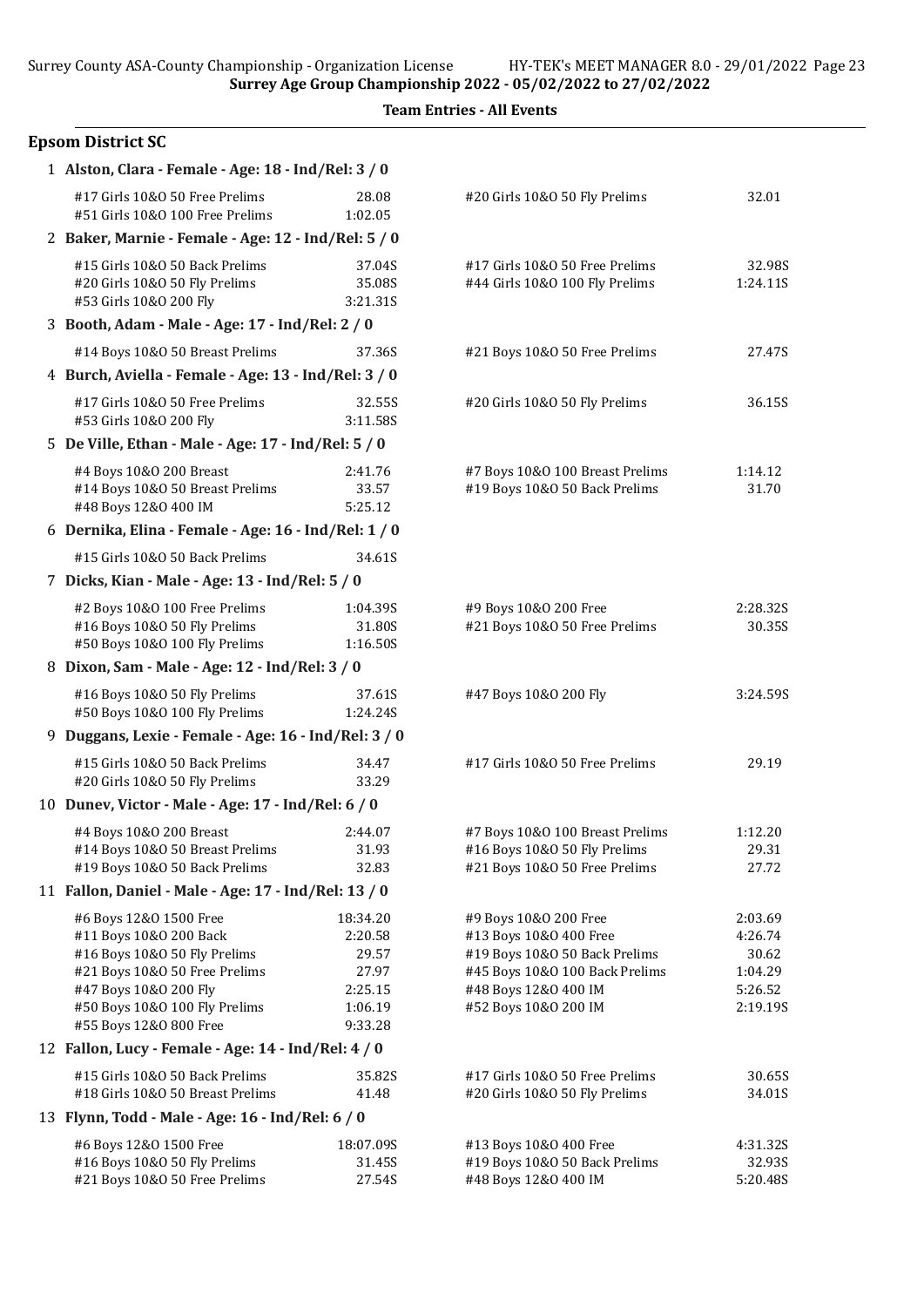**Team Entries - All Events**

## Epsom District SC

**1 Alston, Clara - Female - Age: 18 - Ind/Rel: 3 / 0**

| Event | Time | Event | Time |
|---|---|---|---|
| #17 Girls 10&O 50 Free Prelims | 28.08 | #20 Girls 10&O 50 Fly Prelims | 32.01 |
| #51 Girls 10&O 100 Free Prelims | 1:02.05 | | |

**2 Baker, Marnie - Female - Age: 12 - Ind/Rel: 5 / 0**

| Event | Time | Event | Time |
|---|---|---|---|
| #15 Girls 10&O 50 Back Prelims | 37.04S | #17 Girls 10&O 50 Free Prelims | 32.98S |
| #20 Girls 10&O 50 Fly Prelims | 35.08S | #44 Girls 10&O 100 Fly Prelims | 1:24.11S |
| #53 Girls 10&O 200 Fly | 3:21.31S | | |

**3 Booth, Adam - Male - Age: 17 - Ind/Rel: 2 / 0**

| Event | Time | Event | Time |
|---|---|---|---|
| #14 Boys 10&O 50 Breast Prelims | 37.36S | #21 Boys 10&O 50 Free Prelims | 27.47S |

**4 Burch, Aviella - Female - Age: 13 - Ind/Rel: 3 / 0**

| Event | Time | Event | Time |
|---|---|---|---|
| #17 Girls 10&O 50 Free Prelims | 32.55S | #20 Girls 10&O 50 Fly Prelims | 36.15S |
| #53 Girls 10&O 200 Fly | 3:11.58S | | |

**5 De Ville, Ethan - Male - Age: 17 - Ind/Rel: 5 / 0**

| Event | Time | Event | Time |
|---|---|---|---|
| #4 Boys 10&O 200 Breast | 2:41.76 | #7 Boys 10&O 100 Breast Prelims | 1:14.12 |
| #14 Boys 10&O 50 Breast Prelims | 33.57 | #19 Boys 10&O 50 Back Prelims | 31.70 |
| #48 Boys 12&O 400 IM | 5:25.12 | | |

**6 Dernika, Elina - Female - Age: 16 - Ind/Rel: 1 / 0**

| Event | Time | Event | Time |
|---|---|---|---|
| #15 Girls 10&O 50 Back Prelims | 34.61S | | |

**7 Dicks, Kian - Male - Age: 13 - Ind/Rel: 5 / 0**

| Event | Time | Event | Time |
|---|---|---|---|
| #2 Boys 10&O 100 Free Prelims | 1:04.39S | #9 Boys 10&O 200 Free | 2:28.32S |
| #16 Boys 10&O 50 Fly Prelims | 31.80S | #21 Boys 10&O 50 Free Prelims | 30.35S |
| #50 Boys 10&O 100 Fly Prelims | 1:16.50S | | |

**8 Dixon, Sam - Male - Age: 12 - Ind/Rel: 3 / 0**

| Event | Time | Event | Time |
|---|---|---|---|
| #16 Boys 10&O 50 Fly Prelims | 37.61S | #47 Boys 10&O 200 Fly | 3:24.59S |
| #50 Boys 10&O 100 Fly Prelims | 1:24.24S | | |

**9 Duggans, Lexie - Female - Age: 16 - Ind/Rel: 3 / 0**

| Event | Time | Event | Time |
|---|---|---|---|
| #15 Girls 10&O 50 Back Prelims | 34.47 | #17 Girls 10&O 50 Free Prelims | 29.19 |
| #20 Girls 10&O 50 Fly Prelims | 33.29 | | |

**10 Dunev, Victor - Male - Age: 17 - Ind/Rel: 6 / 0**

| Event | Time | Event | Time |
|---|---|---|---|
| #4 Boys 10&O 200 Breast | 2:44.07 | #7 Boys 10&O 100 Breast Prelims | 1:12.20 |
| #14 Boys 10&O 50 Breast Prelims | 31.93 | #16 Boys 10&O 50 Fly Prelims | 29.31 |
| #19 Boys 10&O 50 Back Prelims | 32.83 | #21 Boys 10&O 50 Free Prelims | 27.72 |

**11 Fallon, Daniel - Male - Age: 17 - Ind/Rel: 13 / 0**

| Event | Time | Event | Time |
|---|---|---|---|
| #6 Boys 12&O 1500 Free | 18:34.20 | #9 Boys 10&O 200 Free | 2:03.69 |
| #11 Boys 10&O 200 Back | 2:20.58 | #13 Boys 10&O 400 Free | 4:26.74 |
| #16 Boys 10&O 50 Fly Prelims | 29.57 | #19 Boys 10&O 50 Back Prelims | 30.62 |
| #21 Boys 10&O 50 Free Prelims | 27.97 | #45 Boys 10&O 100 Back Prelims | 1:04.29 |
| #47 Boys 10&O 200 Fly | 2:25.15 | #48 Boys 12&O 400 IM | 5:26.52 |
| #50 Boys 10&O 100 Fly Prelims | 1:06.19 | #52 Boys 10&O 200 IM | 2:19.19S |
| #55 Boys 12&O 800 Free | 9:33.28 | | |

**12 Fallon, Lucy - Female - Age: 14 - Ind/Rel: 4 / 0**

| Event | Time | Event | Time |
|---|---|---|---|
| #15 Girls 10&O 50 Back Prelims | 35.82S | #17 Girls 10&O 50 Free Prelims | 30.65S |
| #18 Girls 10&O 50 Breast Prelims | 41.48 | #20 Girls 10&O 50 Fly Prelims | 34.01S |

**13 Flynn, Todd - Male - Age: 16 - Ind/Rel: 6 / 0**

| Event | Time | Event | Time |
|---|---|---|---|
| #6 Boys 12&O 1500 Free | 18:07.09S | #13 Boys 10&O 400 Free | 4:31.32S |
| #16 Boys 10&O 50 Fly Prelims | 31.45S | #19 Boys 10&O 50 Back Prelims | 32.93S |
| #21 Boys 10&O 50 Free Prelims | 27.54S | #48 Boys 12&O 400 IM | 5:20.48S |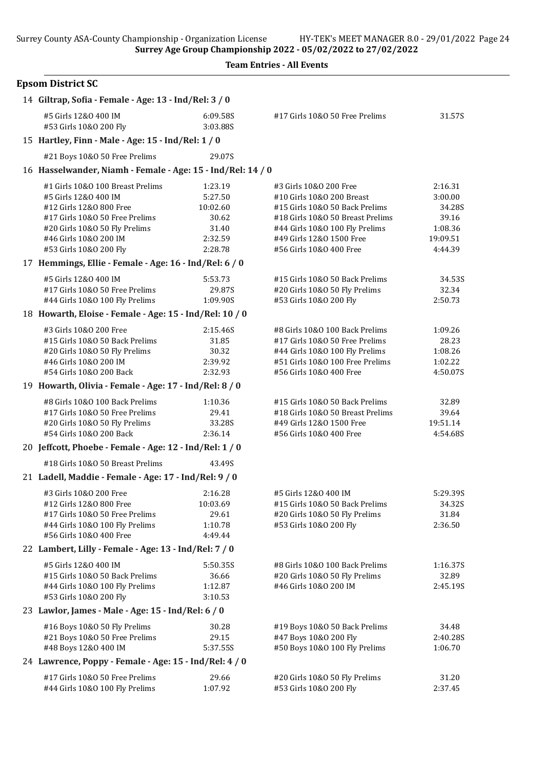**Surrey Age Group Championship 2022 - 05/02/2022 to 27/02/2022**

**Team Entries - All Events**

## Epsom District SC

### 14 Giltrap, Sofia - Female - Age: 13 - Ind/Rel: 3 / 0

| Event | Time | Event | Time |
|---|---|---|---|
| #5 Girls 12&O 400 IM | 6:09.58S | #17 Girls 10&O 50 Free Prelims | 31.57S |
| #53 Girls 10&O 200 Fly | 3:03.88S | | |

### 15 Hartley, Finn - Male - Age: 15 - Ind/Rel: 1 / 0

| Event | Time | Event | Time |
|---|---|---|---|
| #21 Boys 10&O 50 Free Prelims | 29.07S | | |

### 16 Hasselwander, Niamh - Female - Age: 15 - Ind/Rel: 14 / 0

| Event | Time | Event | Time |
|---|---|---|---|
| #1 Girls 10&O 100 Breast Prelims | 1:23.19 | #3 Girls 10&O 200 Free | 2:16.31 |
| #5 Girls 12&O 400 IM | 5:27.50 | #10 Girls 10&O 200 Breast | 3:00.00 |
| #12 Girls 12&O 800 Free | 10:02.60 | #15 Girls 10&O 50 Back Prelims | 34.28S |
| #17 Girls 10&O 50 Free Prelims | 30.62 | #18 Girls 10&O 50 Breast Prelims | 39.16 |
| #20 Girls 10&O 50 Fly Prelims | 31.40 | #44 Girls 10&O 100 Fly Prelims | 1:08.36 |
| #46 Girls 10&O 200 IM | 2:32.59 | #49 Girls 12&O 1500 Free | 19:09.51 |
| #53 Girls 10&O 200 Fly | 2:28.78 | #56 Girls 10&O 400 Free | 4:44.39 |

### 17 Hemmings, Ellie - Female - Age: 16 - Ind/Rel: 6 / 0

| Event | Time | Event | Time |
|---|---|---|---|
| #5 Girls 12&O 400 IM | 5:53.73 | #15 Girls 10&O 50 Back Prelims | 34.53S |
| #17 Girls 10&O 50 Free Prelims | 29.87S | #20 Girls 10&O 50 Fly Prelims | 32.34 |
| #44 Girls 10&O 100 Fly Prelims | 1:09.90S | #53 Girls 10&O 200 Fly | 2:50.73 |

### 18 Howarth, Eloise - Female - Age: 15 - Ind/Rel: 10 / 0

| Event | Time | Event | Time |
|---|---|---|---|
| #3 Girls 10&O 200 Free | 2:15.46S | #8 Girls 10&O 100 Back Prelims | 1:09.26 |
| #15 Girls 10&O 50 Back Prelims | 31.85 | #17 Girls 10&O 50 Free Prelims | 28.23 |
| #20 Girls 10&O 50 Fly Prelims | 30.32 | #44 Girls 10&O 100 Fly Prelims | 1:08.26 |
| #46 Girls 10&O 200 IM | 2:39.92 | #51 Girls 10&O 100 Free Prelims | 1:02.22 |
| #54 Girls 10&O 200 Back | 2:32.93 | #56 Girls 10&O 400 Free | 4:50.07S |

### 19 Howarth, Olivia - Female - Age: 17 - Ind/Rel: 8 / 0

| Event | Time | Event | Time |
|---|---|---|---|
| #8 Girls 10&O 100 Back Prelims | 1:10.36 | #15 Girls 10&O 50 Back Prelims | 32.89 |
| #17 Girls 10&O 50 Free Prelims | 29.41 | #18 Girls 10&O 50 Breast Prelims | 39.64 |
| #20 Girls 10&O 50 Fly Prelims | 33.28S | #49 Girls 12&O 1500 Free | 19:51.14 |
| #54 Girls 10&O 200 Back | 2:36.14 | #56 Girls 10&O 400 Free | 4:54.68S |

### 20 Jeffcott, Phoebe - Female - Age: 12 - Ind/Rel: 1 / 0

| Event | Time | Event | Time |
|---|---|---|---|
| #18 Girls 10&O 50 Breast Prelims | 43.49S | | |

### 21 Ladell, Maddie - Female - Age: 17 - Ind/Rel: 9 / 0

| Event | Time | Event | Time |
|---|---|---|---|
| #3 Girls 10&O 200 Free | 2:16.28 | #5 Girls 12&O 400 IM | 5:29.39S |
| #12 Girls 12&O 800 Free | 10:03.69 | #15 Girls 10&O 50 Back Prelims | 34.32S |
| #17 Girls 10&O 50 Free Prelims | 29.61 | #20 Girls 10&O 50 Fly Prelims | 31.84 |
| #44 Girls 10&O 100 Fly Prelims | 1:10.78 | #53 Girls 10&O 200 Fly | 2:36.50 |
| #56 Girls 10&O 400 Free | 4:49.44 | | |

### 22 Lambert, Lilly - Female - Age: 13 - Ind/Rel: 7 / 0

| Event | Time | Event | Time |
|---|---|---|---|
| #5 Girls 12&O 400 IM | 5:50.35S | #8 Girls 10&O 100 Back Prelims | 1:16.37S |
| #15 Girls 10&O 50 Back Prelims | 36.66 | #20 Girls 10&O 50 Fly Prelims | 32.89 |
| #44 Girls 10&O 100 Fly Prelims | 1:12.87 | #46 Girls 10&O 200 IM | 2:45.19S |
| #53 Girls 10&O 200 Fly | 3:10.53 | | |

### 23 Lawlor, James - Male - Age: 15 - Ind/Rel: 6 / 0

| Event | Time | Event | Time |
|---|---|---|---|
| #16 Boys 10&O 50 Fly Prelims | 30.28 | #19 Boys 10&O 50 Back Prelims | 34.48 |
| #21 Boys 10&O 50 Free Prelims | 29.15 | #47 Boys 10&O 200 Fly | 2:40.28S |
| #48 Boys 12&O 400 IM | 5:37.55S | #50 Boys 10&O 100 Fly Prelims | 1:06.70 |

### 24 Lawrence, Poppy - Female - Age: 15 - Ind/Rel: 4 / 0

| Event | Time | Event | Time |
|---|---|---|---|
| #17 Girls 10&O 50 Free Prelims | 29.66 | #20 Girls 10&O 50 Fly Prelims | 31.20 |
| #44 Girls 10&O 100 Fly Prelims | 1:07.92 | #53 Girls 10&O 200 Fly | 2:37.45 |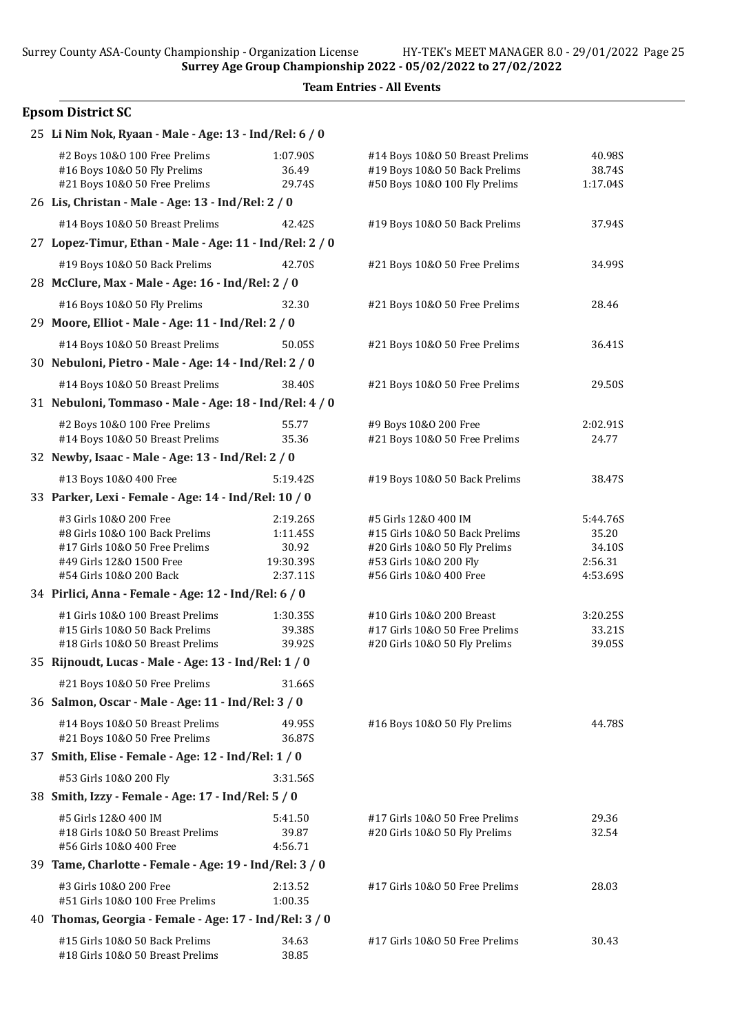**Team Entries - All Events**

## Epsom District SC

**25 Li Nim Nok, Ryaan - Male - Age: 13 - Ind/Rel: 6 / 0**

| Event | Time | Event | Time |
|---|---|---|---|
| #2 Boys 10&O 100 Free Prelims | 1:07.90S | #14 Boys 10&O 50 Breast Prelims | 40.98S |
| #16 Boys 10&O 50 Fly Prelims | 36.49 | #19 Boys 10&O 50 Back Prelims | 38.74S |
| #21 Boys 10&O 50 Free Prelims | 29.74S | #50 Boys 10&O 100 Fly Prelims | 1:17.04S |

**26 Lis, Christan - Male - Age: 13 - Ind/Rel: 2 / 0**

| Event | Time | Event | Time |
|---|---|---|---|
| #14 Boys 10&O 50 Breast Prelims | 42.42S | #19 Boys 10&O 50 Back Prelims | 37.94S |

**27 Lopez-Timur, Ethan - Male - Age: 11 - Ind/Rel: 2 / 0**

| Event | Time | Event | Time |
|---|---|---|---|
| #19 Boys 10&O 50 Back Prelims | 42.70S | #21 Boys 10&O 50 Free Prelims | 34.99S |

**28 McClure, Max - Male - Age: 16 - Ind/Rel: 2 / 0**

| Event | Time | Event | Time |
|---|---|---|---|
| #16 Boys 10&O 50 Fly Prelims | 32.30 | #21 Boys 10&O 50 Free Prelims | 28.46 |

**29 Moore, Elliot - Male - Age: 11 - Ind/Rel: 2 / 0**

| Event | Time | Event | Time |
|---|---|---|---|
| #14 Boys 10&O 50 Breast Prelims | 50.05S | #21 Boys 10&O 50 Free Prelims | 36.41S |

**30 Nebuloni, Pietro - Male - Age: 14 - Ind/Rel: 2 / 0**

| Event | Time | Event | Time |
|---|---|---|---|
| #14 Boys 10&O 50 Breast Prelims | 38.40S | #21 Boys 10&O 50 Free Prelims | 29.50S |

**31 Nebuloni, Tommaso - Male - Age: 18 - Ind/Rel: 4 / 0**

| Event | Time | Event | Time |
|---|---|---|---|
| #2 Boys 10&O 100 Free Prelims | 55.77 | #9 Boys 10&O 200 Free | 2:02.91S |
| #14 Boys 10&O 50 Breast Prelims | 35.36 | #21 Boys 10&O 50 Free Prelims | 24.77 |

**32 Newby, Isaac - Male - Age: 13 - Ind/Rel: 2 / 0**

| Event | Time | Event | Time |
|---|---|---|---|
| #13 Boys 10&O 400 Free | 5:19.42S | #19 Boys 10&O 50 Back Prelims | 38.47S |

**33 Parker, Lexi - Female - Age: 14 - Ind/Rel: 10 / 0**

| Event | Time | Event | Time |
|---|---|---|---|
| #3 Girls 10&O 200 Free | 2:19.26S | #5 Girls 12&O 400 IM | 5:44.76S |
| #8 Girls 10&O 100 Back Prelims | 1:11.45S | #15 Girls 10&O 50 Back Prelims | 35.20 |
| #17 Girls 10&O 50 Free Prelims | 30.92 | #20 Girls 10&O 50 Fly Prelims | 34.10S |
| #49 Girls 12&O 1500 Free | 19:30.39S | #53 Girls 10&O 200 Fly | 2:56.31 |
| #54 Girls 10&O 200 Back | 2:37.11S | #56 Girls 10&O 400 Free | 4:53.69S |

**34 Pirlici, Anna - Female - Age: 12 - Ind/Rel: 6 / 0**

| Event | Time | Event | Time |
|---|---|---|---|
| #1 Girls 10&O 100 Breast Prelims | 1:30.35S | #10 Girls 10&O 200 Breast | 3:20.25S |
| #15 Girls 10&O 50 Back Prelims | 39.38S | #17 Girls 10&O 50 Free Prelims | 33.21S |
| #18 Girls 10&O 50 Breast Prelims | 39.92S | #20 Girls 10&O 50 Fly Prelims | 39.05S |

**35 Rijnoudt, Lucas - Male - Age: 13 - Ind/Rel: 1 / 0**

| Event | Time | Event | Time |
|---|---|---|---|
| #21 Boys 10&O 50 Free Prelims | 31.66S | | |

**36 Salmon, Oscar - Male - Age: 11 - Ind/Rel: 3 / 0**

| Event | Time | Event | Time |
|---|---|---|---|
| #14 Boys 10&O 50 Breast Prelims | 49.95S | #16 Boys 10&O 50 Fly Prelims | 44.78S |
| #21 Boys 10&O 50 Free Prelims | 36.87S | | |

**37 Smith, Elise - Female - Age: 12 - Ind/Rel: 1 / 0**

| Event | Time | Event | Time |
|---|---|---|---|
| #53 Girls 10&O 200 Fly | 3:31.56S | | |

**38 Smith, Izzy - Female - Age: 17 - Ind/Rel: 5 / 0**

| Event | Time | Event | Time |
|---|---|---|---|
| #5 Girls 12&O 400 IM | 5:41.50 | #17 Girls 10&O 50 Free Prelims | 29.36 |
| #18 Girls 10&O 50 Breast Prelims | 39.87 | #20 Girls 10&O 50 Fly Prelims | 32.54 |
| #56 Girls 10&O 400 Free | 4:56.71 | | |

**39 Tame, Charlotte - Female - Age: 19 - Ind/Rel: 3 / 0**

| Event | Time | Event | Time |
|---|---|---|---|
| #3 Girls 10&O 200 Free | 2:13.52 | #17 Girls 10&O 50 Free Prelims | 28.03 |
| #51 Girls 10&O 100 Free Prelims | 1:00.35 | | |

**40 Thomas, Georgia - Female - Age: 17 - Ind/Rel: 3 / 0**

| Event | Time | Event | Time |
|---|---|---|---|
| #15 Girls 10&O 50 Back Prelims | 34.63 | #17 Girls 10&O 50 Free Prelims | 30.43 |
| #18 Girls 10&O 50 Breast Prelims | 38.85 | | |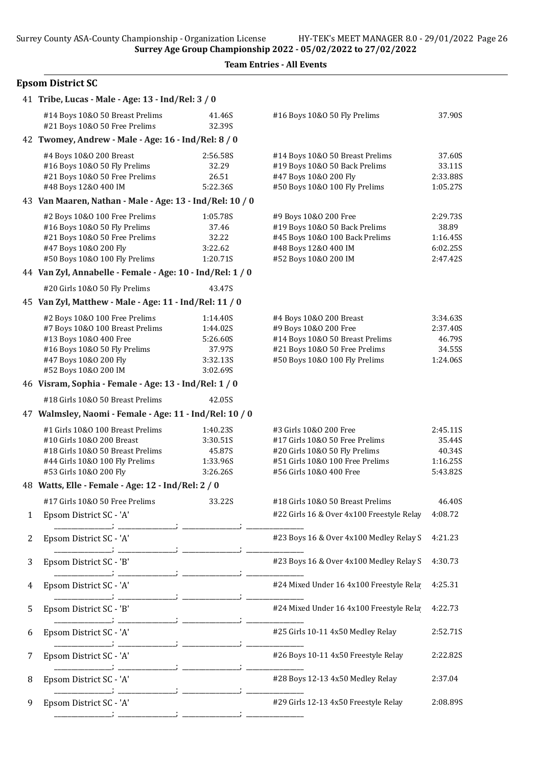**Surrey Age Group Championship 2022 - 05/02/2022 to 27/02/2022**

**Team Entries - All Events**

## Epsom District SC

**41 Tribe, Lucas - Male - Age: 13 - Ind/Rel: 3 / 0**

| Event | Time | Event | Time |
|---|---|---|---|
| #14 Boys 10&O 50 Breast Prelims | 41.46S | #16 Boys 10&O 50 Fly Prelims | 37.90S |
| #21 Boys 10&O 50 Free Prelims | 32.39S | | |

**42 Twomey, Andrew - Male - Age: 16 - Ind/Rel: 8 / 0**

| Event | Time | Event | Time |
|---|---|---|---|
| #4 Boys 10&O 200 Breast | 2:56.58S | #14 Boys 10&O 50 Breast Prelims | 37.60S |
| #16 Boys 10&O 50 Fly Prelims | 32.29 | #19 Boys 10&O 50 Back Prelims | 33.11S |
| #21 Boys 10&O 50 Free Prelims | 26.51 | #47 Boys 10&O 200 Fly | 2:33.88S |
| #48 Boys 12&O 400 IM | 5:22.36S | #50 Boys 10&O 100 Fly Prelims | 1:05.27S |

**43 Van Maaren, Nathan - Male - Age: 13 - Ind/Rel: 10 / 0**

| Event | Time | Event | Time |
|---|---|---|---|
| #2 Boys 10&O 100 Free Prelims | 1:05.78S | #9 Boys 10&O 200 Free | 2:29.73S |
| #16 Boys 10&O 50 Fly Prelims | 37.46 | #19 Boys 10&O 50 Back Prelims | 38.89 |
| #21 Boys 10&O 50 Free Prelims | 32.22 | #45 Boys 10&O 100 Back Prelims | 1:16.45S |
| #47 Boys 10&O 200 Fly | 3:22.62 | #48 Boys 12&O 400 IM | 6:02.25S |
| #50 Boys 10&O 100 Fly Prelims | 1:20.71S | #52 Boys 10&O 200 IM | 2:47.42S |

**44 Van Zyl, Annabelle - Female - Age: 10 - Ind/Rel: 1 / 0**

| Event | Time |
|---|---|
| #20 Girls 10&O 50 Fly Prelims | 43.47S |

**45 Van Zyl, Matthew - Male - Age: 11 - Ind/Rel: 11 / 0**

| Event | Time | Event | Time |
|---|---|---|---|
| #2 Boys 10&O 100 Free Prelims | 1:14.40S | #4 Boys 10&O 200 Breast | 3:34.63S |
| #7 Boys 10&O 100 Breast Prelims | 1:44.02S | #9 Boys 10&O 200 Free | 2:37.40S |
| #13 Boys 10&O 400 Free | 5:26.60S | #14 Boys 10&O 50 Breast Prelims | 46.79S |
| #16 Boys 10&O 50 Fly Prelims | 37.97S | #21 Boys 10&O 50 Free Prelims | 34.55S |
| #47 Boys 10&O 200 Fly | 3:32.13S | #50 Boys 10&O 100 Fly Prelims | 1:24.06S |
| #52 Boys 10&O 200 IM | 3:02.69S | | |

**46 Visram, Sophia - Female - Age: 13 - Ind/Rel: 1 / 0**

| Event | Time |
|---|---|
| #18 Girls 10&O 50 Breast Prelims | 42.05S |

**47 Walmsley, Naomi - Female - Age: 11 - Ind/Rel: 10 / 0**

| Event | Time | Event | Time |
|---|---|---|---|
| #1 Girls 10&O 100 Breast Prelims | 1:40.23S | #3 Girls 10&O 200 Free | 2:45.11S |
| #10 Girls 10&O 200 Breast | 3:30.51S | #17 Girls 10&O 50 Free Prelims | 35.44S |
| #18 Girls 10&O 50 Breast Prelims | 45.87S | #20 Girls 10&O 50 Fly Prelims | 40.34S |
| #44 Girls 10&O 100 Fly Prelims | 1:33.96S | #51 Girls 10&O 100 Free Prelims | 1:16.25S |
| #53 Girls 10&O 200 Fly | 3:26.26S | #56 Girls 10&O 400 Free | 5:43.82S |

**48 Watts, Elle - Female - Age: 12 - Ind/Rel: 2 / 0**

| Event | Time | Event | Time |
|---|---|---|---|
| #17 Girls 10&O 50 Free Prelims | 33.22S | #18 Girls 10&O 50 Breast Prelims | 46.40S |

| # | Team | Event | Time |
|---|---|---|---|
| 1 | Epsom District SC - 'A' | #22 Girls 16 & Over 4x100 Freestyle Relay | 4:08.72 |
| 2 | Epsom District SC - 'A' | #23 Boys 16 & Over 4x100 Medley Relay S | 4:21.23 |
| 3 | Epsom District SC - 'B' | #23 Boys 16 & Over 4x100 Medley Relay S | 4:30.73 |
| 4 | Epsom District SC - 'A' | #24 Mixed Under 16 4x100 Freestyle Relay | 4:25.31 |
| 5 | Epsom District SC - 'B' | #24 Mixed Under 16 4x100 Freestyle Relay | 4:22.73 |
| 6 | Epsom District SC - 'A' | #25 Girls 10-11 4x50 Medley Relay | 2:52.71S |
| 7 | Epsom District SC - 'A' | #26 Boys 10-11 4x50 Freestyle Relay | 2:22.82S |
| 8 | Epsom District SC - 'A' | #28 Boys 12-13 4x50 Medley Relay | 2:37.04 |
| 9 | Epsom District SC - 'A' | #29 Girls 12-13 4x50 Freestyle Relay | 2:08.89S |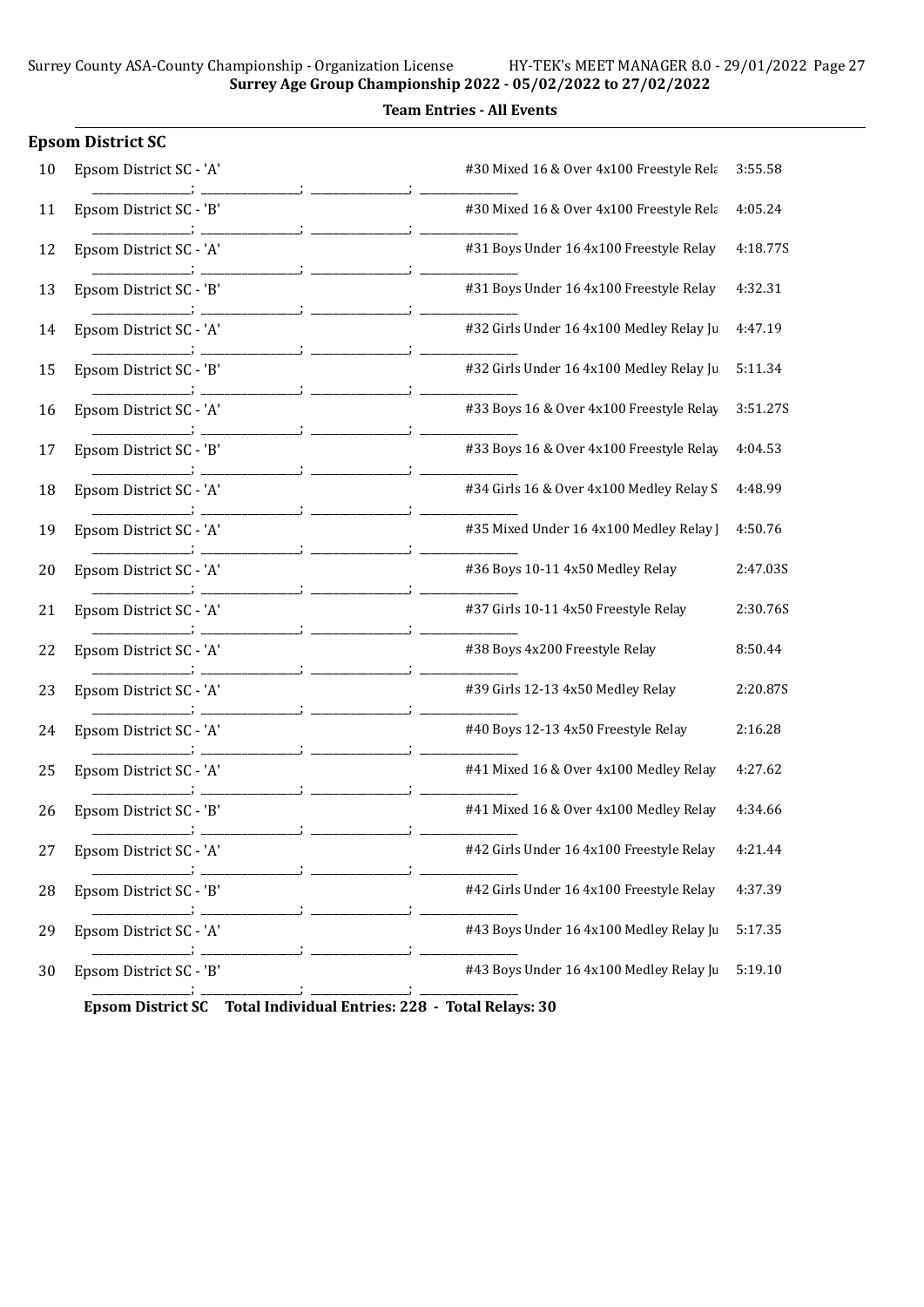**Surrey Age Group Championship 2022 - 05/02/2022 to 27/02/2022**

**Team Entries - All Events**

## Epsom District SC

| # | Team | Event | Time |
|---|---|---|---|
| 10 | Epsom District SC - 'A' | #30 Mixed 16 & Over 4x100 Freestyle Rela | 3:55.58 |
| 11 | Epsom District SC - 'B' | #30 Mixed 16 & Over 4x100 Freestyle Rela | 4:05.24 |
| 12 | Epsom District SC - 'A' | #31 Boys Under 16 4x100 Freestyle Relay | 4:18.77S |
| 13 | Epsom District SC - 'B' | #31 Boys Under 16 4x100 Freestyle Relay | 4:32.31 |
| 14 | Epsom District SC - 'A' | #32 Girls Under 16 4x100 Medley Relay Ju | 4:47.19 |
| 15 | Epsom District SC - 'B' | #32 Girls Under 16 4x100 Medley Relay Ju | 5:11.34 |
| 16 | Epsom District SC - 'A' | #33 Boys 16 & Over 4x100 Freestyle Relay | 3:51.27S |
| 17 | Epsom District SC - 'B' | #33 Boys 16 & Over 4x100 Freestyle Relay | 4:04.53 |
| 18 | Epsom District SC - 'A' | #34 Girls 16 & Over 4x100 Medley Relay S | 4:48.99 |
| 19 | Epsom District SC - 'A' | #35 Mixed Under 16 4x100 Medley Relay J | 4:50.76 |
| 20 | Epsom District SC - 'A' | #36 Boys 10-11 4x50 Medley Relay | 2:47.03S |
| 21 | Epsom District SC - 'A' | #37 Girls 10-11 4x50 Freestyle Relay | 2:30.76S |
| 22 | Epsom District SC - 'A' | #38 Boys 4x200 Freestyle Relay | 8:50.44 |
| 23 | Epsom District SC - 'A' | #39 Girls 12-13 4x50 Medley Relay | 2:20.87S |
| 24 | Epsom District SC - 'A' | #40 Boys 12-13 4x50 Freestyle Relay | 2:16.28 |
| 25 | Epsom District SC - 'A' | #41 Mixed 16 & Over 4x100 Medley Relay | 4:27.62 |
| 26 | Epsom District SC - 'B' | #41 Mixed 16 & Over 4x100 Medley Relay | 4:34.66 |
| 27 | Epsom District SC - 'A' | #42 Girls Under 16 4x100 Freestyle Relay | 4:21.44 |
| 28 | Epsom District SC - 'B' | #42 Girls Under 16 4x100 Freestyle Relay | 4:37.39 |
| 29 | Epsom District SC - 'A' | #43 Boys Under 16 4x100 Medley Relay Ju | 5:17.35 |
| 30 | Epsom District SC - 'B' | #43 Boys Under 16 4x100 Medley Relay Ju | 5:19.10 |

**Epsom District SC Total Individual Entries: 228 - Total Relays: 30**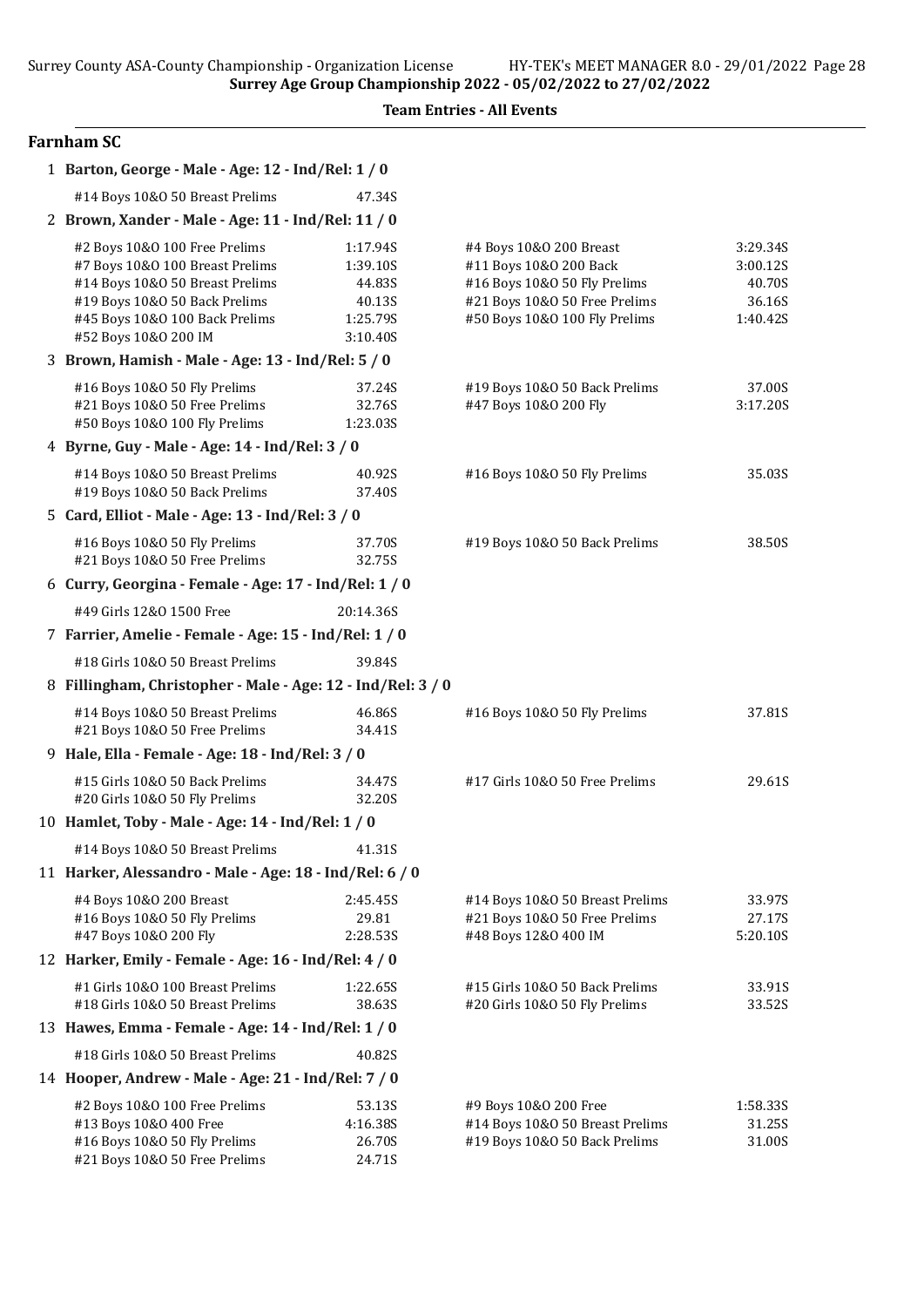Surrey Age Group Championship 2022 - 05/02/2022 to 27/02/2022

## Team Entries - All Events

### Farnham SC

**1 Barton, George - Male - Age: 12 - Ind/Rel: 1 / 0**

| Event | Time | Event | Time |
|---|---|---|---|
| #14 Boys 10&O 50 Breast Prelims | 47.34S | | |

**2 Brown, Xander - Male - Age: 11 - Ind/Rel: 11 / 0**

| Event | Time | Event | Time |
|---|---|---|---|
| #2 Boys 10&O 100 Free Prelims | 1:17.94S | #4 Boys 10&O 200 Breast | 3:29.34S |
| #7 Boys 10&O 100 Breast Prelims | 1:39.10S | #11 Boys 10&O 200 Back | 3:00.12S |
| #14 Boys 10&O 50 Breast Prelims | 44.83S | #16 Boys 10&O 50 Fly Prelims | 40.70S |
| #19 Boys 10&O 50 Back Prelims | 40.13S | #21 Boys 10&O 50 Free Prelims | 36.16S |
| #45 Boys 10&O 100 Back Prelims | 1:25.79S | #50 Boys 10&O 100 Fly Prelims | 1:40.42S |
| #52 Boys 10&O 200 IM | 3:10.40S | | |

**3 Brown, Hamish - Male - Age: 13 - Ind/Rel: 5 / 0**

| Event | Time | Event | Time |
|---|---|---|---|
| #16 Boys 10&O 50 Fly Prelims | 37.24S | #19 Boys 10&O 50 Back Prelims | 37.00S |
| #21 Boys 10&O 50 Free Prelims | 32.76S | #47 Boys 10&O 200 Fly | 3:17.20S |
| #50 Boys 10&O 100 Fly Prelims | 1:23.03S | | |

**4 Byrne, Guy - Male - Age: 14 - Ind/Rel: 3 / 0**

| Event | Time | Event | Time |
|---|---|---|---|
| #14 Boys 10&O 50 Breast Prelims | 40.92S | #16 Boys 10&O 50 Fly Prelims | 35.03S |
| #19 Boys 10&O 50 Back Prelims | 37.40S | | |

**5 Card, Elliot - Male - Age: 13 - Ind/Rel: 3 / 0**

| Event | Time | Event | Time |
|---|---|---|---|
| #16 Boys 10&O 50 Fly Prelims | 37.70S | #19 Boys 10&O 50 Back Prelims | 38.50S |
| #21 Boys 10&O 50 Free Prelims | 32.75S | | |

**6 Curry, Georgina - Female - Age: 17 - Ind/Rel: 1 / 0**

| Event | Time | Event | Time |
|---|---|---|---|
| #49 Girls 12&O 1500 Free | 20:14.36S | | |

**7 Farrier, Amelie - Female - Age: 15 - Ind/Rel: 1 / 0**

| Event | Time | Event | Time |
|---|---|---|---|
| #18 Girls 10&O 50 Breast Prelims | 39.84S | | |

**8 Fillingham, Christopher - Male - Age: 12 - Ind/Rel: 3 / 0**

| Event | Time | Event | Time |
|---|---|---|---|
| #14 Boys 10&O 50 Breast Prelims | 46.86S | #16 Boys 10&O 50 Fly Prelims | 37.81S |
| #21 Boys 10&O 50 Free Prelims | 34.41S | | |

**9 Hale, Ella - Female - Age: 18 - Ind/Rel: 3 / 0**

| Event | Time | Event | Time |
|---|---|---|---|
| #15 Girls 10&O 50 Back Prelims | 34.47S | #17 Girls 10&O 50 Free Prelims | 29.61S |
| #20 Girls 10&O 50 Fly Prelims | 32.20S | | |

**10 Hamlet, Toby - Male - Age: 14 - Ind/Rel: 1 / 0**

| Event | Time | Event | Time |
|---|---|---|---|
| #14 Boys 10&O 50 Breast Prelims | 41.31S | | |

**11 Harker, Alessandro - Male - Age: 18 - Ind/Rel: 6 / 0**

| Event | Time | Event | Time |
|---|---|---|---|
| #4 Boys 10&O 200 Breast | 2:45.45S | #14 Boys 10&O 50 Breast Prelims | 33.97S |
| #16 Boys 10&O 50 Fly Prelims | 29.81 | #21 Boys 10&O 50 Free Prelims | 27.17S |
| #47 Boys 10&O 200 Fly | 2:28.53S | #48 Boys 12&O 400 IM | 5:20.10S |

**12 Harker, Emily - Female - Age: 16 - Ind/Rel: 4 / 0**

| Event | Time | Event | Time |
|---|---|---|---|
| #1 Girls 10&O 100 Breast Prelims | 1:22.65S | #15 Girls 10&O 50 Back Prelims | 33.91S |
| #18 Girls 10&O 50 Breast Prelims | 38.63S | #20 Girls 10&O 50 Fly Prelims | 33.52S |

**13 Hawes, Emma - Female - Age: 14 - Ind/Rel: 1 / 0**

| Event | Time | Event | Time |
|---|---|---|---|
| #18 Girls 10&O 50 Breast Prelims | 40.82S | | |

**14 Hooper, Andrew - Male - Age: 21 - Ind/Rel: 7 / 0**

| Event | Time | Event | Time |
|---|---|---|---|
| #2 Boys 10&O 100 Free Prelims | 53.13S | #9 Boys 10&O 200 Free | 1:58.33S |
| #13 Boys 10&O 400 Free | 4:16.38S | #14 Boys 10&O 50 Breast Prelims | 31.25S |
| #16 Boys 10&O 50 Fly Prelims | 26.70S | #19 Boys 10&O 50 Back Prelims | 31.00S |
| #21 Boys 10&O 50 Free Prelims | 24.71S | | |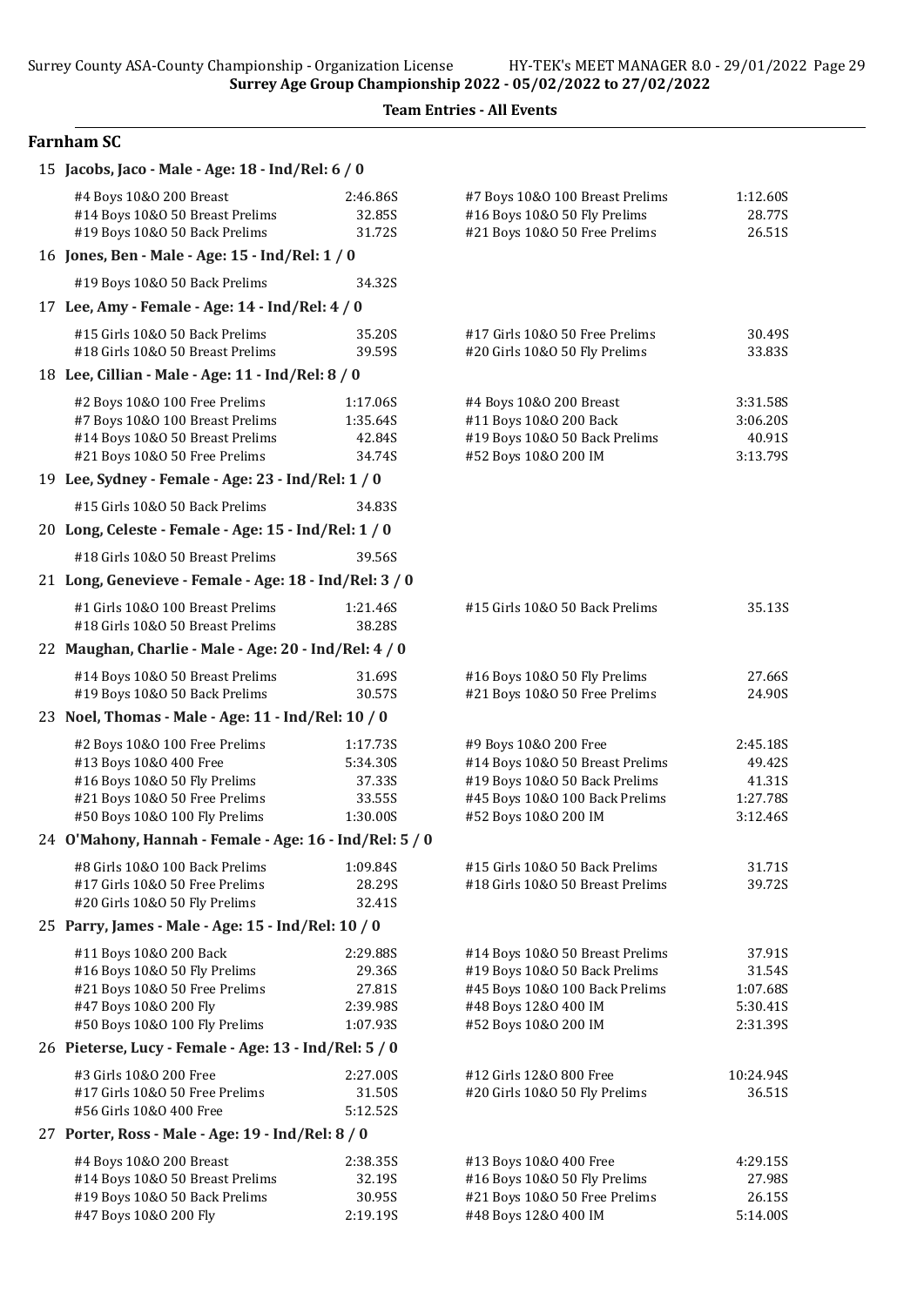**Team Entries - All Events**

## Farnham SC

**15 Jacobs, Jaco - Male - Age: 18 - Ind/Rel: 6 / 0**

| | | | |
|---|---|---|---|
| #4 Boys 10&O 200 Breast | 2:46.86S | #7 Boys 10&O 100 Breast Prelims | 1:12.60S |
| #14 Boys 10&O 50 Breast Prelims | 32.85S | #16 Boys 10&O 50 Fly Prelims | 28.77S |
| #19 Boys 10&O 50 Back Prelims | 31.72S | #21 Boys 10&O 50 Free Prelims | 26.51S |

**16 Jones, Ben - Male - Age: 15 - Ind/Rel: 1 / 0**

| | | | |
|---|---|---|---|
| #19 Boys 10&O 50 Back Prelims | 34.32S | | |

**17 Lee, Amy - Female - Age: 14 - Ind/Rel: 4 / 0**

| | | | |
|---|---|---|---|
| #15 Girls 10&O 50 Back Prelims | 35.20S | #17 Girls 10&O 50 Free Prelims | 30.49S |
| #18 Girls 10&O 50 Breast Prelims | 39.59S | #20 Girls 10&O 50 Fly Prelims | 33.83S |

**18 Lee, Cillian - Male - Age: 11 - Ind/Rel: 8 / 0**

| | | | |
|---|---|---|---|
| #2 Boys 10&O 100 Free Prelims | 1:17.06S | #4 Boys 10&O 200 Breast | 3:31.58S |
| #7 Boys 10&O 100 Breast Prelims | 1:35.64S | #11 Boys 10&O 200 Back | 3:06.20S |
| #14 Boys 10&O 50 Breast Prelims | 42.84S | #19 Boys 10&O 50 Back Prelims | 40.91S |
| #21 Boys 10&O 50 Free Prelims | 34.74S | #52 Boys 10&O 200 IM | 3:13.79S |

**19 Lee, Sydney - Female - Age: 23 - Ind/Rel: 1 / 0**

| | | | |
|---|---|---|---|
| #15 Girls 10&O 50 Back Prelims | 34.83S | | |

**20 Long, Celeste - Female - Age: 15 - Ind/Rel: 1 / 0**

| | | | |
|---|---|---|---|
| #18 Girls 10&O 50 Breast Prelims | 39.56S | | |

**21 Long, Genevieve - Female - Age: 18 - Ind/Rel: 3 / 0**

| | | | |
|---|---|---|---|
| #1 Girls 10&O 100 Breast Prelims | 1:21.46S | #15 Girls 10&O 50 Back Prelims | 35.13S |
| #18 Girls 10&O 50 Breast Prelims | 38.28S | | |

**22 Maughan, Charlie - Male - Age: 20 - Ind/Rel: 4 / 0**

| | | | |
|---|---|---|---|
| #14 Boys 10&O 50 Breast Prelims | 31.69S | #16 Boys 10&O 50 Fly Prelims | 27.66S |
| #19 Boys 10&O 50 Back Prelims | 30.57S | #21 Boys 10&O 50 Free Prelims | 24.90S |

**23 Noel, Thomas - Male - Age: 11 - Ind/Rel: 10 / 0**

| | | | |
|---|---|---|---|
| #2 Boys 10&O 100 Free Prelims | 1:17.73S | #9 Boys 10&O 200 Free | 2:45.18S |
| #13 Boys 10&O 400 Free | 5:34.30S | #14 Boys 10&O 50 Breast Prelims | 49.42S |
| #16 Boys 10&O 50 Fly Prelims | 37.33S | #19 Boys 10&O 50 Back Prelims | 41.31S |
| #21 Boys 10&O 50 Free Prelims | 33.55S | #45 Boys 10&O 100 Back Prelims | 1:27.78S |
| #50 Boys 10&O 100 Fly Prelims | 1:30.00S | #52 Boys 10&O 200 IM | 3:12.46S |

**24 O'Mahony, Hannah - Female - Age: 16 - Ind/Rel: 5 / 0**

| | | | |
|---|---|---|---|
| #8 Girls 10&O 100 Back Prelims | 1:09.84S | #15 Girls 10&O 50 Back Prelims | 31.71S |
| #17 Girls 10&O 50 Free Prelims | 28.29S | #18 Girls 10&O 50 Breast Prelims | 39.72S |
| #20 Girls 10&O 50 Fly Prelims | 32.41S | | |

**25 Parry, James - Male - Age: 15 - Ind/Rel: 10 / 0**

| | | | |
|---|---|---|---|
| #11 Boys 10&O 200 Back | 2:29.88S | #14 Boys 10&O 50 Breast Prelims | 37.91S |
| #16 Boys 10&O 50 Fly Prelims | 29.36S | #19 Boys 10&O 50 Back Prelims | 31.54S |
| #21 Boys 10&O 50 Free Prelims | 27.81S | #45 Boys 10&O 100 Back Prelims | 1:07.68S |
| #47 Boys 10&O 200 Fly | 2:39.98S | #48 Boys 12&O 400 IM | 5:30.41S |
| #50 Boys 10&O 100 Fly Prelims | 1:07.93S | #52 Boys 10&O 200 IM | 2:31.39S |

**26 Pieterse, Lucy - Female - Age: 13 - Ind/Rel: 5 / 0**

| | | | |
|---|---|---|---|
| #3 Girls 10&O 200 Free | 2:27.00S | #12 Girls 12&O 800 Free | 10:24.94S |
| #17 Girls 10&O 50 Free Prelims | 31.50S | #20 Girls 10&O 50 Fly Prelims | 36.51S |
| #56 Girls 10&O 400 Free | 5:12.52S | | |

**27 Porter, Ross - Male - Age: 19 - Ind/Rel: 8 / 0**

| | | | |
|---|---|---|---|
| #4 Boys 10&O 200 Breast | 2:38.35S | #13 Boys 10&O 400 Free | 4:29.15S |
| #14 Boys 10&O 50 Breast Prelims | 32.19S | #16 Boys 10&O 50 Fly Prelims | 27.98S |
| #19 Boys 10&O 50 Back Prelims | 30.95S | #21 Boys 10&O 50 Free Prelims | 26.15S |
| #47 Boys 10&O 200 Fly | 2:19.19S | #48 Boys 12&O 400 IM | 5:14.00S |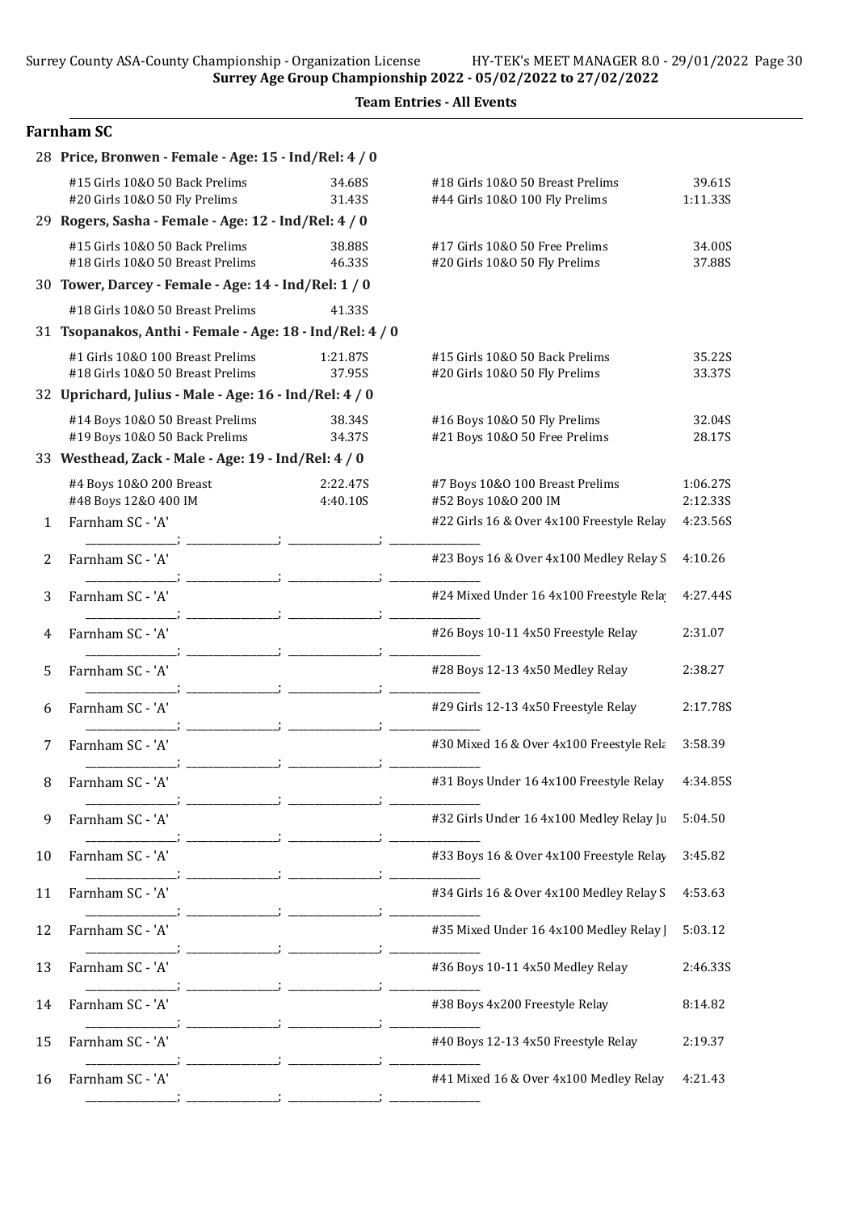Surrey Age Group Championship 2022 - 05/02/2022 to 27/02/2022

**Team Entries - All Events**

## Farnham SC

**28 Price, Bronwen - Female - Age: 15 - Ind/Rel: 4 / 0**

| Event | Time | Event | Time |
|---|---|---|---|
| #15 Girls 10&O 50 Back Prelims | 34.68S | #18 Girls 10&O 50 Breast Prelims | 39.61S |
| #20 Girls 10&O 50 Fly Prelims | 31.43S | #44 Girls 10&O 100 Fly Prelims | 1:11.33S |

**29 Rogers, Sasha - Female - Age: 12 - Ind/Rel: 4 / 0**

| Event | Time | Event | Time |
|---|---|---|---|
| #15 Girls 10&O 50 Back Prelims | 38.88S | #17 Girls 10&O 50 Free Prelims | 34.00S |
| #18 Girls 10&O 50 Breast Prelims | 46.33S | #20 Girls 10&O 50 Fly Prelims | 37.88S |

**30 Tower, Darcey - Female - Age: 14 - Ind/Rel: 1 / 0**

| Event | Time |
|---|---|
| #18 Girls 10&O 50 Breast Prelims | 41.33S |

**31 Tsopanakos, Anthi - Female - Age: 18 - Ind/Rel: 4 / 0**

| Event | Time | Event | Time |
|---|---|---|---|
| #1 Girls 10&O 100 Breast Prelims | 1:21.87S | #15 Girls 10&O 50 Back Prelims | 35.22S |
| #18 Girls 10&O 50 Breast Prelims | 37.95S | #20 Girls 10&O 50 Fly Prelims | 33.37S |

**32 Uprichard, Julius - Male - Age: 16 - Ind/Rel: 4 / 0**

| Event | Time | Event | Time |
|---|---|---|---|
| #14 Boys 10&O 50 Breast Prelims | 38.34S | #16 Boys 10&O 50 Fly Prelims | 32.04S |
| #19 Boys 10&O 50 Back Prelims | 34.37S | #21 Boys 10&O 50 Free Prelims | 28.17S |

**33 Westhead, Zack - Male - Age: 19 - Ind/Rel: 4 / 0**

| Event | Time | Event | Time |
|---|---|---|---|
| #4 Boys 10&O 200 Breast | 2:22.47S | #7 Boys 10&O 100 Breast Prelims | 1:06.27S |
| #48 Boys 12&O 400 IM | 4:40.10S | #52 Boys 10&O 200 IM | 2:12.33S |

| # | Team | Event | Time |
|---|---|---|---|
| 1 | Farnham SC - 'A' | #22 Girls 16 & Over 4x100 Freestyle Relay | 4:23.56S |
| 2 | Farnham SC - 'A' | #23 Boys 16 & Over 4x100 Medley Relay S | 4:10.26 |
| 3 | Farnham SC - 'A' | #24 Mixed Under 16 4x100 Freestyle Rela | 4:27.44S |
| 4 | Farnham SC - 'A' | #26 Boys 10-11 4x50 Freestyle Relay | 2:31.07 |
| 5 | Farnham SC - 'A' | #28 Boys 12-13 4x50 Medley Relay | 2:38.27 |
| 6 | Farnham SC - 'A' | #29 Girls 12-13 4x50 Freestyle Relay | 2:17.78S |
| 7 | Farnham SC - 'A' | #30 Mixed 16 & Over 4x100 Freestyle Rela | 3:58.39 |
| 8 | Farnham SC - 'A' | #31 Boys Under 16 4x100 Freestyle Relay | 4:34.85S |
| 9 | Farnham SC - 'A' | #32 Girls Under 16 4x100 Medley Relay Ju | 5:04.50 |
| 10 | Farnham SC - 'A' | #33 Boys 16 & Over 4x100 Freestyle Relay | 3:45.82 |
| 11 | Farnham SC - 'A' | #34 Girls 16 & Over 4x100 Medley Relay S | 4:53.63 |
| 12 | Farnham SC - 'A' | #35 Mixed Under 16 4x100 Medley Relay J | 5:03.12 |
| 13 | Farnham SC - 'A' | #36 Boys 10-11 4x50 Medley Relay | 2:46.33S |
| 14 | Farnham SC - 'A' | #38 Boys 4x200 Freestyle Relay | 8:14.82 |
| 15 | Farnham SC - 'A' | #40 Boys 12-13 4x50 Freestyle Relay | 2:19.37 |
| 16 | Farnham SC - 'A' | #41 Mixed 16 & Over 4x100 Medley Relay | 4:21.43 |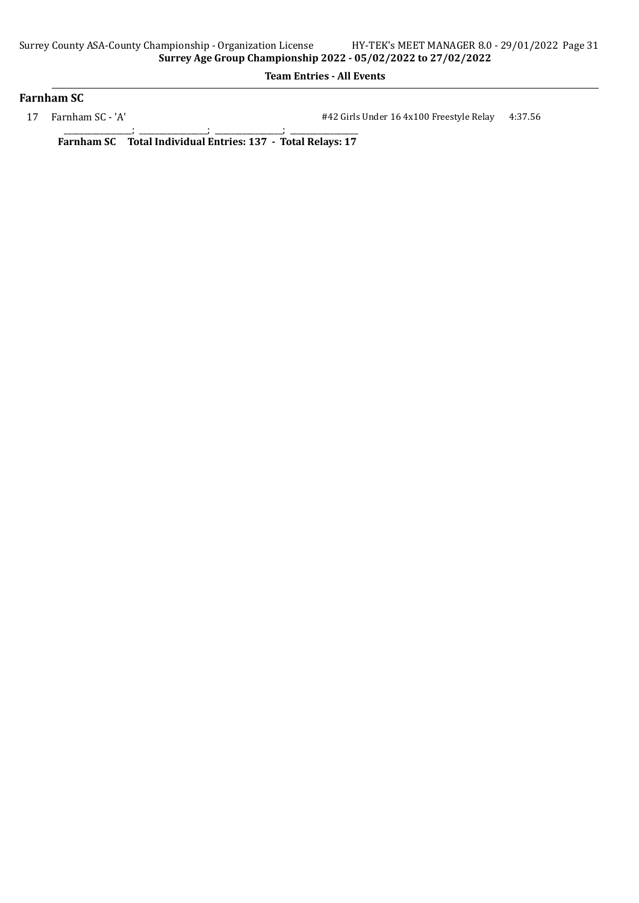**Team Entries - All Events**

## Farnham SC

| # | Team | Event | Seed Time |
|---|---|---|---|
| 17 | Farnham SC - 'A' | #42 Girls Under 16 4x100 Freestyle Relay | 4:37.56 |

_______________; _______________; _______________; _______________

**Farnham SC Total Individual Entries: 137 - Total Relays: 17**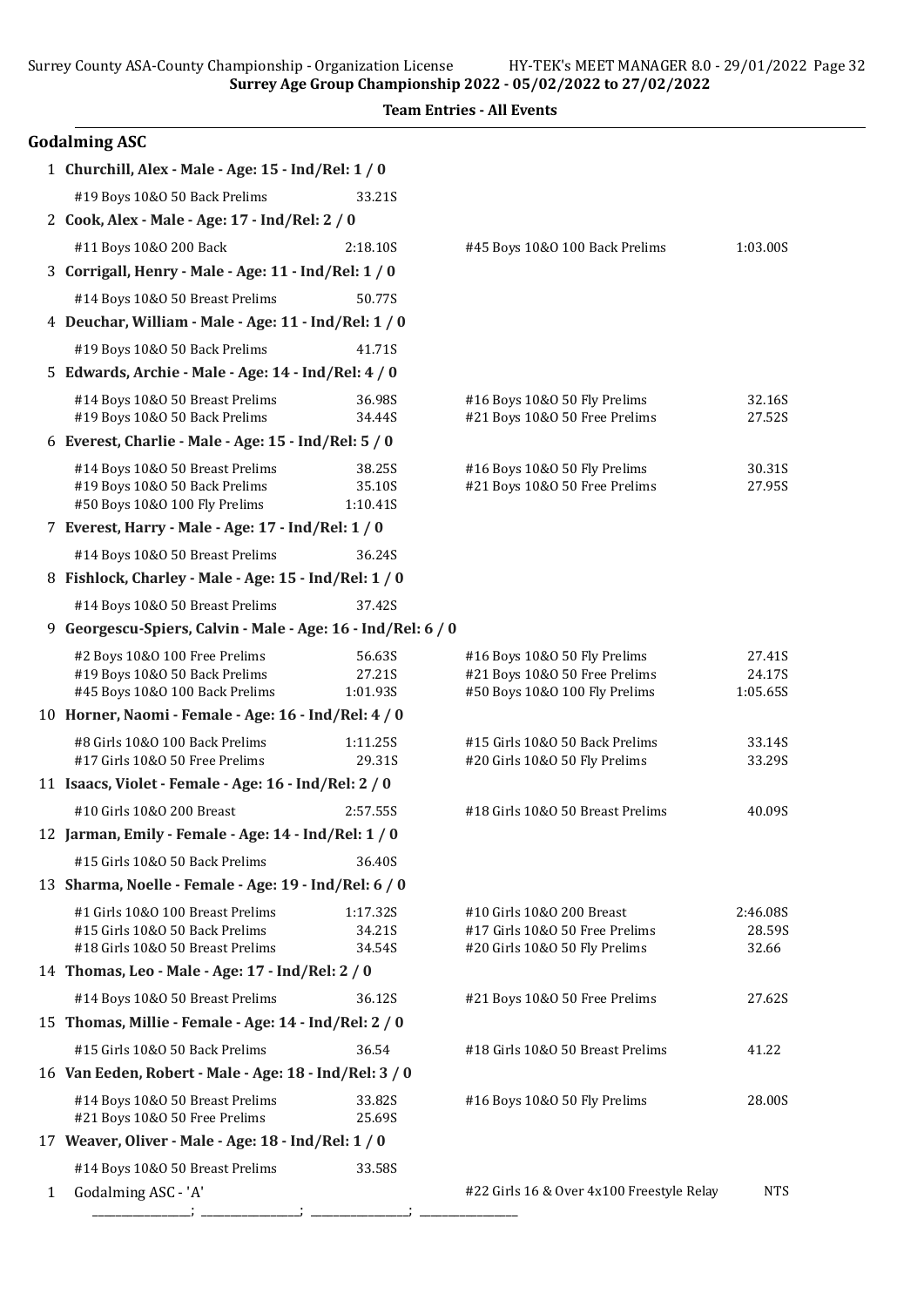**Surrey Age Group Championship 2022 - 05/02/2022 to 27/02/2022**

**Team Entries - All Events**

## Godalming ASC

1 **Churchill, Alex - Male - Age: 15 - Ind/Rel: 1 / 0**

| Event | Time | Event | Time |
|---|---|---|---|
| #19 Boys 10&O 50 Back Prelims | 33.21S | | |

2 **Cook, Alex - Male - Age: 17 - Ind/Rel: 2 / 0**

| Event | Time | Event | Time |
|---|---|---|---|
| #11 Boys 10&O 200 Back | 2:18.10S | #45 Boys 10&O 100 Back Prelims | 1:03.00S |

3 **Corrigall, Henry - Male - Age: 11 - Ind/Rel: 1 / 0**

| Event | Time | Event | Time |
|---|---|---|---|
| #14 Boys 10&O 50 Breast Prelims | 50.77S | | |

4 **Deuchar, William - Male - Age: 11 - Ind/Rel: 1 / 0**

| Event | Time | Event | Time |
|---|---|---|---|
| #19 Boys 10&O 50 Back Prelims | 41.71S | | |

5 **Edwards, Archie - Male - Age: 14 - Ind/Rel: 4 / 0**

| Event | Time | Event | Time |
|---|---|---|---|
| #14 Boys 10&O 50 Breast Prelims | 36.98S | #16 Boys 10&O 50 Fly Prelims | 32.16S |
| #19 Boys 10&O 50 Back Prelims | 34.44S | #21 Boys 10&O 50 Free Prelims | 27.52S |

6 **Everest, Charlie - Male - Age: 15 - Ind/Rel: 5 / 0**

| Event | Time | Event | Time |
|---|---|---|---|
| #14 Boys 10&O 50 Breast Prelims | 38.25S | #16 Boys 10&O 50 Fly Prelims | 30.31S |
| #19 Boys 10&O 50 Back Prelims | 35.10S | #21 Boys 10&O 50 Free Prelims | 27.95S |
| #50 Boys 10&O 100 Fly Prelims | 1:10.41S | | |

7 **Everest, Harry - Male - Age: 17 - Ind/Rel: 1 / 0**

| Event | Time | Event | Time |
|---|---|---|---|
| #14 Boys 10&O 50 Breast Prelims | 36.24S | | |

8 **Fishlock, Charley - Male - Age: 15 - Ind/Rel: 1 / 0**

| Event | Time | Event | Time |
|---|---|---|---|
| #14 Boys 10&O 50 Breast Prelims | 37.42S | | |

9 **Georgescu-Spiers, Calvin - Male - Age: 16 - Ind/Rel: 6 / 0**

| Event | Time | Event | Time |
|---|---|---|---|
| #2 Boys 10&O 100 Free Prelims | 56.63S | #16 Boys 10&O 50 Fly Prelims | 27.41S |
| #19 Boys 10&O 50 Back Prelims | 27.21S | #21 Boys 10&O 50 Free Prelims | 24.17S |
| #45 Boys 10&O 100 Back Prelims | 1:01.93S | #50 Boys 10&O 100 Fly Prelims | 1:05.65S |

10 **Horner, Naomi - Female - Age: 16 - Ind/Rel: 4 / 0**

| Event | Time | Event | Time |
|---|---|---|---|
| #8 Girls 10&O 100 Back Prelims | 1:11.25S | #15 Girls 10&O 50 Back Prelims | 33.14S |
| #17 Girls 10&O 50 Free Prelims | 29.31S | #20 Girls 10&O 50 Fly Prelims | 33.29S |

11 **Isaacs, Violet - Female - Age: 16 - Ind/Rel: 2 / 0**

| Event | Time | Event | Time |
|---|---|---|---|
| #10 Girls 10&O 200 Breast | 2:57.55S | #18 Girls 10&O 50 Breast Prelims | 40.09S |

12 **Jarman, Emily - Female - Age: 14 - Ind/Rel: 1 / 0**

| Event | Time | Event | Time |
|---|---|---|---|
| #15 Girls 10&O 50 Back Prelims | 36.40S | | |

13 **Sharma, Noelle - Female - Age: 19 - Ind/Rel: 6 / 0**

| Event | Time | Event | Time |
|---|---|---|---|
| #1 Girls 10&O 100 Breast Prelims | 1:17.32S | #10 Girls 10&O 200 Breast | 2:46.08S |
| #15 Girls 10&O 50 Back Prelims | 34.21S | #17 Girls 10&O 50 Free Prelims | 28.59S |
| #18 Girls 10&O 50 Breast Prelims | 34.54S | #20 Girls 10&O 50 Fly Prelims | 32.66 |

14 **Thomas, Leo - Male - Age: 17 - Ind/Rel: 2 / 0**

| Event | Time | Event | Time |
|---|---|---|---|
| #14 Boys 10&O 50 Breast Prelims | 36.12S | #21 Boys 10&O 50 Free Prelims | 27.62S |

15 **Thomas, Millie - Female - Age: 14 - Ind/Rel: 2 / 0**

| Event | Time | Event | Time |
|---|---|---|---|
| #15 Girls 10&O 50 Back Prelims | 36.54 | #18 Girls 10&O 50 Breast Prelims | 41.22 |

16 **Van Eeden, Robert - Male - Age: 18 - Ind/Rel: 3 / 0**

| Event | Time | Event | Time |
|---|---|---|---|
| #14 Boys 10&O 50 Breast Prelims | 33.82S | #16 Boys 10&O 50 Fly Prelims | 28.00S |
| #21 Boys 10&O 50 Free Prelims | 25.69S | | |

17 **Weaver, Oliver - Male - Age: 18 - Ind/Rel: 1 / 0**

| Event | Time | Event | Time |
|---|---|---|---|
| #14 Boys 10&O 50 Breast Prelims | 33.58S | | |

| | Relay | Event | Time |
|---|---|---|---|
| 1 | Godalming ASC - 'A' | #22 Girls 16 & Over 4x100 Freestyle Relay | NTS |

________________; ________________; ________________; ________________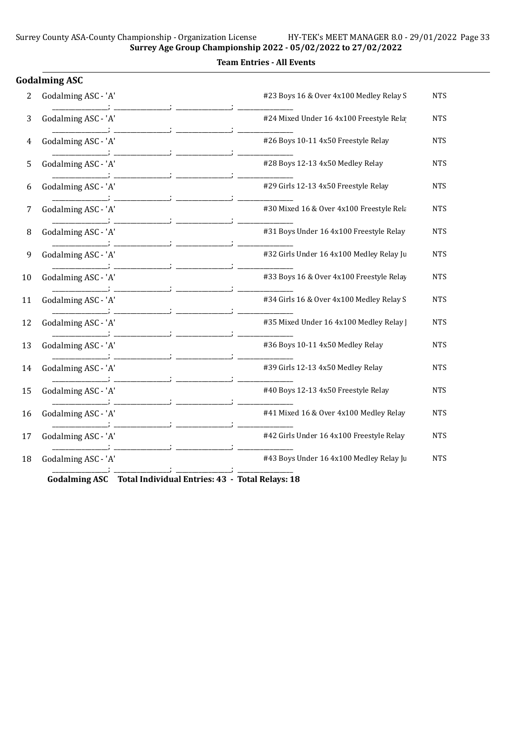**Team Entries - All Events**

## Godalming ASC

| # | Team | Event | Seed |
|---|---|---|---|
| 2 | Godalming ASC - 'A' | #23 Boys 16 & Over 4x100 Medley Relay S | NTS |
| | _______________; _______________; _______________; _______________ | | |
| 3 | Godalming ASC - 'A' | #24 Mixed Under 16 4x100 Freestyle Rela | NTS |
| | _______________; _______________; _______________; _______________ | | |
| 4 | Godalming ASC - 'A' | #26 Boys 10-11 4x50 Freestyle Relay | NTS |
| | _______________; _______________; _______________; _______________ | | |
| 5 | Godalming ASC - 'A' | #28 Boys 12-13 4x50 Medley Relay | NTS |
| | _______________; _______________; _______________; _______________ | | |
| 6 | Godalming ASC - 'A' | #29 Girls 12-13 4x50 Freestyle Relay | NTS |
| | _______________; _______________; _______________; _______________ | | |
| 7 | Godalming ASC - 'A' | #30 Mixed 16 & Over 4x100 Freestyle Rela | NTS |
| | _______________; _______________; _______________; _______________ | | |
| 8 | Godalming ASC - 'A' | #31 Boys Under 16 4x100 Freestyle Relay | NTS |
| | _______________; _______________; _______________; _______________ | | |
| 9 | Godalming ASC - 'A' | #32 Girls Under 16 4x100 Medley Relay Ju | NTS |
| | _______________; _______________; _______________; _______________ | | |
| 10 | Godalming ASC - 'A' | #33 Boys 16 & Over 4x100 Freestyle Relay | NTS |
| | _______________; _______________; _______________; _______________ | | |
| 11 | Godalming ASC - 'A' | #34 Girls 16 & Over 4x100 Medley Relay S | NTS |
| | _______________; _______________; _______________; _______________ | | |
| 12 | Godalming ASC - 'A' | #35 Mixed Under 16 4x100 Medley Relay J | NTS |
| | _______________; _______________; _______________; _______________ | | |
| 13 | Godalming ASC - 'A' | #36 Boys 10-11 4x50 Medley Relay | NTS |
| | _______________; _______________; _______________; _______________ | | |
| 14 | Godalming ASC - 'A' | #39 Girls 12-13 4x50 Medley Relay | NTS |
| | _______________; _______________; _______________; _______________ | | |
| 15 | Godalming ASC - 'A' | #40 Boys 12-13 4x50 Freestyle Relay | NTS |
| | _______________; _______________; _______________; _______________ | | |
| 16 | Godalming ASC - 'A' | #41 Mixed 16 & Over 4x100 Medley Relay | NTS |
| | _______________; _______________; _______________; _______________ | | |
| 17 | Godalming ASC - 'A' | #42 Girls Under 16 4x100 Freestyle Relay | NTS |
| | _______________; _______________; _______________; _______________ | | |
| 18 | Godalming ASC - 'A' | #43 Boys Under 16 4x100 Medley Relay Ju | NTS |
| | _______________; _______________; _______________; _______________ | | |

**Godalming ASC Total Individual Entries: 43 - Total Relays: 18**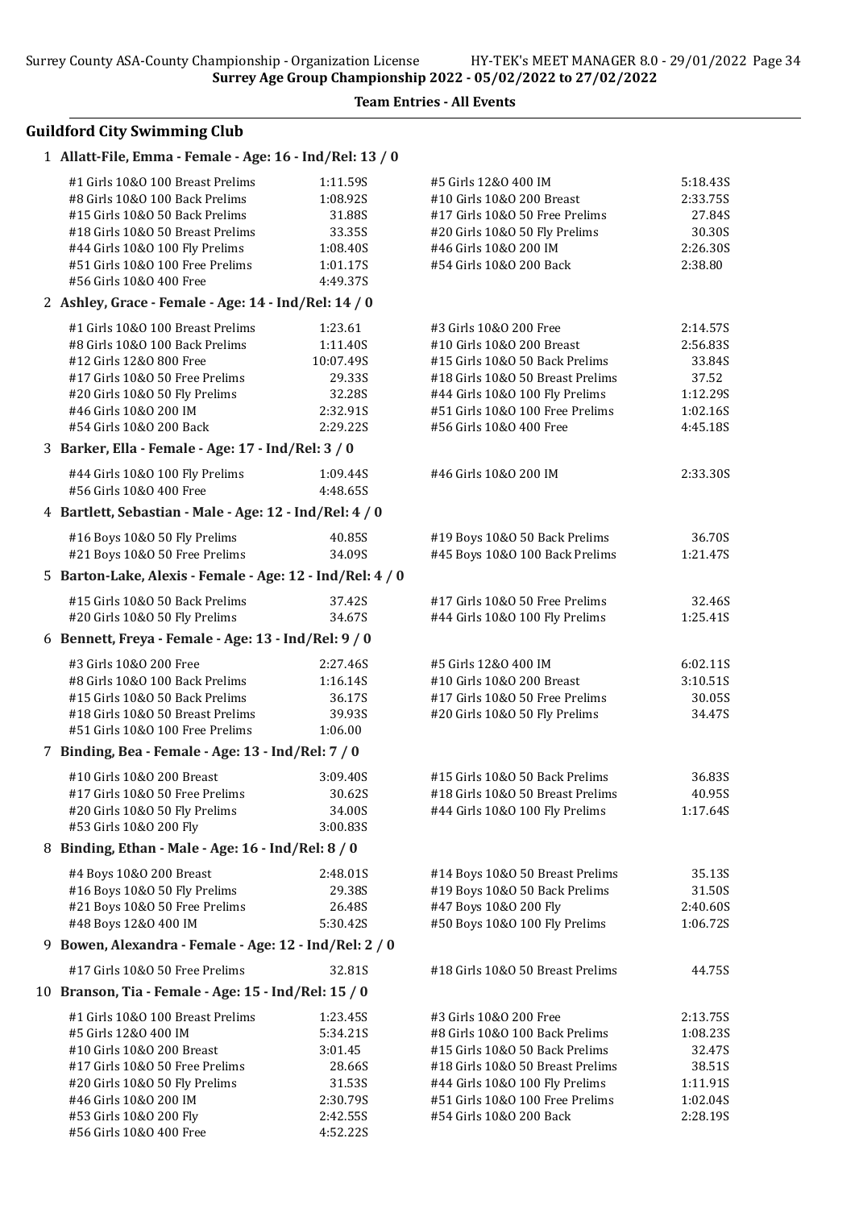Surrey Age Group Championship 2022 - 05/02/2022 to 27/02/2022

**Team Entries - All Events**

## Guildford City Swimming Club

### 1 Allatt-File, Emma - Female - Age: 16 - Ind/Rel: 13 / 0

| Event | Time | Event | Time |
|---|---|---|---|
| #1 Girls 10&O 100 Breast Prelims | 1:11.59S | #5 Girls 12&O 400 IM | 5:18.43S |
| #8 Girls 10&O 100 Back Prelims | 1:08.92S | #10 Girls 10&O 200 Breast | 2:33.75S |
| #15 Girls 10&O 50 Back Prelims | 31.88S | #17 Girls 10&O 50 Free Prelims | 27.84S |
| #18 Girls 10&O 50 Breast Prelims | 33.35S | #20 Girls 10&O 50 Fly Prelims | 30.30S |
| #44 Girls 10&O 100 Fly Prelims | 1:08.40S | #46 Girls 10&O 200 IM | 2:26.30S |
| #51 Girls 10&O 100 Free Prelims | 1:01.17S | #54 Girls 10&O 200 Back | 2:38.80 |
| #56 Girls 10&O 400 Free | 4:49.37S | | |

### 2 Ashley, Grace - Female - Age: 14 - Ind/Rel: 14 / 0

| Event | Time | Event | Time |
|---|---|---|---|
| #1 Girls 10&O 100 Breast Prelims | 1:23.61 | #3 Girls 10&O 200 Free | 2:14.57S |
| #8 Girls 10&O 100 Back Prelims | 1:11.40S | #10 Girls 10&O 200 Breast | 2:56.83S |
| #12 Girls 12&O 800 Free | 10:07.49S | #15 Girls 10&O 50 Back Prelims | 33.84S |
| #17 Girls 10&O 50 Free Prelims | 29.33S | #18 Girls 10&O 50 Breast Prelims | 37.52 |
| #20 Girls 10&O 50 Fly Prelims | 32.28S | #44 Girls 10&O 100 Fly Prelims | 1:12.29S |
| #46 Girls 10&O 200 IM | 2:32.91S | #51 Girls 10&O 100 Free Prelims | 1:02.16S |
| #54 Girls 10&O 200 Back | 2:29.22S | #56 Girls 10&O 400 Free | 4:45.18S |

### 3 Barker, Ella - Female - Age: 17 - Ind/Rel: 3 / 0

| Event | Time | Event | Time |
|---|---|---|---|
| #44 Girls 10&O 100 Fly Prelims | 1:09.44S | #46 Girls 10&O 200 IM | 2:33.30S |
| #56 Girls 10&O 400 Free | 4:48.65S | | |

### 4 Bartlett, Sebastian - Male - Age: 12 - Ind/Rel: 4 / 0

| Event | Time | Event | Time |
|---|---|---|---|
| #16 Boys 10&O 50 Fly Prelims | 40.85S | #19 Boys 10&O 50 Back Prelims | 36.70S |
| #21 Boys 10&O 50 Free Prelims | 34.09S | #45 Boys 10&O 100 Back Prelims | 1:21.47S |

### 5 Barton-Lake, Alexis - Female - Age: 12 - Ind/Rel: 4 / 0

| Event | Time | Event | Time |
|---|---|---|---|
| #15 Girls 10&O 50 Back Prelims | 37.42S | #17 Girls 10&O 50 Free Prelims | 32.46S |
| #20 Girls 10&O 50 Fly Prelims | 34.67S | #44 Girls 10&O 100 Fly Prelims | 1:25.41S |

### 6 Bennett, Freya - Female - Age: 13 - Ind/Rel: 9 / 0

| Event | Time | Event | Time |
|---|---|---|---|
| #3 Girls 10&O 200 Free | 2:27.46S | #5 Girls 12&O 400 IM | 6:02.11S |
| #8 Girls 10&O 100 Back Prelims | 1:16.14S | #10 Girls 10&O 200 Breast | 3:10.51S |
| #15 Girls 10&O 50 Back Prelims | 36.17S | #17 Girls 10&O 50 Free Prelims | 30.05S |
| #18 Girls 10&O 50 Breast Prelims | 39.93S | #20 Girls 10&O 50 Fly Prelims | 34.47S |
| #51 Girls 10&O 100 Free Prelims | 1:06.00 | | |

### 7 Binding, Bea - Female - Age: 13 - Ind/Rel: 7 / 0

| Event | Time | Event | Time |
|---|---|---|---|
| #10 Girls 10&O 200 Breast | 3:09.40S | #15 Girls 10&O 50 Back Prelims | 36.83S |
| #17 Girls 10&O 50 Free Prelims | 30.62S | #18 Girls 10&O 50 Breast Prelims | 40.95S |
| #20 Girls 10&O 50 Fly Prelims | 34.00S | #44 Girls 10&O 100 Fly Prelims | 1:17.64S |
| #53 Girls 10&O 200 Fly | 3:00.83S | | |

### 8 Binding, Ethan - Male - Age: 16 - Ind/Rel: 8 / 0

| Event | Time | Event | Time |
|---|---|---|---|
| #4 Boys 10&O 200 Breast | 2:48.01S | #14 Boys 10&O 50 Breast Prelims | 35.13S |
| #16 Boys 10&O 50 Fly Prelims | 29.38S | #19 Boys 10&O 50 Back Prelims | 31.50S |
| #21 Boys 10&O 50 Free Prelims | 26.48S | #47 Boys 10&O 200 Fly | 2:40.60S |
| #48 Boys 12&O 400 IM | 5:30.42S | #50 Boys 10&O 100 Fly Prelims | 1:06.72S |

### 9 Bowen, Alexandra - Female - Age: 12 - Ind/Rel: 2 / 0

| Event | Time | Event | Time |
|---|---|---|---|
| #17 Girls 10&O 50 Free Prelims | 32.81S | #18 Girls 10&O 50 Breast Prelims | 44.75S |

### 10 Branson, Tia - Female - Age: 15 - Ind/Rel: 15 / 0

| Event | Time | Event | Time |
|---|---|---|---|
| #1 Girls 10&O 100 Breast Prelims | 1:23.45S | #3 Girls 10&O 200 Free | 2:13.75S |
| #5 Girls 12&O 400 IM | 5:34.21S | #8 Girls 10&O 100 Back Prelims | 1:08.23S |
| #10 Girls 10&O 200 Breast | 3:01.45 | #15 Girls 10&O 50 Back Prelims | 32.47S |
| #17 Girls 10&O 50 Free Prelims | 28.66S | #18 Girls 10&O 50 Breast Prelims | 38.51S |
| #20 Girls 10&O 50 Fly Prelims | 31.53S | #44 Girls 10&O 100 Fly Prelims | 1:11.91S |
| #46 Girls 10&O 200 IM | 2:30.79S | #51 Girls 10&O 100 Free Prelims | 1:02.04S |
| #53 Girls 10&O 200 Fly | 2:42.55S | #54 Girls 10&O 200 Back | 2:28.19S |
| #56 Girls 10&O 400 Free | 4:52.22S | | |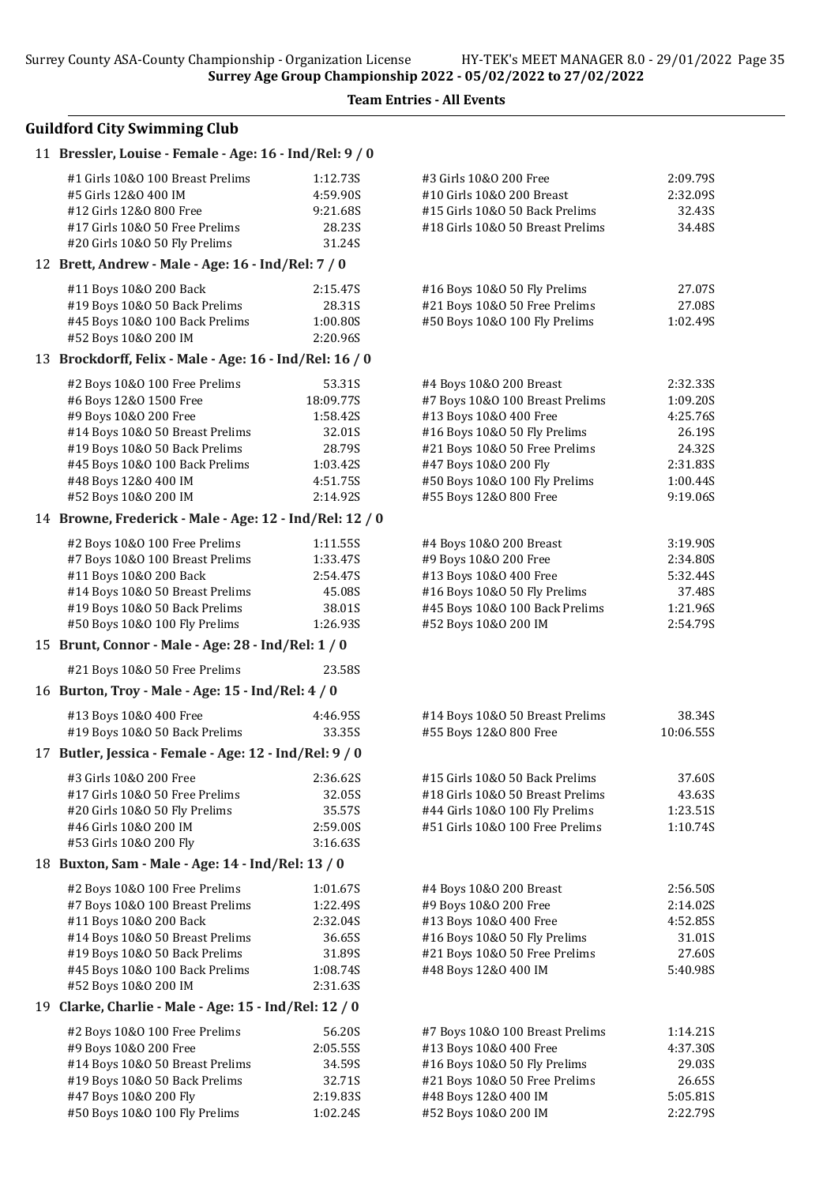## Team Entries - All Events

### Guildford City Swimming Club

**11 Bressler, Louise - Female - Age: 16 - Ind/Rel: 9 / 0**

| Event | Time | Event | Time |
|---|---|---|---|
| #1 Girls 10&O 100 Breast Prelims | 1:12.73S | #3 Girls 10&O 200 Free | 2:09.79S |
| #5 Girls 12&O 400 IM | 4:59.90S | #10 Girls 10&O 200 Breast | 2:32.09S |
| #12 Girls 12&O 800 Free | 9:21.68S | #15 Girls 10&O 50 Back Prelims | 32.43S |
| #17 Girls 10&O 50 Free Prelims | 28.23S | #18 Girls 10&O 50 Breast Prelims | 34.48S |
| #20 Girls 10&O 50 Fly Prelims | 31.24S | | |

**12 Brett, Andrew - Male - Age: 16 - Ind/Rel: 7 / 0**

| Event | Time | Event | Time |
|---|---|---|---|
| #11 Boys 10&O 200 Back | 2:15.47S | #16 Boys 10&O 50 Fly Prelims | 27.07S |
| #19 Boys 10&O 50 Back Prelims | 28.31S | #21 Boys 10&O 50 Free Prelims | 27.08S |
| #45 Boys 10&O 100 Back Prelims | 1:00.80S | #50 Boys 10&O 100 Fly Prelims | 1:02.49S |
| #52 Boys 10&O 200 IM | 2:20.96S | | |

**13 Brockdorff, Felix - Male - Age: 16 - Ind/Rel: 16 / 0**

| Event | Time | Event | Time |
|---|---|---|---|
| #2 Boys 10&O 100 Free Prelims | 53.31S | #4 Boys 10&O 200 Breast | 2:32.33S |
| #6 Boys 12&O 1500 Free | 18:09.77S | #7 Boys 10&O 100 Breast Prelims | 1:09.20S |
| #9 Boys 10&O 200 Free | 1:58.42S | #13 Boys 10&O 400 Free | 4:25.76S |
| #14 Boys 10&O 50 Breast Prelims | 32.01S | #16 Boys 10&O 50 Fly Prelims | 26.19S |
| #19 Boys 10&O 50 Back Prelims | 28.79S | #21 Boys 10&O 50 Free Prelims | 24.32S |
| #45 Boys 10&O 100 Back Prelims | 1:03.42S | #47 Boys 10&O 200 Fly | 2:31.83S |
| #48 Boys 12&O 400 IM | 4:51.75S | #50 Boys 10&O 100 Fly Prelims | 1:00.44S |
| #52 Boys 10&O 200 IM | 2:14.92S | #55 Boys 12&O 800 Free | 9:19.06S |

**14 Browne, Frederick - Male - Age: 12 - Ind/Rel: 12 / 0**

| Event | Time | Event | Time |
|---|---|---|---|
| #2 Boys 10&O 100 Free Prelims | 1:11.55S | #4 Boys 10&O 200 Breast | 3:19.90S |
| #7 Boys 10&O 100 Breast Prelims | 1:33.47S | #9 Boys 10&O 200 Free | 2:34.80S |
| #11 Boys 10&O 200 Back | 2:54.47S | #13 Boys 10&O 400 Free | 5:32.44S |
| #14 Boys 10&O 50 Breast Prelims | 45.08S | #16 Boys 10&O 50 Fly Prelims | 37.48S |
| #19 Boys 10&O 50 Back Prelims | 38.01S | #45 Boys 10&O 100 Back Prelims | 1:21.96S |
| #50 Boys 10&O 100 Fly Prelims | 1:26.93S | #52 Boys 10&O 200 IM | 2:54.79S |

**15 Brunt, Connor - Male - Age: 28 - Ind/Rel: 1 / 0**

| Event | Time |
|---|---|
| #21 Boys 10&O 50 Free Prelims | 23.58S |

**16 Burton, Troy - Male - Age: 15 - Ind/Rel: 4 / 0**

| Event | Time | Event | Time |
|---|---|---|---|
| #13 Boys 10&O 400 Free | 4:46.95S | #14 Boys 10&O 50 Breast Prelims | 38.34S |
| #19 Boys 10&O 50 Back Prelims | 33.35S | #55 Boys 12&O 800 Free | 10:06.55S |

**17 Butler, Jessica - Female - Age: 12 - Ind/Rel: 9 / 0**

| Event | Time | Event | Time |
|---|---|---|---|
| #3 Girls 10&O 200 Free | 2:36.62S | #15 Girls 10&O 50 Back Prelims | 37.60S |
| #17 Girls 10&O 50 Free Prelims | 32.05S | #18 Girls 10&O 50 Breast Prelims | 43.63S |
| #20 Girls 10&O 50 Fly Prelims | 35.57S | #44 Girls 10&O 100 Fly Prelims | 1:23.51S |
| #46 Girls 10&O 200 IM | 2:59.00S | #51 Girls 10&O 100 Free Prelims | 1:10.74S |
| #53 Girls 10&O 200 Fly | 3:16.63S | | |

**18 Buxton, Sam - Male - Age: 14 - Ind/Rel: 13 / 0**

| Event | Time | Event | Time |
|---|---|---|---|
| #2 Boys 10&O 100 Free Prelims | 1:01.67S | #4 Boys 10&O 200 Breast | 2:56.50S |
| #7 Boys 10&O 100 Breast Prelims | 1:22.49S | #9 Boys 10&O 200 Free | 2:14.02S |
| #11 Boys 10&O 200 Back | 2:32.04S | #13 Boys 10&O 400 Free | 4:52.85S |
| #14 Boys 10&O 50 Breast Prelims | 36.65S | #16 Boys 10&O 50 Fly Prelims | 31.01S |
| #19 Boys 10&O 50 Back Prelims | 31.89S | #21 Boys 10&O 50 Free Prelims | 27.60S |
| #45 Boys 10&O 100 Back Prelims | 1:08.74S | #48 Boys 12&O 400 IM | 5:40.98S |
| #52 Boys 10&O 200 IM | 2:31.63S | | |

**19 Clarke, Charlie - Male - Age: 15 - Ind/Rel: 12 / 0**

| Event | Time | Event | Time |
|---|---|---|---|
| #2 Boys 10&O 100 Free Prelims | 56.20S | #7 Boys 10&O 100 Breast Prelims | 1:14.21S |
| #9 Boys 10&O 200 Free | 2:05.55S | #13 Boys 10&O 400 Free | 4:37.30S |
| #14 Boys 10&O 50 Breast Prelims | 34.59S | #16 Boys 10&O 50 Fly Prelims | 29.03S |
| #19 Boys 10&O 50 Back Prelims | 32.71S | #21 Boys 10&O 50 Free Prelims | 26.65S |
| #47 Boys 10&O 200 Fly | 2:19.83S | #48 Boys 12&O 400 IM | 5:05.81S |
| #50 Boys 10&O 100 Fly Prelims | 1:02.24S | #52 Boys 10&O 200 IM | 2:22.79S |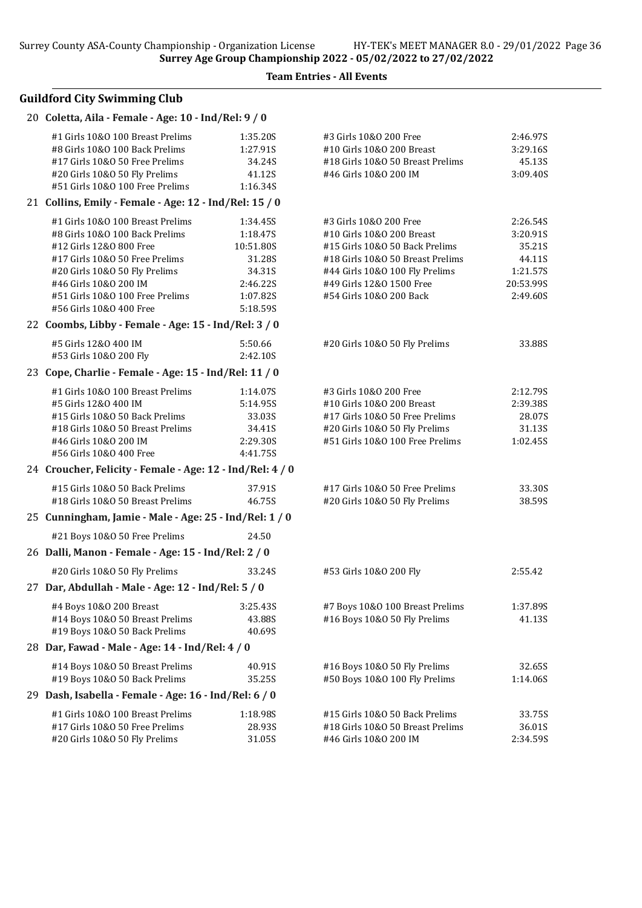**Surrey Age Group Championship 2022 - 05/02/2022 to 27/02/2022**

**Team Entries - All Events**

## Guildford City Swimming Club

### 20 Coletta, Aila - Female - Age: 10 - Ind/Rel: 9 / 0

| Event | Time | Event | Time |
|---|---|---|---|
| #1 Girls 10&O 100 Breast Prelims | 1:35.20S | #3 Girls 10&O 200 Free | 2:46.97S |
| #8 Girls 10&O 100 Back Prelims | 1:27.91S | #10 Girls 10&O 200 Breast | 3:29.16S |
| #17 Girls 10&O 50 Free Prelims | 34.24S | #18 Girls 10&O 50 Breast Prelims | 45.13S |
| #20 Girls 10&O 50 Fly Prelims | 41.12S | #46 Girls 10&O 200 IM | 3:09.40S |
| #51 Girls 10&O 100 Free Prelims | 1:16.34S | | |

### 21 Collins, Emily - Female - Age: 12 - Ind/Rel: 15 / 0

| Event | Time | Event | Time |
|---|---|---|---|
| #1 Girls 10&O 100 Breast Prelims | 1:34.45S | #3 Girls 10&O 200 Free | 2:26.54S |
| #8 Girls 10&O 100 Back Prelims | 1:18.47S | #10 Girls 10&O 200 Breast | 3:20.91S |
| #12 Girls 12&O 800 Free | 10:51.80S | #15 Girls 10&O 50 Back Prelims | 35.21S |
| #17 Girls 10&O 50 Free Prelims | 31.28S | #18 Girls 10&O 50 Breast Prelims | 44.11S |
| #20 Girls 10&O 50 Fly Prelims | 34.31S | #44 Girls 10&O 100 Fly Prelims | 1:21.57S |
| #46 Girls 10&O 200 IM | 2:46.22S | #49 Girls 12&O 1500 Free | 20:53.99S |
| #51 Girls 10&O 100 Free Prelims | 1:07.82S | #54 Girls 10&O 200 Back | 2:49.60S |
| #56 Girls 10&O 400 Free | 5:18.59S | | |

### 22 Coombs, Libby - Female - Age: 15 - Ind/Rel: 3 / 0

| Event | Time | Event | Time |
|---|---|---|---|
| #5 Girls 12&O 400 IM | 5:50.66 | #20 Girls 10&O 50 Fly Prelims | 33.88S |
| #53 Girls 10&O 200 Fly | 2:42.10S | | |

### 23 Cope, Charlie - Female - Age: 15 - Ind/Rel: 11 / 0

| Event | Time | Event | Time |
|---|---|---|---|
| #1 Girls 10&O 100 Breast Prelims | 1:14.07S | #3 Girls 10&O 200 Free | 2:12.79S |
| #5 Girls 12&O 400 IM | 5:14.95S | #10 Girls 10&O 200 Breast | 2:39.38S |
| #15 Girls 10&O 50 Back Prelims | 33.03S | #17 Girls 10&O 50 Free Prelims | 28.07S |
| #18 Girls 10&O 50 Breast Prelims | 34.41S | #20 Girls 10&O 50 Fly Prelims | 31.13S |
| #46 Girls 10&O 200 IM | 2:29.30S | #51 Girls 10&O 100 Free Prelims | 1:02.45S |
| #56 Girls 10&O 400 Free | 4:41.75S | | |

### 24 Croucher, Felicity - Female - Age: 12 - Ind/Rel: 4 / 0

| Event | Time | Event | Time |
|---|---|---|---|
| #15 Girls 10&O 50 Back Prelims | 37.91S | #17 Girls 10&O 50 Free Prelims | 33.30S |
| #18 Girls 10&O 50 Breast Prelims | 46.75S | #20 Girls 10&O 50 Fly Prelims | 38.59S |

### 25 Cunningham, Jamie - Male - Age: 25 - Ind/Rel: 1 / 0

| Event | Time | Event | Time |
|---|---|---|---|
| #21 Boys 10&O 50 Free Prelims | 24.50 | | |

### 26 Dalli, Manon - Female - Age: 15 - Ind/Rel: 2 / 0

| Event | Time | Event | Time |
|---|---|---|---|
| #20 Girls 10&O 50 Fly Prelims | 33.24S | #53 Girls 10&O 200 Fly | 2:55.42 |

### 27 Dar, Abdullah - Male - Age: 12 - Ind/Rel: 5 / 0

| Event | Time | Event | Time |
|---|---|---|---|
| #4 Boys 10&O 200 Breast | 3:25.43S | #7 Boys 10&O 100 Breast Prelims | 1:37.89S |
| #14 Boys 10&O 50 Breast Prelims | 43.88S | #16 Boys 10&O 50 Fly Prelims | 41.13S |
| #19 Boys 10&O 50 Back Prelims | 40.69S | | |

### 28 Dar, Fawad - Male - Age: 14 - Ind/Rel: 4 / 0

| Event | Time | Event | Time |
|---|---|---|---|
| #14 Boys 10&O 50 Breast Prelims | 40.91S | #16 Boys 10&O 50 Fly Prelims | 32.65S |
| #19 Boys 10&O 50 Back Prelims | 35.25S | #50 Boys 10&O 100 Fly Prelims | 1:14.06S |

### 29 Dash, Isabella - Female - Age: 16 - Ind/Rel: 6 / 0

| Event | Time | Event | Time |
|---|---|---|---|
| #1 Girls 10&O 100 Breast Prelims | 1:18.98S | #15 Girls 10&O 50 Back Prelims | 33.75S |
| #17 Girls 10&O 50 Free Prelims | 28.93S | #18 Girls 10&O 50 Breast Prelims | 36.01S |
| #20 Girls 10&O 50 Fly Prelims | 31.05S | #46 Girls 10&O 200 IM | 2:34.59S |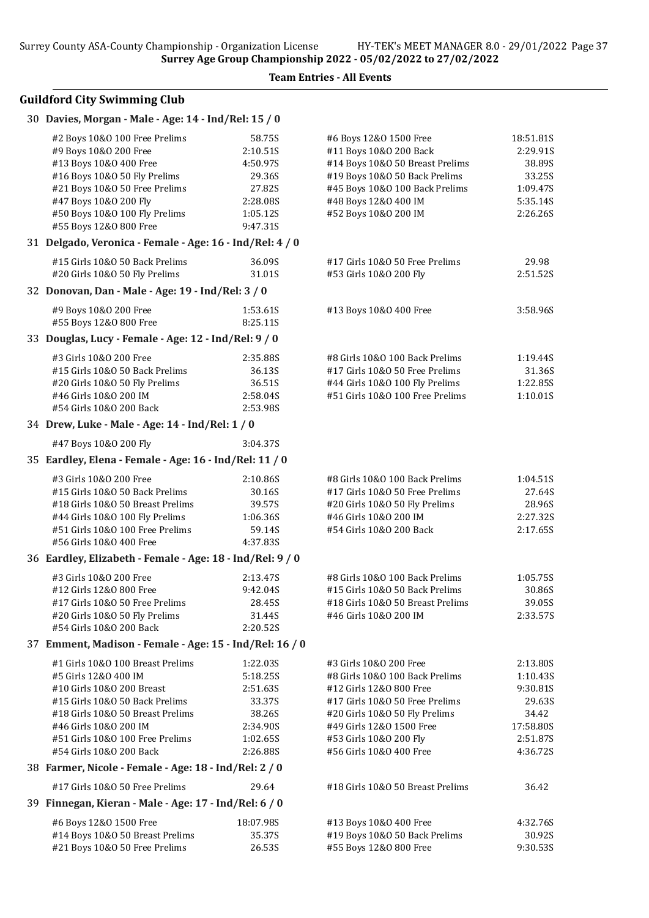Surrey County ASA-County Championship - Organization License HY-TEK's MEET MANAGER 8.0 - 29/01/2022 Page 37

**Surrey Age Group Championship 2022 - 05/02/2022 to 27/02/2022**

**Team Entries - All Events**

## Guildford City Swimming Club

### 30 Davies, Morgan - Male - Age: 14 - Ind/Rel: 15 / 0

| Event | Time | Event | Time |
|---|---|---|---|
| #2 Boys 10&O 100 Free Prelims | 58.75S | #6 Boys 12&O 1500 Free | 18:51.81S |
| #9 Boys 10&O 200 Free | 2:10.51S | #11 Boys 10&O 200 Back | 2:29.91S |
| #13 Boys 10&O 400 Free | 4:50.97S | #14 Boys 10&O 50 Breast Prelims | 38.89S |
| #16 Boys 10&O 50 Fly Prelims | 29.36S | #19 Boys 10&O 50 Back Prelims | 33.25S |
| #21 Boys 10&O 50 Free Prelims | 27.82S | #45 Boys 10&O 100 Back Prelims | 1:09.47S |
| #47 Boys 10&O 200 Fly | 2:28.08S | #48 Boys 12&O 400 IM | 5:35.14S |
| #50 Boys 10&O 100 Fly Prelims | 1:05.12S | #52 Boys 10&O 200 IM | 2:26.26S |
| #55 Boys 12&O 800 Free | 9:47.31S | | |

### 31 Delgado, Veronica - Female - Age: 16 - Ind/Rel: 4 / 0

| Event | Time | Event | Time |
|---|---|---|---|
| #15 Girls 10&O 50 Back Prelims | 36.09S | #17 Girls 10&O 50 Free Prelims | 29.98 |
| #20 Girls 10&O 50 Fly Prelims | 31.01S | #53 Girls 10&O 200 Fly | 2:51.52S |

### 32 Donovan, Dan - Male - Age: 19 - Ind/Rel: 3 / 0

| Event | Time | Event | Time |
|---|---|---|---|
| #9 Boys 10&O 200 Free | 1:53.61S | #13 Boys 10&O 400 Free | 3:58.96S |
| #55 Boys 12&O 800 Free | 8:25.11S | | |

### 33 Douglas, Lucy - Female - Age: 12 - Ind/Rel: 9 / 0

| Event | Time | Event | Time |
|---|---|---|---|
| #3 Girls 10&O 200 Free | 2:35.88S | #8 Girls 10&O 100 Back Prelims | 1:19.44S |
| #15 Girls 10&O 50 Back Prelims | 36.13S | #17 Girls 10&O 50 Free Prelims | 31.36S |
| #20 Girls 10&O 50 Fly Prelims | 36.51S | #44 Girls 10&O 100 Fly Prelims | 1:22.85S |
| #46 Girls 10&O 200 IM | 2:58.04S | #51 Girls 10&O 100 Free Prelims | 1:10.01S |
| #54 Girls 10&O 200 Back | 2:53.98S | | |

### 34 Drew, Luke - Male - Age: 14 - Ind/Rel: 1 / 0

| Event | Time | Event | Time |
|---|---|---|---|
| #47 Boys 10&O 200 Fly | 3:04.37S | | |

### 35 Eardley, Elena - Female - Age: 16 - Ind/Rel: 11 / 0

| Event | Time | Event | Time |
|---|---|---|---|
| #3 Girls 10&O 200 Free | 2:10.86S | #8 Girls 10&O 100 Back Prelims | 1:04.51S |
| #15 Girls 10&O 50 Back Prelims | 30.16S | #17 Girls 10&O 50 Free Prelims | 27.64S |
| #18 Girls 10&O 50 Breast Prelims | 39.57S | #20 Girls 10&O 50 Fly Prelims | 28.96S |
| #44 Girls 10&O 100 Fly Prelims | 1:06.36S | #46 Girls 10&O 200 IM | 2:27.32S |
| #51 Girls 10&O 100 Free Prelims | 59.14S | #54 Girls 10&O 200 Back | 2:17.65S |
| #56 Girls 10&O 400 Free | 4:37.83S | | |

### 36 Eardley, Elizabeth - Female - Age: 18 - Ind/Rel: 9 / 0

| Event | Time | Event | Time |
|---|---|---|---|
| #3 Girls 10&O 200 Free | 2:13.47S | #8 Girls 10&O 100 Back Prelims | 1:05.75S |
| #12 Girls 12&O 800 Free | 9:42.04S | #15 Girls 10&O 50 Back Prelims | 30.86S |
| #17 Girls 10&O 50 Free Prelims | 28.45S | #18 Girls 10&O 50 Breast Prelims | 39.05S |
| #20 Girls 10&O 50 Fly Prelims | 31.44S | #46 Girls 10&O 200 IM | 2:33.57S |
| #54 Girls 10&O 200 Back | 2:20.52S | | |

### 37 Emment, Madison - Female - Age: 15 - Ind/Rel: 16 / 0

| Event | Time | Event | Time |
|---|---|---|---|
| #1 Girls 10&O 100 Breast Prelims | 1:22.03S | #3 Girls 10&O 200 Free | 2:13.80S |
| #5 Girls 12&O 400 IM | 5:18.25S | #8 Girls 10&O 100 Back Prelims | 1:10.43S |
| #10 Girls 10&O 200 Breast | 2:51.63S | #12 Girls 12&O 800 Free | 9:30.81S |
| #15 Girls 10&O 50 Back Prelims | 33.37S | #17 Girls 10&O 50 Free Prelims | 29.63S |
| #18 Girls 10&O 50 Breast Prelims | 38.26S | #20 Girls 10&O 50 Fly Prelims | 34.42 |
| #46 Girls 10&O 200 IM | 2:34.90S | #49 Girls 12&O 1500 Free | 17:58.80S |
| #51 Girls 10&O 100 Free Prelims | 1:02.65S | #53 Girls 10&O 200 Fly | 2:51.87S |
| #54 Girls 10&O 200 Back | 2:26.88S | #56 Girls 10&O 400 Free | 4:36.72S |

### 38 Farmer, Nicole - Female - Age: 18 - Ind/Rel: 2 / 0

| Event | Time | Event | Time |
|---|---|---|---|
| #17 Girls 10&O 50 Free Prelims | 29.64 | #18 Girls 10&O 50 Breast Prelims | 36.42 |

### 39 Finnegan, Kieran - Male - Age: 17 - Ind/Rel: 6 / 0

| Event | Time | Event | Time |
|---|---|---|---|
| #6 Boys 12&O 1500 Free | 18:07.98S | #13 Boys 10&O 400 Free | 4:32.76S |
| #14 Boys 10&O 50 Breast Prelims | 35.37S | #19 Boys 10&O 50 Back Prelims | 30.92S |
| #21 Boys 10&O 50 Free Prelims | 26.53S | #55 Boys 12&O 800 Free | 9:30.53S |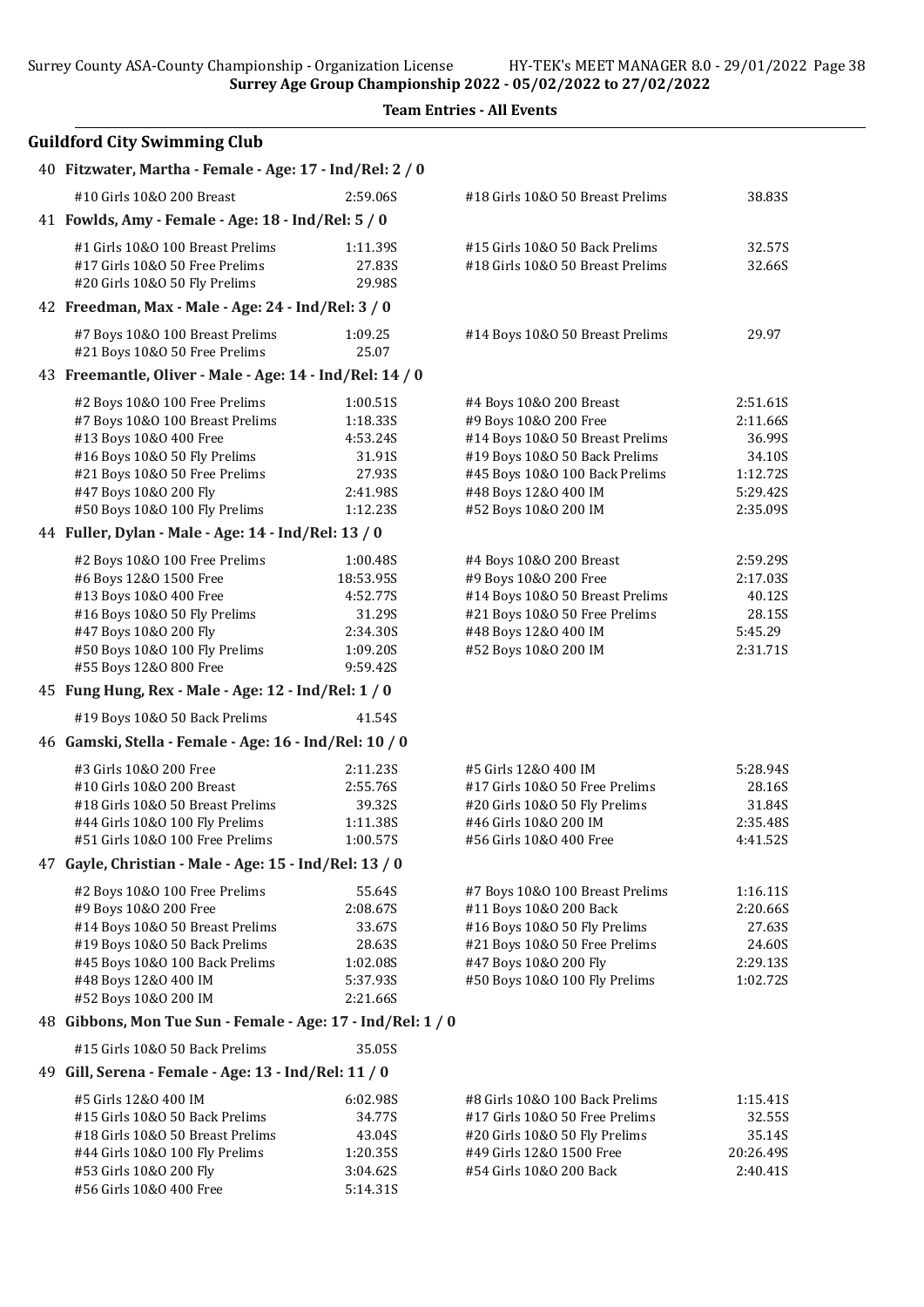## Team Entries - All Events

### Guildford City Swimming Club

**40 Fitzwater, Martha - Female - Age: 17 - Ind/Rel: 2 / 0**

| Event | Time | Event | Time |
|---|---|---|---|
| #10 Girls 10&O 200 Breast | 2:59.06S | #18 Girls 10&O 50 Breast Prelims | 38.83S |

**41 Fowlds, Amy - Female - Age: 18 - Ind/Rel: 5 / 0**

| Event | Time | Event | Time |
|---|---|---|---|
| #1 Girls 10&O 100 Breast Prelims | 1:11.39S | #15 Girls 10&O 50 Back Prelims | 32.57S |
| #17 Girls 10&O 50 Free Prelims | 27.83S | #18 Girls 10&O 50 Breast Prelims | 32.66S |
| #20 Girls 10&O 50 Fly Prelims | 29.98S | | |

**42 Freedman, Max - Male - Age: 24 - Ind/Rel: 3 / 0**

| Event | Time | Event | Time |
|---|---|---|---|
| #7 Boys 10&O 100 Breast Prelims | 1:09.25 | #14 Boys 10&O 50 Breast Prelims | 29.97 |
| #21 Boys 10&O 50 Free Prelims | 25.07 | | |

**43 Freemantle, Oliver - Male - Age: 14 - Ind/Rel: 14 / 0**

| Event | Time | Event | Time |
|---|---|---|---|
| #2 Boys 10&O 100 Free Prelims | 1:00.51S | #4 Boys 10&O 200 Breast | 2:51.61S |
| #7 Boys 10&O 100 Breast Prelims | 1:18.33S | #9 Boys 10&O 200 Free | 2:11.66S |
| #13 Boys 10&O 400 Free | 4:53.24S | #14 Boys 10&O 50 Breast Prelims | 36.99S |
| #16 Boys 10&O 50 Fly Prelims | 31.91S | #19 Boys 10&O 50 Back Prelims | 34.10S |
| #21 Boys 10&O 50 Free Prelims | 27.93S | #45 Boys 10&O 100 Back Prelims | 1:12.72S |
| #47 Boys 10&O 200 Fly | 2:41.98S | #48 Boys 12&O 400 IM | 5:29.42S |
| #50 Boys 10&O 100 Fly Prelims | 1:12.23S | #52 Boys 10&O 200 IM | 2:35.09S |

**44 Fuller, Dylan - Male - Age: 14 - Ind/Rel: 13 / 0**

| Event | Time | Event | Time |
|---|---|---|---|
| #2 Boys 10&O 100 Free Prelims | 1:00.48S | #4 Boys 10&O 200 Breast | 2:59.29S |
| #6 Boys 12&O 1500 Free | 18:53.95S | #9 Boys 10&O 200 Free | 2:17.03S |
| #13 Boys 10&O 400 Free | 4:52.77S | #14 Boys 10&O 50 Breast Prelims | 40.12S |
| #16 Boys 10&O 50 Fly Prelims | 31.29S | #21 Boys 10&O 50 Free Prelims | 28.15S |
| #47 Boys 10&O 200 Fly | 2:34.30S | #48 Boys 12&O 400 IM | 5:45.29 |
| #50 Boys 10&O 100 Fly Prelims | 1:09.20S | #52 Boys 10&O 200 IM | 2:31.71S |
| #55 Boys 12&O 800 Free | 9:59.42S | | |

**45 Fung Hung, Rex - Male - Age: 12 - Ind/Rel: 1 / 0**

| Event | Time | Event | Time |
|---|---|---|---|
| #19 Boys 10&O 50 Back Prelims | 41.54S | | |

**46 Gamski, Stella - Female - Age: 16 - Ind/Rel: 10 / 0**

| Event | Time | Event | Time |
|---|---|---|---|
| #3 Girls 10&O 200 Free | 2:11.23S | #5 Girls 12&O 400 IM | 5:28.94S |
| #10 Girls 10&O 200 Breast | 2:55.76S | #17 Girls 10&O 50 Free Prelims | 28.16S |
| #18 Girls 10&O 50 Breast Prelims | 39.32S | #20 Girls 10&O 50 Fly Prelims | 31.84S |
| #44 Girls 10&O 100 Fly Prelims | 1:11.38S | #46 Girls 10&O 200 IM | 2:35.48S |
| #51 Girls 10&O 100 Free Prelims | 1:00.57S | #56 Girls 10&O 400 Free | 4:41.52S |

**47 Gayle, Christian - Male - Age: 15 - Ind/Rel: 13 / 0**

| Event | Time | Event | Time |
|---|---|---|---|
| #2 Boys 10&O 100 Free Prelims | 55.64S | #7 Boys 10&O 100 Breast Prelims | 1:16.11S |
| #9 Boys 10&O 200 Free | 2:08.67S | #11 Boys 10&O 200 Back | 2:20.66S |
| #14 Boys 10&O 50 Breast Prelims | 33.67S | #16 Boys 10&O 50 Fly Prelims | 27.63S |
| #19 Boys 10&O 50 Back Prelims | 28.63S | #21 Boys 10&O 50 Free Prelims | 24.60S |
| #45 Boys 10&O 100 Back Prelims | 1:02.08S | #47 Boys 10&O 200 Fly | 2:29.13S |
| #48 Boys 12&O 400 IM | 5:37.93S | #50 Boys 10&O 100 Fly Prelims | 1:02.72S |
| #52 Boys 10&O 200 IM | 2:21.66S | | |

**48 Gibbons, Mon Tue Sun - Female - Age: 17 - Ind/Rel: 1 / 0**

| Event | Time | Event | Time |
|---|---|---|---|
| #15 Girls 10&O 50 Back Prelims | 35.05S | | |

**49 Gill, Serena - Female - Age: 13 - Ind/Rel: 11 / 0**

| Event | Time | Event | Time |
|---|---|---|---|
| #5 Girls 12&O 400 IM | 6:02.98S | #8 Girls 10&O 100 Back Prelims | 1:15.41S |
| #15 Girls 10&O 50 Back Prelims | 34.77S | #17 Girls 10&O 50 Free Prelims | 32.55S |
| #18 Girls 10&O 50 Breast Prelims | 43.04S | #20 Girls 10&O 50 Fly Prelims | 35.14S |
| #44 Girls 10&O 100 Fly Prelims | 1:20.35S | #49 Girls 12&O 1500 Free | 20:26.49S |
| #53 Girls 10&O 200 Fly | 3:04.62S | #54 Girls 10&O 200 Back | 2:40.41S |
| #56 Girls 10&O 400 Free | 5:14.31S | | |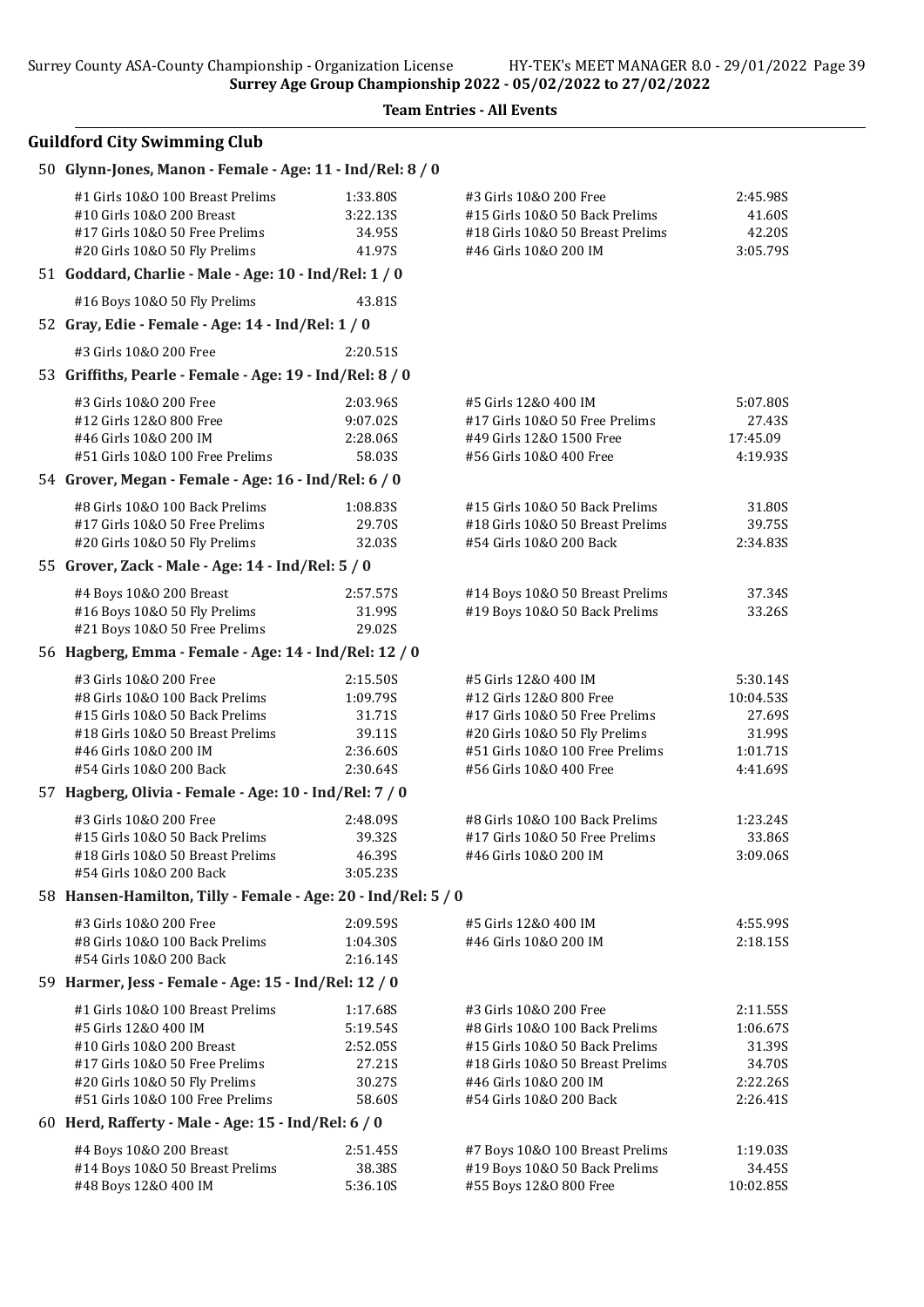Surrey Age Group Championship 2022 - 05/02/2022 to 27/02/2022

**Team Entries - All Events**

## Guildford City Swimming Club

### 50 Glynn-Jones, Manon - Female - Age: 11 - Ind/Rel: 8 / 0

| Event | Time | Event | Time |
|---|---|---|---|
| #1 Girls 10&O 100 Breast Prelims | 1:33.80S | #3 Girls 10&O 200 Free | 2:45.98S |
| #10 Girls 10&O 200 Breast | 3:22.13S | #15 Girls 10&O 50 Back Prelims | 41.60S |
| #17 Girls 10&O 50 Free Prelims | 34.95S | #18 Girls 10&O 50 Breast Prelims | 42.20S |
| #20 Girls 10&O 50 Fly Prelims | 41.97S | #46 Girls 10&O 200 IM | 3:05.79S |

### 51 Goddard, Charlie - Male - Age: 10 - Ind/Rel: 1 / 0

| Event | Time |
|---|---|
| #16 Boys 10&O 50 Fly Prelims | 43.81S |

### 52 Gray, Edie - Female - Age: 14 - Ind/Rel: 1 / 0

| Event | Time |
|---|---|
| #3 Girls 10&O 200 Free | 2:20.51S |

### 53 Griffiths, Pearle - Female - Age: 19 - Ind/Rel: 8 / 0

| Event | Time | Event | Time |
|---|---|---|---|
| #3 Girls 10&O 200 Free | 2:03.96S | #5 Girls 12&O 400 IM | 5:07.80S |
| #12 Girls 12&O 800 Free | 9:07.02S | #17 Girls 10&O 50 Free Prelims | 27.43S |
| #46 Girls 10&O 200 IM | 2:28.06S | #49 Girls 12&O 1500 Free | 17:45.09 |
| #51 Girls 10&O 100 Free Prelims | 58.03S | #56 Girls 10&O 400 Free | 4:19.93S |

### 54 Grover, Megan - Female - Age: 16 - Ind/Rel: 6 / 0

| Event | Time | Event | Time |
|---|---|---|---|
| #8 Girls 10&O 100 Back Prelims | 1:08.83S | #15 Girls 10&O 50 Back Prelims | 31.80S |
| #17 Girls 10&O 50 Free Prelims | 29.70S | #18 Girls 10&O 50 Breast Prelims | 39.75S |
| #20 Girls 10&O 50 Fly Prelims | 32.03S | #54 Girls 10&O 200 Back | 2:34.83S |

### 55 Grover, Zack - Male - Age: 14 - Ind/Rel: 5 / 0

| Event | Time | Event | Time |
|---|---|---|---|
| #4 Boys 10&O 200 Breast | 2:57.57S | #14 Boys 10&O 50 Breast Prelims | 37.34S |
| #16 Boys 10&O 50 Fly Prelims | 31.99S | #19 Boys 10&O 50 Back Prelims | 33.26S |
| #21 Boys 10&O 50 Free Prelims | 29.02S | | |

### 56 Hagberg, Emma - Female - Age: 14 - Ind/Rel: 12 / 0

| Event | Time | Event | Time |
|---|---|---|---|
| #3 Girls 10&O 200 Free | 2:15.50S | #5 Girls 12&O 400 IM | 5:30.14S |
| #8 Girls 10&O 100 Back Prelims | 1:09.79S | #12 Girls 12&O 800 Free | 10:04.53S |
| #15 Girls 10&O 50 Back Prelims | 31.71S | #17 Girls 10&O 50 Free Prelims | 27.69S |
| #18 Girls 10&O 50 Breast Prelims | 39.11S | #20 Girls 10&O 50 Fly Prelims | 31.99S |
| #46 Girls 10&O 200 IM | 2:36.60S | #51 Girls 10&O 100 Free Prelims | 1:01.71S |
| #54 Girls 10&O 200 Back | 2:30.64S | #56 Girls 10&O 400 Free | 4:41.69S |

### 57 Hagberg, Olivia - Female - Age: 10 - Ind/Rel: 7 / 0

| Event | Time | Event | Time |
|---|---|---|---|
| #3 Girls 10&O 200 Free | 2:48.09S | #8 Girls 10&O 100 Back Prelims | 1:23.24S |
| #15 Girls 10&O 50 Back Prelims | 39.32S | #17 Girls 10&O 50 Free Prelims | 33.86S |
| #18 Girls 10&O 50 Breast Prelims | 46.39S | #46 Girls 10&O 200 IM | 3:09.06S |
| #54 Girls 10&O 200 Back | 3:05.23S | | |

### 58 Hansen-Hamilton, Tilly - Female - Age: 20 - Ind/Rel: 5 / 0

| Event | Time | Event | Time |
|---|---|---|---|
| #3 Girls 10&O 200 Free | 2:09.59S | #5 Girls 12&O 400 IM | 4:55.99S |
| #8 Girls 10&O 100 Back Prelims | 1:04.30S | #46 Girls 10&O 200 IM | 2:18.15S |
| #54 Girls 10&O 200 Back | 2:16.14S | | |

### 59 Harmer, Jess - Female - Age: 15 - Ind/Rel: 12 / 0

| Event | Time | Event | Time |
|---|---|---|---|
| #1 Girls 10&O 100 Breast Prelims | 1:17.68S | #3 Girls 10&O 200 Free | 2:11.55S |
| #5 Girls 12&O 400 IM | 5:19.54S | #8 Girls 10&O 100 Back Prelims | 1:06.67S |
| #10 Girls 10&O 200 Breast | 2:52.05S | #15 Girls 10&O 50 Back Prelims | 31.39S |
| #17 Girls 10&O 50 Free Prelims | 27.21S | #18 Girls 10&O 50 Breast Prelims | 34.70S |
| #20 Girls 10&O 50 Fly Prelims | 30.27S | #46 Girls 10&O 200 IM | 2:22.26S |
| #51 Girls 10&O 100 Free Prelims | 58.60S | #54 Girls 10&O 200 Back | 2:26.41S |

### 60 Herd, Rafferty - Male - Age: 15 - Ind/Rel: 6 / 0

| Event | Time | Event | Time |
|---|---|---|---|
| #4 Boys 10&O 200 Breast | 2:51.45S | #7 Boys 10&O 100 Breast Prelims | 1:19.03S |
| #14 Boys 10&O 50 Breast Prelims | 38.38S | #19 Boys 10&O 50 Back Prelims | 34.45S |
| #48 Boys 12&O 400 IM | 5:36.10S | #55 Boys 12&O 800 Free | 10:02.85S |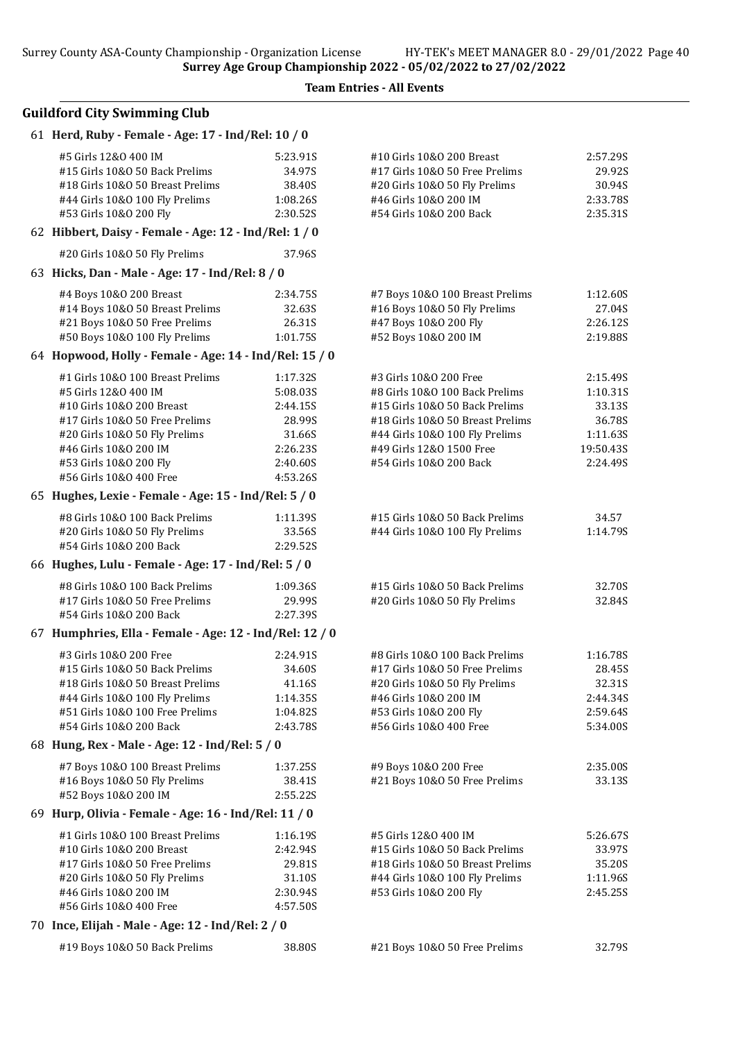**Team Entries - All Events**

## Guildford City Swimming Club

### 61 Herd, Ruby - Female - Age: 17 - Ind/Rel: 10 / 0

| Event | Time | Event | Time |
|---|---|---|---|
| #5 Girls 12&O 400 IM | 5:23.91S | #10 Girls 10&O 200 Breast | 2:57.29S |
| #15 Girls 10&O 50 Back Prelims | 34.97S | #17 Girls 10&O 50 Free Prelims | 29.92S |
| #18 Girls 10&O 50 Breast Prelims | 38.40S | #20 Girls 10&O 50 Fly Prelims | 30.94S |
| #44 Girls 10&O 100 Fly Prelims | 1:08.26S | #46 Girls 10&O 200 IM | 2:33.78S |
| #53 Girls 10&O 200 Fly | 2:30.52S | #54 Girls 10&O 200 Back | 2:35.31S |

### 62 Hibbert, Daisy - Female - Age: 12 - Ind/Rel: 1 / 0

| Event | Time | Event | Time |
|---|---|---|---|
| #20 Girls 10&O 50 Fly Prelims | 37.96S | | |

### 63 Hicks, Dan - Male - Age: 17 - Ind/Rel: 8 / 0

| Event | Time | Event | Time |
|---|---|---|---|
| #4 Boys 10&O 200 Breast | 2:34.75S | #7 Boys 10&O 100 Breast Prelims | 1:12.60S |
| #14 Boys 10&O 50 Breast Prelims | 32.63S | #16 Boys 10&O 50 Fly Prelims | 27.04S |
| #21 Boys 10&O 50 Free Prelims | 26.31S | #47 Boys 10&O 200 Fly | 2:26.12S |
| #50 Boys 10&O 100 Fly Prelims | 1:01.75S | #52 Boys 10&O 200 IM | 2:19.88S |

### 64 Hopwood, Holly - Female - Age: 14 - Ind/Rel: 15 / 0

| Event | Time | Event | Time |
|---|---|---|---|
| #1 Girls 10&O 100 Breast Prelims | 1:17.32S | #3 Girls 10&O 200 Free | 2:15.49S |
| #5 Girls 12&O 400 IM | 5:08.03S | #8 Girls 10&O 100 Back Prelims | 1:10.31S |
| #10 Girls 10&O 200 Breast | 2:44.15S | #15 Girls 10&O 50 Back Prelims | 33.13S |
| #17 Girls 10&O 50 Free Prelims | 28.99S | #18 Girls 10&O 50 Breast Prelims | 36.78S |
| #20 Girls 10&O 50 Fly Prelims | 31.66S | #44 Girls 10&O 100 Fly Prelims | 1:11.63S |
| #46 Girls 10&O 200 IM | 2:26.23S | #49 Girls 12&O 1500 Free | 19:50.43S |
| #53 Girls 10&O 200 Fly | 2:40.60S | #54 Girls 10&O 200 Back | 2:24.49S |
| #56 Girls 10&O 400 Free | 4:53.26S | | |

### 65 Hughes, Lexie - Female - Age: 15 - Ind/Rel: 5 / 0

| Event | Time | Event | Time |
|---|---|---|---|
| #8 Girls 10&O 100 Back Prelims | 1:11.39S | #15 Girls 10&O 50 Back Prelims | 34.57 |
| #20 Girls 10&O 50 Fly Prelims | 33.56S | #44 Girls 10&O 100 Fly Prelims | 1:14.79S |
| #54 Girls 10&O 200 Back | 2:29.52S | | |

### 66 Hughes, Lulu - Female - Age: 17 - Ind/Rel: 5 / 0

| Event | Time | Event | Time |
|---|---|---|---|
| #8 Girls 10&O 100 Back Prelims | 1:09.36S | #15 Girls 10&O 50 Back Prelims | 32.70S |
| #17 Girls 10&O 50 Free Prelims | 29.99S | #20 Girls 10&O 50 Fly Prelims | 32.84S |
| #54 Girls 10&O 200 Back | 2:27.39S | | |

### 67 Humphries, Ella - Female - Age: 12 - Ind/Rel: 12 / 0

| Event | Time | Event | Time |
|---|---|---|---|
| #3 Girls 10&O 200 Free | 2:24.91S | #8 Girls 10&O 100 Back Prelims | 1:16.78S |
| #15 Girls 10&O 50 Back Prelims | 34.60S | #17 Girls 10&O 50 Free Prelims | 28.45S |
| #18 Girls 10&O 50 Breast Prelims | 41.16S | #20 Girls 10&O 50 Fly Prelims | 32.31S |
| #44 Girls 10&O 100 Fly Prelims | 1:14.35S | #46 Girls 10&O 200 IM | 2:44.34S |
| #51 Girls 10&O 100 Free Prelims | 1:04.82S | #53 Girls 10&O 200 Fly | 2:59.64S |
| #54 Girls 10&O 200 Back | 2:43.78S | #56 Girls 10&O 400 Free | 5:34.00S |

### 68 Hung, Rex - Male - Age: 12 - Ind/Rel: 5 / 0

| Event | Time | Event | Time |
|---|---|---|---|
| #7 Boys 10&O 100 Breast Prelims | 1:37.25S | #9 Boys 10&O 200 Free | 2:35.00S |
| #16 Boys 10&O 50 Fly Prelims | 38.41S | #21 Boys 10&O 50 Free Prelims | 33.13S |
| #52 Boys 10&O 200 IM | 2:55.22S | | |

### 69 Hurp, Olivia - Female - Age: 16 - Ind/Rel: 11 / 0

| Event | Time | Event | Time |
|---|---|---|---|
| #1 Girls 10&O 100 Breast Prelims | 1:16.19S | #5 Girls 12&O 400 IM | 5:26.67S |
| #10 Girls 10&O 200 Breast | 2:42.94S | #15 Girls 10&O 50 Back Prelims | 33.97S |
| #17 Girls 10&O 50 Free Prelims | 29.81S | #18 Girls 10&O 50 Breast Prelims | 35.20S |
| #20 Girls 10&O 50 Fly Prelims | 31.10S | #44 Girls 10&O 100 Fly Prelims | 1:11.96S |
| #46 Girls 10&O 200 IM | 2:30.94S | #53 Girls 10&O 200 Fly | 2:45.25S |
| #56 Girls 10&O 400 Free | 4:57.50S | | |

### 70 Ince, Elijah - Male - Age: 12 - Ind/Rel: 2 / 0

| Event | Time | Event | Time |
|---|---|---|---|
| #19 Boys 10&O 50 Back Prelims | 38.80S | #21 Boys 10&O 50 Free Prelims | 32.79S |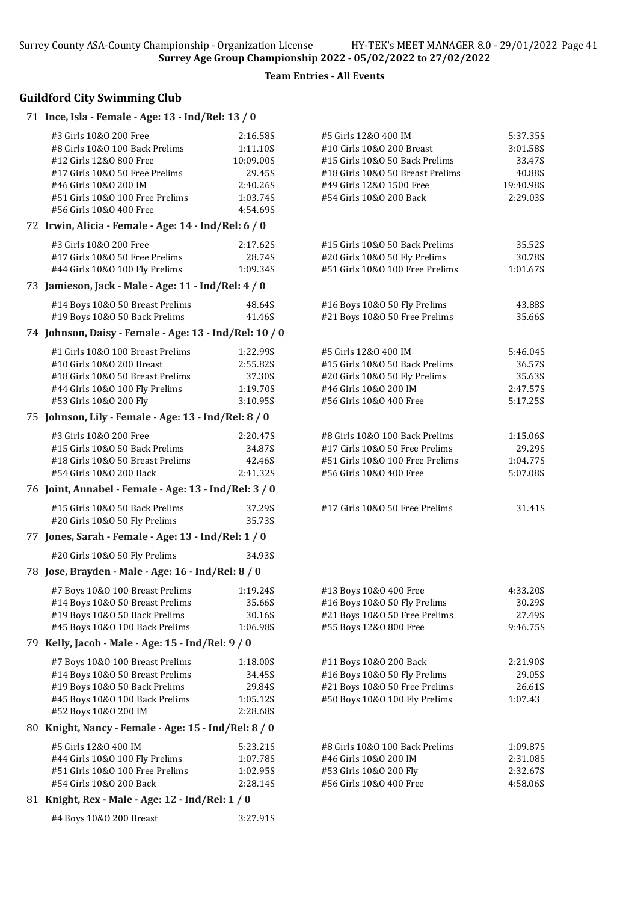Surrey Age Group Championship 2022 - 05/02/2022 to 27/02/2022

Team Entries - All Events

## Guildford City Swimming Club

### 71 Ince, Isla - Female - Age: 13 - Ind/Rel: 13 / 0

| Event | Time | Event | Time |
|---|---|---|---|
| #3 Girls 10&O 200 Free | 2:16.58S | #5 Girls 12&O 400 IM | 5:37.35S |
| #8 Girls 10&O 100 Back Prelims | 1:11.10S | #10 Girls 10&O 200 Breast | 3:01.58S |
| #12 Girls 12&O 800 Free | 10:09.00S | #15 Girls 10&O 50 Back Prelims | 33.47S |
| #17 Girls 10&O 50 Free Prelims | 29.45S | #18 Girls 10&O 50 Breast Prelims | 40.88S |
| #46 Girls 10&O 200 IM | 2:40.26S | #49 Girls 12&O 1500 Free | 19:40.98S |
| #51 Girls 10&O 100 Free Prelims | 1:03.74S | #54 Girls 10&O 200 Back | 2:29.03S |
| #56 Girls 10&O 400 Free | 4:54.69S | | |

### 72 Irwin, Alicia - Female - Age: 14 - Ind/Rel: 6 / 0

| Event | Time | Event | Time |
|---|---|---|---|
| #3 Girls 10&O 200 Free | 2:17.62S | #15 Girls 10&O 50 Back Prelims | 35.52S |
| #17 Girls 10&O 50 Free Prelims | 28.74S | #20 Girls 10&O 50 Fly Prelims | 30.78S |
| #44 Girls 10&O 100 Fly Prelims | 1:09.34S | #51 Girls 10&O 100 Free Prelims | 1:01.67S |

### 73 Jamieson, Jack - Male - Age: 11 - Ind/Rel: 4 / 0

| Event | Time | Event | Time |
|---|---|---|---|
| #14 Boys 10&O 50 Breast Prelims | 48.64S | #16 Boys 10&O 50 Fly Prelims | 43.88S |
| #19 Boys 10&O 50 Back Prelims | 41.46S | #21 Boys 10&O 50 Free Prelims | 35.66S |

### 74 Johnson, Daisy - Female - Age: 13 - Ind/Rel: 10 / 0

| Event | Time | Event | Time |
|---|---|---|---|
| #1 Girls 10&O 100 Breast Prelims | 1:22.99S | #5 Girls 12&O 400 IM | 5:46.04S |
| #10 Girls 10&O 200 Breast | 2:55.82S | #15 Girls 10&O 50 Back Prelims | 36.57S |
| #18 Girls 10&O 50 Breast Prelims | 37.30S | #20 Girls 10&O 50 Fly Prelims | 35.63S |
| #44 Girls 10&O 100 Fly Prelims | 1:19.70S | #46 Girls 10&O 200 IM | 2:47.57S |
| #53 Girls 10&O 200 Fly | 3:10.95S | #56 Girls 10&O 400 Free | 5:17.25S |

### 75 Johnson, Lily - Female - Age: 13 - Ind/Rel: 8 / 0

| Event | Time | Event | Time |
|---|---|---|---|
| #3 Girls 10&O 200 Free | 2:20.47S | #8 Girls 10&O 100 Back Prelims | 1:15.06S |
| #15 Girls 10&O 50 Back Prelims | 34.87S | #17 Girls 10&O 50 Free Prelims | 29.29S |
| #18 Girls 10&O 50 Breast Prelims | 42.46S | #51 Girls 10&O 100 Free Prelims | 1:04.77S |
| #54 Girls 10&O 200 Back | 2:41.32S | #56 Girls 10&O 400 Free | 5:07.08S |

### 76 Joint, Annabel - Female - Age: 13 - Ind/Rel: 3 / 0

| Event | Time | Event | Time |
|---|---|---|---|
| #15 Girls 10&O 50 Back Prelims | 37.29S | #17 Girls 10&O 50 Free Prelims | 31.41S |
| #20 Girls 10&O 50 Fly Prelims | 35.73S | | |

### 77 Jones, Sarah - Female - Age: 13 - Ind/Rel: 1 / 0

| Event | Time | Event | Time |
|---|---|---|---|
| #20 Girls 10&O 50 Fly Prelims | 34.93S | | |

### 78 Jose, Brayden - Male - Age: 16 - Ind/Rel: 8 / 0

| Event | Time | Event | Time |
|---|---|---|---|
| #7 Boys 10&O 100 Breast Prelims | 1:19.24S | #13 Boys 10&O 400 Free | 4:33.20S |
| #14 Boys 10&O 50 Breast Prelims | 35.66S | #16 Boys 10&O 50 Fly Prelims | 30.29S |
| #19 Boys 10&O 50 Back Prelims | 30.16S | #21 Boys 10&O 50 Free Prelims | 27.49S |
| #45 Boys 10&O 100 Back Prelims | 1:06.98S | #55 Boys 12&O 800 Free | 9:46.75S |

### 79 Kelly, Jacob - Male - Age: 15 - Ind/Rel: 9 / 0

| Event | Time | Event | Time |
|---|---|---|---|
| #7 Boys 10&O 100 Breast Prelims | 1:18.00S | #11 Boys 10&O 200 Back | 2:21.90S |
| #14 Boys 10&O 50 Breast Prelims | 34.45S | #16 Boys 10&O 50 Fly Prelims | 29.05S |
| #19 Boys 10&O 50 Back Prelims | 29.84S | #21 Boys 10&O 50 Free Prelims | 26.61S |
| #45 Boys 10&O 100 Back Prelims | 1:05.12S | #50 Boys 10&O 100 Fly Prelims | 1:07.43 |
| #52 Boys 10&O 200 IM | 2:28.68S | | |

### 80 Knight, Nancy - Female - Age: 15 - Ind/Rel: 8 / 0

| Event | Time | Event | Time |
|---|---|---|---|
| #5 Girls 12&O 400 IM | 5:23.21S | #8 Girls 10&O 100 Back Prelims | 1:09.87S |
| #44 Girls 10&O 100 Fly Prelims | 1:07.78S | #46 Girls 10&O 200 IM | 2:31.08S |
| #51 Girls 10&O 100 Free Prelims | 1:02.95S | #53 Girls 10&O 200 Fly | 2:32.67S |
| #54 Girls 10&O 200 Back | 2:28.14S | #56 Girls 10&O 400 Free | 4:58.06S |

### 81 Knight, Rex - Male - Age: 12 - Ind/Rel: 1 / 0

| Event | Time | Event | Time |
|---|---|---|---|
| #4 Boys 10&O 200 Breast | 3:27.91S | | |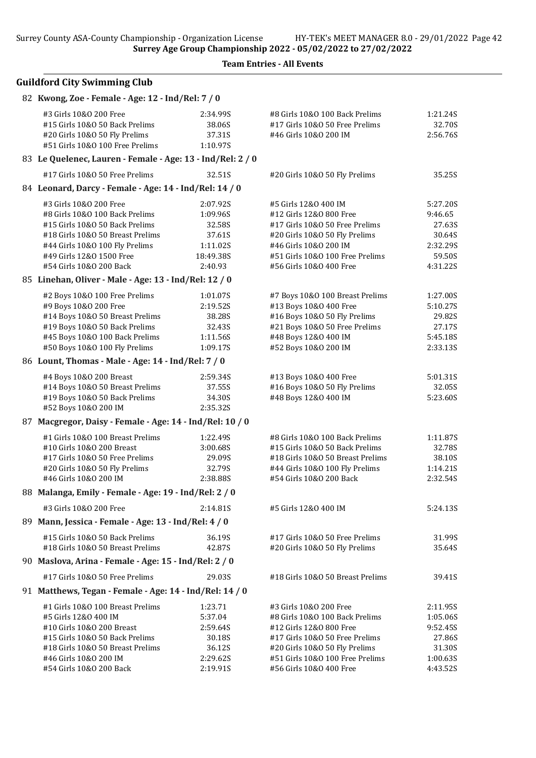**Team Entries - All Events**

## Guildford City Swimming Club

### 82 Kwong, Zoe - Female - Age: 12 - Ind/Rel: 7 / 0

| Event | Time | Event | Time |
|---|---|---|---|
| #3 Girls 10&O 200 Free | 2:34.99S | #8 Girls 10&O 100 Back Prelims | 1:21.24S |
| #15 Girls 10&O 50 Back Prelims | 38.06S | #17 Girls 10&O 50 Free Prelims | 32.70S |
| #20 Girls 10&O 50 Fly Prelims | 37.31S | #46 Girls 10&O 200 IM | 2:56.76S |
| #51 Girls 10&O 100 Free Prelims | 1:10.97S | | |

### 83 Le Quelenec, Lauren - Female - Age: 13 - Ind/Rel: 2 / 0

| Event | Time | Event | Time |
|---|---|---|---|
| #17 Girls 10&O 50 Free Prelims | 32.51S | #20 Girls 10&O 50 Fly Prelims | 35.25S |

### 84 Leonard, Darcy - Female - Age: 14 - Ind/Rel: 14 / 0

| Event | Time | Event | Time |
|---|---|---|---|
| #3 Girls 10&O 200 Free | 2:07.92S | #5 Girls 12&O 400 IM | 5:27.20S |
| #8 Girls 10&O 100 Back Prelims | 1:09.96S | #12 Girls 12&O 800 Free | 9:46.65 |
| #15 Girls 10&O 50 Back Prelims | 32.58S | #17 Girls 10&O 50 Free Prelims | 27.63S |
| #18 Girls 10&O 50 Breast Prelims | 37.61S | #20 Girls 10&O 50 Fly Prelims | 30.64S |
| #44 Girls 10&O 100 Fly Prelims | 1:11.02S | #46 Girls 10&O 200 IM | 2:32.29S |
| #49 Girls 12&O 1500 Free | 18:49.38S | #51 Girls 10&O 100 Free Prelims | 59.50S |
| #54 Girls 10&O 200 Back | 2:40.93 | #56 Girls 10&O 400 Free | 4:31.22S |

### 85 Linehan, Oliver - Male - Age: 13 - Ind/Rel: 12 / 0

| Event | Time | Event | Time |
|---|---|---|---|
| #2 Boys 10&O 100 Free Prelims | 1:01.07S | #7 Boys 10&O 100 Breast Prelims | 1:27.00S |
| #9 Boys 10&O 200 Free | 2:19.52S | #13 Boys 10&O 400 Free | 5:10.27S |
| #14 Boys 10&O 50 Breast Prelims | 38.28S | #16 Boys 10&O 50 Fly Prelims | 29.82S |
| #19 Boys 10&O 50 Back Prelims | 32.43S | #21 Boys 10&O 50 Free Prelims | 27.17S |
| #45 Boys 10&O 100 Back Prelims | 1:11.56S | #48 Boys 12&O 400 IM | 5:45.18S |
| #50 Boys 10&O 100 Fly Prelims | 1:09.17S | #52 Boys 10&O 200 IM | 2:33.13S |

### 86 Lount, Thomas - Male - Age: 14 - Ind/Rel: 7 / 0

| Event | Time | Event | Time |
|---|---|---|---|
| #4 Boys 10&O 200 Breast | 2:59.34S | #13 Boys 10&O 400 Free | 5:01.31S |
| #14 Boys 10&O 50 Breast Prelims | 37.55S | #16 Boys 10&O 50 Fly Prelims | 32.05S |
| #19 Boys 10&O 50 Back Prelims | 34.30S | #48 Boys 12&O 400 IM | 5:23.60S |
| #52 Boys 10&O 200 IM | 2:35.32S | | |

### 87 Macgregor, Daisy - Female - Age: 14 - Ind/Rel: 10 / 0

| Event | Time | Event | Time |
|---|---|---|---|
| #1 Girls 10&O 100 Breast Prelims | 1:22.49S | #8 Girls 10&O 100 Back Prelims | 1:11.87S |
| #10 Girls 10&O 200 Breast | 3:00.68S | #15 Girls 10&O 50 Back Prelims | 32.78S |
| #17 Girls 10&O 50 Free Prelims | 29.09S | #18 Girls 10&O 50 Breast Prelims | 38.10S |
| #20 Girls 10&O 50 Fly Prelims | 32.79S | #44 Girls 10&O 100 Fly Prelims | 1:14.21S |
| #46 Girls 10&O 200 IM | 2:38.88S | #54 Girls 10&O 200 Back | 2:32.54S |

### 88 Malanga, Emily - Female - Age: 19 - Ind/Rel: 2 / 0

| Event | Time | Event | Time |
|---|---|---|---|
| #3 Girls 10&O 200 Free | 2:14.81S | #5 Girls 12&O 400 IM | 5:24.13S |

### 89 Mann, Jessica - Female - Age: 13 - Ind/Rel: 4 / 0

| Event | Time | Event | Time |
|---|---|---|---|
| #15 Girls 10&O 50 Back Prelims | 36.19S | #17 Girls 10&O 50 Free Prelims | 31.99S |
| #18 Girls 10&O 50 Breast Prelims | 42.87S | #20 Girls 10&O 50 Fly Prelims | 35.64S |

### 90 Maslova, Arina - Female - Age: 15 - Ind/Rel: 2 / 0

| Event | Time | Event | Time |
|---|---|---|---|
| #17 Girls 10&O 50 Free Prelims | 29.03S | #18 Girls 10&O 50 Breast Prelims | 39.41S |

### 91 Matthews, Tegan - Female - Age: 14 - Ind/Rel: 14 / 0

| Event | Time | Event | Time |
|---|---|---|---|
| #1 Girls 10&O 100 Breast Prelims | 1:23.71 | #3 Girls 10&O 200 Free | 2:11.95S |
| #5 Girls 12&O 400 IM | 5:37.04 | #8 Girls 10&O 100 Back Prelims | 1:05.06S |
| #10 Girls 10&O 200 Breast | 2:59.64S | #12 Girls 12&O 800 Free | 9:52.45S |
| #15 Girls 10&O 50 Back Prelims | 30.18S | #17 Girls 10&O 50 Free Prelims | 27.86S |
| #18 Girls 10&O 50 Breast Prelims | 36.12S | #20 Girls 10&O 50 Fly Prelims | 31.30S |
| #46 Girls 10&O 200 IM | 2:29.62S | #51 Girls 10&O 100 Free Prelims | 1:00.63S |
| #54 Girls 10&O 200 Back | 2:19.91S | #56 Girls 10&O 400 Free | 4:43.52S |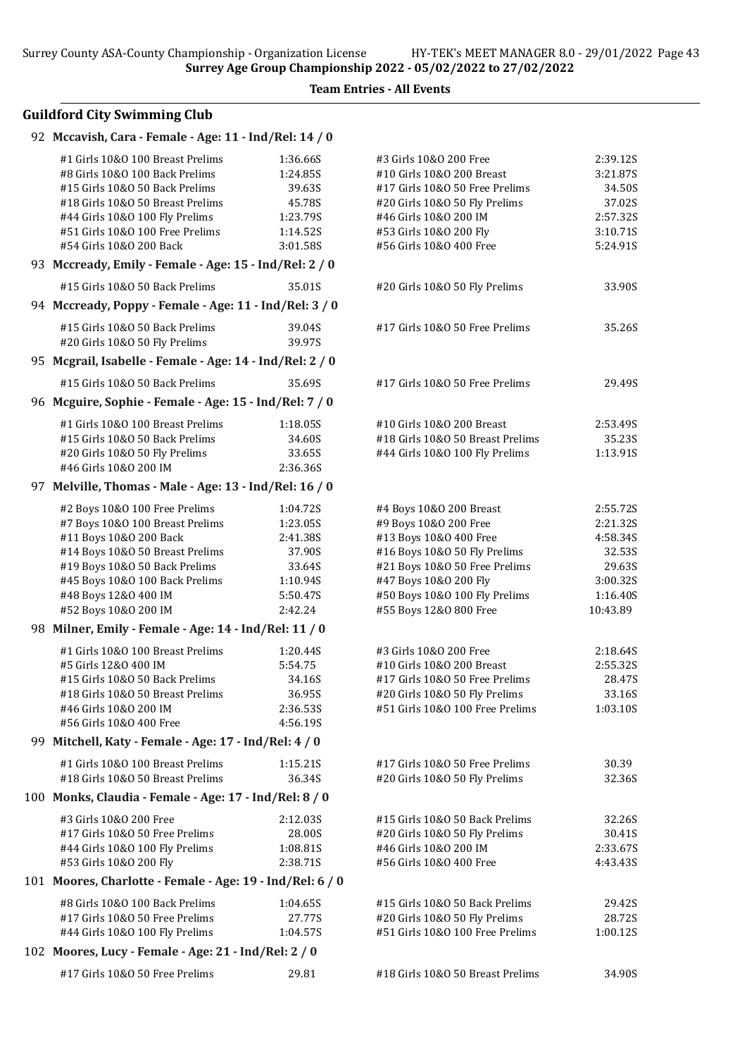## Team Entries - All Events

### Guildford City Swimming Club

**92 Mccavish, Cara - Female - Age: 11 - Ind/Rel: 14 / 0**

| Event | Time | Event | Time |
|---|---|---|---|
| #1 Girls 10&O 100 Breast Prelims | 1:36.66S | #3 Girls 10&O 200 Free | 2:39.12S |
| #8 Girls 10&O 100 Back Prelims | 1:24.85S | #10 Girls 10&O 200 Breast | 3:21.87S |
| #15 Girls 10&O 50 Back Prelims | 39.63S | #17 Girls 10&O 50 Free Prelims | 34.50S |
| #18 Girls 10&O 50 Breast Prelims | 45.78S | #20 Girls 10&O 50 Fly Prelims | 37.02S |
| #44 Girls 10&O 100 Fly Prelims | 1:23.79S | #46 Girls 10&O 200 IM | 2:57.32S |
| #51 Girls 10&O 100 Free Prelims | 1:14.52S | #53 Girls 10&O 200 Fly | 3:10.71S |
| #54 Girls 10&O 200 Back | 3:01.58S | #56 Girls 10&O 400 Free | 5:24.91S |

**93 Mccready, Emily - Female - Age: 15 - Ind/Rel: 2 / 0**

| Event | Time | Event | Time |
|---|---|---|---|
| #15 Girls 10&O 50 Back Prelims | 35.01S | #20 Girls 10&O 50 Fly Prelims | 33.90S |

**94 Mccready, Poppy - Female - Age: 11 - Ind/Rel: 3 / 0**

| Event | Time | Event | Time |
|---|---|---|---|
| #15 Girls 10&O 50 Back Prelims | 39.04S | #17 Girls 10&O 50 Free Prelims | 35.26S |
| #20 Girls 10&O 50 Fly Prelims | 39.97S | | |

**95 Mcgrail, Isabelle - Female - Age: 14 - Ind/Rel: 2 / 0**

| Event | Time | Event | Time |
|---|---|---|---|
| #15 Girls 10&O 50 Back Prelims | 35.69S | #17 Girls 10&O 50 Free Prelims | 29.49S |

**96 Mcguire, Sophie - Female - Age: 15 - Ind/Rel: 7 / 0**

| Event | Time | Event | Time |
|---|---|---|---|
| #1 Girls 10&O 100 Breast Prelims | 1:18.05S | #10 Girls 10&O 200 Breast | 2:53.49S |
| #15 Girls 10&O 50 Back Prelims | 34.60S | #18 Girls 10&O 50 Breast Prelims | 35.23S |
| #20 Girls 10&O 50 Fly Prelims | 33.65S | #44 Girls 10&O 100 Fly Prelims | 1:13.91S |
| #46 Girls 10&O 200 IM | 2:36.36S | | |

**97 Melville, Thomas - Male - Age: 13 - Ind/Rel: 16 / 0**

| Event | Time | Event | Time |
|---|---|---|---|
| #2 Boys 10&O 100 Free Prelims | 1:04.72S | #4 Boys 10&O 200 Breast | 2:55.72S |
| #7 Boys 10&O 100 Breast Prelims | 1:23.05S | #9 Boys 10&O 200 Free | 2:21.32S |
| #11 Boys 10&O 200 Back | 2:41.38S | #13 Boys 10&O 400 Free | 4:58.34S |
| #14 Boys 10&O 50 Breast Prelims | 37.90S | #16 Boys 10&O 50 Fly Prelims | 32.53S |
| #19 Boys 10&O 50 Back Prelims | 33.64S | #21 Boys 10&O 50 Free Prelims | 29.63S |
| #45 Boys 10&O 100 Back Prelims | 1:10.94S | #47 Boys 10&O 200 Fly | 3:00.32S |
| #48 Boys 12&O 400 IM | 5:50.47S | #50 Boys 10&O 100 Fly Prelims | 1:16.40S |
| #52 Boys 10&O 200 IM | 2:42.24 | #55 Boys 12&O 800 Free | 10:43.89 |

**98 Milner, Emily - Female - Age: 14 - Ind/Rel: 11 / 0**

| Event | Time | Event | Time |
|---|---|---|---|
| #1 Girls 10&O 100 Breast Prelims | 1:20.44S | #3 Girls 10&O 200 Free | 2:18.64S |
| #5 Girls 12&O 400 IM | 5:54.75 | #10 Girls 10&O 200 Breast | 2:55.32S |
| #15 Girls 10&O 50 Back Prelims | 34.16S | #17 Girls 10&O 50 Free Prelims | 28.47S |
| #18 Girls 10&O 50 Breast Prelims | 36.95S | #20 Girls 10&O 50 Fly Prelims | 33.16S |
| #46 Girls 10&O 200 IM | 2:36.53S | #51 Girls 10&O 100 Free Prelims | 1:03.10S |
| #56 Girls 10&O 400 Free | 4:56.19S | | |

**99 Mitchell, Katy - Female - Age: 17 - Ind/Rel: 4 / 0**

| Event | Time | Event | Time |
|---|---|---|---|
| #1 Girls 10&O 100 Breast Prelims | 1:15.21S | #17 Girls 10&O 50 Free Prelims | 30.39 |
| #18 Girls 10&O 50 Breast Prelims | 36.34S | #20 Girls 10&O 50 Fly Prelims | 32.36S |

**100 Monks, Claudia - Female - Age: 17 - Ind/Rel: 8 / 0**

| Event | Time | Event | Time |
|---|---|---|---|
| #3 Girls 10&O 200 Free | 2:12.03S | #15 Girls 10&O 50 Back Prelims | 32.26S |
| #17 Girls 10&O 50 Free Prelims | 28.00S | #20 Girls 10&O 50 Fly Prelims | 30.41S |
| #44 Girls 10&O 100 Fly Prelims | 1:08.81S | #46 Girls 10&O 200 IM | 2:33.67S |
| #53 Girls 10&O 200 Fly | 2:38.71S | #56 Girls 10&O 400 Free | 4:43.43S |

**101 Moores, Charlotte - Female - Age: 19 - Ind/Rel: 6 / 0**

| Event | Time | Event | Time |
|---|---|---|---|
| #8 Girls 10&O 100 Back Prelims | 1:04.65S | #15 Girls 10&O 50 Back Prelims | 29.42S |
| #17 Girls 10&O 50 Free Prelims | 27.77S | #20 Girls 10&O 50 Fly Prelims | 28.72S |
| #44 Girls 10&O 100 Fly Prelims | 1:04.57S | #51 Girls 10&O 100 Free Prelims | 1:00.12S |

**102 Moores, Lucy - Female - Age: 21 - Ind/Rel: 2 / 0**

| Event | Time | Event | Time |
|---|---|---|---|
| #17 Girls 10&O 50 Free Prelims | 29.81 | #18 Girls 10&O 50 Breast Prelims | 34.90S |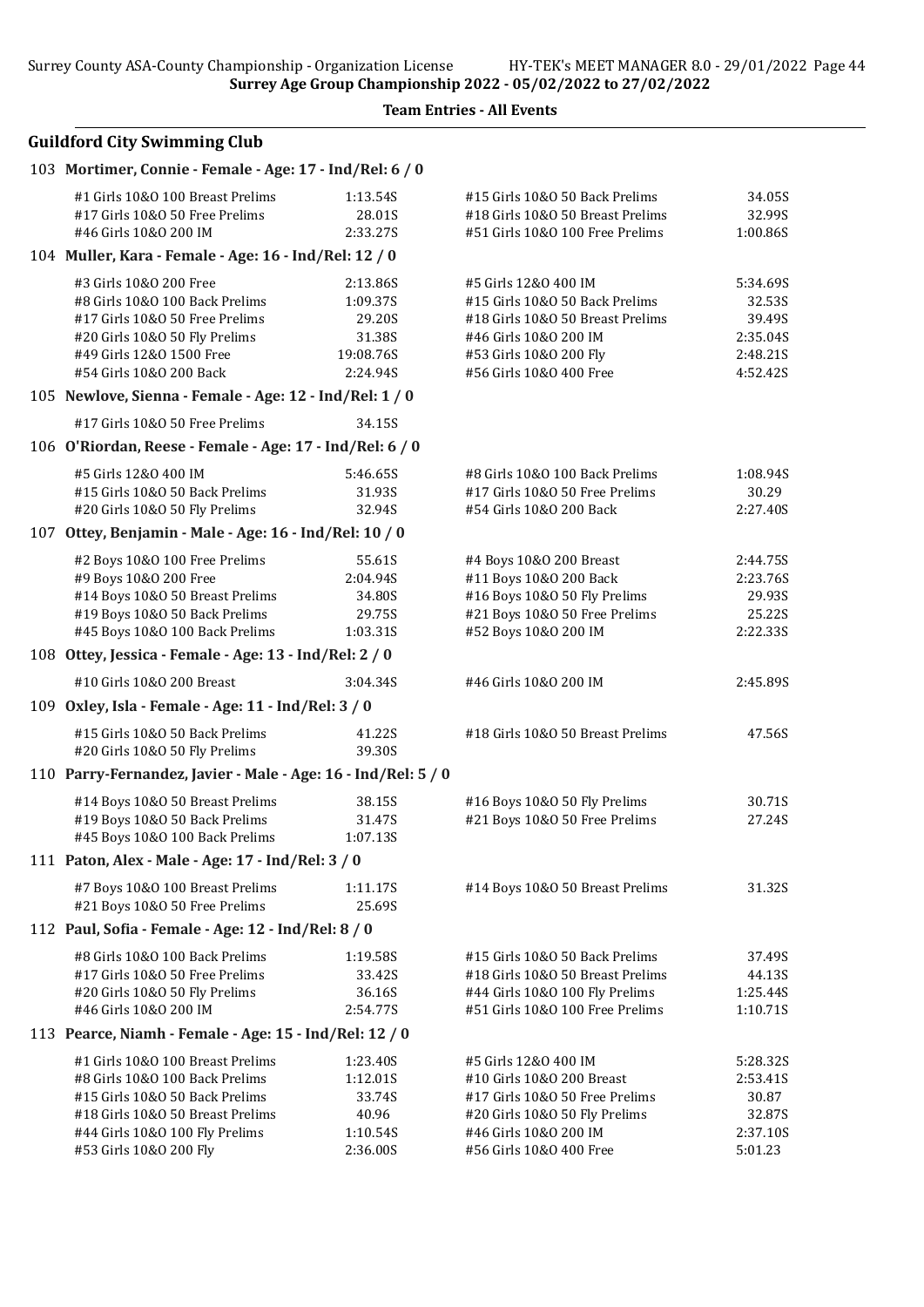Surrey Age Group Championship 2022 - 05/02/2022 to 27/02/2022

**Team Entries - All Events**

## Guildford City Swimming Club

### 103 Mortimer, Connie - Female - Age: 17 - Ind/Rel: 6 / 0

| Event | Time | Event | Time |
|---|---|---|---|
| #1 Girls 10&O 100 Breast Prelims | 1:13.54S | #15 Girls 10&O 50 Back Prelims | 34.05S |
| #17 Girls 10&O 50 Free Prelims | 28.01S | #18 Girls 10&O 50 Breast Prelims | 32.99S |
| #46 Girls 10&O 200 IM | 2:33.27S | #51 Girls 10&O 100 Free Prelims | 1:00.86S |

### 104 Muller, Kara - Female - Age: 16 - Ind/Rel: 12 / 0

| Event | Time | Event | Time |
|---|---|---|---|
| #3 Girls 10&O 200 Free | 2:13.86S | #5 Girls 12&O 400 IM | 5:34.69S |
| #8 Girls 10&O 100 Back Prelims | 1:09.37S | #15 Girls 10&O 50 Back Prelims | 32.53S |
| #17 Girls 10&O 50 Free Prelims | 29.20S | #18 Girls 10&O 50 Breast Prelims | 39.49S |
| #20 Girls 10&O 50 Fly Prelims | 31.38S | #46 Girls 10&O 200 IM | 2:35.04S |
| #49 Girls 12&O 1500 Free | 19:08.76S | #53 Girls 10&O 200 Fly | 2:48.21S |
| #54 Girls 10&O 200 Back | 2:24.94S | #56 Girls 10&O 400 Free | 4:52.42S |

### 105 Newlove, Sienna - Female - Age: 12 - Ind/Rel: 1 / 0

| Event | Time | Event | Time |
|---|---|---|---|
| #17 Girls 10&O 50 Free Prelims | 34.15S | | |

### 106 O'Riordan, Reese - Female - Age: 17 - Ind/Rel: 6 / 0

| Event | Time | Event | Time |
|---|---|---|---|
| #5 Girls 12&O 400 IM | 5:46.65S | #8 Girls 10&O 100 Back Prelims | 1:08.94S |
| #15 Girls 10&O 50 Back Prelims | 31.93S | #17 Girls 10&O 50 Free Prelims | 30.29 |
| #20 Girls 10&O 50 Fly Prelims | 32.94S | #54 Girls 10&O 200 Back | 2:27.40S |

### 107 Ottey, Benjamin - Male - Age: 16 - Ind/Rel: 10 / 0

| Event | Time | Event | Time |
|---|---|---|---|
| #2 Boys 10&O 100 Free Prelims | 55.61S | #4 Boys 10&O 200 Breast | 2:44.75S |
| #9 Boys 10&O 200 Free | 2:04.94S | #11 Boys 10&O 200 Back | 2:23.76S |
| #14 Boys 10&O 50 Breast Prelims | 34.80S | #16 Boys 10&O 50 Fly Prelims | 29.93S |
| #19 Boys 10&O 50 Back Prelims | 29.75S | #21 Boys 10&O 50 Free Prelims | 25.22S |
| #45 Boys 10&O 100 Back Prelims | 1:03.31S | #52 Boys 10&O 200 IM | 2:22.33S |

### 108 Ottey, Jessica - Female - Age: 13 - Ind/Rel: 2 / 0

| Event | Time | Event | Time |
|---|---|---|---|
| #10 Girls 10&O 200 Breast | 3:04.34S | #46 Girls 10&O 200 IM | 2:45.89S |

### 109 Oxley, Isla - Female - Age: 11 - Ind/Rel: 3 / 0

| Event | Time | Event | Time |
|---|---|---|---|
| #15 Girls 10&O 50 Back Prelims | 41.22S | #18 Girls 10&O 50 Breast Prelims | 47.56S |
| #20 Girls 10&O 50 Fly Prelims | 39.30S | | |

### 110 Parry-Fernandez, Javier - Male - Age: 16 - Ind/Rel: 5 / 0

| Event | Time | Event | Time |
|---|---|---|---|
| #14 Boys 10&O 50 Breast Prelims | 38.15S | #16 Boys 10&O 50 Fly Prelims | 30.71S |
| #19 Boys 10&O 50 Back Prelims | 31.47S | #21 Boys 10&O 50 Free Prelims | 27.24S |
| #45 Boys 10&O 100 Back Prelims | 1:07.13S | | |

### 111 Paton, Alex - Male - Age: 17 - Ind/Rel: 3 / 0

| Event | Time | Event | Time |
|---|---|---|---|
| #7 Boys 10&O 100 Breast Prelims | 1:11.17S | #14 Boys 10&O 50 Breast Prelims | 31.32S |
| #21 Boys 10&O 50 Free Prelims | 25.69S | | |

### 112 Paul, Sofia - Female - Age: 12 - Ind/Rel: 8 / 0

| Event | Time | Event | Time |
|---|---|---|---|
| #8 Girls 10&O 100 Back Prelims | 1:19.58S | #15 Girls 10&O 50 Back Prelims | 37.49S |
| #17 Girls 10&O 50 Free Prelims | 33.42S | #18 Girls 10&O 50 Breast Prelims | 44.13S |
| #20 Girls 10&O 50 Fly Prelims | 36.16S | #44 Girls 10&O 100 Fly Prelims | 1:25.44S |
| #46 Girls 10&O 200 IM | 2:54.77S | #51 Girls 10&O 100 Free Prelims | 1:10.71S |

### 113 Pearce, Niamh - Female - Age: 15 - Ind/Rel: 12 / 0

| Event | Time | Event | Time |
|---|---|---|---|
| #1 Girls 10&O 100 Breast Prelims | 1:23.40S | #5 Girls 12&O 400 IM | 5:28.32S |
| #8 Girls 10&O 100 Back Prelims | 1:12.01S | #10 Girls 10&O 200 Breast | 2:53.41S |
| #15 Girls 10&O 50 Back Prelims | 33.74S | #17 Girls 10&O 50 Free Prelims | 30.87 |
| #18 Girls 10&O 50 Breast Prelims | 40.96 | #20 Girls 10&O 50 Fly Prelims | 32.87S |
| #44 Girls 10&O 100 Fly Prelims | 1:10.54S | #46 Girls 10&O 200 IM | 2:37.10S |
| #53 Girls 10&O 200 Fly | 2:36.00S | #56 Girls 10&O 400 Free | 5:01.23 |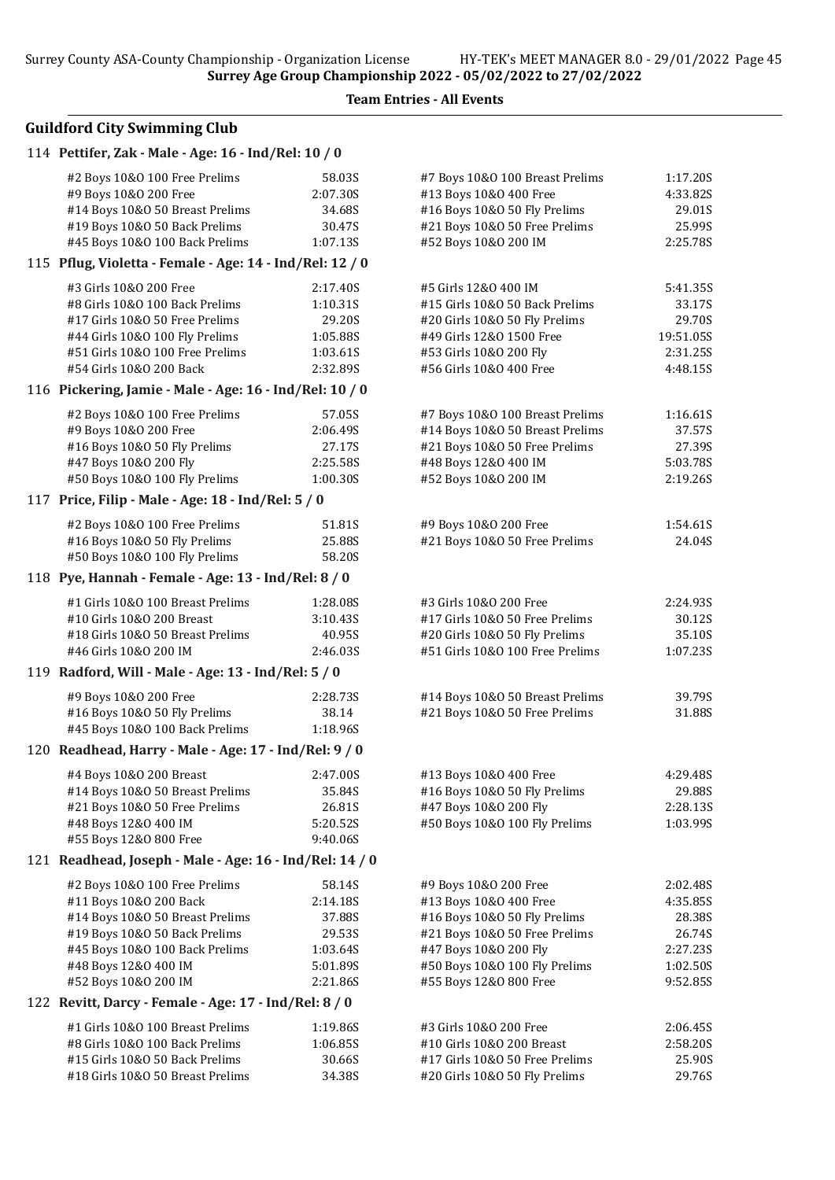**Team Entries - All Events**

## Guildford City Swimming Club

### 114 Pettifer, Zak - Male - Age: 16 - Ind/Rel: 10 / 0

| Event | Time | Event | Time |
|---|---|---|---|
| #2 Boys 10&O 100 Free Prelims | 58.03S | #7 Boys 10&O 100 Breast Prelims | 1:17.20S |
| #9 Boys 10&O 200 Free | 2:07.30S | #13 Boys 10&O 400 Free | 4:33.82S |
| #14 Boys 10&O 50 Breast Prelims | 34.68S | #16 Boys 10&O 50 Fly Prelims | 29.01S |
| #19 Boys 10&O 50 Back Prelims | 30.47S | #21 Boys 10&O 50 Free Prelims | 25.99S |
| #45 Boys 10&O 100 Back Prelims | 1:07.13S | #52 Boys 10&O 200 IM | 2:25.78S |

### 115 Pflug, Violetta - Female - Age: 14 - Ind/Rel: 12 / 0

| Event | Time | Event | Time |
|---|---|---|---|
| #3 Girls 10&O 200 Free | 2:17.40S | #5 Girls 12&O 400 IM | 5:41.35S |
| #8 Girls 10&O 100 Back Prelims | 1:10.31S | #15 Girls 10&O 50 Back Prelims | 33.17S |
| #17 Girls 10&O 50 Free Prelims | 29.20S | #20 Girls 10&O 50 Fly Prelims | 29.70S |
| #44 Girls 10&O 100 Fly Prelims | 1:05.88S | #49 Girls 12&O 1500 Free | 19:51.05S |
| #51 Girls 10&O 100 Free Prelims | 1:03.61S | #53 Girls 10&O 200 Fly | 2:31.25S |
| #54 Girls 10&O 200 Back | 2:32.89S | #56 Girls 10&O 400 Free | 4:48.15S |

### 116 Pickering, Jamie - Male - Age: 16 - Ind/Rel: 10 / 0

| Event | Time | Event | Time |
|---|---|---|---|
| #2 Boys 10&O 100 Free Prelims | 57.05S | #7 Boys 10&O 100 Breast Prelims | 1:16.61S |
| #9 Boys 10&O 200 Free | 2:06.49S | #14 Boys 10&O 50 Breast Prelims | 37.57S |
| #16 Boys 10&O 50 Fly Prelims | 27.17S | #21 Boys 10&O 50 Free Prelims | 27.39S |
| #47 Boys 10&O 200 Fly | 2:25.58S | #48 Boys 12&O 400 IM | 5:03.78S |
| #50 Boys 10&O 100 Fly Prelims | 1:00.30S | #52 Boys 10&O 200 IM | 2:19.26S |

### 117 Price, Filip - Male - Age: 18 - Ind/Rel: 5 / 0

| Event | Time | Event | Time |
|---|---|---|---|
| #2 Boys 10&O 100 Free Prelims | 51.81S | #9 Boys 10&O 200 Free | 1:54.61S |
| #16 Boys 10&O 50 Fly Prelims | 25.88S | #21 Boys 10&O 50 Free Prelims | 24.04S |
| #50 Boys 10&O 100 Fly Prelims | 58.20S | | |

### 118 Pye, Hannah - Female - Age: 13 - Ind/Rel: 8 / 0

| Event | Time | Event | Time |
|---|---|---|---|
| #1 Girls 10&O 100 Breast Prelims | 1:28.08S | #3 Girls 10&O 200 Free | 2:24.93S |
| #10 Girls 10&O 200 Breast | 3:10.43S | #17 Girls 10&O 50 Free Prelims | 30.12S |
| #18 Girls 10&O 50 Breast Prelims | 40.95S | #20 Girls 10&O 50 Fly Prelims | 35.10S |
| #46 Girls 10&O 200 IM | 2:46.03S | #51 Girls 10&O 100 Free Prelims | 1:07.23S |

### 119 Radford, Will - Male - Age: 13 - Ind/Rel: 5 / 0

| Event | Time | Event | Time |
|---|---|---|---|
| #9 Boys 10&O 200 Free | 2:28.73S | #14 Boys 10&O 50 Breast Prelims | 39.79S |
| #16 Boys 10&O 50 Fly Prelims | 38.14 | #21 Boys 10&O 50 Free Prelims | 31.88S |
| #45 Boys 10&O 100 Back Prelims | 1:18.96S | | |

### 120 Readhead, Harry - Male - Age: 17 - Ind/Rel: 9 / 0

| Event | Time | Event | Time |
|---|---|---|---|
| #4 Boys 10&O 200 Breast | 2:47.00S | #13 Boys 10&O 400 Free | 4:29.48S |
| #14 Boys 10&O 50 Breast Prelims | 35.84S | #16 Boys 10&O 50 Fly Prelims | 29.88S |
| #21 Boys 10&O 50 Free Prelims | 26.81S | #47 Boys 10&O 200 Fly | 2:28.13S |
| #48 Boys 12&O 400 IM | 5:20.52S | #50 Boys 10&O 100 Fly Prelims | 1:03.99S |
| #55 Boys 12&O 800 Free | 9:40.06S | | |

### 121 Readhead, Joseph - Male - Age: 16 - Ind/Rel: 14 / 0

| Event | Time | Event | Time |
|---|---|---|---|
| #2 Boys 10&O 100 Free Prelims | 58.14S | #9 Boys 10&O 200 Free | 2:02.48S |
| #11 Boys 10&O 200 Back | 2:14.18S | #13 Boys 10&O 400 Free | 4:35.85S |
| #14 Boys 10&O 50 Breast Prelims | 37.88S | #16 Boys 10&O 50 Fly Prelims | 28.38S |
| #19 Boys 10&O 50 Back Prelims | 29.53S | #21 Boys 10&O 50 Free Prelims | 26.74S |
| #45 Boys 10&O 100 Back Prelims | 1:03.64S | #47 Boys 10&O 200 Fly | 2:27.23S |
| #48 Boys 12&O 400 IM | 5:01.89S | #50 Boys 10&O 100 Fly Prelims | 1:02.50S |
| #52 Boys 10&O 200 IM | 2:21.86S | #55 Boys 12&O 800 Free | 9:52.85S |

### 122 Revitt, Darcy - Female - Age: 17 - Ind/Rel: 8 / 0

| Event | Time | Event | Time |
|---|---|---|---|
| #1 Girls 10&O 100 Breast Prelims | 1:19.86S | #3 Girls 10&O 200 Free | 2:06.45S |
| #8 Girls 10&O 100 Back Prelims | 1:06.85S | #10 Girls 10&O 200 Breast | 2:58.20S |
| #15 Girls 10&O 50 Back Prelims | 30.66S | #17 Girls 10&O 50 Free Prelims | 25.90S |
| #18 Girls 10&O 50 Breast Prelims | 34.38S | #20 Girls 10&O 50 Fly Prelims | 29.76S |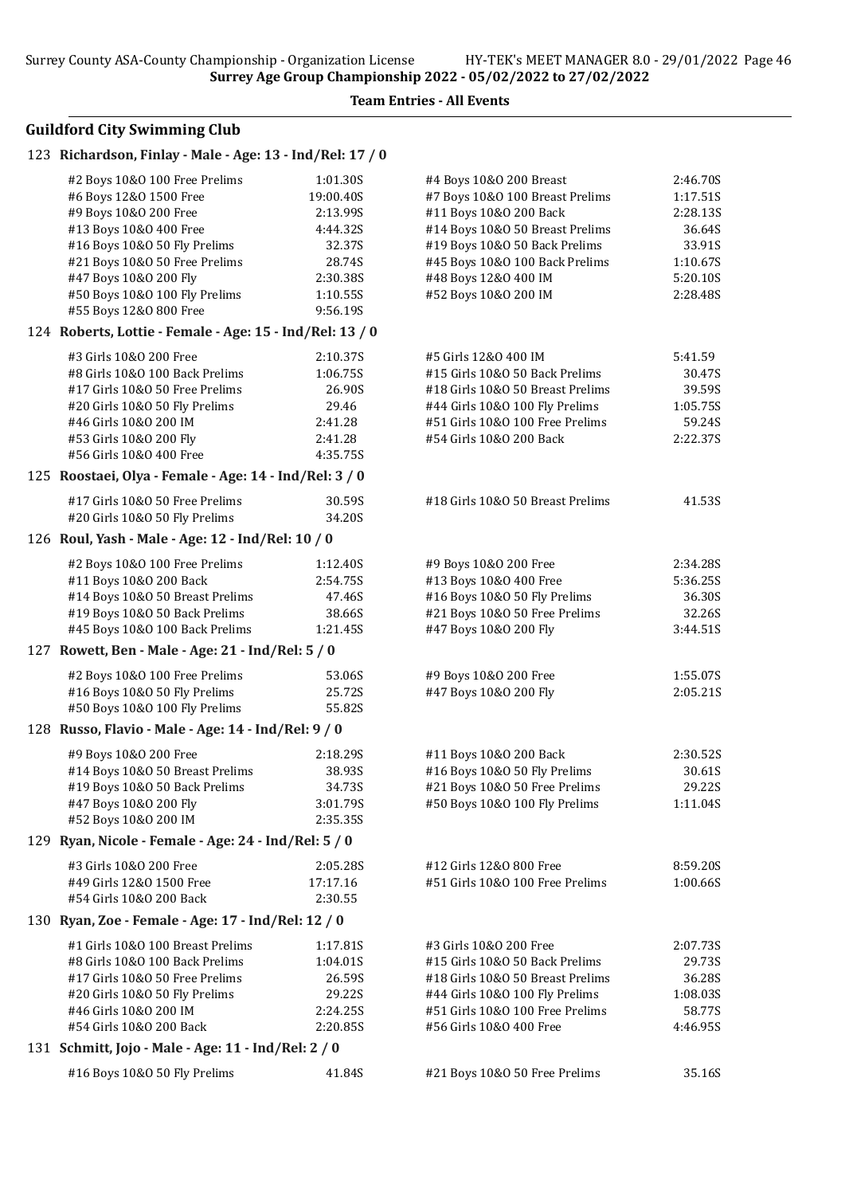**Team Entries - All Events**

## Guildford City Swimming Club

### 123 Richardson, Finlay - Male - Age: 13 - Ind/Rel: 17 / 0

| Event | Time | Event | Time |
|---|---|---|---|
| #2 Boys 10&O 100 Free Prelims | 1:01.30S | #4 Boys 10&O 200 Breast | 2:46.70S |
| #6 Boys 12&O 1500 Free | 19:00.40S | #7 Boys 10&O 100 Breast Prelims | 1:17.51S |
| #9 Boys 10&O 200 Free | 2:13.99S | #11 Boys 10&O 200 Back | 2:28.13S |
| #13 Boys 10&O 400 Free | 4:44.32S | #14 Boys 10&O 50 Breast Prelims | 36.64S |
| #16 Boys 10&O 50 Fly Prelims | 32.37S | #19 Boys 10&O 50 Back Prelims | 33.91S |
| #21 Boys 10&O 50 Free Prelims | 28.74S | #45 Boys 10&O 100 Back Prelims | 1:10.67S |
| #47 Boys 10&O 200 Fly | 2:30.38S | #48 Boys 12&O 400 IM | 5:20.10S |
| #50 Boys 10&O 100 Fly Prelims | 1:10.55S | #52 Boys 10&O 200 IM | 2:28.48S |
| #55 Boys 12&O 800 Free | 9:56.19S | | |

### 124 Roberts, Lottie - Female - Age: 15 - Ind/Rel: 13 / 0

| Event | Time | Event | Time |
|---|---|---|---|
| #3 Girls 10&O 200 Free | 2:10.37S | #5 Girls 12&O 400 IM | 5:41.59 |
| #8 Girls 10&O 100 Back Prelims | 1:06.75S | #15 Girls 10&O 50 Back Prelims | 30.47S |
| #17 Girls 10&O 50 Free Prelims | 26.90S | #18 Girls 10&O 50 Breast Prelims | 39.59S |
| #20 Girls 10&O 50 Fly Prelims | 29.46 | #44 Girls 10&O 100 Fly Prelims | 1:05.75S |
| #46 Girls 10&O 200 IM | 2:41.28 | #51 Girls 10&O 100 Free Prelims | 59.24S |
| #53 Girls 10&O 200 Fly | 2:41.28 | #54 Girls 10&O 200 Back | 2:22.37S |
| #56 Girls 10&O 400 Free | 4:35.75S | | |

### 125 Roostaei, Olya - Female - Age: 14 - Ind/Rel: 3 / 0

| Event | Time | Event | Time |
|---|---|---|---|
| #17 Girls 10&O 50 Free Prelims | 30.59S | #18 Girls 10&O 50 Breast Prelims | 41.53S |
| #20 Girls 10&O 50 Fly Prelims | 34.20S | | |

### 126 Roul, Yash - Male - Age: 12 - Ind/Rel: 10 / 0

| Event | Time | Event | Time |
|---|---|---|---|
| #2 Boys 10&O 100 Free Prelims | 1:12.40S | #9 Boys 10&O 200 Free | 2:34.28S |
| #11 Boys 10&O 200 Back | 2:54.75S | #13 Boys 10&O 400 Free | 5:36.25S |
| #14 Boys 10&O 50 Breast Prelims | 47.46S | #16 Boys 10&O 50 Fly Prelims | 36.30S |
| #19 Boys 10&O 50 Back Prelims | 38.66S | #21 Boys 10&O 50 Free Prelims | 32.26S |
| #45 Boys 10&O 100 Back Prelims | 1:21.45S | #47 Boys 10&O 200 Fly | 3:44.51S |

### 127 Rowett, Ben - Male - Age: 21 - Ind/Rel: 5 / 0

| Event | Time | Event | Time |
|---|---|---|---|
| #2 Boys 10&O 100 Free Prelims | 53.06S | #9 Boys 10&O 200 Free | 1:55.07S |
| #16 Boys 10&O 50 Fly Prelims | 25.72S | #47 Boys 10&O 200 Fly | 2:05.21S |
| #50 Boys 10&O 100 Fly Prelims | 55.82S | | |

### 128 Russo, Flavio - Male - Age: 14 - Ind/Rel: 9 / 0

| Event | Time | Event | Time |
|---|---|---|---|
| #9 Boys 10&O 200 Free | 2:18.29S | #11 Boys 10&O 200 Back | 2:30.52S |
| #14 Boys 10&O 50 Breast Prelims | 38.93S | #16 Boys 10&O 50 Fly Prelims | 30.61S |
| #19 Boys 10&O 50 Back Prelims | 34.73S | #21 Boys 10&O 50 Free Prelims | 29.22S |
| #47 Boys 10&O 200 Fly | 3:01.79S | #50 Boys 10&O 100 Fly Prelims | 1:11.04S |
| #52 Boys 10&O 200 IM | 2:35.35S | | |

### 129 Ryan, Nicole - Female - Age: 24 - Ind/Rel: 5 / 0

| Event | Time | Event | Time |
|---|---|---|---|
| #3 Girls 10&O 200 Free | 2:05.28S | #12 Girls 12&O 800 Free | 8:59.20S |
| #49 Girls 12&O 1500 Free | 17:17.16 | #51 Girls 10&O 100 Free Prelims | 1:00.66S |
| #54 Girls 10&O 200 Back | 2:30.55 | | |

### 130 Ryan, Zoe - Female - Age: 17 - Ind/Rel: 12 / 0

| Event | Time | Event | Time |
|---|---|---|---|
| #1 Girls 10&O 100 Breast Prelims | 1:17.81S | #3 Girls 10&O 200 Free | 2:07.73S |
| #8 Girls 10&O 100 Back Prelims | 1:04.01S | #15 Girls 10&O 50 Back Prelims | 29.73S |
| #17 Girls 10&O 50 Free Prelims | 26.59S | #18 Girls 10&O 50 Breast Prelims | 36.28S |
| #20 Girls 10&O 50 Fly Prelims | 29.22S | #44 Girls 10&O 100 Fly Prelims | 1:08.03S |
| #46 Girls 10&O 200 IM | 2:24.25S | #51 Girls 10&O 100 Free Prelims | 58.77S |
| #54 Girls 10&O 200 Back | 2:20.85S | #56 Girls 10&O 400 Free | 4:46.95S |

### 131 Schmitt, Jojo - Male - Age: 11 - Ind/Rel: 2 / 0

| Event | Time | Event | Time |
|---|---|---|---|
| #16 Boys 10&O 50 Fly Prelims | 41.84S | #21 Boys 10&O 50 Free Prelims | 35.16S |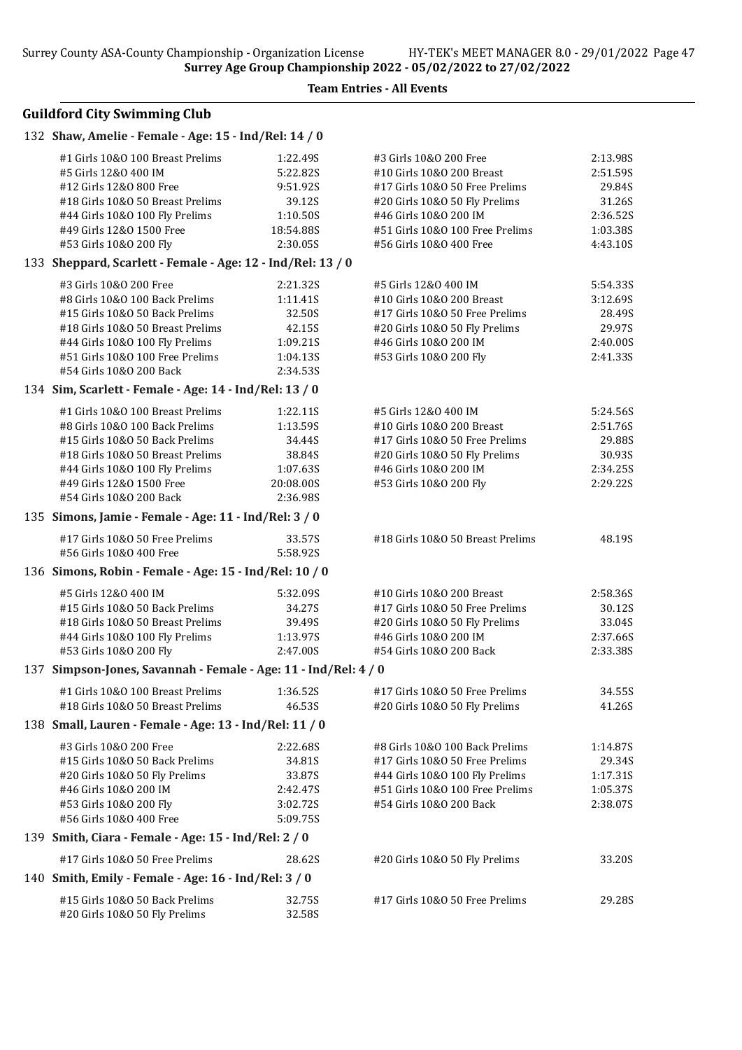**Team Entries - All Events**

## Guildford City Swimming Club

### 132 Shaw, Amelie - Female - Age: 15 - Ind/Rel: 14 / 0

| Event | Time | Event | Time |
|---|---|---|---|
| #1 Girls 10&O 100 Breast Prelims | 1:22.49S | #3 Girls 10&O 200 Free | 2:13.98S |
| #5 Girls 12&O 400 IM | 5:22.82S | #10 Girls 10&O 200 Breast | 2:51.59S |
| #12 Girls 12&O 800 Free | 9:51.92S | #17 Girls 10&O 50 Free Prelims | 29.84S |
| #18 Girls 10&O 50 Breast Prelims | 39.12S | #20 Girls 10&O 50 Fly Prelims | 31.26S |
| #44 Girls 10&O 100 Fly Prelims | 1:10.50S | #46 Girls 10&O 200 IM | 2:36.52S |
| #49 Girls 12&O 1500 Free | 18:54.88S | #51 Girls 10&O 100 Free Prelims | 1:03.38S |
| #53 Girls 10&O 200 Fly | 2:30.05S | #56 Girls 10&O 400 Free | 4:43.10S |

### 133 Sheppard, Scarlett - Female - Age: 12 - Ind/Rel: 13 / 0

| Event | Time | Event | Time |
|---|---|---|---|
| #3 Girls 10&O 200 Free | 2:21.32S | #5 Girls 12&O 400 IM | 5:54.33S |
| #8 Girls 10&O 100 Back Prelims | 1:11.41S | #10 Girls 10&O 200 Breast | 3:12.69S |
| #15 Girls 10&O 50 Back Prelims | 32.50S | #17 Girls 10&O 50 Free Prelims | 28.49S |
| #18 Girls 10&O 50 Breast Prelims | 42.15S | #20 Girls 10&O 50 Fly Prelims | 29.97S |
| #44 Girls 10&O 100 Fly Prelims | 1:09.21S | #46 Girls 10&O 200 IM | 2:40.00S |
| #51 Girls 10&O 100 Free Prelims | 1:04.13S | #53 Girls 10&O 200 Fly | 2:41.33S |
| #54 Girls 10&O 200 Back | 2:34.53S | | |

### 134 Sim, Scarlett - Female - Age: 14 - Ind/Rel: 13 / 0

| Event | Time | Event | Time |
|---|---|---|---|
| #1 Girls 10&O 100 Breast Prelims | 1:22.11S | #5 Girls 12&O 400 IM | 5:24.56S |
| #8 Girls 10&O 100 Back Prelims | 1:13.59S | #10 Girls 10&O 200 Breast | 2:51.76S |
| #15 Girls 10&O 50 Back Prelims | 34.44S | #17 Girls 10&O 50 Free Prelims | 29.88S |
| #18 Girls 10&O 50 Breast Prelims | 38.84S | #20 Girls 10&O 50 Fly Prelims | 30.93S |
| #44 Girls 10&O 100 Fly Prelims | 1:07.63S | #46 Girls 10&O 200 IM | 2:34.25S |
| #49 Girls 12&O 1500 Free | 20:08.00S | #53 Girls 10&O 200 Fly | 2:29.22S |
| #54 Girls 10&O 200 Back | 2:36.98S | | |

### 135 Simons, Jamie - Female - Age: 11 - Ind/Rel: 3 / 0

| Event | Time | Event | Time |
|---|---|---|---|
| #17 Girls 10&O 50 Free Prelims | 33.57S | #18 Girls 10&O 50 Breast Prelims | 48.19S |
| #56 Girls 10&O 400 Free | 5:58.92S | | |

### 136 Simons, Robin - Female - Age: 15 - Ind/Rel: 10 / 0

| Event | Time | Event | Time |
|---|---|---|---|
| #5 Girls 12&O 400 IM | 5:32.09S | #10 Girls 10&O 200 Breast | 2:58.36S |
| #15 Girls 10&O 50 Back Prelims | 34.27S | #17 Girls 10&O 50 Free Prelims | 30.12S |
| #18 Girls 10&O 50 Breast Prelims | 39.49S | #20 Girls 10&O 50 Fly Prelims | 33.04S |
| #44 Girls 10&O 100 Fly Prelims | 1:13.97S | #46 Girls 10&O 200 IM | 2:37.66S |
| #53 Girls 10&O 200 Fly | 2:47.00S | #54 Girls 10&O 200 Back | 2:33.38S |

### 137 Simpson-Jones, Savannah - Female - Age: 11 - Ind/Rel: 4 / 0

| Event | Time | Event | Time |
|---|---|---|---|
| #1 Girls 10&O 100 Breast Prelims | 1:36.52S | #17 Girls 10&O 50 Free Prelims | 34.55S |
| #18 Girls 10&O 50 Breast Prelims | 46.53S | #20 Girls 10&O 50 Fly Prelims | 41.26S |

### 138 Small, Lauren - Female - Age: 13 - Ind/Rel: 11 / 0

| Event | Time | Event | Time |
|---|---|---|---|
| #3 Girls 10&O 200 Free | 2:22.68S | #8 Girls 10&O 100 Back Prelims | 1:14.87S |
| #15 Girls 10&O 50 Back Prelims | 34.81S | #17 Girls 10&O 50 Free Prelims | 29.34S |
| #20 Girls 10&O 50 Fly Prelims | 33.87S | #44 Girls 10&O 100 Fly Prelims | 1:17.31S |
| #46 Girls 10&O 200 IM | 2:42.47S | #51 Girls 10&O 100 Free Prelims | 1:05.37S |
| #53 Girls 10&O 200 Fly | 3:02.72S | #54 Girls 10&O 200 Back | 2:38.07S |
| #56 Girls 10&O 400 Free | 5:09.75S | | |

### 139 Smith, Ciara - Female - Age: 15 - Ind/Rel: 2 / 0

| Event | Time | Event | Time |
|---|---|---|---|
| #17 Girls 10&O 50 Free Prelims | 28.62S | #20 Girls 10&O 50 Fly Prelims | 33.20S |

### 140 Smith, Emily - Female - Age: 16 - Ind/Rel: 3 / 0

| Event | Time | Event | Time |
|---|---|---|---|
| #15 Girls 10&O 50 Back Prelims | 32.75S | #17 Girls 10&O 50 Free Prelims | 29.28S |
| #20 Girls 10&O 50 Fly Prelims | 32.58S | | |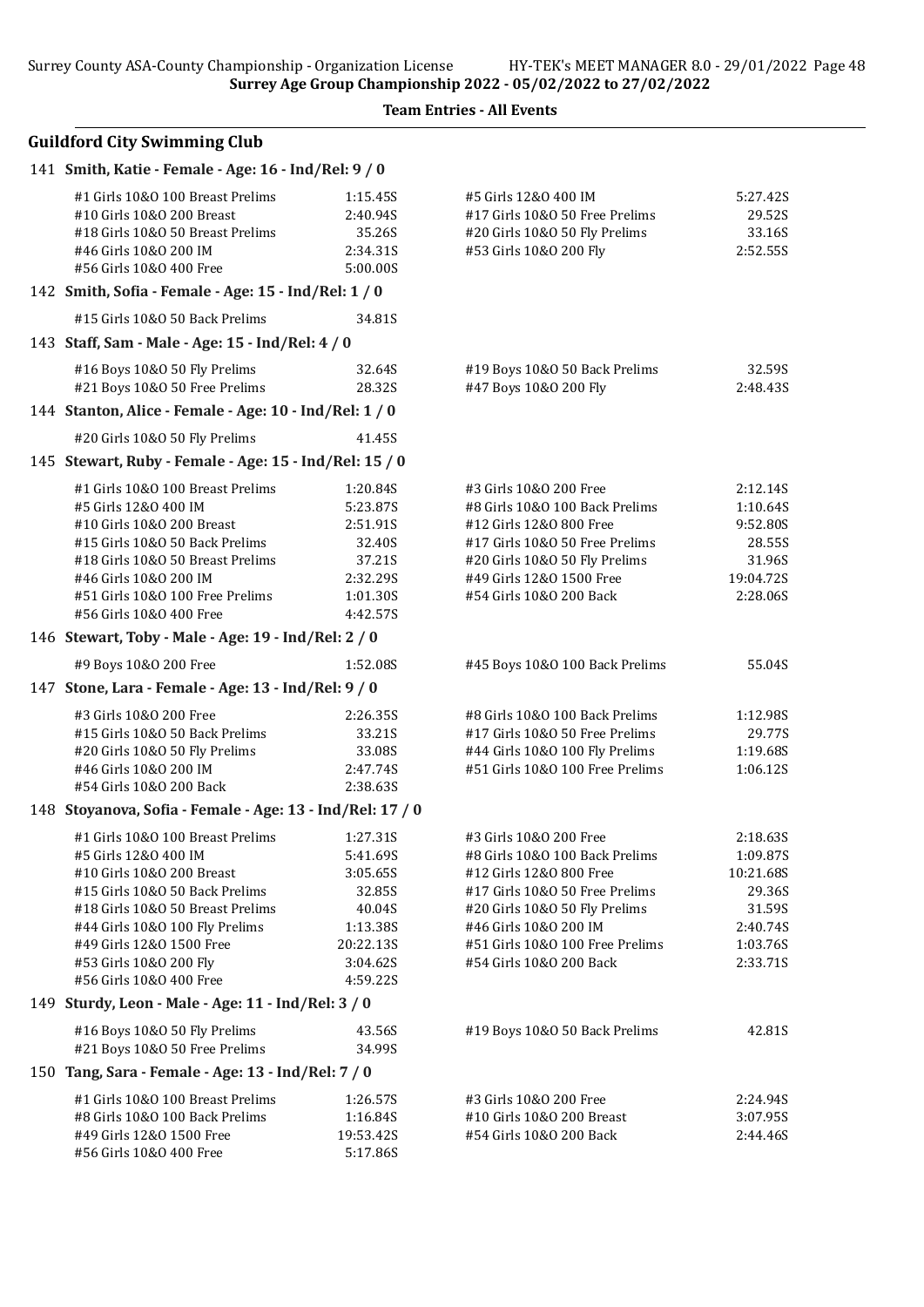**Team Entries - All Events**

## Guildford City Swimming Club

### 141 Smith, Katie - Female - Age: 16 - Ind/Rel: 9 / 0

| Event | Time | Event | Time |
|---|---|---|---|
| #1 Girls 10&O 100 Breast Prelims | 1:15.45S | #5 Girls 12&O 400 IM | 5:27.42S |
| #10 Girls 10&O 200 Breast | 2:40.94S | #17 Girls 10&O 50 Free Prelims | 29.52S |
| #18 Girls 10&O 50 Breast Prelims | 35.26S | #20 Girls 10&O 50 Fly Prelims | 33.16S |
| #46 Girls 10&O 200 IM | 2:34.31S | #53 Girls 10&O 200 Fly | 2:52.55S |
| #56 Girls 10&O 400 Free | 5:00.00S | | |

### 142 Smith, Sofia - Female - Age: 15 - Ind/Rel: 1 / 0

| Event | Time | Event | Time |
|---|---|---|---|
| #15 Girls 10&O 50 Back Prelims | 34.81S | | |

### 143 Staff, Sam - Male - Age: 15 - Ind/Rel: 4 / 0

| Event | Time | Event | Time |
|---|---|---|---|
| #16 Boys 10&O 50 Fly Prelims | 32.64S | #19 Boys 10&O 50 Back Prelims | 32.59S |
| #21 Boys 10&O 50 Free Prelims | 28.32S | #47 Boys 10&O 200 Fly | 2:48.43S |

### 144 Stanton, Alice - Female - Age: 10 - Ind/Rel: 1 / 0

| Event | Time | Event | Time |
|---|---|---|---|
| #20 Girls 10&O 50 Fly Prelims | 41.45S | | |

### 145 Stewart, Ruby - Female - Age: 15 - Ind/Rel: 15 / 0

| Event | Time | Event | Time |
|---|---|---|---|
| #1 Girls 10&O 100 Breast Prelims | 1:20.84S | #3 Girls 10&O 200 Free | 2:12.14S |
| #5 Girls 12&O 400 IM | 5:23.87S | #8 Girls 10&O 100 Back Prelims | 1:10.64S |
| #10 Girls 10&O 200 Breast | 2:51.91S | #12 Girls 12&O 800 Free | 9:52.80S |
| #15 Girls 10&O 50 Back Prelims | 32.40S | #17 Girls 10&O 50 Free Prelims | 28.55S |
| #18 Girls 10&O 50 Breast Prelims | 37.21S | #20 Girls 10&O 50 Fly Prelims | 31.96S |
| #46 Girls 10&O 200 IM | 2:32.29S | #49 Girls 12&O 1500 Free | 19:04.72S |
| #51 Girls 10&O 100 Free Prelims | 1:01.30S | #54 Girls 10&O 200 Back | 2:28.06S |
| #56 Girls 10&O 400 Free | 4:42.57S | | |

### 146 Stewart, Toby - Male - Age: 19 - Ind/Rel: 2 / 0

| Event | Time | Event | Time |
|---|---|---|---|
| #9 Boys 10&O 200 Free | 1:52.08S | #45 Boys 10&O 100 Back Prelims | 55.04S |

### 147 Stone, Lara - Female - Age: 13 - Ind/Rel: 9 / 0

| Event | Time | Event | Time |
|---|---|---|---|
| #3 Girls 10&O 200 Free | 2:26.35S | #8 Girls 10&O 100 Back Prelims | 1:12.98S |
| #15 Girls 10&O 50 Back Prelims | 33.21S | #17 Girls 10&O 50 Free Prelims | 29.77S |
| #20 Girls 10&O 50 Fly Prelims | 33.08S | #44 Girls 10&O 100 Fly Prelims | 1:19.68S |
| #46 Girls 10&O 200 IM | 2:47.74S | #51 Girls 10&O 100 Free Prelims | 1:06.12S |
| #54 Girls 10&O 200 Back | 2:38.63S | | |

### 148 Stoyanova, Sofia - Female - Age: 13 - Ind/Rel: 17 / 0

| Event | Time | Event | Time |
|---|---|---|---|
| #1 Girls 10&O 100 Breast Prelims | 1:27.31S | #3 Girls 10&O 200 Free | 2:18.63S |
| #5 Girls 12&O 400 IM | 5:41.69S | #8 Girls 10&O 100 Back Prelims | 1:09.87S |
| #10 Girls 10&O 200 Breast | 3:05.65S | #12 Girls 12&O 800 Free | 10:21.68S |
| #15 Girls 10&O 50 Back Prelims | 32.85S | #17 Girls 10&O 50 Free Prelims | 29.36S |
| #18 Girls 10&O 50 Breast Prelims | 40.04S | #20 Girls 10&O 50 Fly Prelims | 31.59S |
| #44 Girls 10&O 100 Fly Prelims | 1:13.38S | #46 Girls 10&O 200 IM | 2:40.74S |
| #49 Girls 12&O 1500 Free | 20:22.13S | #51 Girls 10&O 100 Free Prelims | 1:03.76S |
| #53 Girls 10&O 200 Fly | 3:04.62S | #54 Girls 10&O 200 Back | 2:33.71S |
| #56 Girls 10&O 400 Free | 4:59.22S | | |

### 149 Sturdy, Leon - Male - Age: 11 - Ind/Rel: 3 / 0

| Event | Time | Event | Time |
|---|---|---|---|
| #16 Boys 10&O 50 Fly Prelims | 43.56S | #19 Boys 10&O 50 Back Prelims | 42.81S |
| #21 Boys 10&O 50 Free Prelims | 34.99S | | |

### 150 Tang, Sara - Female - Age: 13 - Ind/Rel: 7 / 0

| Event | Time | Event | Time |
|---|---|---|---|
| #1 Girls 10&O 100 Breast Prelims | 1:26.57S | #3 Girls 10&O 200 Free | 2:24.94S |
| #8 Girls 10&O 100 Back Prelims | 1:16.84S | #10 Girls 10&O 200 Breast | 3:07.95S |
| #49 Girls 12&O 1500 Free | 19:53.42S | #54 Girls 10&O 200 Back | 2:44.46S |
| #56 Girls 10&O 400 Free | 5:17.86S | | |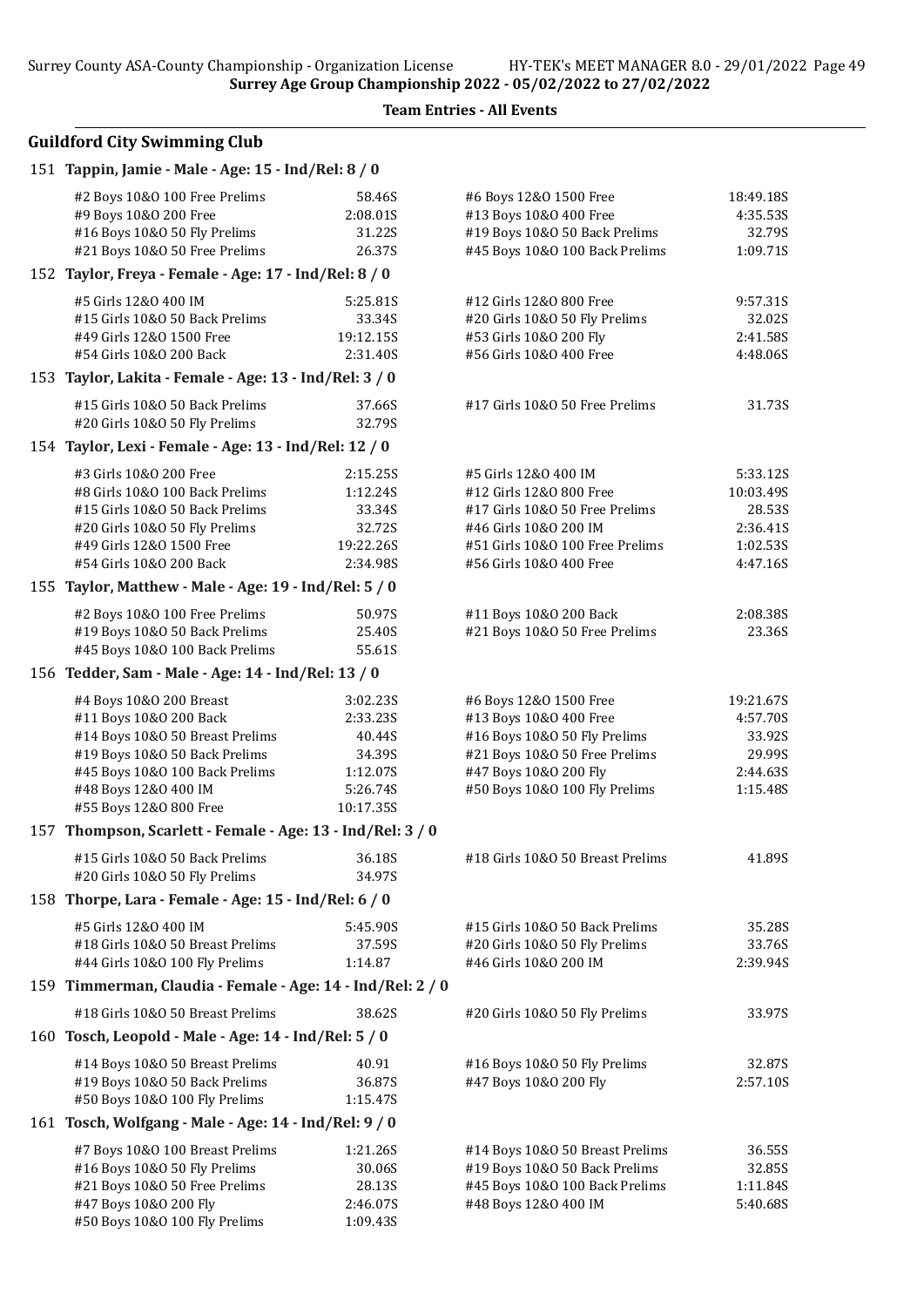**Team Entries - All Events**

## Guildford City Swimming Club

### 151 Tappin, Jamie - Male - Age: 15 - Ind/Rel: 8 / 0

| Event | Time | Event | Time |
|---|---|---|---|
| #2 Boys 10&O 100 Free Prelims | 58.46S | #6 Boys 12&O 1500 Free | 18:49.18S |
| #9 Boys 10&O 200 Free | 2:08.01S | #13 Boys 10&O 400 Free | 4:35.53S |
| #16 Boys 10&O 50 Fly Prelims | 31.22S | #19 Boys 10&O 50 Back Prelims | 32.79S |
| #21 Boys 10&O 50 Free Prelims | 26.37S | #45 Boys 10&O 100 Back Prelims | 1:09.71S |

### 152 Taylor, Freya - Female - Age: 17 - Ind/Rel: 8 / 0

| Event | Time | Event | Time |
|---|---|---|---|
| #5 Girls 12&O 400 IM | 5:25.81S | #12 Girls 12&O 800 Free | 9:57.31S |
| #15 Girls 10&O 50 Back Prelims | 33.34S | #20 Girls 10&O 50 Fly Prelims | 32.02S |
| #49 Girls 12&O 1500 Free | 19:12.15S | #53 Girls 10&O 200 Fly | 2:41.58S |
| #54 Girls 10&O 200 Back | 2:31.40S | #56 Girls 10&O 400 Free | 4:48.06S |

### 153 Taylor, Lakita - Female - Age: 13 - Ind/Rel: 3 / 0

| Event | Time | Event | Time |
|---|---|---|---|
| #15 Girls 10&O 50 Back Prelims | 37.66S | #17 Girls 10&O 50 Free Prelims | 31.73S |
| #20 Girls 10&O 50 Fly Prelims | 32.79S | | |

### 154 Taylor, Lexi - Female - Age: 13 - Ind/Rel: 12 / 0

| Event | Time | Event | Time |
|---|---|---|---|
| #3 Girls 10&O 200 Free | 2:15.25S | #5 Girls 12&O 400 IM | 5:33.12S |
| #8 Girls 10&O 100 Back Prelims | 1:12.24S | #12 Girls 12&O 800 Free | 10:03.49S |
| #15 Girls 10&O 50 Back Prelims | 33.34S | #17 Girls 10&O 50 Free Prelims | 28.53S |
| #20 Girls 10&O 50 Fly Prelims | 32.72S | #46 Girls 10&O 200 IM | 2:36.41S |
| #49 Girls 12&O 1500 Free | 19:22.26S | #51 Girls 10&O 100 Free Prelims | 1:02.53S |
| #54 Girls 10&O 200 Back | 2:34.98S | #56 Girls 10&O 400 Free | 4:47.16S |

### 155 Taylor, Matthew - Male - Age: 19 - Ind/Rel: 5 / 0

| Event | Time | Event | Time |
|---|---|---|---|
| #2 Boys 10&O 100 Free Prelims | 50.97S | #11 Boys 10&O 200 Back | 2:08.38S |
| #19 Boys 10&O 50 Back Prelims | 25.40S | #21 Boys 10&O 50 Free Prelims | 23.36S |
| #45 Boys 10&O 100 Back Prelims | 55.61S | | |

### 156 Tedder, Sam - Male - Age: 14 - Ind/Rel: 13 / 0

| Event | Time | Event | Time |
|---|---|---|---|
| #4 Boys 10&O 200 Breast | 3:02.23S | #6 Boys 12&O 1500 Free | 19:21.67S |
| #11 Boys 10&O 200 Back | 2:33.23S | #13 Boys 10&O 400 Free | 4:57.70S |
| #14 Boys 10&O 50 Breast Prelims | 40.44S | #16 Boys 10&O 50 Fly Prelims | 33.92S |
| #19 Boys 10&O 50 Back Prelims | 34.39S | #21 Boys 10&O 50 Free Prelims | 29.99S |
| #45 Boys 10&O 100 Back Prelims | 1:12.07S | #47 Boys 10&O 200 Fly | 2:44.63S |
| #48 Boys 12&O 400 IM | 5:26.74S | #50 Boys 10&O 100 Fly Prelims | 1:15.48S |
| #55 Boys 12&O 800 Free | 10:17.35S | | |

### 157 Thompson, Scarlett - Female - Age: 13 - Ind/Rel: 3 / 0

| Event | Time | Event | Time |
|---|---|---|---|
| #15 Girls 10&O 50 Back Prelims | 36.18S | #18 Girls 10&O 50 Breast Prelims | 41.89S |
| #20 Girls 10&O 50 Fly Prelims | 34.97S | | |

### 158 Thorpe, Lara - Female - Age: 15 - Ind/Rel: 6 / 0

| Event | Time | Event | Time |
|---|---|---|---|
| #5 Girls 12&O 400 IM | 5:45.90S | #15 Girls 10&O 50 Back Prelims | 35.28S |
| #18 Girls 10&O 50 Breast Prelims | 37.59S | #20 Girls 10&O 50 Fly Prelims | 33.76S |
| #44 Girls 10&O 100 Fly Prelims | 1:14.87 | #46 Girls 10&O 200 IM | 2:39.94S |

### 159 Timmerman, Claudia - Female - Age: 14 - Ind/Rel: 2 / 0

| Event | Time | Event | Time |
|---|---|---|---|
| #18 Girls 10&O 50 Breast Prelims | 38.62S | #20 Girls 10&O 50 Fly Prelims | 33.97S |

### 160 Tosch, Leopold - Male - Age: 14 - Ind/Rel: 5 / 0

| Event | Time | Event | Time |
|---|---|---|---|
| #14 Boys 10&O 50 Breast Prelims | 40.91 | #16 Boys 10&O 50 Fly Prelims | 32.87S |
| #19 Boys 10&O 50 Back Prelims | 36.87S | #47 Boys 10&O 200 Fly | 2:57.10S |
| #50 Boys 10&O 100 Fly Prelims | 1:15.47S | | |

### 161 Tosch, Wolfgang - Male - Age: 14 - Ind/Rel: 9 / 0

| Event | Time | Event | Time |
|---|---|---|---|
| #7 Boys 10&O 100 Breast Prelims | 1:21.26S | #14 Boys 10&O 50 Breast Prelims | 36.55S |
| #16 Boys 10&O 50 Fly Prelims | 30.06S | #19 Boys 10&O 50 Back Prelims | 32.85S |
| #21 Boys 10&O 50 Free Prelims | 28.13S | #45 Boys 10&O 100 Back Prelims | 1:11.84S |
| #47 Boys 10&O 200 Fly | 2:46.07S | #48 Boys 12&O 400 IM | 5:40.68S |
| #50 Boys 10&O 100 Fly Prelims | 1:09.43S | | |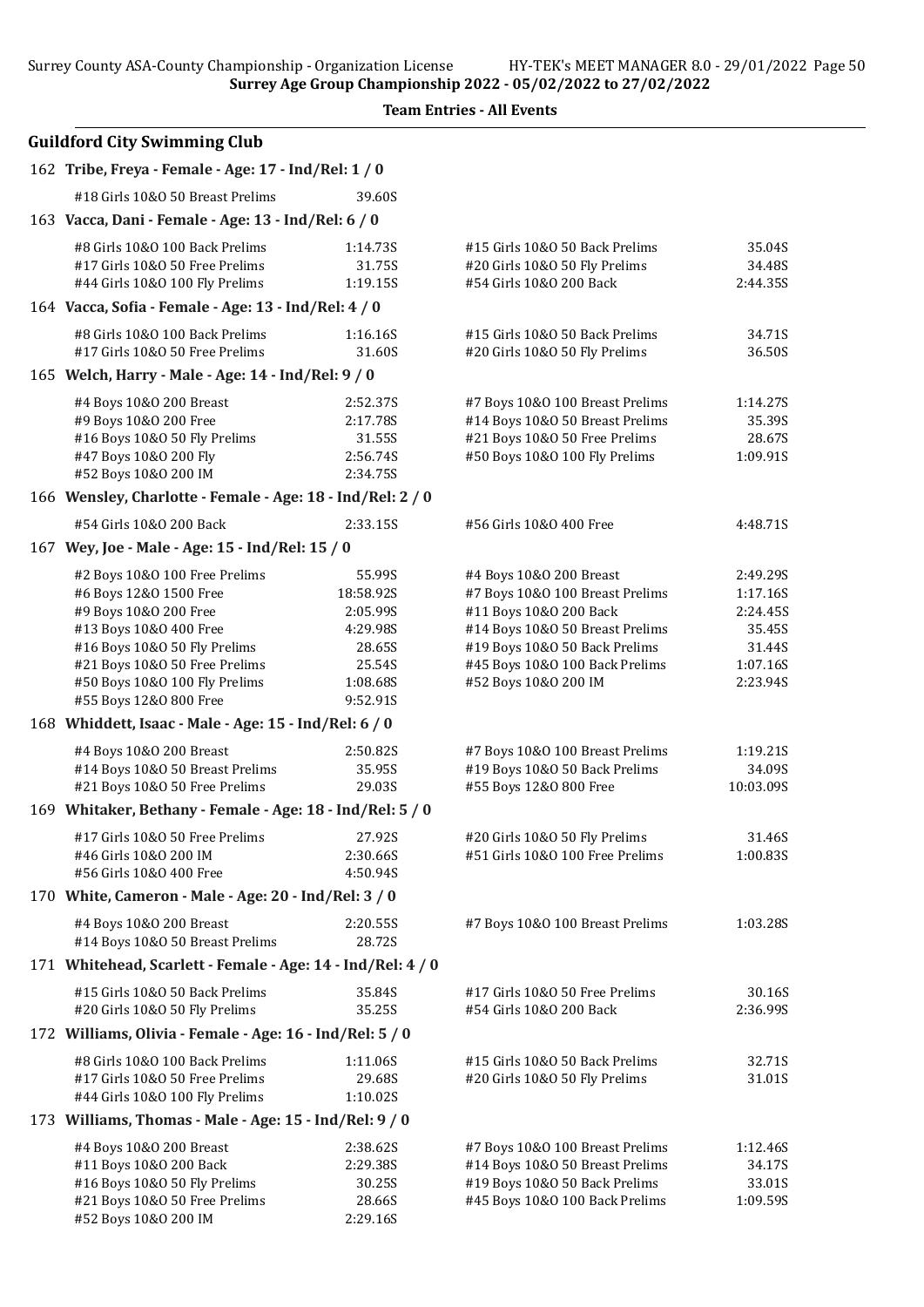## Team Entries - All Events

### Guildford City Swimming Club

**162 Tribe, Freya - Female - Age: 17 - Ind/Rel: 1 / 0**

| Event | Time | Event | Time |
|---|---|---|---|
| #18 Girls 10&O 50 Breast Prelims | 39.60S | | |

**163 Vacca, Dani - Female - Age: 13 - Ind/Rel: 6 / 0**

| Event | Time | Event | Time |
|---|---|---|---|
| #8 Girls 10&O 100 Back Prelims | 1:14.73S | #15 Girls 10&O 50 Back Prelims | 35.04S |
| #17 Girls 10&O 50 Free Prelims | 31.75S | #20 Girls 10&O 50 Fly Prelims | 34.48S |
| #44 Girls 10&O 100 Fly Prelims | 1:19.15S | #54 Girls 10&O 200 Back | 2:44.35S |

**164 Vacca, Sofia - Female - Age: 13 - Ind/Rel: 4 / 0**

| Event | Time | Event | Time |
|---|---|---|---|
| #8 Girls 10&O 100 Back Prelims | 1:16.16S | #15 Girls 10&O 50 Back Prelims | 34.71S |
| #17 Girls 10&O 50 Free Prelims | 31.60S | #20 Girls 10&O 50 Fly Prelims | 36.50S |

**165 Welch, Harry - Male - Age: 14 - Ind/Rel: 9 / 0**

| Event | Time | Event | Time |
|---|---|---|---|
| #4 Boys 10&O 200 Breast | 2:52.37S | #7 Boys 10&O 100 Breast Prelims | 1:14.27S |
| #9 Boys 10&O 200 Free | 2:17.78S | #14 Boys 10&O 50 Breast Prelims | 35.39S |
| #16 Boys 10&O 50 Fly Prelims | 31.55S | #21 Boys 10&O 50 Free Prelims | 28.67S |
| #47 Boys 10&O 200 Fly | 2:56.74S | #50 Boys 10&O 100 Fly Prelims | 1:09.91S |
| #52 Boys 10&O 200 IM | 2:34.75S | | |

**166 Wensley, Charlotte - Female - Age: 18 - Ind/Rel: 2 / 0**

| Event | Time | Event | Time |
|---|---|---|---|
| #54 Girls 10&O 200 Back | 2:33.15S | #56 Girls 10&O 400 Free | 4:48.71S |

**167 Wey, Joe - Male - Age: 15 - Ind/Rel: 15 / 0**

| Event | Time | Event | Time |
|---|---|---|---|
| #2 Boys 10&O 100 Free Prelims | 55.99S | #4 Boys 10&O 200 Breast | 2:49.29S |
| #6 Boys 12&O 1500 Free | 18:58.92S | #7 Boys 10&O 100 Breast Prelims | 1:17.16S |
| #9 Boys 10&O 200 Free | 2:05.99S | #11 Boys 10&O 200 Back | 2:24.45S |
| #13 Boys 10&O 400 Free | 4:29.98S | #14 Boys 10&O 50 Breast Prelims | 35.45S |
| #16 Boys 10&O 50 Fly Prelims | 28.65S | #19 Boys 10&O 50 Back Prelims | 31.44S |
| #21 Boys 10&O 50 Free Prelims | 25.54S | #45 Boys 10&O 100 Back Prelims | 1:07.16S |
| #50 Boys 10&O 100 Fly Prelims | 1:08.68S | #52 Boys 10&O 200 IM | 2:23.94S |
| #55 Boys 12&O 800 Free | 9:52.91S | | |

**168 Whiddett, Isaac - Male - Age: 15 - Ind/Rel: 6 / 0**

| Event | Time | Event | Time |
|---|---|---|---|
| #4 Boys 10&O 200 Breast | 2:50.82S | #7 Boys 10&O 100 Breast Prelims | 1:19.21S |
| #14 Boys 10&O 50 Breast Prelims | 35.95S | #19 Boys 10&O 50 Back Prelims | 34.09S |
| #21 Boys 10&O 50 Free Prelims | 29.03S | #55 Boys 12&O 800 Free | 10:03.09S |

**169 Whitaker, Bethany - Female - Age: 18 - Ind/Rel: 5 / 0**

| Event | Time | Event | Time |
|---|---|---|---|
| #17 Girls 10&O 50 Free Prelims | 27.92S | #20 Girls 10&O 50 Fly Prelims | 31.46S |
| #46 Girls 10&O 200 IM | 2:30.66S | #51 Girls 10&O 100 Free Prelims | 1:00.83S |
| #56 Girls 10&O 400 Free | 4:50.94S | | |

**170 White, Cameron - Male - Age: 20 - Ind/Rel: 3 / 0**

| Event | Time | Event | Time |
|---|---|---|---|
| #4 Boys 10&O 200 Breast | 2:20.55S | #7 Boys 10&O 100 Breast Prelims | 1:03.28S |
| #14 Boys 10&O 50 Breast Prelims | 28.72S | | |

**171 Whitehead, Scarlett - Female - Age: 14 - Ind/Rel: 4 / 0**

| Event | Time | Event | Time |
|---|---|---|---|
| #15 Girls 10&O 50 Back Prelims | 35.84S | #17 Girls 10&O 50 Free Prelims | 30.16S |
| #20 Girls 10&O 50 Fly Prelims | 35.25S | #54 Girls 10&O 200 Back | 2:36.99S |

**172 Williams, Olivia - Female - Age: 16 - Ind/Rel: 5 / 0**

| Event | Time | Event | Time |
|---|---|---|---|
| #8 Girls 10&O 100 Back Prelims | 1:11.06S | #15 Girls 10&O 50 Back Prelims | 32.71S |
| #17 Girls 10&O 50 Free Prelims | 29.68S | #20 Girls 10&O 50 Fly Prelims | 31.01S |
| #44 Girls 10&O 100 Fly Prelims | 1:10.02S | | |

**173 Williams, Thomas - Male - Age: 15 - Ind/Rel: 9 / 0**

| Event | Time | Event | Time |
|---|---|---|---|
| #4 Boys 10&O 200 Breast | 2:38.62S | #7 Boys 10&O 100 Breast Prelims | 1:12.46S |
| #11 Boys 10&O 200 Back | 2:29.38S | #14 Boys 10&O 50 Breast Prelims | 34.17S |
| #16 Boys 10&O 50 Fly Prelims | 30.25S | #19 Boys 10&O 50 Back Prelims | 33.01S |
| #21 Boys 10&O 50 Free Prelims | 28.66S | #45 Boys 10&O 100 Back Prelims | 1:09.59S |
| #52 Boys 10&O 200 IM | 2:29.16S | | |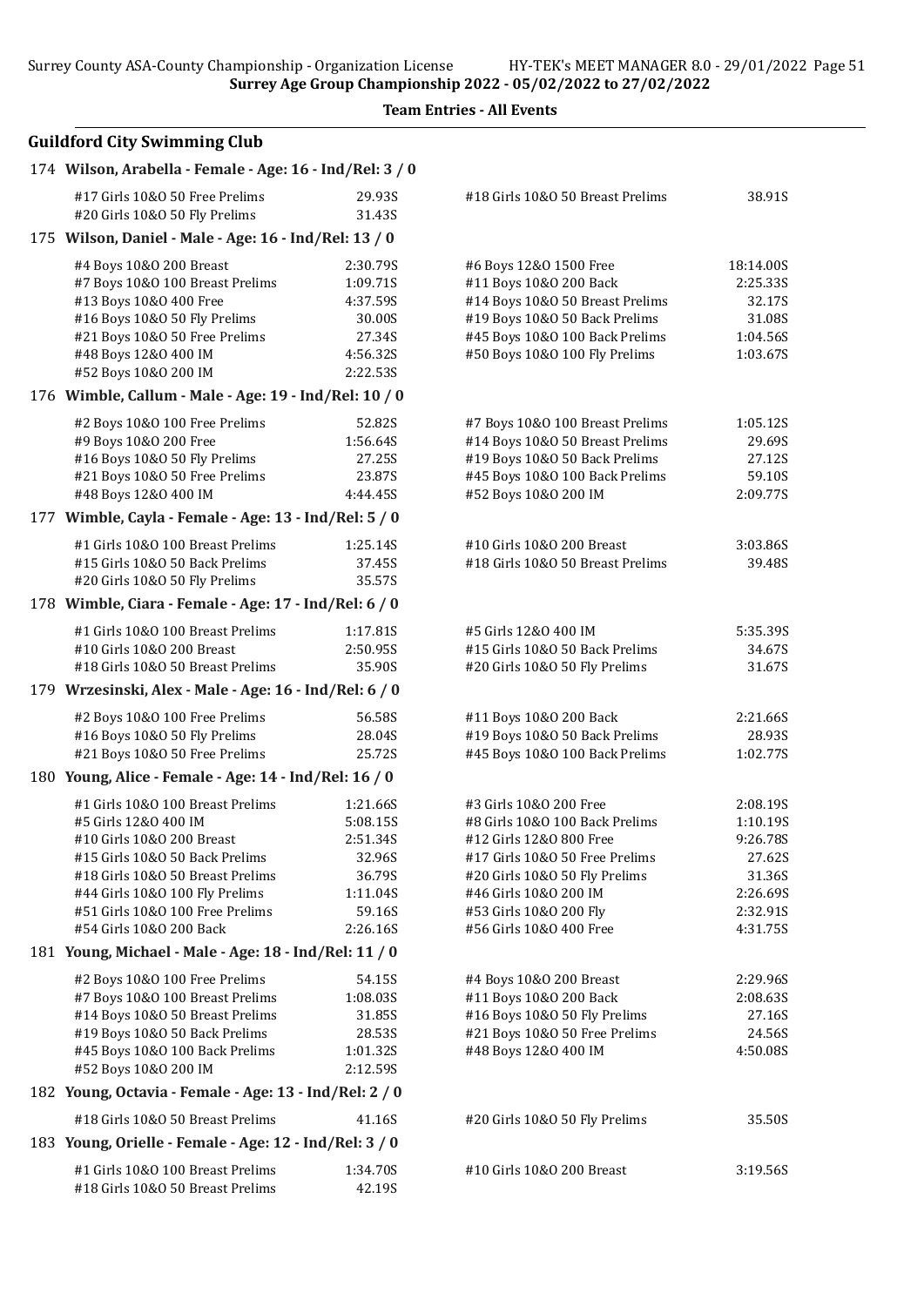## Team Entries - All Events

### Guildford City Swimming Club

**174 Wilson, Arabella - Female - Age: 16 - Ind/Rel: 3 / 0**

| Event | Time | Event | Time |
|---|---|---|---|
| #17 Girls 10&O 50 Free Prelims | 29.93S | #18 Girls 10&O 50 Breast Prelims | 38.91S |
| #20 Girls 10&O 50 Fly Prelims | 31.43S | | |

**175 Wilson, Daniel - Male - Age: 16 - Ind/Rel: 13 / 0**

| Event | Time | Event | Time |
|---|---|---|---|
| #4 Boys 10&O 200 Breast | 2:30.79S | #6 Boys 12&O 1500 Free | 18:14.00S |
| #7 Boys 10&O 100 Breast Prelims | 1:09.71S | #11 Boys 10&O 200 Back | 2:25.33S |
| #13 Boys 10&O 400 Free | 4:37.59S | #14 Boys 10&O 50 Breast Prelims | 32.17S |
| #16 Boys 10&O 50 Fly Prelims | 30.00S | #19 Boys 10&O 50 Back Prelims | 31.08S |
| #21 Boys 10&O 50 Free Prelims | 27.34S | #45 Boys 10&O 100 Back Prelims | 1:04.56S |
| #48 Boys 12&O 400 IM | 4:56.32S | #50 Boys 10&O 100 Fly Prelims | 1:03.67S |
| #52 Boys 10&O 200 IM | 2:22.53S | | |

**176 Wimble, Callum - Male - Age: 19 - Ind/Rel: 10 / 0**

| Event | Time | Event | Time |
|---|---|---|---|
| #2 Boys 10&O 100 Free Prelims | 52.82S | #7 Boys 10&O 100 Breast Prelims | 1:05.12S |
| #9 Boys 10&O 200 Free | 1:56.64S | #14 Boys 10&O 50 Breast Prelims | 29.69S |
| #16 Boys 10&O 50 Fly Prelims | 27.25S | #19 Boys 10&O 50 Back Prelims | 27.12S |
| #21 Boys 10&O 50 Free Prelims | 23.87S | #45 Boys 10&O 100 Back Prelims | 59.10S |
| #48 Boys 12&O 400 IM | 4:44.45S | #52 Boys 10&O 200 IM | 2:09.77S |

**177 Wimble, Cayla - Female - Age: 13 - Ind/Rel: 5 / 0**

| Event | Time | Event | Time |
|---|---|---|---|
| #1 Girls 10&O 100 Breast Prelims | 1:25.14S | #10 Girls 10&O 200 Breast | 3:03.86S |
| #15 Girls 10&O 50 Back Prelims | 37.45S | #18 Girls 10&O 50 Breast Prelims | 39.48S |
| #20 Girls 10&O 50 Fly Prelims | 35.57S | | |

**178 Wimble, Ciara - Female - Age: 17 - Ind/Rel: 6 / 0**

| Event | Time | Event | Time |
|---|---|---|---|
| #1 Girls 10&O 100 Breast Prelims | 1:17.81S | #5 Girls 12&O 400 IM | 5:35.39S |
| #10 Girls 10&O 200 Breast | 2:50.95S | #15 Girls 10&O 50 Back Prelims | 34.67S |
| #18 Girls 10&O 50 Breast Prelims | 35.90S | #20 Girls 10&O 50 Fly Prelims | 31.67S |

**179 Wrzesinski, Alex - Male - Age: 16 - Ind/Rel: 6 / 0**

| Event | Time | Event | Time |
|---|---|---|---|
| #2 Boys 10&O 100 Free Prelims | 56.58S | #11 Boys 10&O 200 Back | 2:21.66S |
| #16 Boys 10&O 50 Fly Prelims | 28.04S | #19 Boys 10&O 50 Back Prelims | 28.93S |
| #21 Boys 10&O 50 Free Prelims | 25.72S | #45 Boys 10&O 100 Back Prelims | 1:02.77S |

**180 Young, Alice - Female - Age: 14 - Ind/Rel: 16 / 0**

| Event | Time | Event | Time |
|---|---|---|---|
| #1 Girls 10&O 100 Breast Prelims | 1:21.66S | #3 Girls 10&O 200 Free | 2:08.19S |
| #5 Girls 12&O 400 IM | 5:08.15S | #8 Girls 10&O 100 Back Prelims | 1:10.19S |
| #10 Girls 10&O 200 Breast | 2:51.34S | #12 Girls 12&O 800 Free | 9:26.78S |
| #15 Girls 10&O 50 Back Prelims | 32.96S | #17 Girls 10&O 50 Free Prelims | 27.62S |
| #18 Girls 10&O 50 Breast Prelims | 36.79S | #20 Girls 10&O 50 Fly Prelims | 31.36S |
| #44 Girls 10&O 100 Fly Prelims | 1:11.04S | #46 Girls 10&O 200 IM | 2:26.69S |
| #51 Girls 10&O 100 Free Prelims | 59.16S | #53 Girls 10&O 200 Fly | 2:32.91S |
| #54 Girls 10&O 200 Back | 2:26.16S | #56 Girls 10&O 400 Free | 4:31.75S |

**181 Young, Michael - Male - Age: 18 - Ind/Rel: 11 / 0**

| Event | Time | Event | Time |
|---|---|---|---|
| #2 Boys 10&O 100 Free Prelims | 54.15S | #4 Boys 10&O 200 Breast | 2:29.96S |
| #7 Boys 10&O 100 Breast Prelims | 1:08.03S | #11 Boys 10&O 200 Back | 2:08.63S |
| #14 Boys 10&O 50 Breast Prelims | 31.85S | #16 Boys 10&O 50 Fly Prelims | 27.16S |
| #19 Boys 10&O 50 Back Prelims | 28.53S | #21 Boys 10&O 50 Free Prelims | 24.56S |
| #45 Boys 10&O 100 Back Prelims | 1:01.32S | #48 Boys 12&O 400 IM | 4:50.08S |
| #52 Boys 10&O 200 IM | 2:12.59S | | |

**182 Young, Octavia - Female - Age: 13 - Ind/Rel: 2 / 0**

| Event | Time | Event | Time |
|---|---|---|---|
| #18 Girls 10&O 50 Breast Prelims | 41.16S | #20 Girls 10&O 50 Fly Prelims | 35.50S |

**183 Young, Orielle - Female - Age: 12 - Ind/Rel: 3 / 0**

| Event | Time | Event | Time |
|---|---|---|---|
| #1 Girls 10&O 100 Breast Prelims | 1:34.70S | #10 Girls 10&O 200 Breast | 3:19.56S |
| #18 Girls 10&O 50 Breast Prelims | 42.19S | | |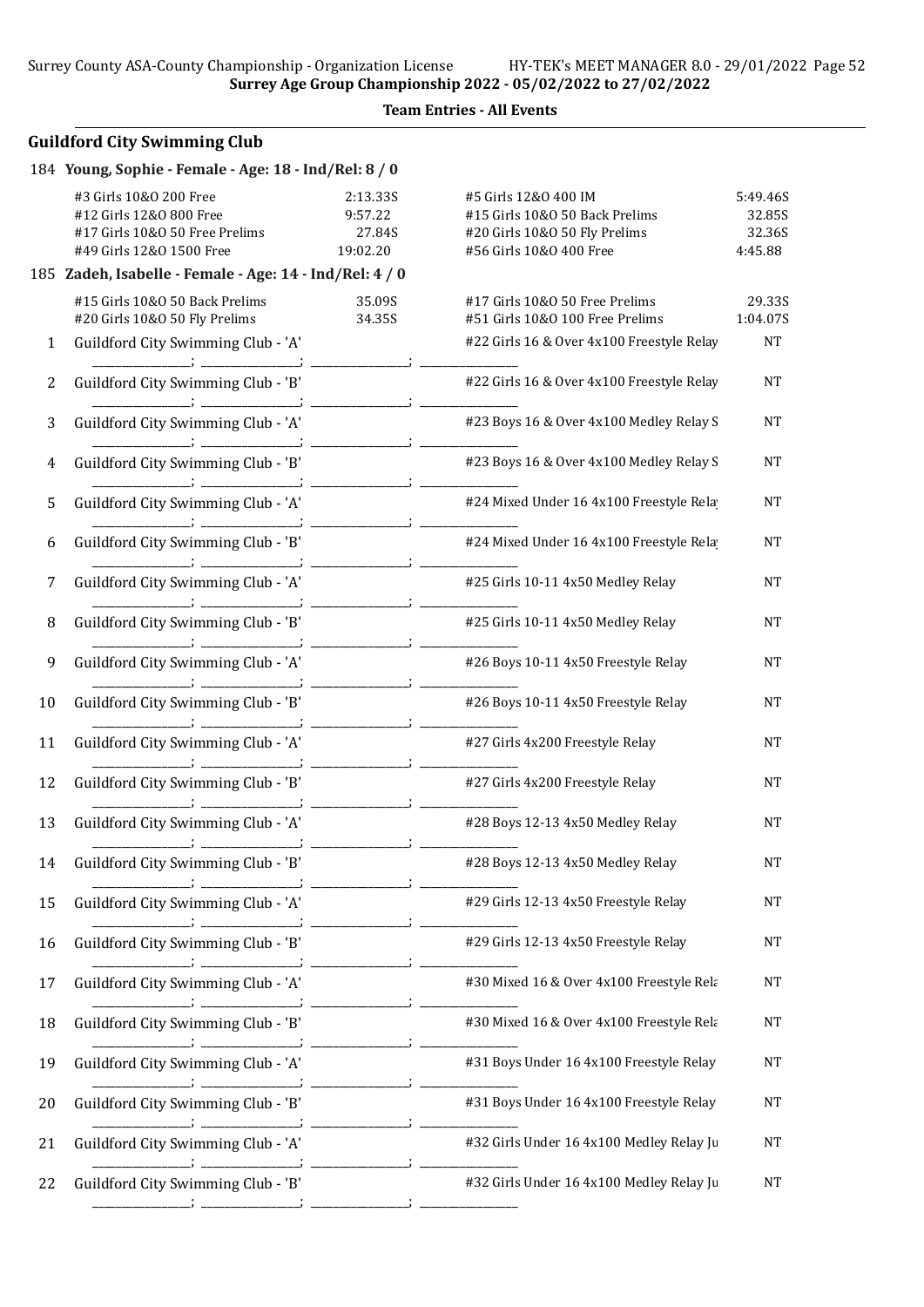Surrey Age Group Championship 2022 - 05/02/2022 to 27/02/2022

**Team Entries - All Events**

## Guildford City Swimming Club

**184 Young, Sophie - Female - Age: 18 - Ind/Rel: 8 / 0**

| Event | Time | Event | Time |
|---|---|---|---|
| #3 Girls 10&O 200 Free | 2:13.33S | #5 Girls 12&O 400 IM | 5:49.46S |
| #12 Girls 12&O 800 Free | 9:57.22 | #15 Girls 10&O 50 Back Prelims | 32.85S |
| #17 Girls 10&O 50 Free Prelims | 27.84S | #20 Girls 10&O 50 Fly Prelims | 32.36S |
| #49 Girls 12&O 1500 Free | 19:02.20 | #56 Girls 10&O 400 Free | 4:45.88 |

**185 Zadeh, Isabelle - Female - Age: 14 - Ind/Rel: 4 / 0**

| Event | Time | Event | Time |
|---|---|---|---|
| #15 Girls 10&O 50 Back Prelims | 35.09S | #17 Girls 10&O 50 Free Prelims | 29.33S |
| #20 Girls 10&O 50 Fly Prelims | 34.35S | #51 Girls 10&O 100 Free Prelims | 1:04.07S |

| # | Team | Event | Time |
|---|---|---|---|
| 1 | Guildford City Swimming Club - 'A' | #22 Girls 16 & Over 4x100 Freestyle Relay | NT |
| 2 | Guildford City Swimming Club - 'B' | #22 Girls 16 & Over 4x100 Freestyle Relay | NT |
| 3 | Guildford City Swimming Club - 'A' | #23 Boys 16 & Over 4x100 Medley Relay S | NT |
| 4 | Guildford City Swimming Club - 'B' | #23 Boys 16 & Over 4x100 Medley Relay S | NT |
| 5 | Guildford City Swimming Club - 'A' | #24 Mixed Under 16 4x100 Freestyle Rela | NT |
| 6 | Guildford City Swimming Club - 'B' | #24 Mixed Under 16 4x100 Freestyle Rela | NT |
| 7 | Guildford City Swimming Club - 'A' | #25 Girls 10-11 4x50 Medley Relay | NT |
| 8 | Guildford City Swimming Club - 'B' | #25 Girls 10-11 4x50 Medley Relay | NT |
| 9 | Guildford City Swimming Club - 'A' | #26 Boys 10-11 4x50 Freestyle Relay | NT |
| 10 | Guildford City Swimming Club - 'B' | #26 Boys 10-11 4x50 Freestyle Relay | NT |
| 11 | Guildford City Swimming Club - 'A' | #27 Girls 4x200 Freestyle Relay | NT |
| 12 | Guildford City Swimming Club - 'B' | #27 Girls 4x200 Freestyle Relay | NT |
| 13 | Guildford City Swimming Club - 'A' | #28 Boys 12-13 4x50 Medley Relay | NT |
| 14 | Guildford City Swimming Club - 'B' | #28 Boys 12-13 4x50 Medley Relay | NT |
| 15 | Guildford City Swimming Club - 'A' | #29 Girls 12-13 4x50 Freestyle Relay | NT |
| 16 | Guildford City Swimming Club - 'B' | #29 Girls 12-13 4x50 Freestyle Relay | NT |
| 17 | Guildford City Swimming Club - 'A' | #30 Mixed 16 & Over 4x100 Freestyle Rela | NT |
| 18 | Guildford City Swimming Club - 'B' | #30 Mixed 16 & Over 4x100 Freestyle Rela | NT |
| 19 | Guildford City Swimming Club - 'A' | #31 Boys Under 16 4x100 Freestyle Relay | NT |
| 20 | Guildford City Swimming Club - 'B' | #31 Boys Under 16 4x100 Freestyle Relay | NT |
| 21 | Guildford City Swimming Club - 'A' | #32 Girls Under 16 4x100 Medley Relay Ju | NT |
| 22 | Guildford City Swimming Club - 'B' | #32 Girls Under 16 4x100 Medley Relay Ju | NT |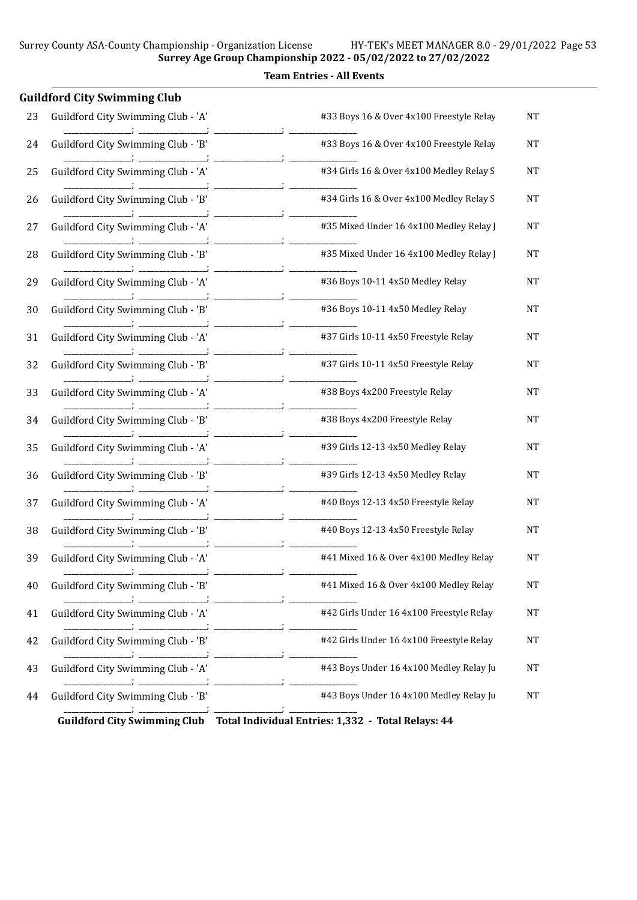**Surrey Age Group Championship 2022 - 05/02/2022 to 27/02/2022**

**Team Entries - All Events**

## Guildford City Swimming Club

| # | Team | Event | Seed |
|---|---|---|---|
| 23 | Guildford City Swimming Club - 'A' | #33 Boys 16 & Over 4x100 Freestyle Relay | NT |
| 24 | Guildford City Swimming Club - 'B' | #33 Boys 16 & Over 4x100 Freestyle Relay | NT |
| 25 | Guildford City Swimming Club - 'A' | #34 Girls 16 & Over 4x100 Medley Relay S | NT |
| 26 | Guildford City Swimming Club - 'B' | #34 Girls 16 & Over 4x100 Medley Relay S | NT |
| 27 | Guildford City Swimming Club - 'A' | #35 Mixed Under 16 4x100 Medley Relay J | NT |
| 28 | Guildford City Swimming Club - 'B' | #35 Mixed Under 16 4x100 Medley Relay J | NT |
| 29 | Guildford City Swimming Club - 'A' | #36 Boys 10-11 4x50 Medley Relay | NT |
| 30 | Guildford City Swimming Club - 'B' | #36 Boys 10-11 4x50 Medley Relay | NT |
| 31 | Guildford City Swimming Club - 'A' | #37 Girls 10-11 4x50 Freestyle Relay | NT |
| 32 | Guildford City Swimming Club - 'B' | #37 Girls 10-11 4x50 Freestyle Relay | NT |
| 33 | Guildford City Swimming Club - 'A' | #38 Boys 4x200 Freestyle Relay | NT |
| 34 | Guildford City Swimming Club - 'B' | #38 Boys 4x200 Freestyle Relay | NT |
| 35 | Guildford City Swimming Club - 'A' | #39 Girls 12-13 4x50 Medley Relay | NT |
| 36 | Guildford City Swimming Club - 'B' | #39 Girls 12-13 4x50 Medley Relay | NT |
| 37 | Guildford City Swimming Club - 'A' | #40 Boys 12-13 4x50 Freestyle Relay | NT |
| 38 | Guildford City Swimming Club - 'B' | #40 Boys 12-13 4x50 Freestyle Relay | NT |
| 39 | Guildford City Swimming Club - 'A' | #41 Mixed 16 & Over 4x100 Medley Relay | NT |
| 40 | Guildford City Swimming Club - 'B' | #41 Mixed 16 & Over 4x100 Medley Relay | NT |
| 41 | Guildford City Swimming Club - 'A' | #42 Girls Under 16 4x100 Freestyle Relay | NT |
| 42 | Guildford City Swimming Club - 'B' | #42 Girls Under 16 4x100 Freestyle Relay | NT |
| 43 | Guildford City Swimming Club - 'A' | #43 Boys Under 16 4x100 Medley Relay Ju | NT |
| 44 | Guildford City Swimming Club - 'B' | #43 Boys Under 16 4x100 Medley Relay Ju | NT |

**Guildford City Swimming Club Total Individual Entries: 1,332 - Total Relays: 44**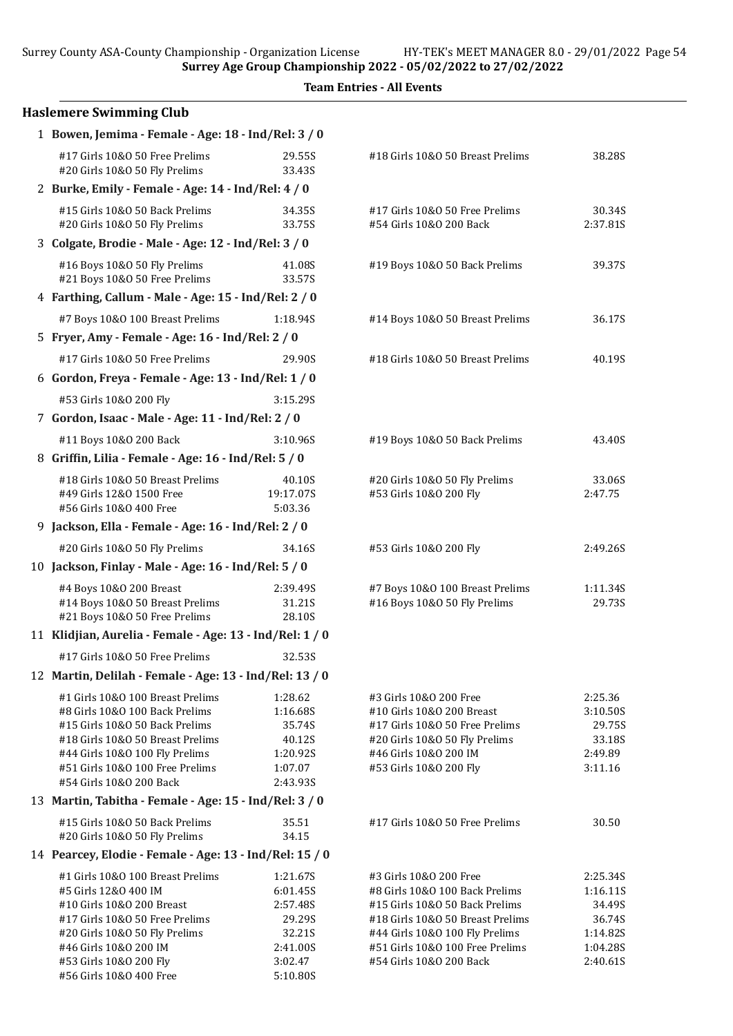**Surrey Age Group Championship 2022 - 05/02/2022 to 27/02/2022**

**Team Entries - All Events**

## Haslemere Swimming Club

**1 Bowen, Jemima - Female - Age: 18 - Ind/Rel: 3 / 0**

| Event | Time | Event | Time |
|---|---|---|---|
| #17 Girls 10&O 50 Free Prelims | 29.55S | #18 Girls 10&O 50 Breast Prelims | 38.28S |
| #20 Girls 10&O 50 Fly Prelims | 33.43S | | |

**2 Burke, Emily - Female - Age: 14 - Ind/Rel: 4 / 0**

| Event | Time | Event | Time |
|---|---|---|---|
| #15 Girls 10&O 50 Back Prelims | 34.35S | #17 Girls 10&O 50 Free Prelims | 30.34S |
| #20 Girls 10&O 50 Fly Prelims | 33.75S | #54 Girls 10&O 200 Back | 2:37.81S |

**3 Colgate, Brodie - Male - Age: 12 - Ind/Rel: 3 / 0**

| Event | Time | Event | Time |
|---|---|---|---|
| #16 Boys 10&O 50 Fly Prelims | 41.08S | #19 Boys 10&O 50 Back Prelims | 39.37S |
| #21 Boys 10&O 50 Free Prelims | 33.57S | | |

**4 Farthing, Callum - Male - Age: 15 - Ind/Rel: 2 / 0**

| Event | Time | Event | Time |
|---|---|---|---|
| #7 Boys 10&O 100 Breast Prelims | 1:18.94S | #14 Boys 10&O 50 Breast Prelims | 36.17S |

**5 Fryer, Amy - Female - Age: 16 - Ind/Rel: 2 / 0**

| Event | Time | Event | Time |
|---|---|---|---|
| #17 Girls 10&O 50 Free Prelims | 29.90S | #18 Girls 10&O 50 Breast Prelims | 40.19S |

**6 Gordon, Freya - Female - Age: 13 - Ind/Rel: 1 / 0**

| Event | Time | Event | Time |
|---|---|---|---|
| #53 Girls 10&O 200 Fly | 3:15.29S | | |

**7 Gordon, Isaac - Male - Age: 11 - Ind/Rel: 2 / 0**

| Event | Time | Event | Time |
|---|---|---|---|
| #11 Boys 10&O 200 Back | 3:10.96S | #19 Boys 10&O 50 Back Prelims | 43.40S |

**8 Griffin, Lilia - Female - Age: 16 - Ind/Rel: 5 / 0**

| Event | Time | Event | Time |
|---|---|---|---|
| #18 Girls 10&O 50 Breast Prelims | 40.10S | #20 Girls 10&O 50 Fly Prelims | 33.06S |
| #49 Girls 12&O 1500 Free | 19:17.07S | #53 Girls 10&O 200 Fly | 2:47.75 |
| #56 Girls 10&O 400 Free | 5:03.36 | | |

**9 Jackson, Ella - Female - Age: 16 - Ind/Rel: 2 / 0**

| Event | Time | Event | Time |
|---|---|---|---|
| #20 Girls 10&O 50 Fly Prelims | 34.16S | #53 Girls 10&O 200 Fly | 2:49.26S |

**10 Jackson, Finlay - Male - Age: 16 - Ind/Rel: 5 / 0**

| Event | Time | Event | Time |
|---|---|---|---|
| #4 Boys 10&O 200 Breast | 2:39.49S | #7 Boys 10&O 100 Breast Prelims | 1:11.34S |
| #14 Boys 10&O 50 Breast Prelims | 31.21S | #16 Boys 10&O 50 Fly Prelims | 29.73S |
| #21 Boys 10&O 50 Free Prelims | 28.10S | | |

**11 Klidjian, Aurelia - Female - Age: 13 - Ind/Rel: 1 / 0**

| Event | Time | Event | Time |
|---|---|---|---|
| #17 Girls 10&O 50 Free Prelims | 32.53S | | |

**12 Martin, Delilah - Female - Age: 13 - Ind/Rel: 13 / 0**

| Event | Time | Event | Time |
|---|---|---|---|
| #1 Girls 10&O 100 Breast Prelims | 1:28.62 | #3 Girls 10&O 200 Free | 2:25.36 |
| #8 Girls 10&O 100 Back Prelims | 1:16.68S | #10 Girls 10&O 200 Breast | 3:10.50S |
| #15 Girls 10&O 50 Back Prelims | 35.74S | #17 Girls 10&O 50 Free Prelims | 29.75S |
| #18 Girls 10&O 50 Breast Prelims | 40.12S | #20 Girls 10&O 50 Fly Prelims | 33.18S |
| #44 Girls 10&O 100 Fly Prelims | 1:20.92S | #46 Girls 10&O 200 IM | 2:49.89 |
| #51 Girls 10&O 100 Free Prelims | 1:07.07 | #53 Girls 10&O 200 Fly | 3:11.16 |
| #54 Girls 10&O 200 Back | 2:43.93S | | |

**13 Martin, Tabitha - Female - Age: 15 - Ind/Rel: 3 / 0**

| Event | Time | Event | Time |
|---|---|---|---|
| #15 Girls 10&O 50 Back Prelims | 35.51 | #17 Girls 10&O 50 Free Prelims | 30.50 |
| #20 Girls 10&O 50 Fly Prelims | 34.15 | | |

**14 Pearcey, Elodie - Female - Age: 13 - Ind/Rel: 15 / 0**

| Event | Time | Event | Time |
|---|---|---|---|
| #1 Girls 10&O 100 Breast Prelims | 1:21.67S | #3 Girls 10&O 200 Free | 2:25.34S |
| #5 Girls 12&O 400 IM | 6:01.45S | #8 Girls 10&O 100 Back Prelims | 1:16.11S |
| #10 Girls 10&O 200 Breast | 2:57.48S | #15 Girls 10&O 50 Back Prelims | 34.49S |
| #17 Girls 10&O 50 Free Prelims | 29.29S | #18 Girls 10&O 50 Breast Prelims | 36.74S |
| #20 Girls 10&O 50 Fly Prelims | 32.21S | #44 Girls 10&O 100 Fly Prelims | 1:14.82S |
| #46 Girls 10&O 200 IM | 2:41.00S | #51 Girls 10&O 100 Free Prelims | 1:04.28S |
| #53 Girls 10&O 200 Fly | 3:02.47 | #54 Girls 10&O 200 Back | 2:40.61S |
| #56 Girls 10&O 400 Free | 5:10.80S | | |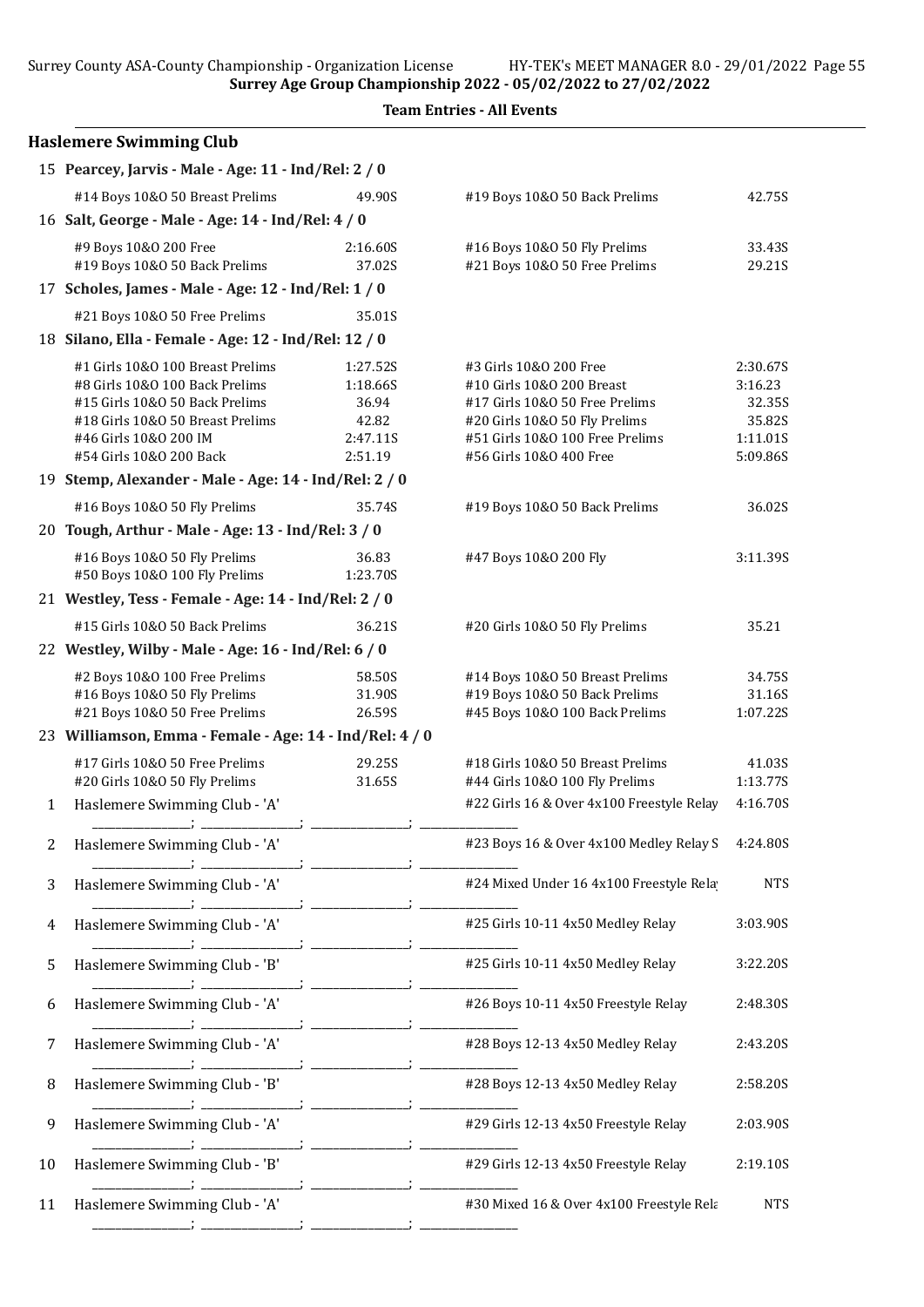**Team Entries - All Events**

## Haslemere Swimming Club

**15 Pearcey, Jarvis - Male - Age: 11 - Ind/Rel: 2 / 0**

| Event | Time | Event | Time |
|---|---|---|---|
| #14 Boys 10&O 50 Breast Prelims | 49.90S | #19 Boys 10&O 50 Back Prelims | 42.75S |

**16 Salt, George - Male - Age: 14 - Ind/Rel: 4 / 0**

| Event | Time | Event | Time |
|---|---|---|---|
| #9 Boys 10&O 200 Free | 2:16.60S | #16 Boys 10&O 50 Fly Prelims | 33.43S |
| #19 Boys 10&O 50 Back Prelims | 37.02S | #21 Boys 10&O 50 Free Prelims | 29.21S |

**17 Scholes, James - Male - Age: 12 - Ind/Rel: 1 / 0**

| Event | Time | Event | Time |
|---|---|---|---|
| #21 Boys 10&O 50 Free Prelims | 35.01S | | |

**18 Silano, Ella - Female - Age: 12 - Ind/Rel: 12 / 0**

| Event | Time | Event | Time |
|---|---|---|---|
| #1 Girls 10&O 100 Breast Prelims | 1:27.52S | #3 Girls 10&O 200 Free | 2:30.67S |
| #8 Girls 10&O 100 Back Prelims | 1:18.66S | #10 Girls 10&O 200 Breast | 3:16.23 |
| #15 Girls 10&O 50 Back Prelims | 36.94 | #17 Girls 10&O 50 Free Prelims | 32.35S |
| #18 Girls 10&O 50 Breast Prelims | 42.82 | #20 Girls 10&O 50 Fly Prelims | 35.82S |
| #46 Girls 10&O 200 IM | 2:47.11S | #51 Girls 10&O 100 Free Prelims | 1:11.01S |
| #54 Girls 10&O 200 Back | 2:51.19 | #56 Girls 10&O 400 Free | 5:09.86S |

**19 Stemp, Alexander - Male - Age: 14 - Ind/Rel: 2 / 0**

| Event | Time | Event | Time |
|---|---|---|---|
| #16 Boys 10&O 50 Fly Prelims | 35.74S | #19 Boys 10&O 50 Back Prelims | 36.02S |

**20 Tough, Arthur - Male - Age: 13 - Ind/Rel: 3 / 0**

| Event | Time | Event | Time |
|---|---|---|---|
| #16 Boys 10&O 50 Fly Prelims | 36.83 | #47 Boys 10&O 200 Fly | 3:11.39S |
| #50 Boys 10&O 100 Fly Prelims | 1:23.70S | | |

**21 Westley, Tess - Female - Age: 14 - Ind/Rel: 2 / 0**

| Event | Time | Event | Time |
|---|---|---|---|
| #15 Girls 10&O 50 Back Prelims | 36.21S | #20 Girls 10&O 50 Fly Prelims | 35.21 |

**22 Westley, Wilby - Male - Age: 16 - Ind/Rel: 6 / 0**

| Event | Time | Event | Time |
|---|---|---|---|
| #2 Boys 10&O 100 Free Prelims | 58.50S | #14 Boys 10&O 50 Breast Prelims | 34.75S |
| #16 Boys 10&O 50 Fly Prelims | 31.90S | #19 Boys 10&O 50 Back Prelims | 31.16S |
| #21 Boys 10&O 50 Free Prelims | 26.59S | #45 Boys 10&O 100 Back Prelims | 1:07.22S |

**23 Williamson, Emma - Female - Age: 14 - Ind/Rel: 4 / 0**

| Event | Time | Event | Time |
|---|---|---|---|
| #17 Girls 10&O 50 Free Prelims | 29.25S | #18 Girls 10&O 50 Breast Prelims | 41.03S |
| #20 Girls 10&O 50 Fly Prelims | 31.65S | #44 Girls 10&O 100 Fly Prelims | 1:13.77S |

| # | Team | Event | Time |
|---|---|---|---|
| 1 | Haslemere Swimming Club - 'A' | #22 Girls 16 & Over 4x100 Freestyle Relay | 4:16.70S |
| 2 | Haslemere Swimming Club - 'A' | #23 Boys 16 & Over 4x100 Medley Relay S | 4:24.80S |
| 3 | Haslemere Swimming Club - 'A' | #24 Mixed Under 16 4x100 Freestyle Rela | NTS |
| 4 | Haslemere Swimming Club - 'A' | #25 Girls 10-11 4x50 Medley Relay | 3:03.90S |
| 5 | Haslemere Swimming Club - 'B' | #25 Girls 10-11 4x50 Medley Relay | 3:22.20S |
| 6 | Haslemere Swimming Club - 'A' | #26 Boys 10-11 4x50 Freestyle Relay | 2:48.30S |
| 7 | Haslemere Swimming Club - 'A' | #28 Boys 12-13 4x50 Medley Relay | 2:43.20S |
| 8 | Haslemere Swimming Club - 'B' | #28 Boys 12-13 4x50 Medley Relay | 2:58.20S |
| 9 | Haslemere Swimming Club - 'A' | #29 Girls 12-13 4x50 Freestyle Relay | 2:03.90S |
| 10 | Haslemere Swimming Club - 'B' | #29 Girls 12-13 4x50 Freestyle Relay | 2:19.10S |
| 11 | Haslemere Swimming Club - 'A' | #30 Mixed 16 & Over 4x100 Freestyle Rela | NTS |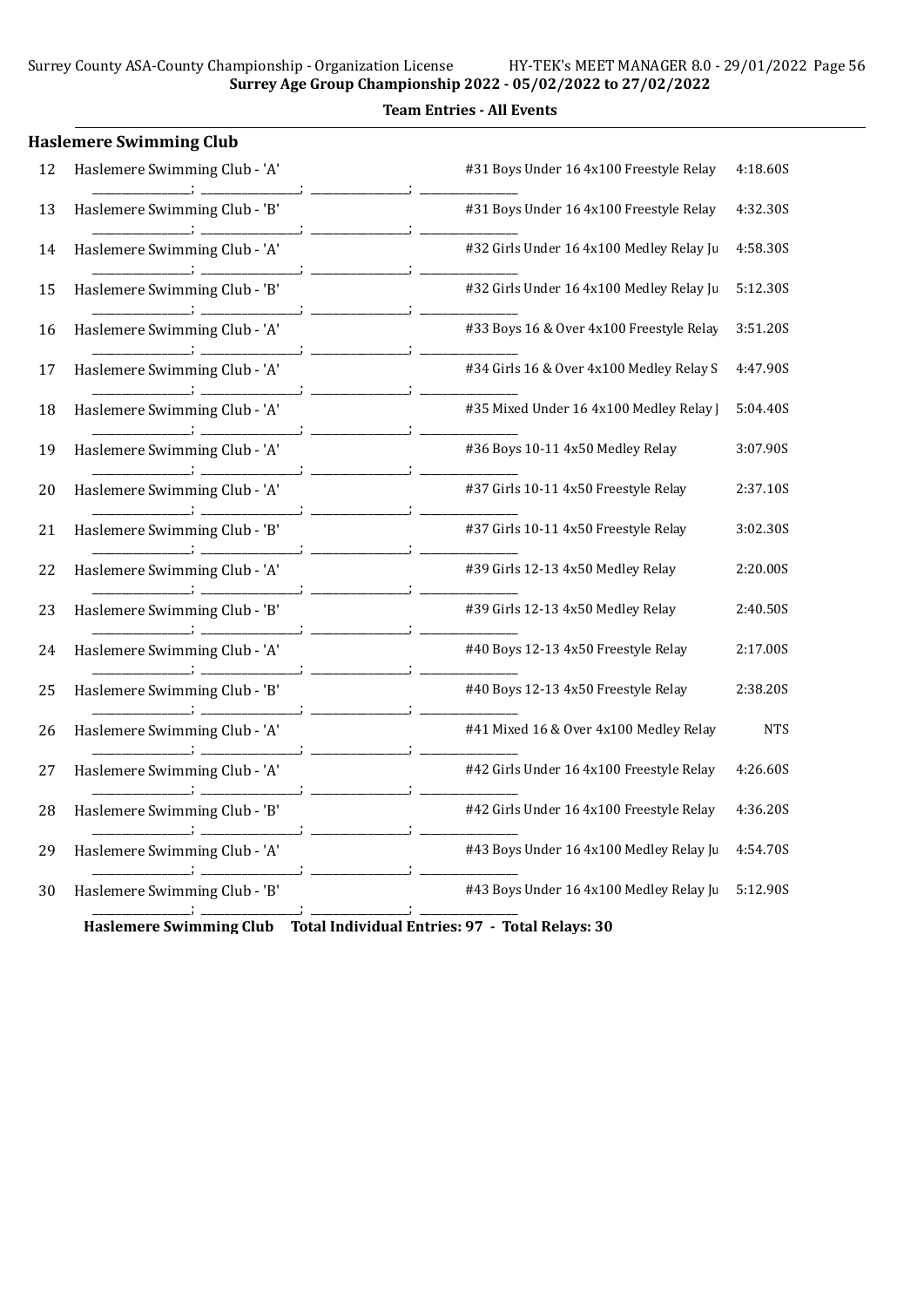## Team Entries - All Events

### Haslemere Swimming Club

| # | Team | Event | Seed Time |
|---|---|---|---|
| 12 | Haslemere Swimming Club - 'A' | #31 Boys Under 16 4x100 Freestyle Relay | 4:18.60S |
| 13 | Haslemere Swimming Club - 'B' | #31 Boys Under 16 4x100 Freestyle Relay | 4:32.30S |
| 14 | Haslemere Swimming Club - 'A' | #32 Girls Under 16 4x100 Medley Relay Ju | 4:58.30S |
| 15 | Haslemere Swimming Club - 'B' | #32 Girls Under 16 4x100 Medley Relay Ju | 5:12.30S |
| 16 | Haslemere Swimming Club - 'A' | #33 Boys 16 & Over 4x100 Freestyle Relay | 3:51.20S |
| 17 | Haslemere Swimming Club - 'A' | #34 Girls 16 & Over 4x100 Medley Relay S | 4:47.90S |
| 18 | Haslemere Swimming Club - 'A' | #35 Mixed Under 16 4x100 Medley Relay J | 5:04.40S |
| 19 | Haslemere Swimming Club - 'A' | #36 Boys 10-11 4x50 Medley Relay | 3:07.90S |
| 20 | Haslemere Swimming Club - 'A' | #37 Girls 10-11 4x50 Freestyle Relay | 2:37.10S |
| 21 | Haslemere Swimming Club - 'B' | #37 Girls 10-11 4x50 Freestyle Relay | 3:02.30S |
| 22 | Haslemere Swimming Club - 'A' | #39 Girls 12-13 4x50 Medley Relay | 2:20.00S |
| 23 | Haslemere Swimming Club - 'B' | #39 Girls 12-13 4x50 Medley Relay | 2:40.50S |
| 24 | Haslemere Swimming Club - 'A' | #40 Boys 12-13 4x50 Freestyle Relay | 2:17.00S |
| 25 | Haslemere Swimming Club - 'B' | #40 Boys 12-13 4x50 Freestyle Relay | 2:38.20S |
| 26 | Haslemere Swimming Club - 'A' | #41 Mixed 16 & Over 4x100 Medley Relay | NTS |
| 27 | Haslemere Swimming Club - 'A' | #42 Girls Under 16 4x100 Freestyle Relay | 4:26.60S |
| 28 | Haslemere Swimming Club - 'B' | #42 Girls Under 16 4x100 Freestyle Relay | 4:36.20S |
| 29 | Haslemere Swimming Club - 'A' | #43 Boys Under 16 4x100 Medley Relay Ju | 4:54.70S |
| 30 | Haslemere Swimming Club - 'B' | #43 Boys Under 16 4x100 Medley Relay Ju | 5:12.90S |

**Haslemere Swimming Club Total Individual Entries: 97 - Total Relays: 30**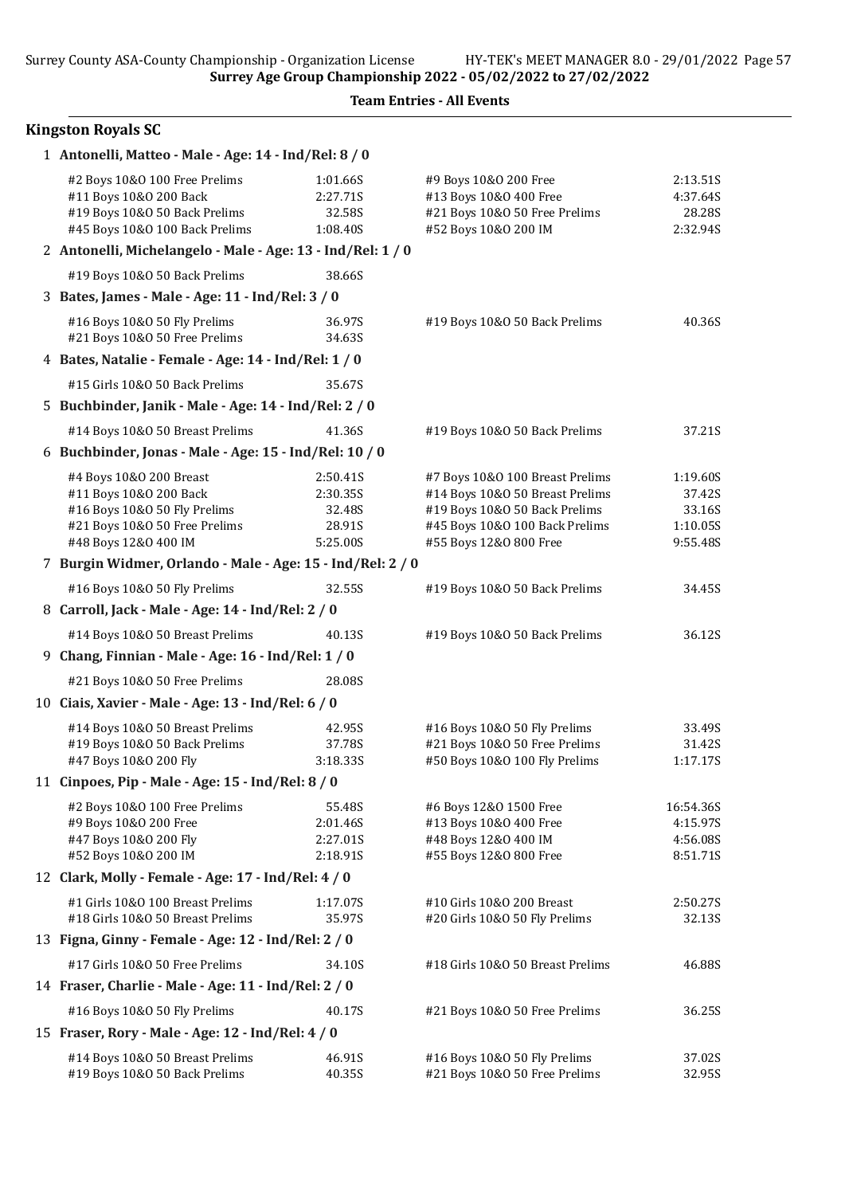Surrey Age Group Championship 2022 - 05/02/2022 to 27/02/2022

**Team Entries - All Events**

## Kingston Royals SC

**1 Antonelli, Matteo - Male - Age: 14 - Ind/Rel: 8 / 0**

| Event | Time | Event | Time |
|---|---|---|---|
| #2 Boys 10&O 100 Free Prelims | 1:01.66S | #9 Boys 10&O 200 Free | 2:13.51S |
| #11 Boys 10&O 200 Back | 2:27.71S | #13 Boys 10&O 400 Free | 4:37.64S |
| #19 Boys 10&O 50 Back Prelims | 32.58S | #21 Boys 10&O 50 Free Prelims | 28.28S |
| #45 Boys 10&O 100 Back Prelims | 1:08.40S | #52 Boys 10&O 200 IM | 2:32.94S |

**2 Antonelli, Michelangelo - Male - Age: 13 - Ind/Rel: 1 / 0**

| Event | Time | Event | Time |
|---|---|---|---|
| #19 Boys 10&O 50 Back Prelims | 38.66S | | |

**3 Bates, James - Male - Age: 11 - Ind/Rel: 3 / 0**

| Event | Time | Event | Time |
|---|---|---|---|
| #16 Boys 10&O 50 Fly Prelims | 36.97S | #19 Boys 10&O 50 Back Prelims | 40.36S |
| #21 Boys 10&O 50 Free Prelims | 34.63S | | |

**4 Bates, Natalie - Female - Age: 14 - Ind/Rel: 1 / 0**

| Event | Time | Event | Time |
|---|---|---|---|
| #15 Girls 10&O 50 Back Prelims | 35.67S | | |

**5 Buchbinder, Janik - Male - Age: 14 - Ind/Rel: 2 / 0**

| Event | Time | Event | Time |
|---|---|---|---|
| #14 Boys 10&O 50 Breast Prelims | 41.36S | #19 Boys 10&O 50 Back Prelims | 37.21S |

**6 Buchbinder, Jonas - Male - Age: 15 - Ind/Rel: 10 / 0**

| Event | Time | Event | Time |
|---|---|---|---|
| #4 Boys 10&O 200 Breast | 2:50.41S | #7 Boys 10&O 100 Breast Prelims | 1:19.60S |
| #11 Boys 10&O 200 Back | 2:30.35S | #14 Boys 10&O 50 Breast Prelims | 37.42S |
| #16 Boys 10&O 50 Fly Prelims | 32.48S | #19 Boys 10&O 50 Back Prelims | 33.16S |
| #21 Boys 10&O 50 Free Prelims | 28.91S | #45 Boys 10&O 100 Back Prelims | 1:10.05S |
| #48 Boys 12&O 400 IM | 5:25.00S | #55 Boys 12&O 800 Free | 9:55.48S |

**7 Burgin Widmer, Orlando - Male - Age: 15 - Ind/Rel: 2 / 0**

| Event | Time | Event | Time |
|---|---|---|---|
| #16 Boys 10&O 50 Fly Prelims | 32.55S | #19 Boys 10&O 50 Back Prelims | 34.45S |

**8 Carroll, Jack - Male - Age: 14 - Ind/Rel: 2 / 0**

| Event | Time | Event | Time |
|---|---|---|---|
| #14 Boys 10&O 50 Breast Prelims | 40.13S | #19 Boys 10&O 50 Back Prelims | 36.12S |

**9 Chang, Finnian - Male - Age: 16 - Ind/Rel: 1 / 0**

| Event | Time | Event | Time |
|---|---|---|---|
| #21 Boys 10&O 50 Free Prelims | 28.08S | | |

**10 Ciais, Xavier - Male - Age: 13 - Ind/Rel: 6 / 0**

| Event | Time | Event | Time |
|---|---|---|---|
| #14 Boys 10&O 50 Breast Prelims | 42.95S | #16 Boys 10&O 50 Fly Prelims | 33.49S |
| #19 Boys 10&O 50 Back Prelims | 37.78S | #21 Boys 10&O 50 Free Prelims | 31.42S |
| #47 Boys 10&O 200 Fly | 3:18.33S | #50 Boys 10&O 100 Fly Prelims | 1:17.17S |

**11 Cinpoes, Pip - Male - Age: 15 - Ind/Rel: 8 / 0**

| Event | Time | Event | Time |
|---|---|---|---|
| #2 Boys 10&O 100 Free Prelims | 55.48S | #6 Boys 12&O 1500 Free | 16:54.36S |
| #9 Boys 10&O 200 Free | 2:01.46S | #13 Boys 10&O 400 Free | 4:15.97S |
| #47 Boys 10&O 200 Fly | 2:27.01S | #48 Boys 12&O 400 IM | 4:56.08S |
| #52 Boys 10&O 200 IM | 2:18.91S | #55 Boys 12&O 800 Free | 8:51.71S |

**12 Clark, Molly - Female - Age: 17 - Ind/Rel: 4 / 0**

| Event | Time | Event | Time |
|---|---|---|---|
| #1 Girls 10&O 100 Breast Prelims | 1:17.07S | #10 Girls 10&O 200 Breast | 2:50.27S |
| #18 Girls 10&O 50 Breast Prelims | 35.97S | #20 Girls 10&O 50 Fly Prelims | 32.13S |

**13 Figna, Ginny - Female - Age: 12 - Ind/Rel: 2 / 0**

| Event | Time | Event | Time |
|---|---|---|---|
| #17 Girls 10&O 50 Free Prelims | 34.10S | #18 Girls 10&O 50 Breast Prelims | 46.88S |

**14 Fraser, Charlie - Male - Age: 11 - Ind/Rel: 2 / 0**

| Event | Time | Event | Time |
|---|---|---|---|
| #16 Boys 10&O 50 Fly Prelims | 40.17S | #21 Boys 10&O 50 Free Prelims | 36.25S |

**15 Fraser, Rory - Male - Age: 12 - Ind/Rel: 4 / 0**

| Event | Time | Event | Time |
|---|---|---|---|
| #14 Boys 10&O 50 Breast Prelims | 46.91S | #16 Boys 10&O 50 Fly Prelims | 37.02S |
| #19 Boys 10&O 50 Back Prelims | 40.35S | #21 Boys 10&O 50 Free Prelims | 32.95S |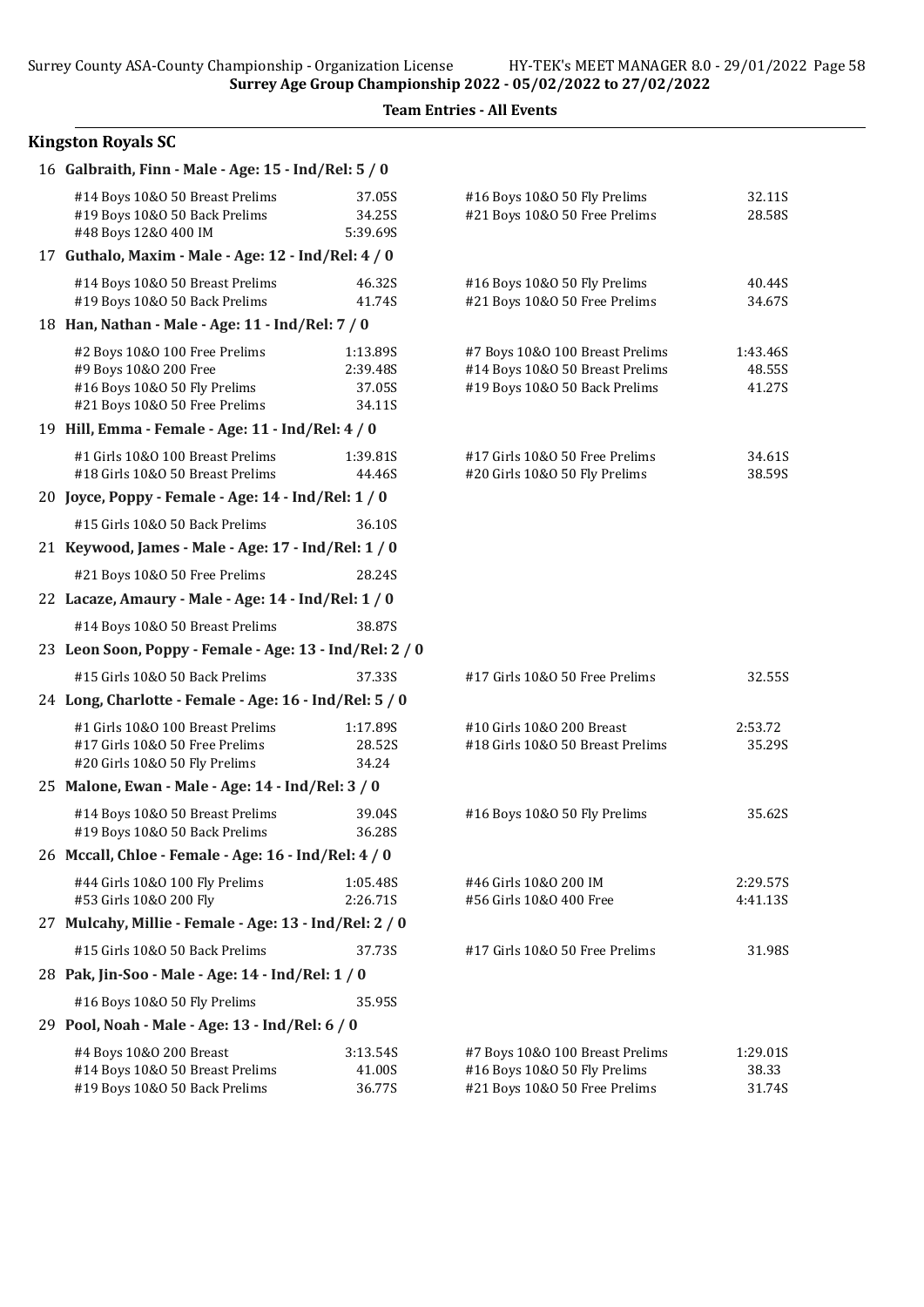Surrey Age Group Championship 2022 - 05/02/2022 to 27/02/2022

**Team Entries - All Events**

## Kingston Royals SC

**16 Galbraith, Finn - Male - Age: 15 - Ind/Rel: 5 / 0**

| Event | Time | Event | Time |
|---|---|---|---|
| #14 Boys 10&O 50 Breast Prelims | 37.05S | #16 Boys 10&O 50 Fly Prelims | 32.11S |
| #19 Boys 10&O 50 Back Prelims | 34.25S | #21 Boys 10&O 50 Free Prelims | 28.58S |
| #48 Boys 12&O 400 IM | 5:39.69S | | |

**17 Guthalo, Maxim - Male - Age: 12 - Ind/Rel: 4 / 0**

| Event | Time | Event | Time |
|---|---|---|---|
| #14 Boys 10&O 50 Breast Prelims | 46.32S | #16 Boys 10&O 50 Fly Prelims | 40.44S |
| #19 Boys 10&O 50 Back Prelims | 41.74S | #21 Boys 10&O 50 Free Prelims | 34.67S |

**18 Han, Nathan - Male - Age: 11 - Ind/Rel: 7 / 0**

| Event | Time | Event | Time |
|---|---|---|---|
| #2 Boys 10&O 100 Free Prelims | 1:13.89S | #7 Boys 10&O 100 Breast Prelims | 1:43.46S |
| #9 Boys 10&O 200 Free | 2:39.48S | #14 Boys 10&O 50 Breast Prelims | 48.55S |
| #16 Boys 10&O 50 Fly Prelims | 37.05S | #19 Boys 10&O 50 Back Prelims | 41.27S |
| #21 Boys 10&O 50 Free Prelims | 34.11S | | |

**19 Hill, Emma - Female - Age: 11 - Ind/Rel: 4 / 0**

| Event | Time | Event | Time |
|---|---|---|---|
| #1 Girls 10&O 100 Breast Prelims | 1:39.81S | #17 Girls 10&O 50 Free Prelims | 34.61S |
| #18 Girls 10&O 50 Breast Prelims | 44.46S | #20 Girls 10&O 50 Fly Prelims | 38.59S |

**20 Joyce, Poppy - Female - Age: 14 - Ind/Rel: 1 / 0**

| Event | Time | Event | Time |
|---|---|---|---|
| #15 Girls 10&O 50 Back Prelims | 36.10S | | |

**21 Keywood, James - Male - Age: 17 - Ind/Rel: 1 / 0**

| Event | Time | Event | Time |
|---|---|---|---|
| #21 Boys 10&O 50 Free Prelims | 28.24S | | |

**22 Lacaze, Amaury - Male - Age: 14 - Ind/Rel: 1 / 0**

| Event | Time | Event | Time |
|---|---|---|---|
| #14 Boys 10&O 50 Breast Prelims | 38.87S | | |

**23 Leon Soon, Poppy - Female - Age: 13 - Ind/Rel: 2 / 0**

| Event | Time | Event | Time |
|---|---|---|---|
| #15 Girls 10&O 50 Back Prelims | 37.33S | #17 Girls 10&O 50 Free Prelims | 32.55S |

**24 Long, Charlotte - Female - Age: 16 - Ind/Rel: 5 / 0**

| Event | Time | Event | Time |
|---|---|---|---|
| #1 Girls 10&O 100 Breast Prelims | 1:17.89S | #10 Girls 10&O 200 Breast | 2:53.72 |
| #17 Girls 10&O 50 Free Prelims | 28.52S | #18 Girls 10&O 50 Breast Prelims | 35.29S |
| #20 Girls 10&O 50 Fly Prelims | 34.24 | | |

**25 Malone, Ewan - Male - Age: 14 - Ind/Rel: 3 / 0**

| Event | Time | Event | Time |
|---|---|---|---|
| #14 Boys 10&O 50 Breast Prelims | 39.04S | #16 Boys 10&O 50 Fly Prelims | 35.62S |
| #19 Boys 10&O 50 Back Prelims | 36.28S | | |

**26 Mccall, Chloe - Female - Age: 16 - Ind/Rel: 4 / 0**

| Event | Time | Event | Time |
|---|---|---|---|
| #44 Girls 10&O 100 Fly Prelims | 1:05.48S | #46 Girls 10&O 200 IM | 2:29.57S |
| #53 Girls 10&O 200 Fly | 2:26.71S | #56 Girls 10&O 400 Free | 4:41.13S |

**27 Mulcahy, Millie - Female - Age: 13 - Ind/Rel: 2 / 0**

| Event | Time | Event | Time |
|---|---|---|---|
| #15 Girls 10&O 50 Back Prelims | 37.73S | #17 Girls 10&O 50 Free Prelims | 31.98S |

**28 Pak, Jin-Soo - Male - Age: 14 - Ind/Rel: 1 / 0**

| Event | Time | Event | Time |
|---|---|---|---|
| #16 Boys 10&O 50 Fly Prelims | 35.95S | | |

**29 Pool, Noah - Male - Age: 13 - Ind/Rel: 6 / 0**

| Event | Time | Event | Time |
|---|---|---|---|
| #4 Boys 10&O 200 Breast | 3:13.54S | #7 Boys 10&O 100 Breast Prelims | 1:29.01S |
| #14 Boys 10&O 50 Breast Prelims | 41.00S | #16 Boys 10&O 50 Fly Prelims | 38.33 |
| #19 Boys 10&O 50 Back Prelims | 36.77S | #21 Boys 10&O 50 Free Prelims | 31.74S |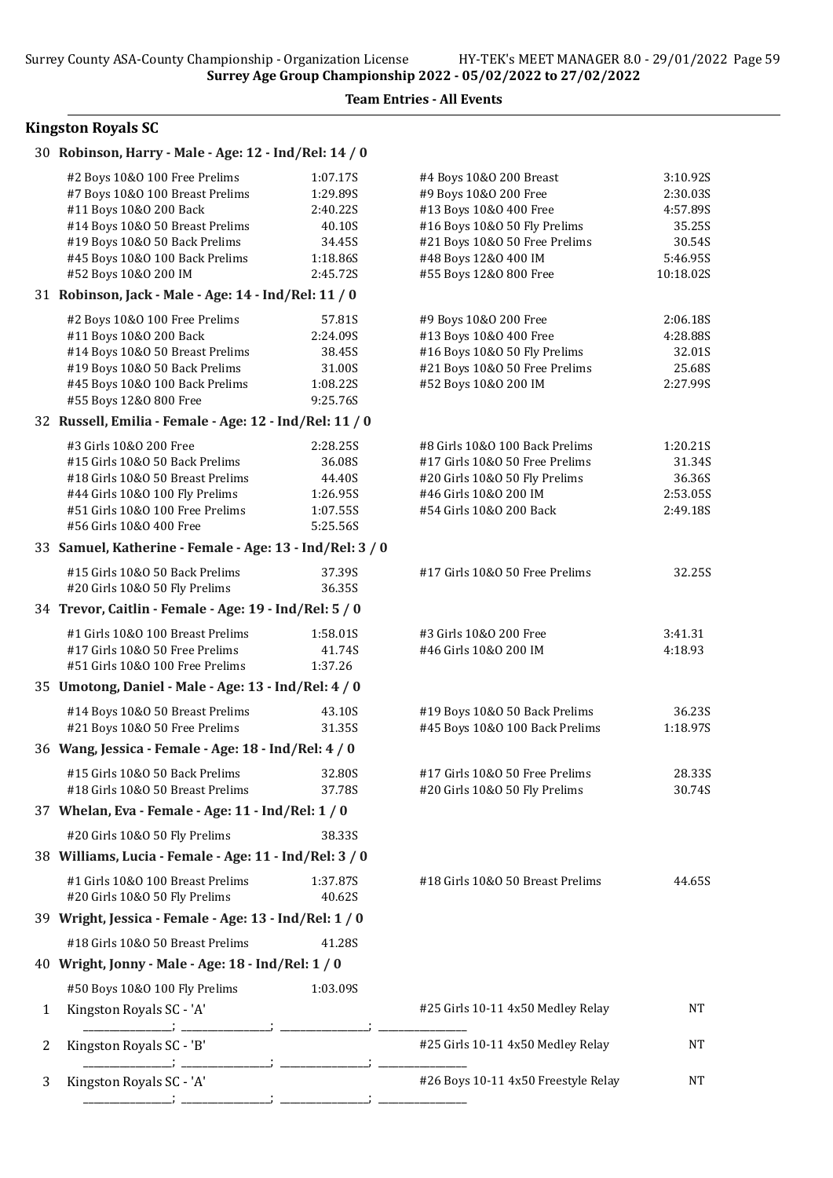**Team Entries - All Events**

## Kingston Royals SC

### 30 Robinson, Harry - Male - Age: 12 - Ind/Rel: 14 / 0

| Event | Time | Event | Time |
|---|---|---|---|
| #2 Boys 10&O 100 Free Prelims | 1:07.17S | #4 Boys 10&O 200 Breast | 3:10.92S |
| #7 Boys 10&O 100 Breast Prelims | 1:29.89S | #9 Boys 10&O 200 Free | 2:30.03S |
| #11 Boys 10&O 200 Back | 2:40.22S | #13 Boys 10&O 400 Free | 4:57.89S |
| #14 Boys 10&O 50 Breast Prelims | 40.10S | #16 Boys 10&O 50 Fly Prelims | 35.25S |
| #19 Boys 10&O 50 Back Prelims | 34.45S | #21 Boys 10&O 50 Free Prelims | 30.54S |
| #45 Boys 10&O 100 Back Prelims | 1:18.86S | #48 Boys 12&O 400 IM | 5:46.95S |
| #52 Boys 10&O 200 IM | 2:45.72S | #55 Boys 12&O 800 Free | 10:18.02S |

### 31 Robinson, Jack - Male - Age: 14 - Ind/Rel: 11 / 0

| Event | Time | Event | Time |
|---|---|---|---|
| #2 Boys 10&O 100 Free Prelims | 57.81S | #9 Boys 10&O 200 Free | 2:06.18S |
| #11 Boys 10&O 200 Back | 2:24.09S | #13 Boys 10&O 400 Free | 4:28.88S |
| #14 Boys 10&O 50 Breast Prelims | 38.45S | #16 Boys 10&O 50 Fly Prelims | 32.01S |
| #19 Boys 10&O 50 Back Prelims | 31.00S | #21 Boys 10&O 50 Free Prelims | 25.68S |
| #45 Boys 10&O 100 Back Prelims | 1:08.22S | #52 Boys 10&O 200 IM | 2:27.99S |
| #55 Boys 12&O 800 Free | 9:25.76S | | |

### 32 Russell, Emilia - Female - Age: 12 - Ind/Rel: 11 / 0

| Event | Time | Event | Time |
|---|---|---|---|
| #3 Girls 10&O 200 Free | 2:28.25S | #8 Girls 10&O 100 Back Prelims | 1:20.21S |
| #15 Girls 10&O 50 Back Prelims | 36.08S | #17 Girls 10&O 50 Free Prelims | 31.34S |
| #18 Girls 10&O 50 Breast Prelims | 44.40S | #20 Girls 10&O 50 Fly Prelims | 36.36S |
| #44 Girls 10&O 100 Fly Prelims | 1:26.95S | #46 Girls 10&O 200 IM | 2:53.05S |
| #51 Girls 10&O 100 Free Prelims | 1:07.55S | #54 Girls 10&O 200 Back | 2:49.18S |
| #56 Girls 10&O 400 Free | 5:25.56S | | |

### 33 Samuel, Katherine - Female - Age: 13 - Ind/Rel: 3 / 0

| Event | Time | Event | Time |
|---|---|---|---|
| #15 Girls 10&O 50 Back Prelims | 37.39S | #17 Girls 10&O 50 Free Prelims | 32.25S |
| #20 Girls 10&O 50 Fly Prelims | 36.35S | | |

### 34 Trevor, Caitlin - Female - Age: 19 - Ind/Rel: 5 / 0

| Event | Time | Event | Time |
|---|---|---|---|
| #1 Girls 10&O 100 Breast Prelims | 1:58.01S | #3 Girls 10&O 200 Free | 3:41.31 |
| #17 Girls 10&O 50 Free Prelims | 41.74S | #46 Girls 10&O 200 IM | 4:18.93 |
| #51 Girls 10&O 100 Free Prelims | 1:37.26 | | |

### 35 Umotong, Daniel - Male - Age: 13 - Ind/Rel: 4 / 0

| Event | Time | Event | Time |
|---|---|---|---|
| #14 Boys 10&O 50 Breast Prelims | 43.10S | #19 Boys 10&O 50 Back Prelims | 36.23S |
| #21 Boys 10&O 50 Free Prelims | 31.35S | #45 Boys 10&O 100 Back Prelims | 1:18.97S |

### 36 Wang, Jessica - Female - Age: 18 - Ind/Rel: 4 / 0

| Event | Time | Event | Time |
|---|---|---|---|
| #15 Girls 10&O 50 Back Prelims | 32.80S | #17 Girls 10&O 50 Free Prelims | 28.33S |
| #18 Girls 10&O 50 Breast Prelims | 37.78S | #20 Girls 10&O 50 Fly Prelims | 30.74S |

### 37 Whelan, Eva - Female - Age: 11 - Ind/Rel: 1 / 0

| Event | Time |
|---|---|
| #20 Girls 10&O 50 Fly Prelims | 38.33S |

### 38 Williams, Lucia - Female - Age: 11 - Ind/Rel: 3 / 0

| Event | Time | Event | Time |
|---|---|---|---|
| #1 Girls 10&O 100 Breast Prelims | 1:37.87S | #18 Girls 10&O 50 Breast Prelims | 44.65S |
| #20 Girls 10&O 50 Fly Prelims | 40.62S | | |

### 39 Wright, Jessica - Female - Age: 13 - Ind/Rel: 1 / 0

| Event | Time |
|---|---|
| #18 Girls 10&O 50 Breast Prelims | 41.28S |

### 40 Wright, Jonny - Male - Age: 18 - Ind/Rel: 1 / 0

| Event | Time |
|---|---|
| #50 Boys 10&O 100 Fly Prelims | 1:03.09S |

| # | Relay Team | Event | Time |
|---|---|---|---|
| 1 | Kingston Royals SC - 'A' | #25 Girls 10-11 4x50 Medley Relay | NT |
| 2 | Kingston Royals SC - 'B' | #25 Girls 10-11 4x50 Medley Relay | NT |
| 3 | Kingston Royals SC - 'A' | #26 Boys 10-11 4x50 Freestyle Relay | NT |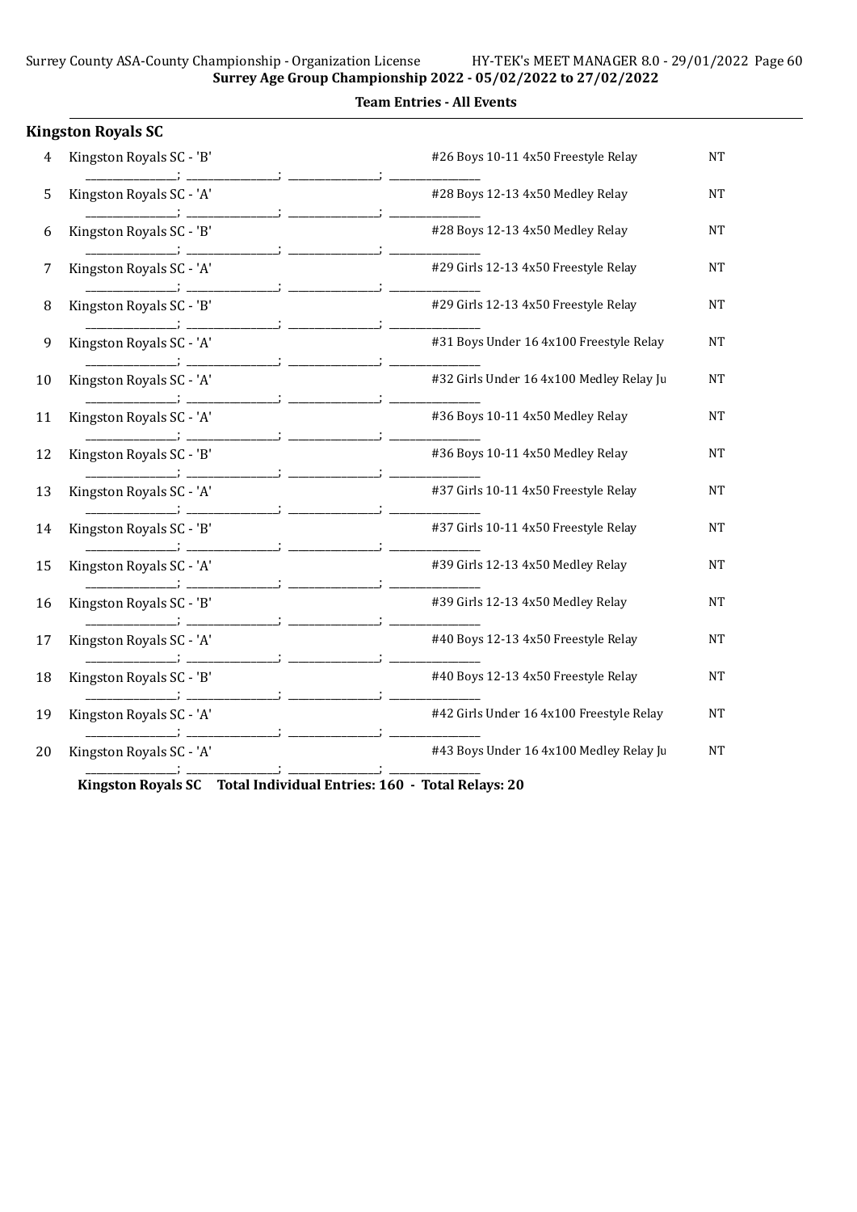**Team Entries - All Events**

## Kingston Royals SC

| # | Team | Event | Seed |
|---|---|---|---|
| 4 | Kingston Royals SC - 'B' | #26 Boys 10-11 4x50 Freestyle Relay | NT |
| 5 | Kingston Royals SC - 'A' | #28 Boys 12-13 4x50 Medley Relay | NT |
| 6 | Kingston Royals SC - 'B' | #28 Boys 12-13 4x50 Medley Relay | NT |
| 7 | Kingston Royals SC - 'A' | #29 Girls 12-13 4x50 Freestyle Relay | NT |
| 8 | Kingston Royals SC - 'B' | #29 Girls 12-13 4x50 Freestyle Relay | NT |
| 9 | Kingston Royals SC - 'A' | #31 Boys Under 16 4x100 Freestyle Relay | NT |
| 10 | Kingston Royals SC - 'A' | #32 Girls Under 16 4x100 Medley Relay Ju | NT |
| 11 | Kingston Royals SC - 'A' | #36 Boys 10-11 4x50 Medley Relay | NT |
| 12 | Kingston Royals SC - 'B' | #36 Boys 10-11 4x50 Medley Relay | NT |
| 13 | Kingston Royals SC - 'A' | #37 Girls 10-11 4x50 Freestyle Relay | NT |
| 14 | Kingston Royals SC - 'B' | #37 Girls 10-11 4x50 Freestyle Relay | NT |
| 15 | Kingston Royals SC - 'A' | #39 Girls 12-13 4x50 Medley Relay | NT |
| 16 | Kingston Royals SC - 'B' | #39 Girls 12-13 4x50 Medley Relay | NT |
| 17 | Kingston Royals SC - 'A' | #40 Boys 12-13 4x50 Freestyle Relay | NT |
| 18 | Kingston Royals SC - 'B' | #40 Boys 12-13 4x50 Freestyle Relay | NT |
| 19 | Kingston Royals SC - 'A' | #42 Girls Under 16 4x100 Freestyle Relay | NT |
| 20 | Kingston Royals SC - 'A' | #43 Boys Under 16 4x100 Medley Relay Ju | NT |

**Kingston Royals SC Total Individual Entries: 160 - Total Relays: 20**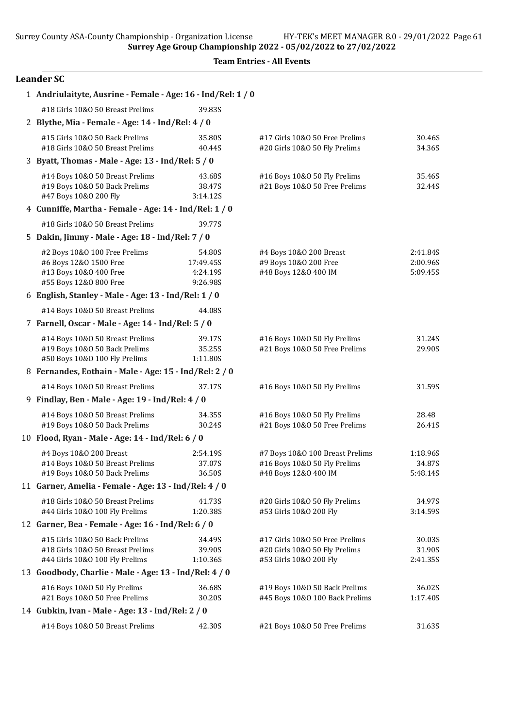Surrey Age Group Championship 2022 - 05/02/2022 to 27/02/2022

**Team Entries - All Events**

## Leander SC

**1 Andriulaityte, Ausrine - Female - Age: 16 - Ind/Rel: 1 / 0**

| Event | Time | Event | Time |
|---|---|---|---|
| #18 Girls 10&O 50 Breast Prelims | 39.83S | | |

**2 Blythe, Mia - Female - Age: 14 - Ind/Rel: 4 / 0**

| Event | Time | Event | Time |
|---|---|---|---|
| #15 Girls 10&O 50 Back Prelims | 35.80S | #17 Girls 10&O 50 Free Prelims | 30.46S |
| #18 Girls 10&O 50 Breast Prelims | 40.44S | #20 Girls 10&O 50 Fly Prelims | 34.36S |

**3 Byatt, Thomas - Male - Age: 13 - Ind/Rel: 5 / 0**

| Event | Time | Event | Time |
|---|---|---|---|
| #14 Boys 10&O 50 Breast Prelims | 43.68S | #16 Boys 10&O 50 Fly Prelims | 35.46S |
| #19 Boys 10&O 50 Back Prelims | 38.47S | #21 Boys 10&O 50 Free Prelims | 32.44S |
| #47 Boys 10&O 200 Fly | 3:14.12S | | |

**4 Cunniffe, Martha - Female - Age: 14 - Ind/Rel: 1 / 0**

| Event | Time | Event | Time |
|---|---|---|---|
| #18 Girls 10&O 50 Breast Prelims | 39.77S | | |

**5 Dakin, Jimmy - Male - Age: 18 - Ind/Rel: 7 / 0**

| Event | Time | Event | Time |
|---|---|---|---|
| #2 Boys 10&O 100 Free Prelims | 54.80S | #4 Boys 10&O 200 Breast | 2:41.84S |
| #6 Boys 12&O 1500 Free | 17:49.45S | #9 Boys 10&O 200 Free | 2:00.96S |
| #13 Boys 10&O 400 Free | 4:24.19S | #48 Boys 12&O 400 IM | 5:09.45S |
| #55 Boys 12&O 800 Free | 9:26.98S | | |

**6 English, Stanley - Male - Age: 13 - Ind/Rel: 1 / 0**

| Event | Time | Event | Time |
|---|---|---|---|
| #14 Boys 10&O 50 Breast Prelims | 44.08S | | |

**7 Farnell, Oscar - Male - Age: 14 - Ind/Rel: 5 / 0**

| Event | Time | Event | Time |
|---|---|---|---|
| #14 Boys 10&O 50 Breast Prelims | 39.17S | #16 Boys 10&O 50 Fly Prelims | 31.24S |
| #19 Boys 10&O 50 Back Prelims | 35.25S | #21 Boys 10&O 50 Free Prelims | 29.90S |
| #50 Boys 10&O 100 Fly Prelims | 1:11.80S | | |

**8 Fernandes, Eothain - Male - Age: 15 - Ind/Rel: 2 / 0**

| Event | Time | Event | Time |
|---|---|---|---|
| #14 Boys 10&O 50 Breast Prelims | 37.17S | #16 Boys 10&O 50 Fly Prelims | 31.59S |

**9 Findlay, Ben - Male - Age: 19 - Ind/Rel: 4 / 0**

| Event | Time | Event | Time |
|---|---|---|---|
| #14 Boys 10&O 50 Breast Prelims | 34.35S | #16 Boys 10&O 50 Fly Prelims | 28.48 |
| #19 Boys 10&O 50 Back Prelims | 30.24S | #21 Boys 10&O 50 Free Prelims | 26.41S |

**10 Flood, Ryan - Male - Age: 14 - Ind/Rel: 6 / 0**

| Event | Time | Event | Time |
|---|---|---|---|
| #4 Boys 10&O 200 Breast | 2:54.19S | #7 Boys 10&O 100 Breast Prelims | 1:18.96S |
| #14 Boys 10&O 50 Breast Prelims | 37.07S | #16 Boys 10&O 50 Fly Prelims | 34.87S |
| #19 Boys 10&O 50 Back Prelims | 36.50S | #48 Boys 12&O 400 IM | 5:48.14S |

**11 Garner, Amelia - Female - Age: 13 - Ind/Rel: 4 / 0**

| Event | Time | Event | Time |
|---|---|---|---|
| #18 Girls 10&O 50 Breast Prelims | 41.73S | #20 Girls 10&O 50 Fly Prelims | 34.97S |
| #44 Girls 10&O 100 Fly Prelims | 1:20.38S | #53 Girls 10&O 200 Fly | 3:14.59S |

**12 Garner, Bea - Female - Age: 16 - Ind/Rel: 6 / 0**

| Event | Time | Event | Time |
|---|---|---|---|
| #15 Girls 10&O 50 Back Prelims | 34.49S | #17 Girls 10&O 50 Free Prelims | 30.03S |
| #18 Girls 10&O 50 Breast Prelims | 39.90S | #20 Girls 10&O 50 Fly Prelims | 31.90S |
| #44 Girls 10&O 100 Fly Prelims | 1:10.36S | #53 Girls 10&O 200 Fly | 2:41.35S |

**13 Goodbody, Charlie - Male - Age: 13 - Ind/Rel: 4 / 0**

| Event | Time | Event | Time |
|---|---|---|---|
| #16 Boys 10&O 50 Fly Prelims | 36.68S | #19 Boys 10&O 50 Back Prelims | 36.02S |
| #21 Boys 10&O 50 Free Prelims | 30.20S | #45 Boys 10&O 100 Back Prelims | 1:17.40S |

**14 Gubkin, Ivan - Male - Age: 13 - Ind/Rel: 2 / 0**

| Event | Time | Event | Time |
|---|---|---|---|
| #14 Boys 10&O 50 Breast Prelims | 42.30S | #21 Boys 10&O 50 Free Prelims | 31.63S |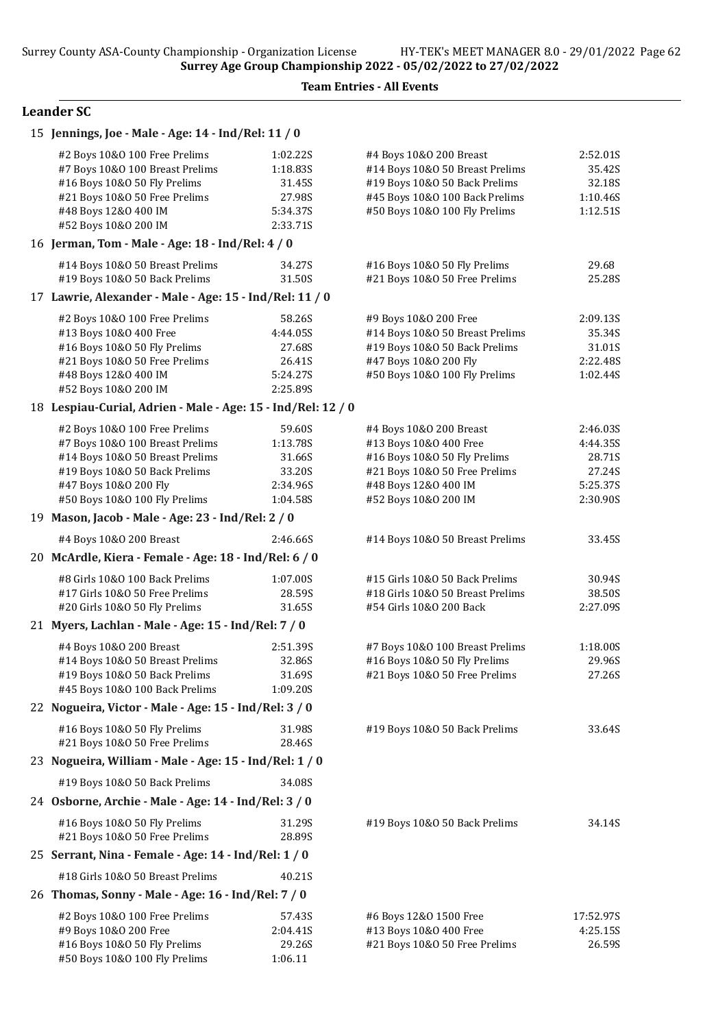Surrey County ASA-County Championship - Organization License HY-TEK's MEET MANAGER 8.0 - 29/01/2022 Page 62

**Surrey Age Group Championship 2022 - 05/02/2022 to 27/02/2022**

**Team Entries - All Events**

## Leander SC

**15 Jennings, Joe - Male - Age: 14 - Ind/Rel: 11 / 0**

| Event | Time | Event | Time |
|---|---|---|---|
| #2 Boys 10&O 100 Free Prelims | 1:02.22S | #4 Boys 10&O 200 Breast | 2:52.01S |
| #7 Boys 10&O 100 Breast Prelims | 1:18.83S | #14 Boys 10&O 50 Breast Prelims | 35.42S |
| #16 Boys 10&O 50 Fly Prelims | 31.45S | #19 Boys 10&O 50 Back Prelims | 32.18S |
| #21 Boys 10&O 50 Free Prelims | 27.98S | #45 Boys 10&O 100 Back Prelims | 1:10.46S |
| #48 Boys 12&O 400 IM | 5:34.37S | #50 Boys 10&O 100 Fly Prelims | 1:12.51S |
| #52 Boys 10&O 200 IM | 2:33.71S | | |

**16 Jerman, Tom - Male - Age: 18 - Ind/Rel: 4 / 0**

| Event | Time | Event | Time |
|---|---|---|---|
| #14 Boys 10&O 50 Breast Prelims | 34.27S | #16 Boys 10&O 50 Fly Prelims | 29.68 |
| #19 Boys 10&O 50 Back Prelims | 31.50S | #21 Boys 10&O 50 Free Prelims | 25.28S |

**17 Lawrie, Alexander - Male - Age: 15 - Ind/Rel: 11 / 0**

| Event | Time | Event | Time |
|---|---|---|---|
| #2 Boys 10&O 100 Free Prelims | 58.26S | #9 Boys 10&O 200 Free | 2:09.13S |
| #13 Boys 10&O 400 Free | 4:44.05S | #14 Boys 10&O 50 Breast Prelims | 35.34S |
| #16 Boys 10&O 50 Fly Prelims | 27.68S | #19 Boys 10&O 50 Back Prelims | 31.01S |
| #21 Boys 10&O 50 Free Prelims | 26.41S | #47 Boys 10&O 200 Fly | 2:22.48S |
| #48 Boys 12&O 400 IM | 5:24.27S | #50 Boys 10&O 100 Fly Prelims | 1:02.44S |
| #52 Boys 10&O 200 IM | 2:25.89S | | |

**18 Lespiau-Curial, Adrien - Male - Age: 15 - Ind/Rel: 12 / 0**

| Event | Time | Event | Time |
|---|---|---|---|
| #2 Boys 10&O 100 Free Prelims | 59.60S | #4 Boys 10&O 200 Breast | 2:46.03S |
| #7 Boys 10&O 100 Breast Prelims | 1:13.78S | #13 Boys 10&O 400 Free | 4:44.35S |
| #14 Boys 10&O 50 Breast Prelims | 31.66S | #16 Boys 10&O 50 Fly Prelims | 28.71S |
| #19 Boys 10&O 50 Back Prelims | 33.20S | #21 Boys 10&O 50 Free Prelims | 27.24S |
| #47 Boys 10&O 200 Fly | 2:34.96S | #48 Boys 12&O 400 IM | 5:25.37S |
| #50 Boys 10&O 100 Fly Prelims | 1:04.58S | #52 Boys 10&O 200 IM | 2:30.90S |

**19 Mason, Jacob - Male - Age: 23 - Ind/Rel: 2 / 0**

| Event | Time | Event | Time |
|---|---|---|---|
| #4 Boys 10&O 200 Breast | 2:46.66S | #14 Boys 10&O 50 Breast Prelims | 33.45S |

**20 McArdle, Kiera - Female - Age: 18 - Ind/Rel: 6 / 0**

| Event | Time | Event | Time |
|---|---|---|---|
| #8 Girls 10&O 100 Back Prelims | 1:07.00S | #15 Girls 10&O 50 Back Prelims | 30.94S |
| #17 Girls 10&O 50 Free Prelims | 28.59S | #18 Girls 10&O 50 Breast Prelims | 38.50S |
| #20 Girls 10&O 50 Fly Prelims | 31.65S | #54 Girls 10&O 200 Back | 2:27.09S |

**21 Myers, Lachlan - Male - Age: 15 - Ind/Rel: 7 / 0**

| Event | Time | Event | Time |
|---|---|---|---|
| #4 Boys 10&O 200 Breast | 2:51.39S | #7 Boys 10&O 100 Breast Prelims | 1:18.00S |
| #14 Boys 10&O 50 Breast Prelims | 32.86S | #16 Boys 10&O 50 Fly Prelims | 29.96S |
| #19 Boys 10&O 50 Back Prelims | 31.69S | #21 Boys 10&O 50 Free Prelims | 27.26S |
| #45 Boys 10&O 100 Back Prelims | 1:09.20S | | |

**22 Nogueira, Victor - Male - Age: 15 - Ind/Rel: 3 / 0**

| Event | Time | Event | Time |
|---|---|---|---|
| #16 Boys 10&O 50 Fly Prelims | 31.98S | #19 Boys 10&O 50 Back Prelims | 33.64S |
| #21 Boys 10&O 50 Free Prelims | 28.46S | | |

**23 Nogueira, William - Male - Age: 15 - Ind/Rel: 1 / 0**

| Event | Time |
|---|---|
| #19 Boys 10&O 50 Back Prelims | 34.08S |

**24 Osborne, Archie - Male - Age: 14 - Ind/Rel: 3 / 0**

| Event | Time | Event | Time |
|---|---|---|---|
| #16 Boys 10&O 50 Fly Prelims | 31.29S | #19 Boys 10&O 50 Back Prelims | 34.14S |
| #21 Boys 10&O 50 Free Prelims | 28.89S | | |

**25 Serrant, Nina - Female - Age: 14 - Ind/Rel: 1 / 0**

| Event | Time |
|---|---|
| #18 Girls 10&O 50 Breast Prelims | 40.21S |

**26 Thomas, Sonny - Male - Age: 16 - Ind/Rel: 7 / 0**

| Event | Time | Event | Time |
|---|---|---|---|
| #2 Boys 10&O 100 Free Prelims | 57.43S | #6 Boys 12&O 1500 Free | 17:52.97S |
| #9 Boys 10&O 200 Free | 2:04.41S | #13 Boys 10&O 400 Free | 4:25.15S |
| #16 Boys 10&O 50 Fly Prelims | 29.26S | #21 Boys 10&O 50 Free Prelims | 26.59S |
| #50 Boys 10&O 100 Fly Prelims | 1:06.11 | | |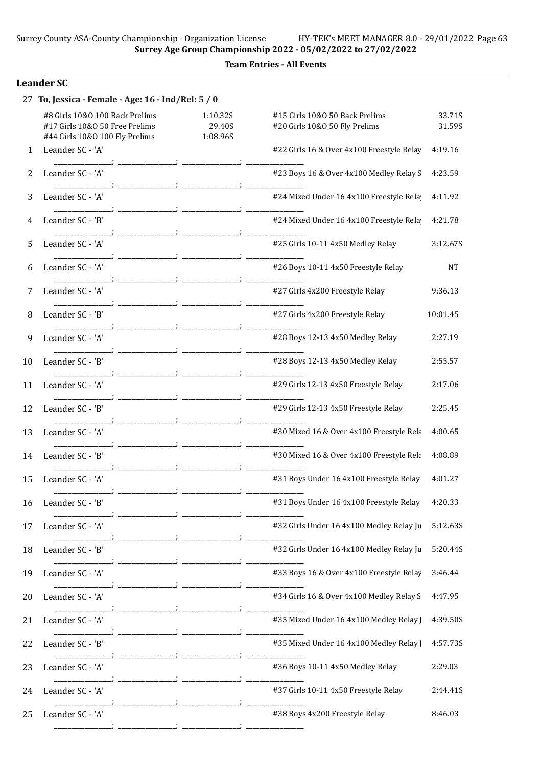**Surrey Age Group Championship 2022 - 05/02/2022 to 27/02/2022**

**Team Entries - All Events**

## Leander SC

**27 To, Jessica - Female - Age: 16 - Ind/Rel: 5 / 0**

| Event | Time | Event | Time |
|---|---|---|---|
| #8 Girls 10&O 100 Back Prelims | 1:10.32S | #15 Girls 10&O 50 Back Prelims | 33.71S |
| #17 Girls 10&O 50 Free Prelims | 29.40S | #20 Girls 10&O 50 Fly Prelims | 31.59S |
| #44 Girls 10&O 100 Fly Prelims | 1:08.96S | | |

| # | Team | Event | Time |
|---|---|---|---|
| 1 | Leander SC - 'A' | #22 Girls 16 & Over 4x100 Freestyle Relay | 4:19.16 |
| 2 | Leander SC - 'A' | #23 Boys 16 & Over 4x100 Medley Relay S | 4:23.59 |
| 3 | Leander SC - 'A' | #24 Mixed Under 16 4x100 Freestyle Relay | 4:11.92 |
| 4 | Leander SC - 'B' | #24 Mixed Under 16 4x100 Freestyle Relay | 4:21.78 |
| 5 | Leander SC - 'A' | #25 Girls 10-11 4x50 Medley Relay | 3:12.67S |
| 6 | Leander SC - 'A' | #26 Boys 10-11 4x50 Freestyle Relay | NT |
| 7 | Leander SC - 'A' | #27 Girls 4x200 Freestyle Relay | 9:36.13 |
| 8 | Leander SC - 'B' | #27 Girls 4x200 Freestyle Relay | 10:01.45 |
| 9 | Leander SC - 'A' | #28 Boys 12-13 4x50 Medley Relay | 2:27.19 |
| 10 | Leander SC - 'B' | #28 Boys 12-13 4x50 Medley Relay | 2:55.57 |
| 11 | Leander SC - 'A' | #29 Girls 12-13 4x50 Freestyle Relay | 2:17.06 |
| 12 | Leander SC - 'B' | #29 Girls 12-13 4x50 Freestyle Relay | 2:25.45 |
| 13 | Leander SC - 'A' | #30 Mixed 16 & Over 4x100 Freestyle Rela | 4:00.65 |
| 14 | Leander SC - 'B' | #30 Mixed 16 & Over 4x100 Freestyle Rela | 4:08.89 |
| 15 | Leander SC - 'A' | #31 Boys Under 16 4x100 Freestyle Relay | 4:01.27 |
| 16 | Leander SC - 'B' | #31 Boys Under 16 4x100 Freestyle Relay | 4:20.33 |
| 17 | Leander SC - 'A' | #32 Girls Under 16 4x100 Medley Relay Ju | 5:12.63S |
| 18 | Leander SC - 'B' | #32 Girls Under 16 4x100 Medley Relay Ju | 5:20.44S |
| 19 | Leander SC - 'A' | #33 Boys 16 & Over 4x100 Freestyle Relay | 3:46.44 |
| 20 | Leander SC - 'A' | #34 Girls 16 & Over 4x100 Medley Relay S | 4:47.95 |
| 21 | Leander SC - 'A' | #35 Mixed Under 16 4x100 Medley Relay J | 4:39.50S |
| 22 | Leander SC - 'B' | #35 Mixed Under 16 4x100 Medley Relay J | 4:57.73S |
| 23 | Leander SC - 'A' | #36 Boys 10-11 4x50 Medley Relay | 2:29.03 |
| 24 | Leander SC - 'A' | #37 Girls 10-11 4x50 Freestyle Relay | 2:44.41S |
| 25 | Leander SC - 'A' | #38 Boys 4x200 Freestyle Relay | 8:46.03 |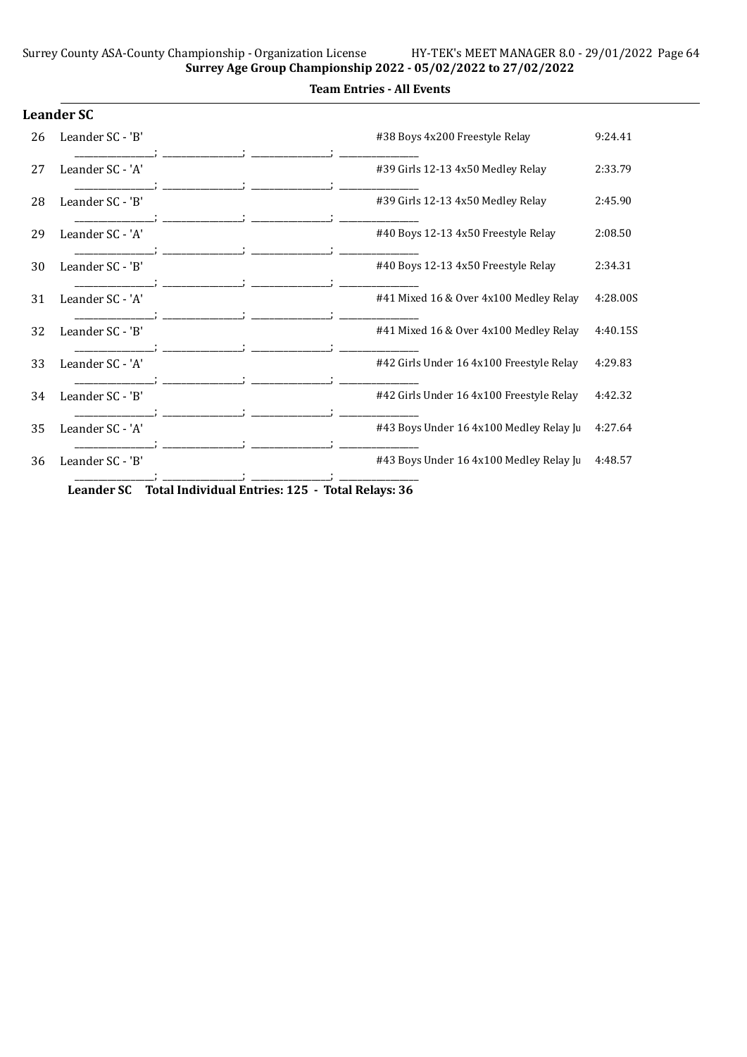**Team Entries - All Events**

### Leander SC

| # | Team | Event | Time |
|---|---|---|---|
| 26 | Leander SC - 'B' | #38 Boys 4x200 Freestyle Relay | 9:24.41 |
| | ________________; ________________; ________________; ________________ | | |
| 27 | Leander SC - 'A' | #39 Girls 12-13 4x50 Medley Relay | 2:33.79 |
| | ________________; ________________; ________________; ________________ | | |
| 28 | Leander SC - 'B' | #39 Girls 12-13 4x50 Medley Relay | 2:45.90 |
| | ________________; ________________; ________________; ________________ | | |
| 29 | Leander SC - 'A' | #40 Boys 12-13 4x50 Freestyle Relay | 2:08.50 |
| | ________________; ________________; ________________; ________________ | | |
| 30 | Leander SC - 'B' | #40 Boys 12-13 4x50 Freestyle Relay | 2:34.31 |
| | ________________; ________________; ________________; ________________ | | |
| 31 | Leander SC - 'A' | #41 Mixed 16 & Over 4x100 Medley Relay | 4:28.00S |
| | ________________; ________________; ________________; ________________ | | |
| 32 | Leander SC - 'B' | #41 Mixed 16 & Over 4x100 Medley Relay | 4:40.15S |
| | ________________; ________________; ________________; ________________ | | |
| 33 | Leander SC - 'A' | #42 Girls Under 16 4x100 Freestyle Relay | 4:29.83 |
| | ________________; ________________; ________________; ________________ | | |
| 34 | Leander SC - 'B' | #42 Girls Under 16 4x100 Freestyle Relay | 4:42.32 |
| | ________________; ________________; ________________; ________________ | | |
| 35 | Leander SC - 'A' | #43 Boys Under 16 4x100 Medley Relay Ju | 4:27.64 |
| | ________________; ________________; ________________; ________________ | | |
| 36 | Leander SC - 'B' | #43 Boys Under 16 4x100 Medley Relay Ju | 4:48.57 |
| | ________________; ________________; ________________; ________________ | | |

**Leander SC Total Individual Entries: 125 - Total Relays: 36**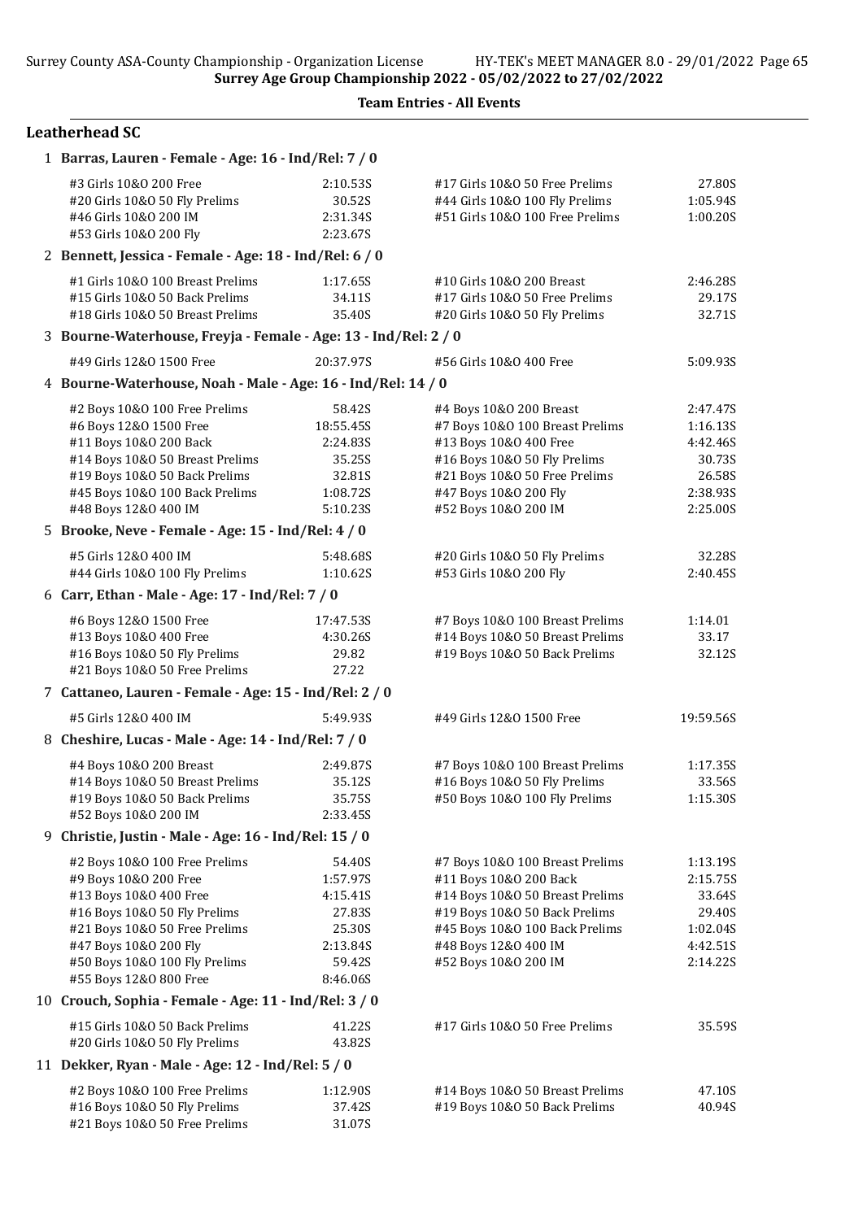## Team Entries - All Events

### Leatherhead SC

**1 Barras, Lauren - Female - Age: 16 - Ind/Rel: 7 / 0**

| Event | Time | Event | Time |
|---|---|---|---|
| #3 Girls 10&O 200 Free | 2:10.53S | #17 Girls 10&O 50 Free Prelims | 27.80S |
| #20 Girls 10&O 50 Fly Prelims | 30.52S | #44 Girls 10&O 100 Fly Prelims | 1:05.94S |
| #46 Girls 10&O 200 IM | 2:31.34S | #51 Girls 10&O 100 Free Prelims | 1:00.20S |
| #53 Girls 10&O 200 Fly | 2:23.67S | | |

**2 Bennett, Jessica - Female - Age: 18 - Ind/Rel: 6 / 0**

| Event | Time | Event | Time |
|---|---|---|---|
| #1 Girls 10&O 100 Breast Prelims | 1:17.65S | #10 Girls 10&O 200 Breast | 2:46.28S |
| #15 Girls 10&O 50 Back Prelims | 34.11S | #17 Girls 10&O 50 Free Prelims | 29.17S |
| #18 Girls 10&O 50 Breast Prelims | 35.40S | #20 Girls 10&O 50 Fly Prelims | 32.71S |

**3 Bourne-Waterhouse, Freyja - Female - Age: 13 - Ind/Rel: 2 / 0**

| Event | Time | Event | Time |
|---|---|---|---|
| #49 Girls 12&O 1500 Free | 20:37.97S | #56 Girls 10&O 400 Free | 5:09.93S |

**4 Bourne-Waterhouse, Noah - Male - Age: 16 - Ind/Rel: 14 / 0**

| Event | Time | Event | Time |
|---|---|---|---|
| #2 Boys 10&O 100 Free Prelims | 58.42S | #4 Boys 10&O 200 Breast | 2:47.47S |
| #6 Boys 12&O 1500 Free | 18:55.45S | #7 Boys 10&O 100 Breast Prelims | 1:16.13S |
| #11 Boys 10&O 200 Back | 2:24.83S | #13 Boys 10&O 400 Free | 4:42.46S |
| #14 Boys 10&O 50 Breast Prelims | 35.25S | #16 Boys 10&O 50 Fly Prelims | 30.73S |
| #19 Boys 10&O 50 Back Prelims | 32.81S | #21 Boys 10&O 50 Free Prelims | 26.58S |
| #45 Boys 10&O 100 Back Prelims | 1:08.72S | #47 Boys 10&O 200 Fly | 2:38.93S |
| #48 Boys 12&O 400 IM | 5:10.23S | #52 Boys 10&O 200 IM | 2:25.00S |

**5 Brooke, Neve - Female - Age: 15 - Ind/Rel: 4 / 0**

| Event | Time | Event | Time |
|---|---|---|---|
| #5 Girls 12&O 400 IM | 5:48.68S | #20 Girls 10&O 50 Fly Prelims | 32.28S |
| #44 Girls 10&O 100 Fly Prelims | 1:10.62S | #53 Girls 10&O 200 Fly | 2:40.45S |

**6 Carr, Ethan - Male - Age: 17 - Ind/Rel: 7 / 0**

| Event | Time | Event | Time |
|---|---|---|---|
| #6 Boys 12&O 1500 Free | 17:47.53S | #7 Boys 10&O 100 Breast Prelims | 1:14.01 |
| #13 Boys 10&O 400 Free | 4:30.26S | #14 Boys 10&O 50 Breast Prelims | 33.17 |
| #16 Boys 10&O 50 Fly Prelims | 29.82 | #19 Boys 10&O 50 Back Prelims | 32.12S |
| #21 Boys 10&O 50 Free Prelims | 27.22 | | |

**7 Cattaneo, Lauren - Female - Age: 15 - Ind/Rel: 2 / 0**

| Event | Time | Event | Time |
|---|---|---|---|
| #5 Girls 12&O 400 IM | 5:49.93S | #49 Girls 12&O 1500 Free | 19:59.56S |

**8 Cheshire, Lucas - Male - Age: 14 - Ind/Rel: 7 / 0**

| Event | Time | Event | Time |
|---|---|---|---|
| #4 Boys 10&O 200 Breast | 2:49.87S | #7 Boys 10&O 100 Breast Prelims | 1:17.35S |
| #14 Boys 10&O 50 Breast Prelims | 35.12S | #16 Boys 10&O 50 Fly Prelims | 33.56S |
| #19 Boys 10&O 50 Back Prelims | 35.75S | #50 Boys 10&O 100 Fly Prelims | 1:15.30S |
| #52 Boys 10&O 200 IM | 2:33.45S | | |

**9 Christie, Justin - Male - Age: 16 - Ind/Rel: 15 / 0**

| Event | Time | Event | Time |
|---|---|---|---|
| #2 Boys 10&O 100 Free Prelims | 54.40S | #7 Boys 10&O 100 Breast Prelims | 1:13.19S |
| #9 Boys 10&O 200 Free | 1:57.97S | #11 Boys 10&O 200 Back | 2:15.75S |
| #13 Boys 10&O 400 Free | 4:15.41S | #14 Boys 10&O 50 Breast Prelims | 33.64S |
| #16 Boys 10&O 50 Fly Prelims | 27.83S | #19 Boys 10&O 50 Back Prelims | 29.40S |
| #21 Boys 10&O 50 Free Prelims | 25.30S | #45 Boys 10&O 100 Back Prelims | 1:02.04S |
| #47 Boys 10&O 200 Fly | 2:13.84S | #48 Boys 12&O 400 IM | 4:42.51S |
| #50 Boys 10&O 100 Fly Prelims | 59.42S | #52 Boys 10&O 200 IM | 2:14.22S |
| #55 Boys 12&O 800 Free | 8:46.06S | | |

**10 Crouch, Sophia - Female - Age: 11 - Ind/Rel: 3 / 0**

| Event | Time | Event | Time |
|---|---|---|---|
| #15 Girls 10&O 50 Back Prelims | 41.22S | #17 Girls 10&O 50 Free Prelims | 35.59S |
| #20 Girls 10&O 50 Fly Prelims | 43.82S | | |

**11 Dekker, Ryan - Male - Age: 12 - Ind/Rel: 5 / 0**

| Event | Time | Event | Time |
|---|---|---|---|
| #2 Boys 10&O 100 Free Prelims | 1:12.90S | #14 Boys 10&O 50 Breast Prelims | 47.10S |
| #16 Boys 10&O 50 Fly Prelims | 37.42S | #19 Boys 10&O 50 Back Prelims | 40.94S |
| #21 Boys 10&O 50 Free Prelims | 31.07S | | |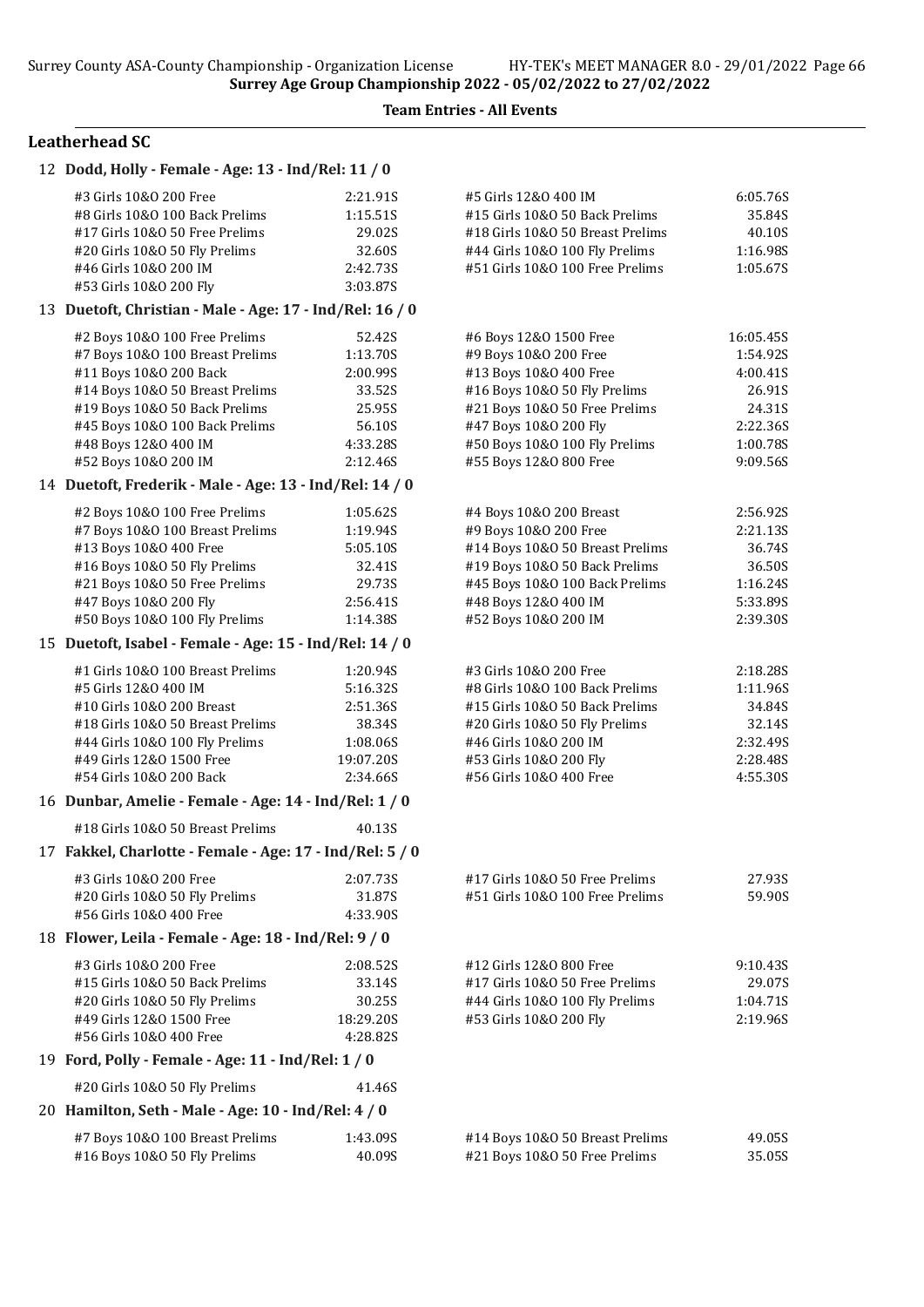**Team Entries - All Events**

## Leatherhead SC

### 12 Dodd, Holly - Female - Age: 13 - Ind/Rel: 11 / 0

| Event | Time | Event | Time |
|---|---|---|---|
| #3 Girls 10&O 200 Free | 2:21.91S | #5 Girls 12&O 400 IM | 6:05.76S |
| #8 Girls 10&O 100 Back Prelims | 1:15.51S | #15 Girls 10&O 50 Back Prelims | 35.84S |
| #17 Girls 10&O 50 Free Prelims | 29.02S | #18 Girls 10&O 50 Breast Prelims | 40.10S |
| #20 Girls 10&O 50 Fly Prelims | 32.60S | #44 Girls 10&O 100 Fly Prelims | 1:16.98S |
| #46 Girls 10&O 200 IM | 2:42.73S | #51 Girls 10&O 100 Free Prelims | 1:05.67S |
| #53 Girls 10&O 200 Fly | 3:03.87S | | |

### 13 Duetoft, Christian - Male - Age: 17 - Ind/Rel: 16 / 0

| Event | Time | Event | Time |
|---|---|---|---|
| #2 Boys 10&O 100 Free Prelims | 52.42S | #6 Boys 12&O 1500 Free | 16:05.45S |
| #7 Boys 10&O 100 Breast Prelims | 1:13.70S | #9 Boys 10&O 200 Free | 1:54.92S |
| #11 Boys 10&O 200 Back | 2:00.99S | #13 Boys 10&O 400 Free | 4:00.41S |
| #14 Boys 10&O 50 Breast Prelims | 33.52S | #16 Boys 10&O 50 Fly Prelims | 26.91S |
| #19 Boys 10&O 50 Back Prelims | 25.95S | #21 Boys 10&O 50 Free Prelims | 24.31S |
| #45 Boys 10&O 100 Back Prelims | 56.10S | #47 Boys 10&O 200 Fly | 2:22.36S |
| #48 Boys 12&O 400 IM | 4:33.28S | #50 Boys 10&O 100 Fly Prelims | 1:00.78S |
| #52 Boys 10&O 200 IM | 2:12.46S | #55 Boys 12&O 800 Free | 9:09.56S |

### 14 Duetoft, Frederik - Male - Age: 13 - Ind/Rel: 14 / 0

| Event | Time | Event | Time |
|---|---|---|---|
| #2 Boys 10&O 100 Free Prelims | 1:05.62S | #4 Boys 10&O 200 Breast | 2:56.92S |
| #7 Boys 10&O 100 Breast Prelims | 1:19.94S | #9 Boys 10&O 200 Free | 2:21.13S |
| #13 Boys 10&O 400 Free | 5:05.10S | #14 Boys 10&O 50 Breast Prelims | 36.74S |
| #16 Boys 10&O 50 Fly Prelims | 32.41S | #19 Boys 10&O 50 Back Prelims | 36.50S |
| #21 Boys 10&O 50 Free Prelims | 29.73S | #45 Boys 10&O 100 Back Prelims | 1:16.24S |
| #47 Boys 10&O 200 Fly | 2:56.41S | #48 Boys 12&O 400 IM | 5:33.89S |
| #50 Boys 10&O 100 Fly Prelims | 1:14.38S | #52 Boys 10&O 200 IM | 2:39.30S |

### 15 Duetoft, Isabel - Female - Age: 15 - Ind/Rel: 14 / 0

| Event | Time | Event | Time |
|---|---|---|---|
| #1 Girls 10&O 100 Breast Prelims | 1:20.94S | #3 Girls 10&O 200 Free | 2:18.28S |
| #5 Girls 12&O 400 IM | 5:16.32S | #8 Girls 10&O 100 Back Prelims | 1:11.96S |
| #10 Girls 10&O 200 Breast | 2:51.36S | #15 Girls 10&O 50 Back Prelims | 34.84S |
| #18 Girls 10&O 50 Breast Prelims | 38.34S | #20 Girls 10&O 50 Fly Prelims | 32.14S |
| #44 Girls 10&O 100 Fly Prelims | 1:08.06S | #46 Girls 10&O 200 IM | 2:32.49S |
| #49 Girls 12&O 1500 Free | 19:07.20S | #53 Girls 10&O 200 Fly | 2:28.48S |
| #54 Girls 10&O 200 Back | 2:34.66S | #56 Girls 10&O 400 Free | 4:55.30S |

### 16 Dunbar, Amelie - Female - Age: 14 - Ind/Rel: 1 / 0

| Event | Time |
|---|---|
| #18 Girls 10&O 50 Breast Prelims | 40.13S |

### 17 Fakkel, Charlotte - Female - Age: 17 - Ind/Rel: 5 / 0

| Event | Time | Event | Time |
|---|---|---|---|
| #3 Girls 10&O 200 Free | 2:07.73S | #17 Girls 10&O 50 Free Prelims | 27.93S |
| #20 Girls 10&O 50 Fly Prelims | 31.87S | #51 Girls 10&O 100 Free Prelims | 59.90S |
| #56 Girls 10&O 400 Free | 4:33.90S | | |

### 18 Flower, Leila - Female - Age: 18 - Ind/Rel: 9 / 0

| Event | Time | Event | Time |
|---|---|---|---|
| #3 Girls 10&O 200 Free | 2:08.52S | #12 Girls 12&O 800 Free | 9:10.43S |
| #15 Girls 10&O 50 Back Prelims | 33.14S | #17 Girls 10&O 50 Free Prelims | 29.07S |
| #20 Girls 10&O 50 Fly Prelims | 30.25S | #44 Girls 10&O 100 Fly Prelims | 1:04.71S |
| #49 Girls 12&O 1500 Free | 18:29.20S | #53 Girls 10&O 200 Fly | 2:19.96S |
| #56 Girls 10&O 400 Free | 4:28.82S | | |

### 19 Ford, Polly - Female - Age: 11 - Ind/Rel: 1 / 0

| Event | Time |
|---|---|
| #20 Girls 10&O 50 Fly Prelims | 41.46S |

### 20 Hamilton, Seth - Male - Age: 10 - Ind/Rel: 4 / 0

| Event | Time | Event | Time |
|---|---|---|---|
| #7 Boys 10&O 100 Breast Prelims | 1:43.09S | #14 Boys 10&O 50 Breast Prelims | 49.05S |
| #16 Boys 10&O 50 Fly Prelims | 40.09S | #21 Boys 10&O 50 Free Prelims | 35.05S |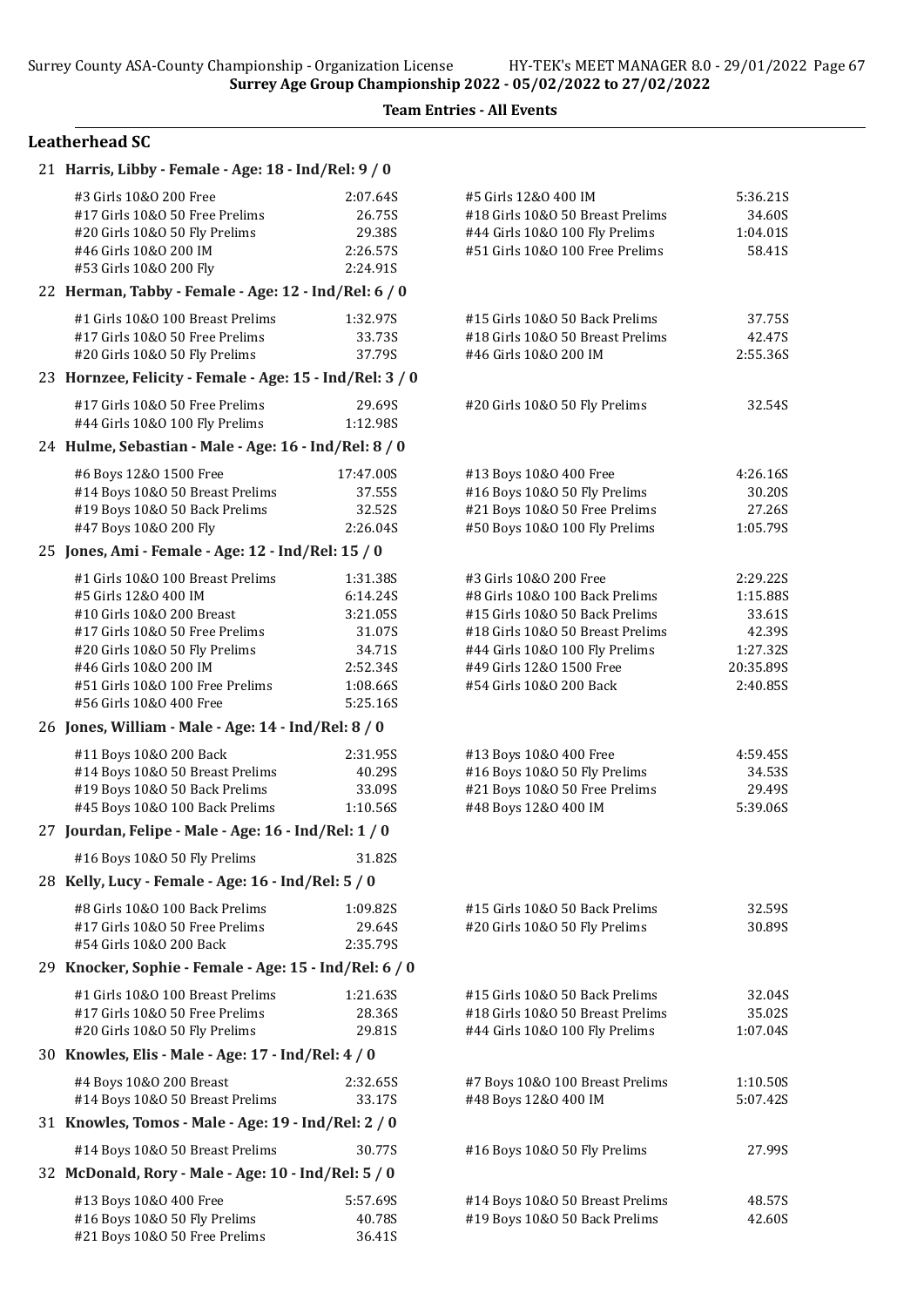**Team Entries - All Events**

## Leatherhead SC

### 21 Harris, Libby - Female - Age: 18 - Ind/Rel: 9 / 0

| Event | Time | Event | Time |
|---|---|---|---|
| #3 Girls 10&O 200 Free | 2:07.64S | #5 Girls 12&O 400 IM | 5:36.21S |
| #17 Girls 10&O 50 Free Prelims | 26.75S | #18 Girls 10&O 50 Breast Prelims | 34.60S |
| #20 Girls 10&O 50 Fly Prelims | 29.38S | #44 Girls 10&O 100 Fly Prelims | 1:04.01S |
| #46 Girls 10&O 200 IM | 2:26.57S | #51 Girls 10&O 100 Free Prelims | 58.41S |
| #53 Girls 10&O 200 Fly | 2:24.91S | | |

### 22 Herman, Tabby - Female - Age: 12 - Ind/Rel: 6 / 0

| Event | Time | Event | Time |
|---|---|---|---|
| #1 Girls 10&O 100 Breast Prelims | 1:32.97S | #15 Girls 10&O 50 Back Prelims | 37.75S |
| #17 Girls 10&O 50 Free Prelims | 33.73S | #18 Girls 10&O 50 Breast Prelims | 42.47S |
| #20 Girls 10&O 50 Fly Prelims | 37.79S | #46 Girls 10&O 200 IM | 2:55.36S |

### 23 Hornzee, Felicity - Female - Age: 15 - Ind/Rel: 3 / 0

| Event | Time | Event | Time |
|---|---|---|---|
| #17 Girls 10&O 50 Free Prelims | 29.69S | #20 Girls 10&O 50 Fly Prelims | 32.54S |
| #44 Girls 10&O 100 Fly Prelims | 1:12.98S | | |

### 24 Hulme, Sebastian - Male - Age: 16 - Ind/Rel: 8 / 0

| Event | Time | Event | Time |
|---|---|---|---|
| #6 Boys 12&O 1500 Free | 17:47.00S | #13 Boys 10&O 400 Free | 4:26.16S |
| #14 Boys 10&O 50 Breast Prelims | 37.55S | #16 Boys 10&O 50 Fly Prelims | 30.20S |
| #19 Boys 10&O 50 Back Prelims | 32.52S | #21 Boys 10&O 50 Free Prelims | 27.26S |
| #47 Boys 10&O 200 Fly | 2:26.04S | #50 Boys 10&O 100 Fly Prelims | 1:05.79S |

### 25 Jones, Ami - Female - Age: 12 - Ind/Rel: 15 / 0

| Event | Time | Event | Time |
|---|---|---|---|
| #1 Girls 10&O 100 Breast Prelims | 1:31.38S | #3 Girls 10&O 200 Free | 2:29.22S |
| #5 Girls 12&O 400 IM | 6:14.24S | #8 Girls 10&O 100 Back Prelims | 1:15.88S |
| #10 Girls 10&O 200 Breast | 3:21.05S | #15 Girls 10&O 50 Back Prelims | 33.61S |
| #17 Girls 10&O 50 Free Prelims | 31.07S | #18 Girls 10&O 50 Breast Prelims | 42.39S |
| #20 Girls 10&O 50 Fly Prelims | 34.71S | #44 Girls 10&O 100 Fly Prelims | 1:27.32S |
| #46 Girls 10&O 200 IM | 2:52.34S | #49 Girls 12&O 1500 Free | 20:35.89S |
| #51 Girls 10&O 100 Free Prelims | 1:08.66S | #54 Girls 10&O 200 Back | 2:40.85S |
| #56 Girls 10&O 400 Free | 5:25.16S | | |

### 26 Jones, William - Male - Age: 14 - Ind/Rel: 8 / 0

| Event | Time | Event | Time |
|---|---|---|---|
| #11 Boys 10&O 200 Back | 2:31.95S | #13 Boys 10&O 400 Free | 4:59.45S |
| #14 Boys 10&O 50 Breast Prelims | 40.29S | #16 Boys 10&O 50 Fly Prelims | 34.53S |
| #19 Boys 10&O 50 Back Prelims | 33.09S | #21 Boys 10&O 50 Free Prelims | 29.49S |
| #45 Boys 10&O 100 Back Prelims | 1:10.56S | #48 Boys 12&O 400 IM | 5:39.06S |

### 27 Jourdan, Felipe - Male - Age: 16 - Ind/Rel: 1 / 0

| Event | Time |
|---|---|
| #16 Boys 10&O 50 Fly Prelims | 31.82S |

### 28 Kelly, Lucy - Female - Age: 16 - Ind/Rel: 5 / 0

| Event | Time | Event | Time |
|---|---|---|---|
| #8 Girls 10&O 100 Back Prelims | 1:09.82S | #15 Girls 10&O 50 Back Prelims | 32.59S |
| #17 Girls 10&O 50 Free Prelims | 29.64S | #20 Girls 10&O 50 Fly Prelims | 30.89S |
| #54 Girls 10&O 200 Back | 2:35.79S | | |

### 29 Knocker, Sophie - Female - Age: 15 - Ind/Rel: 6 / 0

| Event | Time | Event | Time |
|---|---|---|---|
| #1 Girls 10&O 100 Breast Prelims | 1:21.63S | #15 Girls 10&O 50 Back Prelims | 32.04S |
| #17 Girls 10&O 50 Free Prelims | 28.36S | #18 Girls 10&O 50 Breast Prelims | 35.02S |
| #20 Girls 10&O 50 Fly Prelims | 29.81S | #44 Girls 10&O 100 Fly Prelims | 1:07.04S |

### 30 Knowles, Elis - Male - Age: 17 - Ind/Rel: 4 / 0

| Event | Time | Event | Time |
|---|---|---|---|
| #4 Boys 10&O 200 Breast | 2:32.65S | #7 Boys 10&O 100 Breast Prelims | 1:10.50S |
| #14 Boys 10&O 50 Breast Prelims | 33.17S | #48 Boys 12&O 400 IM | 5:07.42S |

### 31 Knowles, Tomos - Male - Age: 19 - Ind/Rel: 2 / 0

| Event | Time | Event | Time |
|---|---|---|---|
| #14 Boys 10&O 50 Breast Prelims | 30.77S | #16 Boys 10&O 50 Fly Prelims | 27.99S |

### 32 McDonald, Rory - Male - Age: 10 - Ind/Rel: 5 / 0

| Event | Time | Event | Time |
|---|---|---|---|
| #13 Boys 10&O 400 Free | 5:57.69S | #14 Boys 10&O 50 Breast Prelims | 48.57S |
| #16 Boys 10&O 50 Fly Prelims | 40.78S | #19 Boys 10&O 50 Back Prelims | 42.60S |
| #21 Boys 10&O 50 Free Prelims | 36.41S | | |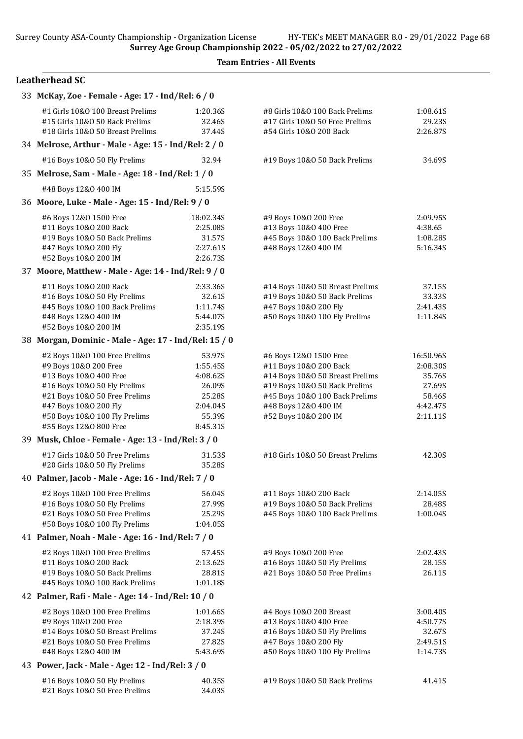**Team Entries - All Events**

## Leatherhead SC

### 33 McKay, Zoe - Female - Age: 17 - Ind/Rel: 6 / 0

| Event | Time | Event | Time |
|---|---|---|---|
| #1 Girls 10&O 100 Breast Prelims | 1:20.36S | #8 Girls 10&O 100 Back Prelims | 1:08.61S |
| #15 Girls 10&O 50 Back Prelims | 32.46S | #17 Girls 10&O 50 Free Prelims | 29.23S |
| #18 Girls 10&O 50 Breast Prelims | 37.44S | #54 Girls 10&O 200 Back | 2:26.87S |

### 34 Melrose, Arthur - Male - Age: 15 - Ind/Rel: 2 / 0

| Event | Time | Event | Time |
|---|---|---|---|
| #16 Boys 10&O 50 Fly Prelims | 32.94 | #19 Boys 10&O 50 Back Prelims | 34.69S |

### 35 Melrose, Sam - Male - Age: 18 - Ind/Rel: 1 / 0

| Event | Time | Event | Time |
|---|---|---|---|
| #48 Boys 12&O 400 IM | 5:15.59S | | |

### 36 Moore, Luke - Male - Age: 15 - Ind/Rel: 9 / 0

| Event | Time | Event | Time |
|---|---|---|---|
| #6 Boys 12&O 1500 Free | 18:02.34S | #9 Boys 10&O 200 Free | 2:09.95S |
| #11 Boys 10&O 200 Back | 2:25.08S | #13 Boys 10&O 400 Free | 4:38.65 |
| #19 Boys 10&O 50 Back Prelims | 31.57S | #45 Boys 10&O 100 Back Prelims | 1:08.28S |
| #47 Boys 10&O 200 Fly | 2:27.61S | #48 Boys 12&O 400 IM | 5:16.34S |
| #52 Boys 10&O 200 IM | 2:26.73S | | |

### 37 Moore, Matthew - Male - Age: 14 - Ind/Rel: 9 / 0

| Event | Time | Event | Time |
|---|---|---|---|
| #11 Boys 10&O 200 Back | 2:33.36S | #14 Boys 10&O 50 Breast Prelims | 37.15S |
| #16 Boys 10&O 50 Fly Prelims | 32.61S | #19 Boys 10&O 50 Back Prelims | 33.33S |
| #45 Boys 10&O 100 Back Prelims | 1:11.74S | #47 Boys 10&O 200 Fly | 2:41.43S |
| #48 Boys 12&O 400 IM | 5:44.07S | #50 Boys 10&O 100 Fly Prelims | 1:11.84S |
| #52 Boys 10&O 200 IM | 2:35.19S | | |

### 38 Morgan, Dominic - Male - Age: 17 - Ind/Rel: 15 / 0

| Event | Time | Event | Time |
|---|---|---|---|
| #2 Boys 10&O 100 Free Prelims | 53.97S | #6 Boys 12&O 1500 Free | 16:50.96S |
| #9 Boys 10&O 200 Free | 1:55.45S | #11 Boys 10&O 200 Back | 2:08.30S |
| #13 Boys 10&O 400 Free | 4:08.62S | #14 Boys 10&O 50 Breast Prelims | 35.76S |
| #16 Boys 10&O 50 Fly Prelims | 26.09S | #19 Boys 10&O 50 Back Prelims | 27.69S |
| #21 Boys 10&O 50 Free Prelims | 25.28S | #45 Boys 10&O 100 Back Prelims | 58.46S |
| #47 Boys 10&O 200 Fly | 2:04.04S | #48 Boys 12&O 400 IM | 4:42.47S |
| #50 Boys 10&O 100 Fly Prelims | 55.39S | #52 Boys 10&O 200 IM | 2:11.11S |
| #55 Boys 12&O 800 Free | 8:45.31S | | |

### 39 Musk, Chloe - Female - Age: 13 - Ind/Rel: 3 / 0

| Event | Time | Event | Time |
|---|---|---|---|
| #17 Girls 10&O 50 Free Prelims | 31.53S | #18 Girls 10&O 50 Breast Prelims | 42.30S |
| #20 Girls 10&O 50 Fly Prelims | 35.28S | | |

### 40 Palmer, Jacob - Male - Age: 16 - Ind/Rel: 7 / 0

| Event | Time | Event | Time |
|---|---|---|---|
| #2 Boys 10&O 100 Free Prelims | 56.04S | #11 Boys 10&O 200 Back | 2:14.05S |
| #16 Boys 10&O 50 Fly Prelims | 27.99S | #19 Boys 10&O 50 Back Prelims | 28.48S |
| #21 Boys 10&O 50 Free Prelims | 25.29S | #45 Boys 10&O 100 Back Prelims | 1:00.04S |
| #50 Boys 10&O 100 Fly Prelims | 1:04.05S | | |

### 41 Palmer, Noah - Male - Age: 16 - Ind/Rel: 7 / 0

| Event | Time | Event | Time |
|---|---|---|---|
| #2 Boys 10&O 100 Free Prelims | 57.45S | #9 Boys 10&O 200 Free | 2:02.43S |
| #11 Boys 10&O 200 Back | 2:13.62S | #16 Boys 10&O 50 Fly Prelims | 28.15S |
| #19 Boys 10&O 50 Back Prelims | 28.81S | #21 Boys 10&O 50 Free Prelims | 26.11S |
| #45 Boys 10&O 100 Back Prelims | 1:01.18S | | |

### 42 Palmer, Rafi - Male - Age: 14 - Ind/Rel: 10 / 0

| Event | Time | Event | Time |
|---|---|---|---|
| #2 Boys 10&O 100 Free Prelims | 1:01.66S | #4 Boys 10&O 200 Breast | 3:00.40S |
| #9 Boys 10&O 200 Free | 2:18.39S | #13 Boys 10&O 400 Free | 4:50.77S |
| #14 Boys 10&O 50 Breast Prelims | 37.24S | #16 Boys 10&O 50 Fly Prelims | 32.67S |
| #21 Boys 10&O 50 Free Prelims | 27.82S | #47 Boys 10&O 200 Fly | 2:49.51S |
| #48 Boys 12&O 400 IM | 5:43.69S | #50 Boys 10&O 100 Fly Prelims | 1:14.73S |

### 43 Power, Jack - Male - Age: 12 - Ind/Rel: 3 / 0

| Event | Time | Event | Time |
|---|---|---|---|
| #16 Boys 10&O 50 Fly Prelims | 40.35S | #19 Boys 10&O 50 Back Prelims | 41.41S |
| #21 Boys 10&O 50 Free Prelims | 34.03S | | |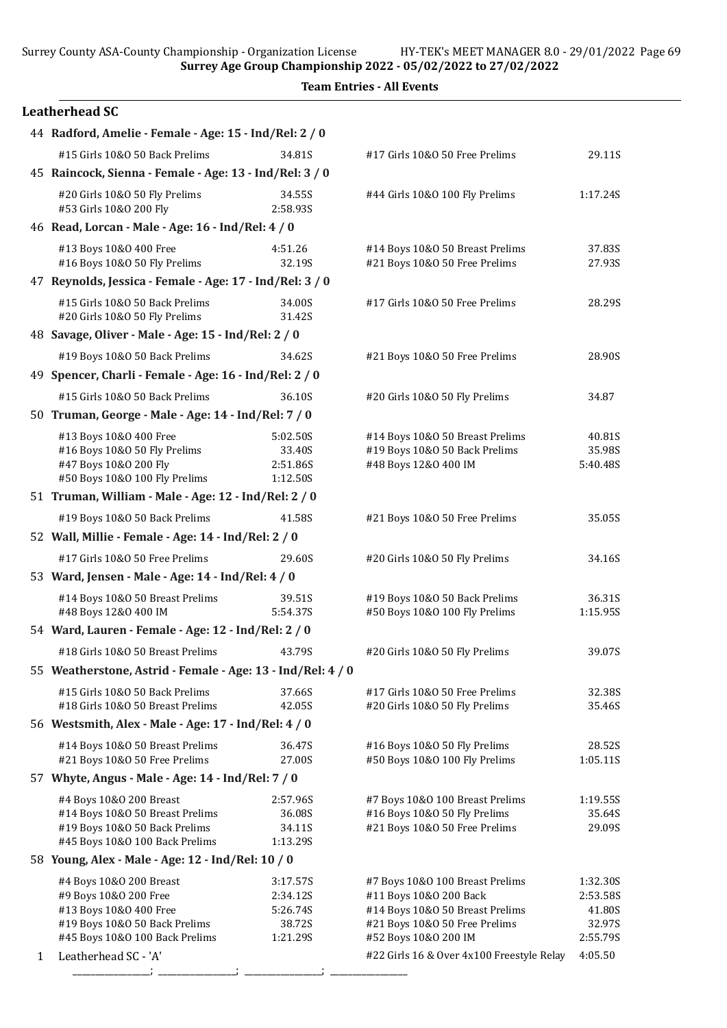## Leatherhead SC

44 **Radford, Amelie - Female - Age: 15 - Ind/Rel: 2 / 0**

| | | | |
|---|---|---|---|
| #15 Girls 10&O 50 Back Prelims | 34.81S | #17 Girls 10&O 50 Free Prelims | 29.11S |

45 **Raincock, Sienna - Female - Age: 13 - Ind/Rel: 3 / 0**

| | | | |
|---|---|---|---|
| #20 Girls 10&O 50 Fly Prelims | 34.55S | #44 Girls 10&O 100 Fly Prelims | 1:17.24S |
| #53 Girls 10&O 200 Fly | 2:58.93S | | |

46 **Read, Lorcan - Male - Age: 16 - Ind/Rel: 4 / 0**

| | | | |
|---|---|---|---|
| #13 Boys 10&O 400 Free | 4:51.26 | #14 Boys 10&O 50 Breast Prelims | 37.83S |
| #16 Boys 10&O 50 Fly Prelims | 32.19S | #21 Boys 10&O 50 Free Prelims | 27.93S |

47 **Reynolds, Jessica - Female - Age: 17 - Ind/Rel: 3 / 0**

| | | | |
|---|---|---|---|
| #15 Girls 10&O 50 Back Prelims | 34.00S | #17 Girls 10&O 50 Free Prelims | 28.29S |
| #20 Girls 10&O 50 Fly Prelims | 31.42S | | |

48 **Savage, Oliver - Male - Age: 15 - Ind/Rel: 2 / 0**

| | | | |
|---|---|---|---|
| #19 Boys 10&O 50 Back Prelims | 34.62S | #21 Boys 10&O 50 Free Prelims | 28.90S |

49 **Spencer, Charli - Female - Age: 16 - Ind/Rel: 2 / 0**

| | | | |
|---|---|---|---|
| #15 Girls 10&O 50 Back Prelims | 36.10S | #20 Girls 10&O 50 Fly Prelims | 34.87 |

50 **Truman, George - Male - Age: 14 - Ind/Rel: 7 / 0**

| | | | |
|---|---|---|---|
| #13 Boys 10&O 400 Free | 5:02.50S | #14 Boys 10&O 50 Breast Prelims | 40.81S |
| #16 Boys 10&O 50 Fly Prelims | 33.40S | #19 Boys 10&O 50 Back Prelims | 35.98S |
| #47 Boys 10&O 200 Fly | 2:51.86S | #48 Boys 12&O 400 IM | 5:40.48S |
| #50 Boys 10&O 100 Fly Prelims | 1:12.50S | | |

51 **Truman, William - Male - Age: 12 - Ind/Rel: 2 / 0**

| | | | |
|---|---|---|---|
| #19 Boys 10&O 50 Back Prelims | 41.58S | #21 Boys 10&O 50 Free Prelims | 35.05S |

52 **Wall, Millie - Female - Age: 14 - Ind/Rel: 2 / 0**

| | | | |
|---|---|---|---|
| #17 Girls 10&O 50 Free Prelims | 29.60S | #20 Girls 10&O 50 Fly Prelims | 34.16S |

53 **Ward, Jensen - Male - Age: 14 - Ind/Rel: 4 / 0**

| | | | |
|---|---|---|---|
| #14 Boys 10&O 50 Breast Prelims | 39.51S | #19 Boys 10&O 50 Back Prelims | 36.31S |
| #48 Boys 12&O 400 IM | 5:54.37S | #50 Boys 10&O 100 Fly Prelims | 1:15.95S |

54 **Ward, Lauren - Female - Age: 12 - Ind/Rel: 2 / 0**

| | | | |
|---|---|---|---|
| #18 Girls 10&O 50 Breast Prelims | 43.79S | #20 Girls 10&O 50 Fly Prelims | 39.07S |

55 **Weatherstone, Astrid - Female - Age: 13 - Ind/Rel: 4 / 0**

| | | | |
|---|---|---|---|
| #15 Girls 10&O 50 Back Prelims | 37.66S | #17 Girls 10&O 50 Free Prelims | 32.38S |
| #18 Girls 10&O 50 Breast Prelims | 42.05S | #20 Girls 10&O 50 Fly Prelims | 35.46S |

56 **Westsmith, Alex - Male - Age: 17 - Ind/Rel: 4 / 0**

| | | | |
|---|---|---|---|
| #14 Boys 10&O 50 Breast Prelims | 36.47S | #16 Boys 10&O 50 Fly Prelims | 28.52S |
| #21 Boys 10&O 50 Free Prelims | 27.00S | #50 Boys 10&O 100 Fly Prelims | 1:05.11S |

57 **Whyte, Angus - Male - Age: 14 - Ind/Rel: 7 / 0**

| | | | |
|---|---|---|---|
| #4 Boys 10&O 200 Breast | 2:57.96S | #7 Boys 10&O 100 Breast Prelims | 1:19.55S |
| #14 Boys 10&O 50 Breast Prelims | 36.08S | #16 Boys 10&O 50 Fly Prelims | 35.64S |
| #19 Boys 10&O 50 Back Prelims | 34.11S | #21 Boys 10&O 50 Free Prelims | 29.09S |
| #45 Boys 10&O 100 Back Prelims | 1:13.29S | | |

58 **Young, Alex - Male - Age: 12 - Ind/Rel: 10 / 0**

| | | | |
|---|---|---|---|
| #4 Boys 10&O 200 Breast | 3:17.57S | #7 Boys 10&O 100 Breast Prelims | 1:32.30S |
| #9 Boys 10&O 200 Free | 2:34.12S | #11 Boys 10&O 200 Back | 2:53.58S |
| #13 Boys 10&O 400 Free | 5:26.74S | #14 Boys 10&O 50 Breast Prelims | 41.80S |
| #19 Boys 10&O 50 Back Prelims | 38.72S | #21 Boys 10&O 50 Free Prelims | 32.97S |
| #45 Boys 10&O 100 Back Prelims | 1:21.29S | #52 Boys 10&O 200 IM | 2:55.79S |

| | | | |
|---|---|---|---|
| 1 | Leatherhead SC - 'A' | #22 Girls 16 & Over 4x100 Freestyle Relay | 4:05.50 |

_______________; _______________; _______________; _______________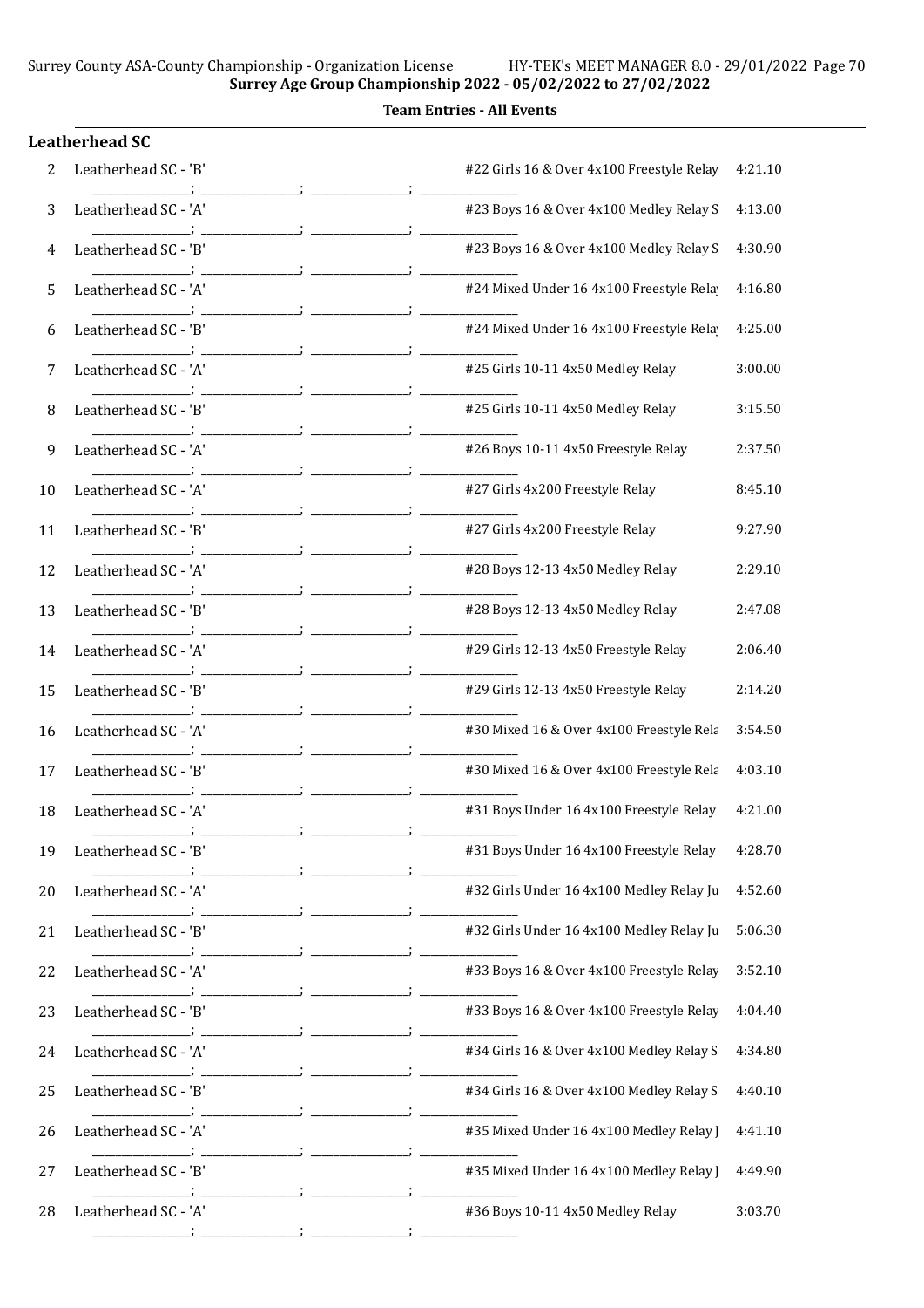**Surrey Age Group Championship 2022 - 05/02/2022 to 27/02/2022**

**Team Entries - All Events**

### Leatherhead SC

| # | Team | Event | Time |
|---|---|---|---|
| 2 | Leatherhead SC - 'B' | #22 Girls 16 & Over 4x100 Freestyle Relay | 4:21.10 |
| 3 | Leatherhead SC - 'A' | #23 Boys 16 & Over 4x100 Medley Relay S | 4:13.00 |
| 4 | Leatherhead SC - 'B' | #23 Boys 16 & Over 4x100 Medley Relay S | 4:30.90 |
| 5 | Leatherhead SC - 'A' | #24 Mixed Under 16 4x100 Freestyle Relay | 4:16.80 |
| 6 | Leatherhead SC - 'B' | #24 Mixed Under 16 4x100 Freestyle Relay | 4:25.00 |
| 7 | Leatherhead SC - 'A' | #25 Girls 10-11 4x50 Medley Relay | 3:00.00 |
| 8 | Leatherhead SC - 'B' | #25 Girls 10-11 4x50 Medley Relay | 3:15.50 |
| 9 | Leatherhead SC - 'A' | #26 Boys 10-11 4x50 Freestyle Relay | 2:37.50 |
| 10 | Leatherhead SC - 'A' | #27 Girls 4x200 Freestyle Relay | 8:45.10 |
| 11 | Leatherhead SC - 'B' | #27 Girls 4x200 Freestyle Relay | 9:27.90 |
| 12 | Leatherhead SC - 'A' | #28 Boys 12-13 4x50 Medley Relay | 2:29.10 |
| 13 | Leatherhead SC - 'B' | #28 Boys 12-13 4x50 Medley Relay | 2:47.08 |
| 14 | Leatherhead SC - 'A' | #29 Girls 12-13 4x50 Freestyle Relay | 2:06.40 |
| 15 | Leatherhead SC - 'B' | #29 Girls 12-13 4x50 Freestyle Relay | 2:14.20 |
| 16 | Leatherhead SC - 'A' | #30 Mixed 16 & Over 4x100 Freestyle Rela | 3:54.50 |
| 17 | Leatherhead SC - 'B' | #30 Mixed 16 & Over 4x100 Freestyle Rela | 4:03.10 |
| 18 | Leatherhead SC - 'A' | #31 Boys Under 16 4x100 Freestyle Relay | 4:21.00 |
| 19 | Leatherhead SC - 'B' | #31 Boys Under 16 4x100 Freestyle Relay | 4:28.70 |
| 20 | Leatherhead SC - 'A' | #32 Girls Under 16 4x100 Medley Relay Ju | 4:52.60 |
| 21 | Leatherhead SC - 'B' | #32 Girls Under 16 4x100 Medley Relay Ju | 5:06.30 |
| 22 | Leatherhead SC - 'A' | #33 Boys 16 & Over 4x100 Freestyle Relay | 3:52.10 |
| 23 | Leatherhead SC - 'B' | #33 Boys 16 & Over 4x100 Freestyle Relay | 4:04.40 |
| 24 | Leatherhead SC - 'A' | #34 Girls 16 & Over 4x100 Medley Relay S | 4:34.80 |
| 25 | Leatherhead SC - 'B' | #34 Girls 16 & Over 4x100 Medley Relay S | 4:40.10 |
| 26 | Leatherhead SC - 'A' | #35 Mixed Under 16 4x100 Medley Relay J | 4:41.10 |
| 27 | Leatherhead SC - 'B' | #35 Mixed Under 16 4x100 Medley Relay J | 4:49.90 |
| 28 | Leatherhead SC - 'A' | #36 Boys 10-11 4x50 Medley Relay | 3:03.70 |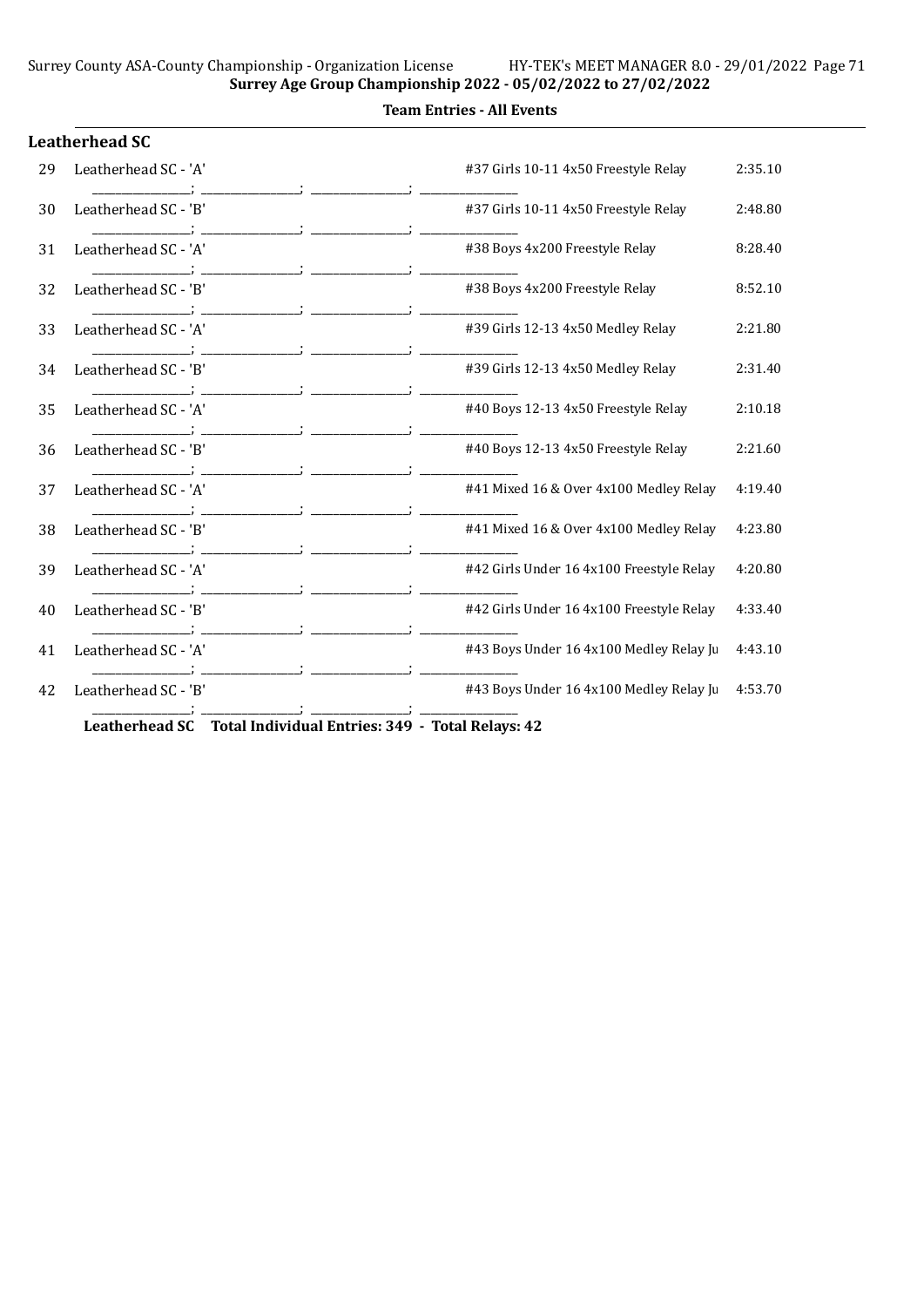## Surrey Age Group Championship 2022 - 05/02/2022 to 27/02/2022

### Team Entries - All Events

### Leatherhead SC

| | Team | Event | Time |
|---|---|---|---|
| 29 | Leatherhead SC - 'A' | #37 Girls 10-11 4x50 Freestyle Relay | 2:35.10 |
| | _______________; _______________; _______________; _______________ | | |
| 30 | Leatherhead SC - 'B' | #37 Girls 10-11 4x50 Freestyle Relay | 2:48.80 |
| | _______________; _______________; _______________; _______________ | | |
| 31 | Leatherhead SC - 'A' | #38 Boys 4x200 Freestyle Relay | 8:28.40 |
| | _______________; _______________; _______________; _______________ | | |
| 32 | Leatherhead SC - 'B' | #38 Boys 4x200 Freestyle Relay | 8:52.10 |
| | _______________; _______________; _______________; _______________ | | |
| 33 | Leatherhead SC - 'A' | #39 Girls 12-13 4x50 Medley Relay | 2:21.80 |
| | _______________; _______________; _______________; _______________ | | |
| 34 | Leatherhead SC - 'B' | #39 Girls 12-13 4x50 Medley Relay | 2:31.40 |
| | _______________; _______________; _______________; _______________ | | |
| 35 | Leatherhead SC - 'A' | #40 Boys 12-13 4x50 Freestyle Relay | 2:10.18 |
| | _______________; _______________; _______________; _______________ | | |
| 36 | Leatherhead SC - 'B' | #40 Boys 12-13 4x50 Freestyle Relay | 2:21.60 |
| | _______________; _______________; _______________; _______________ | | |
| 37 | Leatherhead SC - 'A' | #41 Mixed 16 & Over 4x100 Medley Relay | 4:19.40 |
| | _______________; _______________; _______________; _______________ | | |
| 38 | Leatherhead SC - 'B' | #41 Mixed 16 & Over 4x100 Medley Relay | 4:23.80 |
| | _______________; _______________; _______________; _______________ | | |
| 39 | Leatherhead SC - 'A' | #42 Girls Under 16 4x100 Freestyle Relay | 4:20.80 |
| | _______________; _______________; _______________; _______________ | | |
| 40 | Leatherhead SC - 'B' | #42 Girls Under 16 4x100 Freestyle Relay | 4:33.40 |
| | _______________; _______________; _______________; _______________ | | |
| 41 | Leatherhead SC - 'A' | #43 Boys Under 16 4x100 Medley Relay Ju | 4:43.10 |
| | _______________; _______________; _______________; _______________ | | |
| 42 | Leatherhead SC - 'B' | #43 Boys Under 16 4x100 Medley Relay Ju | 4:53.70 |
| | _______________; _______________; _______________; _______________ | | |

**Leatherhead SC Total Individual Entries: 349 - Total Relays: 42**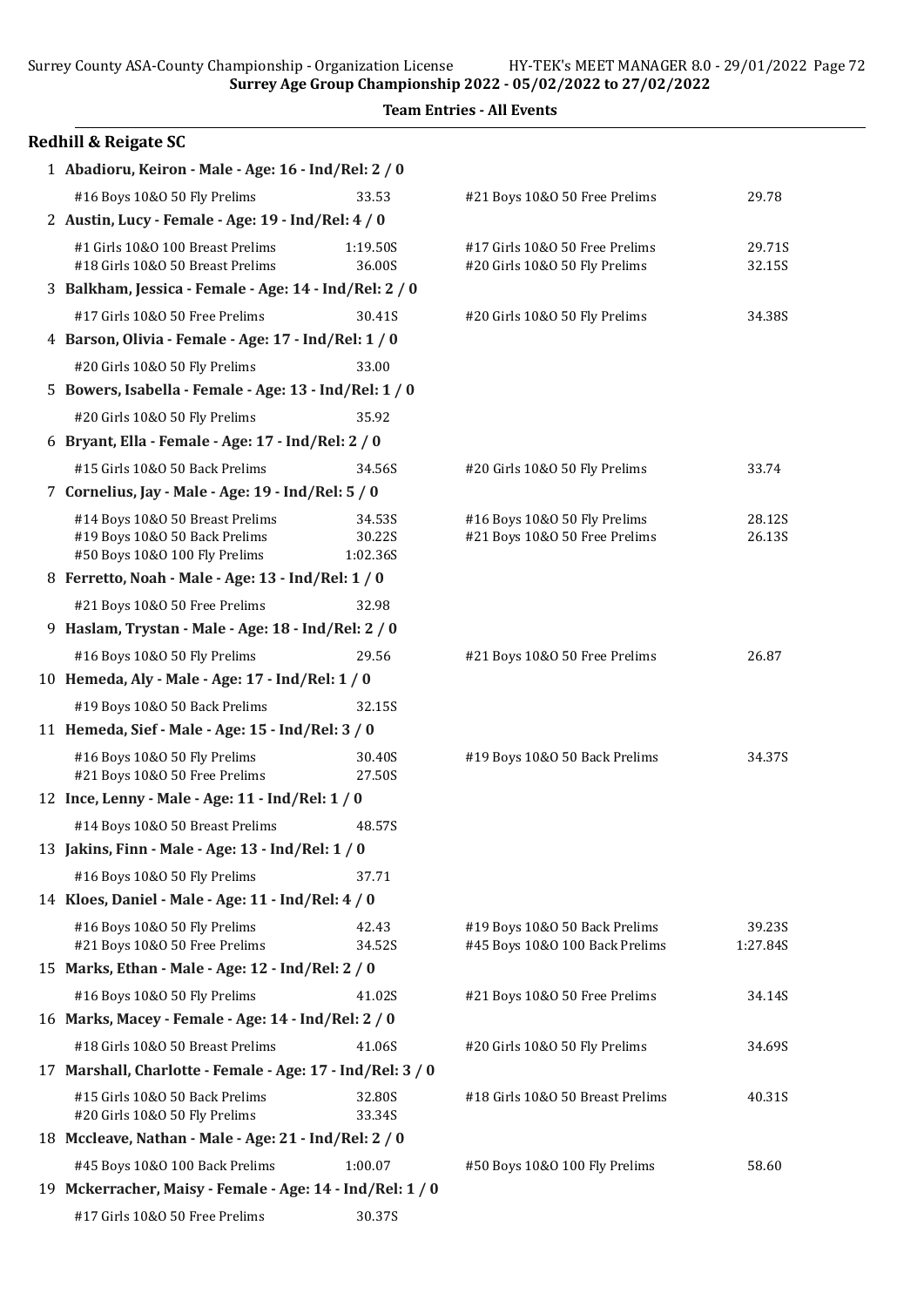## Team Entries - All Events

### Redhill & Reigate SC

1 **Abadioru, Keiron - Male - Age: 16 - Ind/Rel: 2 / 0**

| | | | |
|---|---|---|---|
| #16 Boys 10&O 50 Fly Prelims | 33.53 | #21 Boys 10&O 50 Free Prelims | 29.78 |

2 **Austin, Lucy - Female - Age: 19 - Ind/Rel: 4 / 0**

| | | | |
|---|---|---|---|
| #1 Girls 10&O 100 Breast Prelims | 1:19.50S | #17 Girls 10&O 50 Free Prelims | 29.71S |
| #18 Girls 10&O 50 Breast Prelims | 36.00S | #20 Girls 10&O 50 Fly Prelims | 32.15S |

3 **Balkham, Jessica - Female - Age: 14 - Ind/Rel: 2 / 0**

| | | | |
|---|---|---|---|
| #17 Girls 10&O 50 Free Prelims | 30.41S | #20 Girls 10&O 50 Fly Prelims | 34.38S |

4 **Barson, Olivia - Female - Age: 17 - Ind/Rel: 1 / 0**

| | |
|---|---|
| #20 Girls 10&O 50 Fly Prelims | 33.00 |

5 **Bowers, Isabella - Female - Age: 13 - Ind/Rel: 1 / 0**

| | |
|---|---|
| #20 Girls 10&O 50 Fly Prelims | 35.92 |

6 **Bryant, Ella - Female - Age: 17 - Ind/Rel: 2 / 0**

| | | | |
|---|---|---|---|
| #15 Girls 10&O 50 Back Prelims | 34.56S | #20 Girls 10&O 50 Fly Prelims | 33.74 |

7 **Cornelius, Jay - Male - Age: 19 - Ind/Rel: 5 / 0**

| | | | |
|---|---|---|---|
| #14 Boys 10&O 50 Breast Prelims | 34.53S | #16 Boys 10&O 50 Fly Prelims | 28.12S |
| #19 Boys 10&O 50 Back Prelims | 30.22S | #21 Boys 10&O 50 Free Prelims | 26.13S |
| #50 Boys 10&O 100 Fly Prelims | 1:02.36S | | |

8 **Ferretto, Noah - Male - Age: 13 - Ind/Rel: 1 / 0**

| | |
|---|---|
| #21 Boys 10&O 50 Free Prelims | 32.98 |

9 **Haslam, Trystan - Male - Age: 18 - Ind/Rel: 2 / 0**

| | | | |
|---|---|---|---|
| #16 Boys 10&O 50 Fly Prelims | 29.56 | #21 Boys 10&O 50 Free Prelims | 26.87 |

10 **Hemeda, Aly - Male - Age: 17 - Ind/Rel: 1 / 0**

| | |
|---|---|
| #19 Boys 10&O 50 Back Prelims | 32.15S |

11 **Hemeda, Sief - Male - Age: 15 - Ind/Rel: 3 / 0**

| | | | |
|---|---|---|---|
| #16 Boys 10&O 50 Fly Prelims | 30.40S | #19 Boys 10&O 50 Back Prelims | 34.37S |
| #21 Boys 10&O 50 Free Prelims | 27.50S | | |

12 **Ince, Lenny - Male - Age: 11 - Ind/Rel: 1 / 0**

| | |
|---|---|
| #14 Boys 10&O 50 Breast Prelims | 48.57S |

13 **Jakins, Finn - Male - Age: 13 - Ind/Rel: 1 / 0**

| | |
|---|---|
| #16 Boys 10&O 50 Fly Prelims | 37.71 |

14 **Kloes, Daniel - Male - Age: 11 - Ind/Rel: 4 / 0**

| | | | |
|---|---|---|---|
| #16 Boys 10&O 50 Fly Prelims | 42.43 | #19 Boys 10&O 50 Back Prelims | 39.23S |
| #21 Boys 10&O 50 Free Prelims | 34.52S | #45 Boys 10&O 100 Back Prelims | 1:27.84S |

15 **Marks, Ethan - Male - Age: 12 - Ind/Rel: 2 / 0**

| | | | |
|---|---|---|---|
| #16 Boys 10&O 50 Fly Prelims | 41.02S | #21 Boys 10&O 50 Free Prelims | 34.14S |

16 **Marks, Macey - Female - Age: 14 - Ind/Rel: 2 / 0**

| | | | |
|---|---|---|---|
| #18 Girls 10&O 50 Breast Prelims | 41.06S | #20 Girls 10&O 50 Fly Prelims | 34.69S |

17 **Marshall, Charlotte - Female - Age: 17 - Ind/Rel: 3 / 0**

| | | | |
|---|---|---|---|
| #15 Girls 10&O 50 Back Prelims | 32.80S | #18 Girls 10&O 50 Breast Prelims | 40.31S |
| #20 Girls 10&O 50 Fly Prelims | 33.34S | | |

18 **Mccleave, Nathan - Male - Age: 21 - Ind/Rel: 2 / 0**

| | | | |
|---|---|---|---|
| #45 Boys 10&O 100 Back Prelims | 1:00.07 | #50 Boys 10&O 100 Fly Prelims | 58.60 |

19 **Mckerracher, Maisy - Female - Age: 14 - Ind/Rel: 1 / 0**

| | |
|---|---|
| #17 Girls 10&O 50 Free Prelims | 30.37S |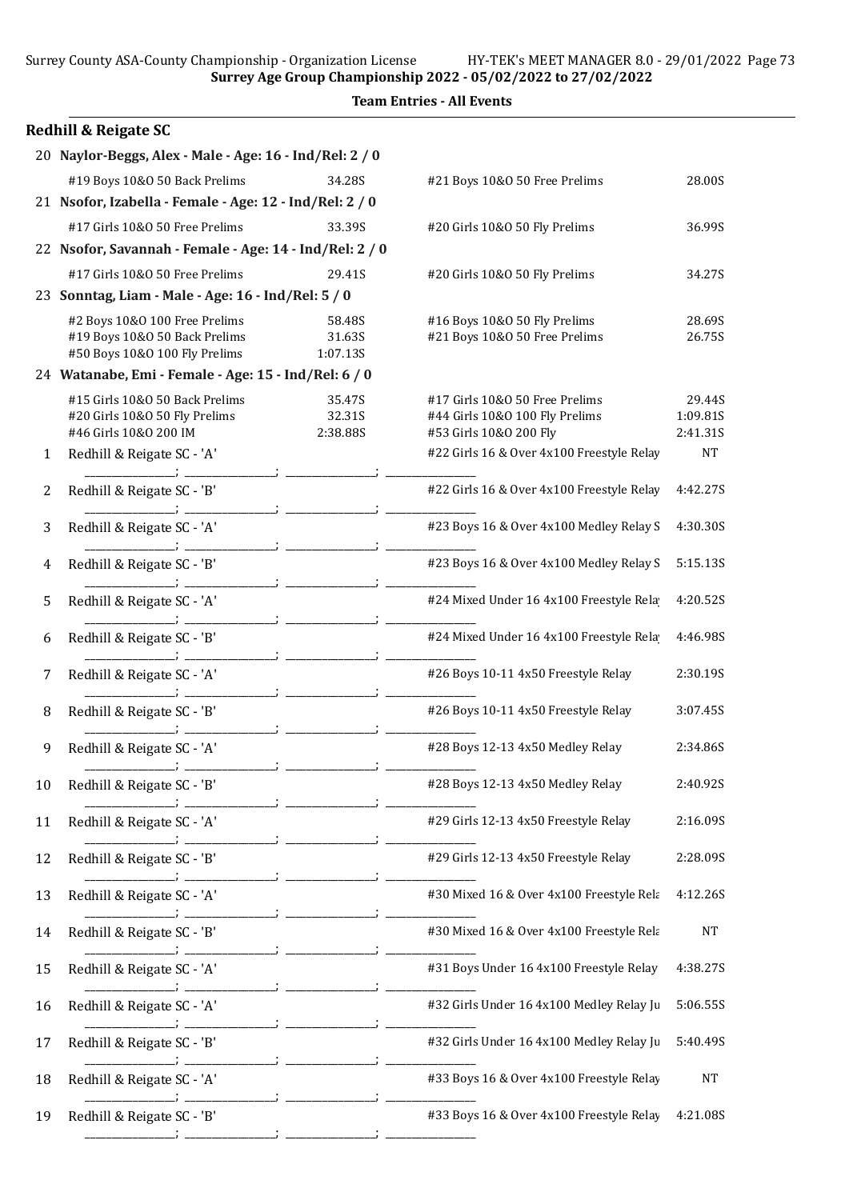Surrey Age Group Championship 2022 - 05/02/2022 to 27/02/2022

**Team Entries - All Events**

## Redhill & Reigate SC

**20 Naylor-Beggs, Alex - Male - Age: 16 - Ind/Rel: 2 / 0**

| Event | Time | Event | Time |
|---|---|---|---|
| #19 Boys 10&O 50 Back Prelims | 34.28S | #21 Boys 10&O 50 Free Prelims | 28.00S |

**21 Nsofor, Izabella - Female - Age: 12 - Ind/Rel: 2 / 0**

| Event | Time | Event | Time |
|---|---|---|---|
| #17 Girls 10&O 50 Free Prelims | 33.39S | #20 Girls 10&O 50 Fly Prelims | 36.99S |

**22 Nsofor, Savannah - Female - Age: 14 - Ind/Rel: 2 / 0**

| Event | Time | Event | Time |
|---|---|---|---|
| #17 Girls 10&O 50 Free Prelims | 29.41S | #20 Girls 10&O 50 Fly Prelims | 34.27S |

**23 Sonntag, Liam - Male - Age: 16 - Ind/Rel: 5 / 0**

| Event | Time | Event | Time |
|---|---|---|---|
| #2 Boys 10&O 100 Free Prelims | 58.48S | #16 Boys 10&O 50 Fly Prelims | 28.69S |
| #19 Boys 10&O 50 Back Prelims | 31.63S | #21 Boys 10&O 50 Free Prelims | 26.75S |
| #50 Boys 10&O 100 Fly Prelims | 1:07.13S | | |

**24 Watanabe, Emi - Female - Age: 15 - Ind/Rel: 6 / 0**

| Event | Time | Event | Time |
|---|---|---|---|
| #15 Girls 10&O 50 Back Prelims | 35.47S | #17 Girls 10&O 50 Free Prelims | 29.44S |
| #20 Girls 10&O 50 Fly Prelims | 32.31S | #44 Girls 10&O 100 Fly Prelims | 1:09.81S |
| #46 Girls 10&O 200 IM | 2:38.88S | #53 Girls 10&O 200 Fly | 2:41.31S |

| # | Team | Event | Time |
|---|---|---|---|
| 1 | Redhill & Reigate SC - 'A' | #22 Girls 16 & Over 4x100 Freestyle Relay | NT |
| 2 | Redhill & Reigate SC - 'B' | #22 Girls 16 & Over 4x100 Freestyle Relay | 4:42.27S |
| 3 | Redhill & Reigate SC - 'A' | #23 Boys 16 & Over 4x100 Medley Relay S | 4:30.30S |
| 4 | Redhill & Reigate SC - 'B' | #23 Boys 16 & Over 4x100 Medley Relay S | 5:15.13S |
| 5 | Redhill & Reigate SC - 'A' | #24 Mixed Under 16 4x100 Freestyle Relay | 4:20.52S |
| 6 | Redhill & Reigate SC - 'B' | #24 Mixed Under 16 4x100 Freestyle Relay | 4:46.98S |
| 7 | Redhill & Reigate SC - 'A' | #26 Boys 10-11 4x50 Freestyle Relay | 2:30.19S |
| 8 | Redhill & Reigate SC - 'B' | #26 Boys 10-11 4x50 Freestyle Relay | 3:07.45S |
| 9 | Redhill & Reigate SC - 'A' | #28 Boys 12-13 4x50 Medley Relay | 2:34.86S |
| 10 | Redhill & Reigate SC - 'B' | #28 Boys 12-13 4x50 Medley Relay | 2:40.92S |
| 11 | Redhill & Reigate SC - 'A' | #29 Girls 12-13 4x50 Freestyle Relay | 2:16.09S |
| 12 | Redhill & Reigate SC - 'B' | #29 Girls 12-13 4x50 Freestyle Relay | 2:28.09S |
| 13 | Redhill & Reigate SC - 'A' | #30 Mixed 16 & Over 4x100 Freestyle Rela | 4:12.26S |
| 14 | Redhill & Reigate SC - 'B' | #30 Mixed 16 & Over 4x100 Freestyle Rela | NT |
| 15 | Redhill & Reigate SC - 'A' | #31 Boys Under 16 4x100 Freestyle Relay | 4:38.27S |
| 16 | Redhill & Reigate SC - 'A' | #32 Girls Under 16 4x100 Medley Relay Ju | 5:06.55S |
| 17 | Redhill & Reigate SC - 'B' | #32 Girls Under 16 4x100 Medley Relay Ju | 5:40.49S |
| 18 | Redhill & Reigate SC - 'A' | #33 Boys 16 & Over 4x100 Freestyle Relay | NT |
| 19 | Redhill & Reigate SC - 'B' | #33 Boys 16 & Over 4x100 Freestyle Relay | 4:21.08S |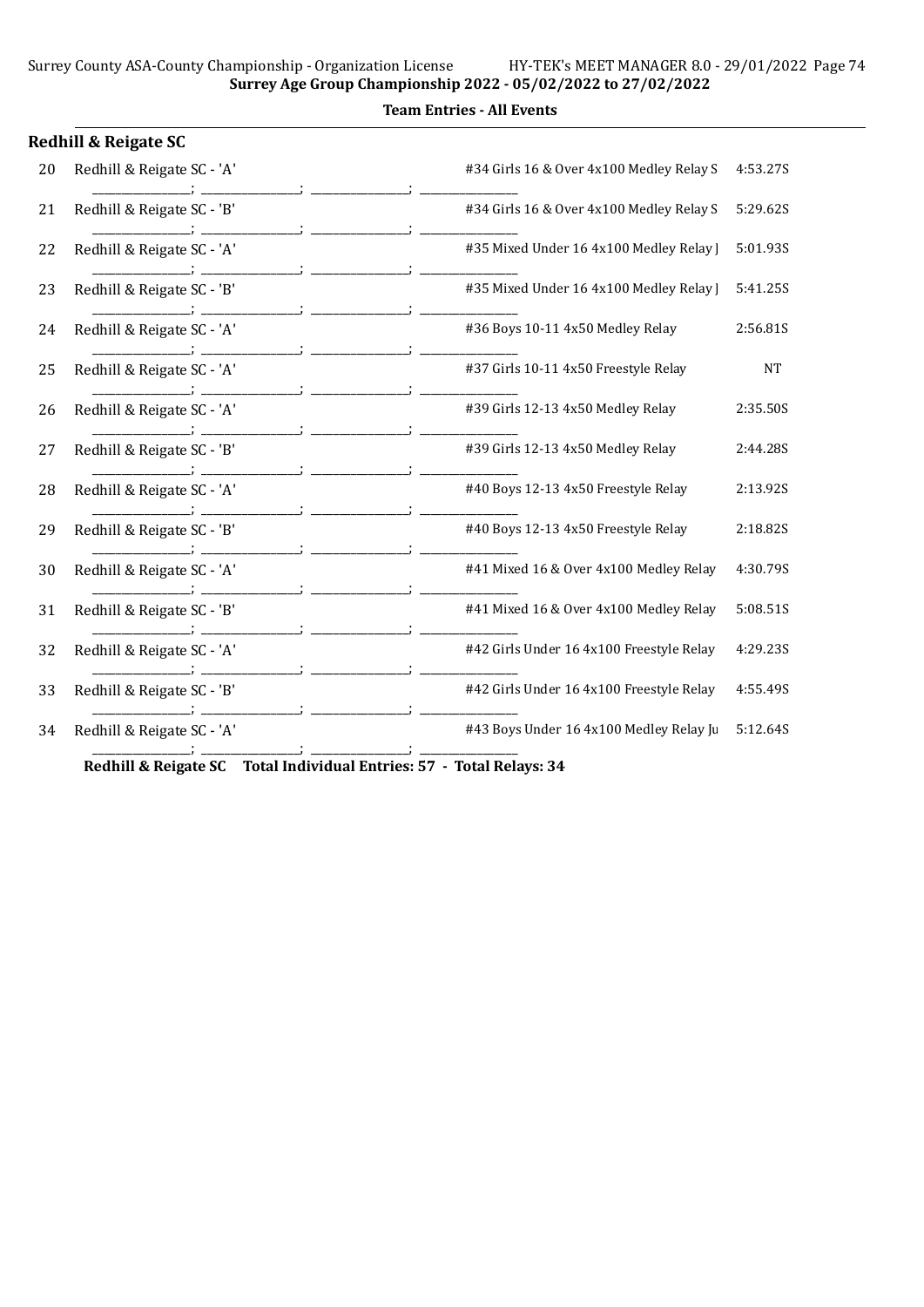**Surrey Age Group Championship 2022 - 05/02/2022 to 27/02/2022**

**Team Entries - All Events**

## Redhill & Reigate SC

| # | Team | Event | Time |
|---|---|---|---|
| 20 | Redhill & Reigate SC - 'A' | #34 Girls 16 & Over 4x100 Medley Relay S | 4:53.27S |
| 21 | Redhill & Reigate SC - 'B' | #34 Girls 16 & Over 4x100 Medley Relay S | 5:29.62S |
| 22 | Redhill & Reigate SC - 'A' | #35 Mixed Under 16 4x100 Medley Relay J | 5:01.93S |
| 23 | Redhill & Reigate SC - 'B' | #35 Mixed Under 16 4x100 Medley Relay J | 5:41.25S |
| 24 | Redhill & Reigate SC - 'A' | #36 Boys 10-11 4x50 Medley Relay | 2:56.81S |
| 25 | Redhill & Reigate SC - 'A' | #37 Girls 10-11 4x50 Freestyle Relay | NT |
| 26 | Redhill & Reigate SC - 'A' | #39 Girls 12-13 4x50 Medley Relay | 2:35.50S |
| 27 | Redhill & Reigate SC - 'B' | #39 Girls 12-13 4x50 Medley Relay | 2:44.28S |
| 28 | Redhill & Reigate SC - 'A' | #40 Boys 12-13 4x50 Freestyle Relay | 2:13.92S |
| 29 | Redhill & Reigate SC - 'B' | #40 Boys 12-13 4x50 Freestyle Relay | 2:18.82S |
| 30 | Redhill & Reigate SC - 'A' | #41 Mixed 16 & Over 4x100 Medley Relay | 4:30.79S |
| 31 | Redhill & Reigate SC - 'B' | #41 Mixed 16 & Over 4x100 Medley Relay | 5:08.51S |
| 32 | Redhill & Reigate SC - 'A' | #42 Girls Under 16 4x100 Freestyle Relay | 4:29.23S |
| 33 | Redhill & Reigate SC - 'B' | #42 Girls Under 16 4x100 Freestyle Relay | 4:55.49S |
| 34 | Redhill & Reigate SC - 'A' | #43 Boys Under 16 4x100 Medley Relay Ju | 5:12.64S |

**Redhill & Reigate SC Total Individual Entries: 57 - Total Relays: 34**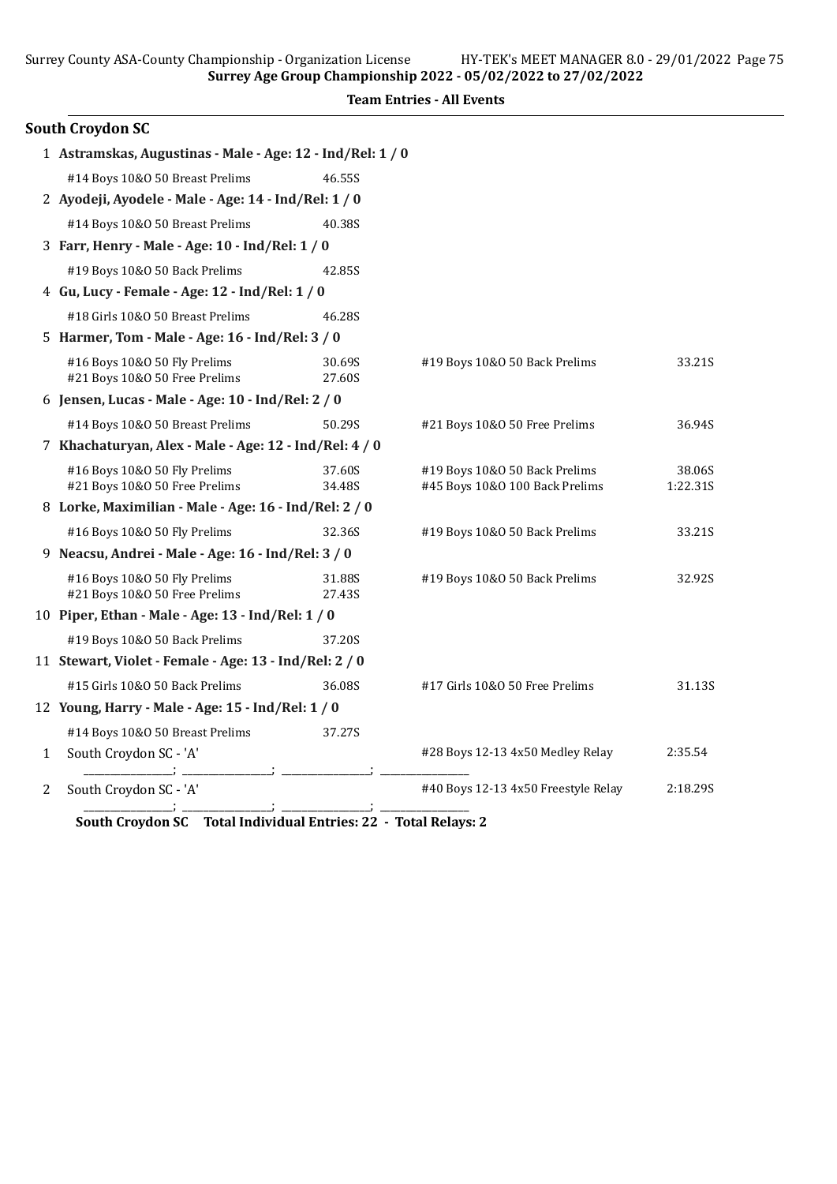## Team Entries - All Events

### South Croydon SC

1 **Astramskas, Augustinas - Male - Age: 12 - Ind/Rel: 1 / 0**

| | | | |
|---|---|---|---|
| #14 Boys 10&O 50 Breast Prelims | 46.55S | | |

2 **Ayodeji, Ayodele - Male - Age: 14 - Ind/Rel: 1 / 0**

| | | | |
|---|---|---|---|
| #14 Boys 10&O 50 Breast Prelims | 40.38S | | |

3 **Farr, Henry - Male - Age: 10 - Ind/Rel: 1 / 0**

| | | | |
|---|---|---|---|
| #19 Boys 10&O 50 Back Prelims | 42.85S | | |

4 **Gu, Lucy - Female - Age: 12 - Ind/Rel: 1 / 0**

| | | | |
|---|---|---|---|
| #18 Girls 10&O 50 Breast Prelims | 46.28S | | |

5 **Harmer, Tom - Male - Age: 16 - Ind/Rel: 3 / 0**

| | | | |
|---|---|---|---|
| #16 Boys 10&O 50 Fly Prelims | 30.69S | #19 Boys 10&O 50 Back Prelims | 33.21S |
| #21 Boys 10&O 50 Free Prelims | 27.60S | | |

6 **Jensen, Lucas - Male - Age: 10 - Ind/Rel: 2 / 0**

| | | | |
|---|---|---|---|
| #14 Boys 10&O 50 Breast Prelims | 50.29S | #21 Boys 10&O 50 Free Prelims | 36.94S |

7 **Khachaturyan, Alex - Male - Age: 12 - Ind/Rel: 4 / 0**

| | | | |
|---|---|---|---|
| #16 Boys 10&O 50 Fly Prelims | 37.60S | #19 Boys 10&O 50 Back Prelims | 38.06S |
| #21 Boys 10&O 50 Free Prelims | 34.48S | #45 Boys 10&O 100 Back Prelims | 1:22.31S |

8 **Lorke, Maximilian - Male - Age: 16 - Ind/Rel: 2 / 0**

| | | | |
|---|---|---|---|
| #16 Boys 10&O 50 Fly Prelims | 32.36S | #19 Boys 10&O 50 Back Prelims | 33.21S |

9 **Neacsu, Andrei - Male - Age: 16 - Ind/Rel: 3 / 0**

| | | | |
|---|---|---|---|
| #16 Boys 10&O 50 Fly Prelims | 31.88S | #19 Boys 10&O 50 Back Prelims | 32.92S |
| #21 Boys 10&O 50 Free Prelims | 27.43S | | |

10 **Piper, Ethan - Male - Age: 13 - Ind/Rel: 1 / 0**

| | | | |
|---|---|---|---|
| #19 Boys 10&O 50 Back Prelims | 37.20S | | |

11 **Stewart, Violet - Female - Age: 13 - Ind/Rel: 2 / 0**

| | | | |
|---|---|---|---|
| #15 Girls 10&O 50 Back Prelims | 36.08S | #17 Girls 10&O 50 Free Prelims | 31.13S |

12 **Young, Harry - Male - Age: 15 - Ind/Rel: 1 / 0**

| | | | |
|---|---|---|---|
| #14 Boys 10&O 50 Breast Prelims | 37.27S | | |

| | | | |
|---|---|---|---|
| 1 | South Croydon SC - 'A' | #28 Boys 12-13 4x50 Medley Relay | 2:35.54 |
| | ________; ________; ________; ________ | | |
| 2 | South Croydon SC - 'A' | #40 Boys 12-13 4x50 Freestyle Relay | 2:18.29S |
| | ________; ________; ________; ________ | | |

**South Croydon SC Total Individual Entries: 22 - Total Relays: 2**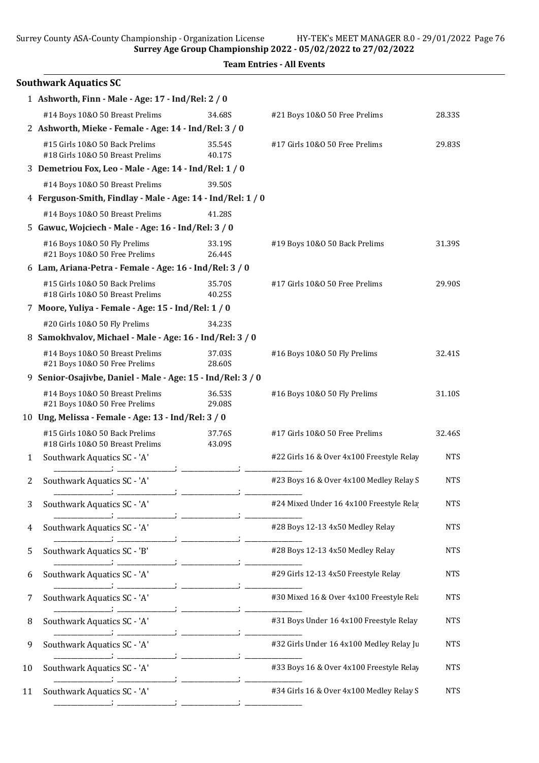**Team Entries - All Events**

## Southwark Aquatics SC

1 **Ashworth, Finn - Male - Age: 17 - Ind/Rel: 2 / 0**

| | | | |
|---|---|---|---|
| #14 Boys 10&O 50 Breast Prelims | 34.68S | #21 Boys 10&O 50 Free Prelims | 28.33S |

2 **Ashworth, Mieke - Female - Age: 14 - Ind/Rel: 3 / 0**

| | | | |
|---|---|---|---|
| #15 Girls 10&O 50 Back Prelims | 35.54S | #17 Girls 10&O 50 Free Prelims | 29.83S |
| #18 Girls 10&O 50 Breast Prelims | 40.17S | | |

3 **Demetriou Fox, Leo - Male - Age: 14 - Ind/Rel: 1 / 0**

| | |
|---|---|
| #14 Boys 10&O 50 Breast Prelims | 39.50S |

4 **Ferguson-Smith, Findlay - Male - Age: 14 - Ind/Rel: 1 / 0**

| | |
|---|---|
| #14 Boys 10&O 50 Breast Prelims | 41.28S |

5 **Gawuc, Wojciech - Male - Age: 16 - Ind/Rel: 3 / 0**

| | | | |
|---|---|---|---|
| #16 Boys 10&O 50 Fly Prelims | 33.19S | #19 Boys 10&O 50 Back Prelims | 31.39S |
| #21 Boys 10&O 50 Free Prelims | 26.44S | | |

6 **Lam, Ariana-Petra - Female - Age: 16 - Ind/Rel: 3 / 0**

| | | | |
|---|---|---|---|
| #15 Girls 10&O 50 Back Prelims | 35.70S | #17 Girls 10&O 50 Free Prelims | 29.90S |
| #18 Girls 10&O 50 Breast Prelims | 40.25S | | |

7 **Moore, Yuliya - Female - Age: 15 - Ind/Rel: 1 / 0**

| | |
|---|---|
| #20 Girls 10&O 50 Fly Prelims | 34.23S |

8 **Samokhvalov, Michael - Male - Age: 16 - Ind/Rel: 3 / 0**

| | | | |
|---|---|---|---|
| #14 Boys 10&O 50 Breast Prelims | 37.03S | #16 Boys 10&O 50 Fly Prelims | 32.41S |
| #21 Boys 10&O 50 Free Prelims | 28.60S | | |

9 **Senior-Osajivbe, Daniel - Male - Age: 15 - Ind/Rel: 3 / 0**

| | | | |
|---|---|---|---|
| #14 Boys 10&O 50 Breast Prelims | 36.53S | #16 Boys 10&O 50 Fly Prelims | 31.10S |
| #21 Boys 10&O 50 Free Prelims | 29.08S | | |

10 **Ung, Melissa - Female - Age: 13 - Ind/Rel: 3 / 0**

| | | | |
|---|---|---|---|
| #15 Girls 10&O 50 Back Prelims | 37.76S | #17 Girls 10&O 50 Free Prelims | 32.46S |
| #18 Girls 10&O 50 Breast Prelims | 43.09S | | |

| | Team | Event | Seed |
|---|---|---|---|
| 1 | Southwark Aquatics SC - 'A' | #22 Girls 16 & Over 4x100 Freestyle Relay | NTS |
| 2 | Southwark Aquatics SC - 'A' | #23 Boys 16 & Over 4x100 Medley Relay S | NTS |
| 3 | Southwark Aquatics SC - 'A' | #24 Mixed Under 16 4x100 Freestyle Rela | NTS |
| 4 | Southwark Aquatics SC - 'A' | #28 Boys 12-13 4x50 Medley Relay | NTS |
| 5 | Southwark Aquatics SC - 'B' | #28 Boys 12-13 4x50 Medley Relay | NTS |
| 6 | Southwark Aquatics SC - 'A' | #29 Girls 12-13 4x50 Freestyle Relay | NTS |
| 7 | Southwark Aquatics SC - 'A' | #30 Mixed 16 & Over 4x100 Freestyle Rela | NTS |
| 8 | Southwark Aquatics SC - 'A' | #31 Boys Under 16 4x100 Freestyle Relay | NTS |
| 9 | Southwark Aquatics SC - 'A' | #32 Girls Under 16 4x100 Medley Relay Ju | NTS |
| 10 | Southwark Aquatics SC - 'A' | #33 Boys 16 & Over 4x100 Freestyle Relay | NTS |
| 11 | Southwark Aquatics SC - 'A' | #34 Girls 16 & Over 4x100 Medley Relay S | NTS |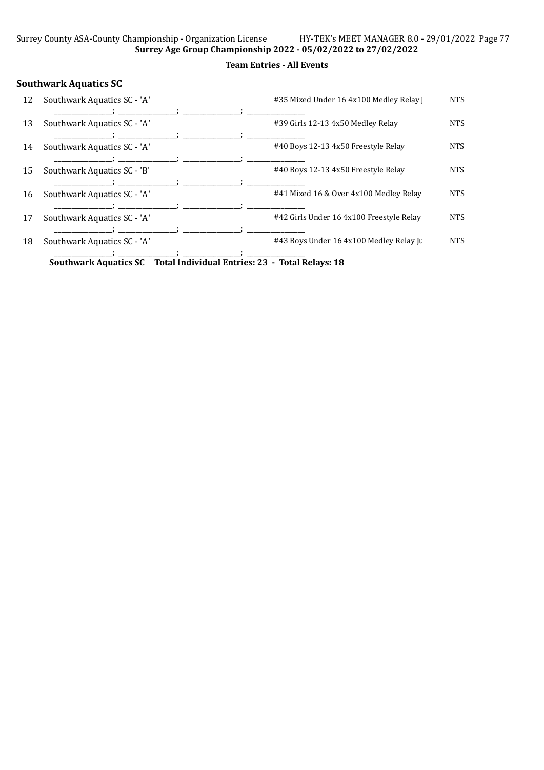Surrey Age Group Championship 2022 - 05/02/2022 to 27/02/2022

**Team Entries - All Events**

### Southwark Aquatics SC

| | Team | Event | Seed |
|---|---|---|---|
| 12 | Southwark Aquatics SC - 'A' | #35 Mixed Under 16 4x100 Medley Relay J | NTS |
| | _______________; _______________; _______________; _______________ | | |
| 13 | Southwark Aquatics SC - 'A' | #39 Girls 12-13 4x50 Medley Relay | NTS |
| | _______________; _______________; _______________; _______________ | | |
| 14 | Southwark Aquatics SC - 'A' | #40 Boys 12-13 4x50 Freestyle Relay | NTS |
| | _______________; _______________; _______________; _______________ | | |
| 15 | Southwark Aquatics SC - 'B' | #40 Boys 12-13 4x50 Freestyle Relay | NTS |
| | _______________; _______________; _______________; _______________ | | |
| 16 | Southwark Aquatics SC - 'A' | #41 Mixed 16 & Over 4x100 Medley Relay | NTS |
| | _______________; _______________; _______________; _______________ | | |
| 17 | Southwark Aquatics SC - 'A' | #42 Girls Under 16 4x100 Freestyle Relay | NTS |
| | _______________; _______________; _______________; _______________ | | |
| 18 | Southwark Aquatics SC - 'A' | #43 Boys Under 16 4x100 Medley Relay Ju | NTS |
| | _______________; _______________; _______________; _______________ | | |

**Southwark Aquatics SC Total Individual Entries: 23 - Total Relays: 18**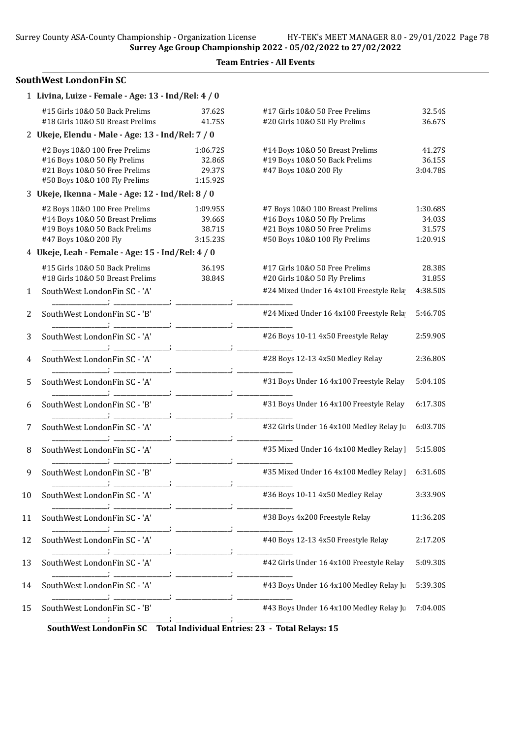**Surrey Age Group Championship 2022 - 05/02/2022 to 27/02/2022**

**Team Entries - All Events**

## SouthWest LondonFin SC

**1 Livina, Luize - Female - Age: 13 - Ind/Rel: 4 / 0**

| Event | Time | Event | Time |
|---|---|---|---|
| #15 Girls 10&O 50 Back Prelims | 37.62S | #17 Girls 10&O 50 Free Prelims | 32.54S |
| #18 Girls 10&O 50 Breast Prelims | 41.75S | #20 Girls 10&O 50 Fly Prelims | 36.67S |

**2 Ukeje, Elendu - Male - Age: 13 - Ind/Rel: 7 / 0**

| Event | Time | Event | Time |
|---|---|---|---|
| #2 Boys 10&O 100 Free Prelims | 1:06.72S | #14 Boys 10&O 50 Breast Prelims | 41.27S |
| #16 Boys 10&O 50 Fly Prelims | 32.86S | #19 Boys 10&O 50 Back Prelims | 36.15S |
| #21 Boys 10&O 50 Free Prelims | 29.37S | #47 Boys 10&O 200 Fly | 3:04.78S |
| #50 Boys 10&O 100 Fly Prelims | 1:15.92S | | |

**3 Ukeje, Ikenna - Male - Age: 12 - Ind/Rel: 8 / 0**

| Event | Time | Event | Time |
|---|---|---|---|
| #2 Boys 10&O 100 Free Prelims | 1:09.95S | #7 Boys 10&O 100 Breast Prelims | 1:30.68S |
| #14 Boys 10&O 50 Breast Prelims | 39.66S | #16 Boys 10&O 50 Fly Prelims | 34.03S |
| #19 Boys 10&O 50 Back Prelims | 38.71S | #21 Boys 10&O 50 Free Prelims | 31.57S |
| #47 Boys 10&O 200 Fly | 3:15.23S | #50 Boys 10&O 100 Fly Prelims | 1:20.91S |

**4 Ukeje, Leah - Female - Age: 15 - Ind/Rel: 4 / 0**

| Event | Time | Event | Time |
|---|---|---|---|
| #15 Girls 10&O 50 Back Prelims | 36.19S | #17 Girls 10&O 50 Free Prelims | 28.38S |
| #18 Girls 10&O 50 Breast Prelims | 38.84S | #20 Girls 10&O 50 Fly Prelims | 31.85S |

| # | Team | Event | Time |
|---|---|---|---|
| 1 | SouthWest LondonFin SC - 'A' | #24 Mixed Under 16 4x100 Freestyle Rela | 4:38.50S |
| 2 | SouthWest LondonFin SC - 'B' | #24 Mixed Under 16 4x100 Freestyle Rela | 5:46.70S |
| 3 | SouthWest LondonFin SC - 'A' | #26 Boys 10-11 4x50 Freestyle Relay | 2:59.90S |
| 4 | SouthWest LondonFin SC - 'A' | #28 Boys 12-13 4x50 Medley Relay | 2:36.80S |
| 5 | SouthWest LondonFin SC - 'A' | #31 Boys Under 16 4x100 Freestyle Relay | 5:04.10S |
| 6 | SouthWest LondonFin SC - 'B' | #31 Boys Under 16 4x100 Freestyle Relay | 6:17.30S |
| 7 | SouthWest LondonFin SC - 'A' | #32 Girls Under 16 4x100 Medley Relay Ju | 6:03.70S |
| 8 | SouthWest LondonFin SC - 'A' | #35 Mixed Under 16 4x100 Medley Relay J | 5:15.80S |
| 9 | SouthWest LondonFin SC - 'B' | #35 Mixed Under 16 4x100 Medley Relay J | 6:31.60S |
| 10 | SouthWest LondonFin SC - 'A' | #36 Boys 10-11 4x50 Medley Relay | 3:33.90S |
| 11 | SouthWest LondonFin SC - 'A' | #38 Boys 4x200 Freestyle Relay | 11:36.20S |
| 12 | SouthWest LondonFin SC - 'A' | #40 Boys 12-13 4x50 Freestyle Relay | 2:17.20S |
| 13 | SouthWest LondonFin SC - 'A' | #42 Girls Under 16 4x100 Freestyle Relay | 5:09.30S |
| 14 | SouthWest LondonFin SC - 'A' | #43 Boys Under 16 4x100 Medley Relay Ju | 5:39.30S |
| 15 | SouthWest LondonFin SC - 'B' | #43 Boys Under 16 4x100 Medley Relay Ju | 7:04.00S |

**SouthWest LondonFin SC Total Individual Entries: 23 - Total Relays: 15**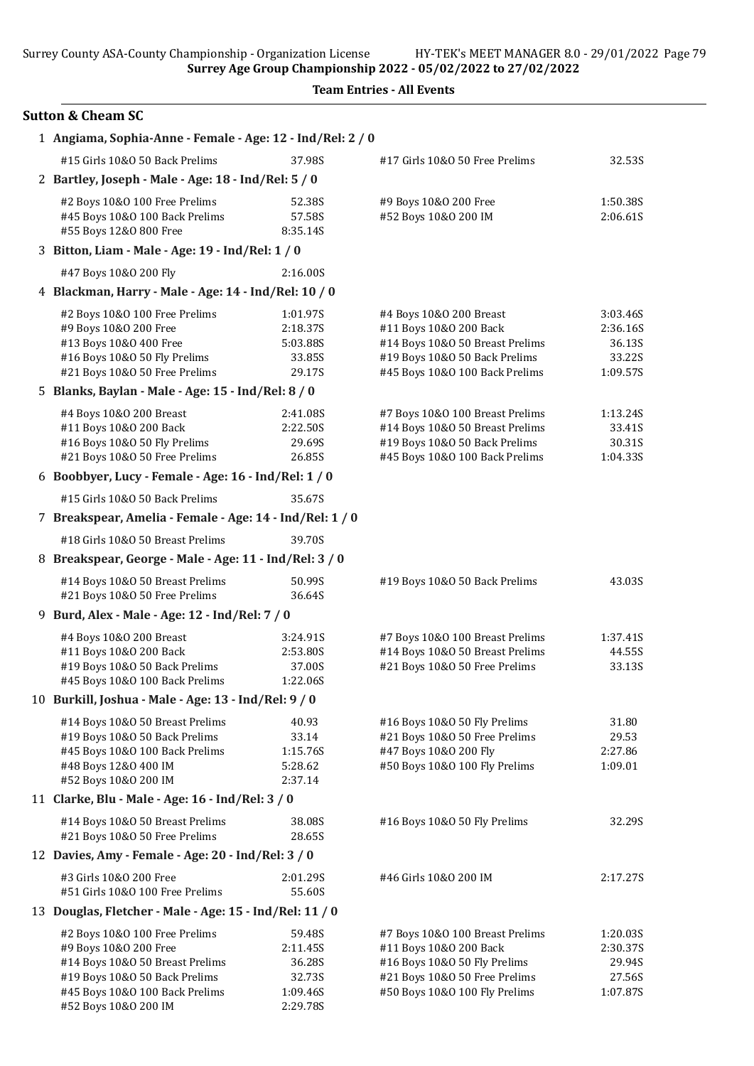**Surrey Age Group Championship 2022 - 05/02/2022 to 27/02/2022**

**Team Entries - All Events**

## Sutton & Cheam SC

**1 Angiama, Sophia-Anne - Female - Age: 12 - Ind/Rel: 2 / 0**

| | | | |
|---|---|---|---|
| #15 Girls 10&O 50 Back Prelims | 37.98S | #17 Girls 10&O 50 Free Prelims | 32.53S |

**2 Bartley, Joseph - Male - Age: 18 - Ind/Rel: 5 / 0**

| | | | |
|---|---|---|---|
| #2 Boys 10&O 100 Free Prelims | 52.38S | #9 Boys 10&O 200 Free | 1:50.38S |
| #45 Boys 10&O 100 Back Prelims | 57.58S | #52 Boys 10&O 200 IM | 2:06.61S |
| #55 Boys 12&O 800 Free | 8:35.14S | | |

**3 Bitton, Liam - Male - Age: 19 - Ind/Rel: 1 / 0**

| | | | |
|---|---|---|---|
| #47 Boys 10&O 200 Fly | 2:16.00S | | |

**4 Blackman, Harry - Male - Age: 14 - Ind/Rel: 10 / 0**

| | | | |
|---|---|---|---|
| #2 Boys 10&O 100 Free Prelims | 1:01.97S | #4 Boys 10&O 200 Breast | 3:03.46S |
| #9 Boys 10&O 200 Free | 2:18.37S | #11 Boys 10&O 200 Back | 2:36.16S |
| #13 Boys 10&O 400 Free | 5:03.88S | #14 Boys 10&O 50 Breast Prelims | 36.13S |
| #16 Boys 10&O 50 Fly Prelims | 33.85S | #19 Boys 10&O 50 Back Prelims | 33.22S |
| #21 Boys 10&O 50 Free Prelims | 29.17S | #45 Boys 10&O 100 Back Prelims | 1:09.57S |

**5 Blanks, Baylan - Male - Age: 15 - Ind/Rel: 8 / 0**

| | | | |
|---|---|---|---|
| #4 Boys 10&O 200 Breast | 2:41.08S | #7 Boys 10&O 100 Breast Prelims | 1:13.24S |
| #11 Boys 10&O 200 Back | 2:22.50S | #14 Boys 10&O 50 Breast Prelims | 33.41S |
| #16 Boys 10&O 50 Fly Prelims | 29.69S | #19 Boys 10&O 50 Back Prelims | 30.31S |
| #21 Boys 10&O 50 Free Prelims | 26.85S | #45 Boys 10&O 100 Back Prelims | 1:04.33S |

**6 Boobbyer, Lucy - Female - Age: 16 - Ind/Rel: 1 / 0**

| | | | |
|---|---|---|---|
| #15 Girls 10&O 50 Back Prelims | 35.67S | | |

**7 Breakspear, Amelia - Female - Age: 14 - Ind/Rel: 1 / 0**

| | | | |
|---|---|---|---|
| #18 Girls 10&O 50 Breast Prelims | 39.70S | | |

**8 Breakspear, George - Male - Age: 11 - Ind/Rel: 3 / 0**

| | | | |
|---|---|---|---|
| #14 Boys 10&O 50 Breast Prelims | 50.99S | #19 Boys 10&O 50 Back Prelims | 43.03S |
| #21 Boys 10&O 50 Free Prelims | 36.64S | | |

**9 Burd, Alex - Male - Age: 12 - Ind/Rel: 7 / 0**

| | | | |
|---|---|---|---|
| #4 Boys 10&O 200 Breast | 3:24.91S | #7 Boys 10&O 100 Breast Prelims | 1:37.41S |
| #11 Boys 10&O 200 Back | 2:53.80S | #14 Boys 10&O 50 Breast Prelims | 44.55S |
| #19 Boys 10&O 50 Back Prelims | 37.00S | #21 Boys 10&O 50 Free Prelims | 33.13S |
| #45 Boys 10&O 100 Back Prelims | 1:22.06S | | |

**10 Burkill, Joshua - Male - Age: 13 - Ind/Rel: 9 / 0**

| | | | |
|---|---|---|---|
| #14 Boys 10&O 50 Breast Prelims | 40.93 | #16 Boys 10&O 50 Fly Prelims | 31.80 |
| #19 Boys 10&O 50 Back Prelims | 33.14 | #21 Boys 10&O 50 Free Prelims | 29.53 |
| #45 Boys 10&O 100 Back Prelims | 1:15.76S | #47 Boys 10&O 200 Fly | 2:27.86 |
| #48 Boys 12&O 400 IM | 5:28.62 | #50 Boys 10&O 100 Fly Prelims | 1:09.01 |
| #52 Boys 10&O 200 IM | 2:37.14 | | |

**11 Clarke, Blu - Male - Age: 16 - Ind/Rel: 3 / 0**

| | | | |
|---|---|---|---|
| #14 Boys 10&O 50 Breast Prelims | 38.08S | #16 Boys 10&O 50 Fly Prelims | 32.29S |
| #21 Boys 10&O 50 Free Prelims | 28.65S | | |

**12 Davies, Amy - Female - Age: 20 - Ind/Rel: 3 / 0**

| | | | |
|---|---|---|---|
| #3 Girls 10&O 200 Free | 2:01.29S | #46 Girls 10&O 200 IM | 2:17.27S |
| #51 Girls 10&O 100 Free Prelims | 55.60S | | |

**13 Douglas, Fletcher - Male - Age: 15 - Ind/Rel: 11 / 0**

| | | | |
|---|---|---|---|
| #2 Boys 10&O 100 Free Prelims | 59.48S | #7 Boys 10&O 100 Breast Prelims | 1:20.03S |
| #9 Boys 10&O 200 Free | 2:11.45S | #11 Boys 10&O 200 Back | 2:30.37S |
| #14 Boys 10&O 50 Breast Prelims | 36.28S | #16 Boys 10&O 50 Fly Prelims | 29.94S |
| #19 Boys 10&O 50 Back Prelims | 32.73S | #21 Boys 10&O 50 Free Prelims | 27.56S |
| #45 Boys 10&O 100 Back Prelims | 1:09.46S | #50 Boys 10&O 100 Fly Prelims | 1:07.87S |
| #52 Boys 10&O 200 IM | 2:29.78S | | |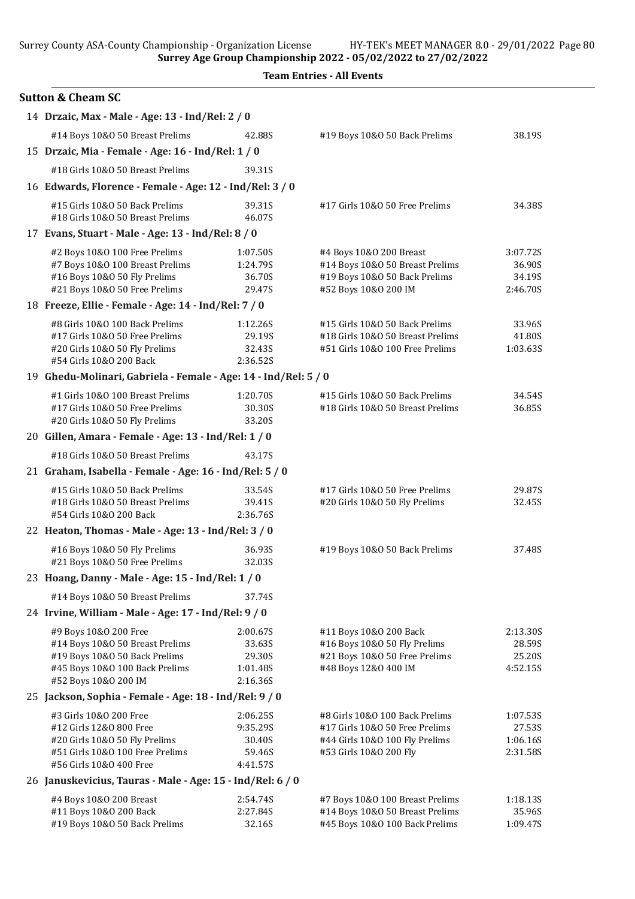**Surrey Age Group Championship 2022 - 05/02/2022 to 27/02/2022**

**Team Entries - All Events**

## Sutton & Cheam SC

**14 Drzaic, Max - Male - Age: 13 - Ind/Rel: 2 / 0**

| | | | |
|---|---|---|---|
| #14 Boys 10&O 50 Breast Prelims | 42.88S | #19 Boys 10&O 50 Back Prelims | 38.19S |

**15 Drzaic, Mia - Female - Age: 16 - Ind/Rel: 1 / 0**

| | | | |
|---|---|---|---|
| #18 Girls 10&O 50 Breast Prelims | 39.31S | | |

**16 Edwards, Florence - Female - Age: 12 - Ind/Rel: 3 / 0**

| | | | |
|---|---|---|---|
| #15 Girls 10&O 50 Back Prelims | 39.31S | #17 Girls 10&O 50 Free Prelims | 34.38S |
| #18 Girls 10&O 50 Breast Prelims | 46.07S | | |

**17 Evans, Stuart - Male - Age: 13 - Ind/Rel: 8 / 0**

| | | | |
|---|---|---|---|
| #2 Boys 10&O 100 Free Prelims | 1:07.50S | #4 Boys 10&O 200 Breast | 3:07.72S |
| #7 Boys 10&O 100 Breast Prelims | 1:24.79S | #14 Boys 10&O 50 Breast Prelims | 36.90S |
| #16 Boys 10&O 50 Fly Prelims | 36.70S | #19 Boys 10&O 50 Back Prelims | 34.19S |
| #21 Boys 10&O 50 Free Prelims | 29.47S | #52 Boys 10&O 200 IM | 2:46.70S |

**18 Freeze, Ellie - Female - Age: 14 - Ind/Rel: 7 / 0**

| | | | |
|---|---|---|---|
| #8 Girls 10&O 100 Back Prelims | 1:12.26S | #15 Girls 10&O 50 Back Prelims | 33.96S |
| #17 Girls 10&O 50 Free Prelims | 29.19S | #18 Girls 10&O 50 Breast Prelims | 41.80S |
| #20 Girls 10&O 50 Fly Prelims | 32.43S | #51 Girls 10&O 100 Free Prelims | 1:03.63S |
| #54 Girls 10&O 200 Back | 2:36.52S | | |

**19 Ghedu-Molinari, Gabriela - Female - Age: 14 - Ind/Rel: 5 / 0**

| | | | |
|---|---|---|---|
| #1 Girls 10&O 100 Breast Prelims | 1:20.70S | #15 Girls 10&O 50 Back Prelims | 34.54S |
| #17 Girls 10&O 50 Free Prelims | 30.30S | #18 Girls 10&O 50 Breast Prelims | 36.85S |
| #20 Girls 10&O 50 Fly Prelims | 33.20S | | |

**20 Gillen, Amara - Female - Age: 13 - Ind/Rel: 1 / 0**

| | | | |
|---|---|---|---|
| #18 Girls 10&O 50 Breast Prelims | 43.17S | | |

**21 Graham, Isabella - Female - Age: 16 - Ind/Rel: 5 / 0**

| | | | |
|---|---|---|---|
| #15 Girls 10&O 50 Back Prelims | 33.54S | #17 Girls 10&O 50 Free Prelims | 29.87S |
| #18 Girls 10&O 50 Breast Prelims | 39.41S | #20 Girls 10&O 50 Fly Prelims | 32.45S |
| #54 Girls 10&O 200 Back | 2:36.76S | | |

**22 Heaton, Thomas - Male - Age: 13 - Ind/Rel: 3 / 0**

| | | | |
|---|---|---|---|
| #16 Boys 10&O 50 Fly Prelims | 36.93S | #19 Boys 10&O 50 Back Prelims | 37.48S |
| #21 Boys 10&O 50 Free Prelims | 32.03S | | |

**23 Hoang, Danny - Male - Age: 15 - Ind/Rel: 1 / 0**

| | | | |
|---|---|---|---|
| #14 Boys 10&O 50 Breast Prelims | 37.74S | | |

**24 Irvine, William - Male - Age: 17 - Ind/Rel: 9 / 0**

| | | | |
|---|---|---|---|
| #9 Boys 10&O 200 Free | 2:00.67S | #11 Boys 10&O 200 Back | 2:13.30S |
| #14 Boys 10&O 50 Breast Prelims | 33.63S | #16 Boys 10&O 50 Fly Prelims | 28.59S |
| #19 Boys 10&O 50 Back Prelims | 29.30S | #21 Boys 10&O 50 Free Prelims | 25.20S |
| #45 Boys 10&O 100 Back Prelims | 1:01.48S | #48 Boys 12&O 400 IM | 4:52.15S |
| #52 Boys 10&O 200 IM | 2:16.36S | | |

**25 Jackson, Sophia - Female - Age: 18 - Ind/Rel: 9 / 0**

| | | | |
|---|---|---|---|
| #3 Girls 10&O 200 Free | 2:06.25S | #8 Girls 10&O 100 Back Prelims | 1:07.53S |
| #12 Girls 12&O 800 Free | 9:35.29S | #17 Girls 10&O 50 Free Prelims | 27.53S |
| #20 Girls 10&O 50 Fly Prelims | 30.40S | #44 Girls 10&O 100 Fly Prelims | 1:06.16S |
| #51 Girls 10&O 100 Free Prelims | 59.46S | #53 Girls 10&O 200 Fly | 2:31.58S |
| #56 Girls 10&O 400 Free | 4:41.57S | | |

**26 Januskevicius, Tauras - Male - Age: 15 - Ind/Rel: 6 / 0**

| | | | |
|---|---|---|---|
| #4 Boys 10&O 200 Breast | 2:54.74S | #7 Boys 10&O 100 Breast Prelims | 1:18.13S |
| #11 Boys 10&O 200 Back | 2:27.84S | #14 Boys 10&O 50 Breast Prelims | 35.96S |
| #19 Boys 10&O 50 Back Prelims | 32.16S | #45 Boys 10&O 100 Back Prelims | 1:09.47S |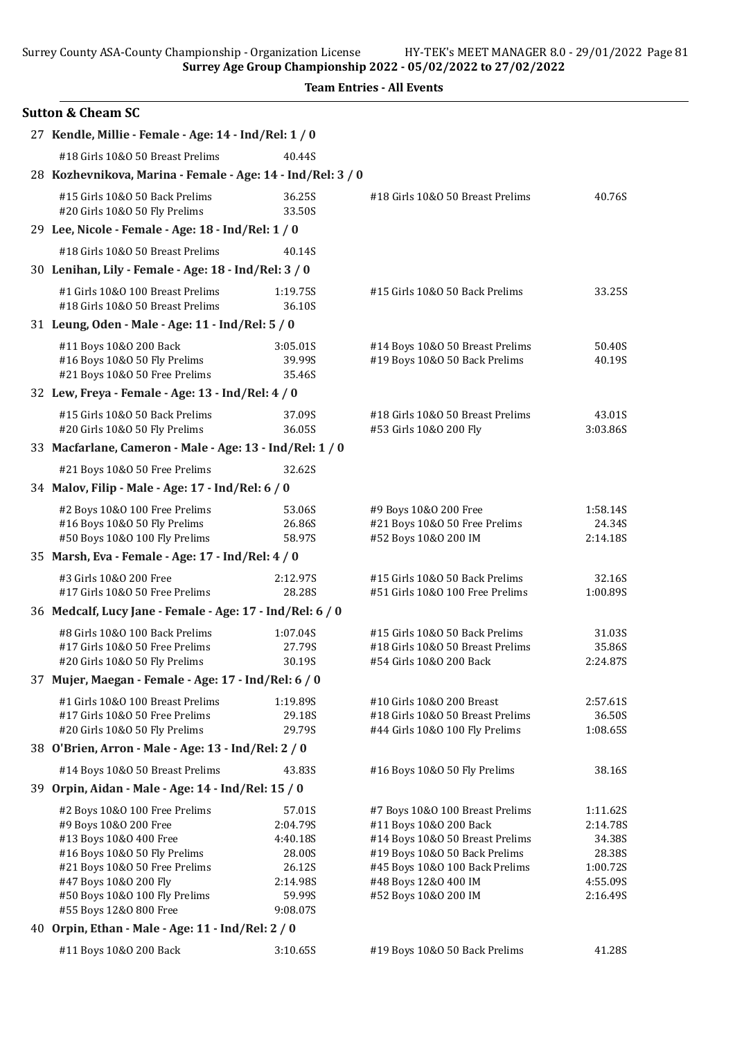**Team Entries - All Events**

## Sutton & Cheam SC

### 27 Kendle, Millie - Female - Age: 14 - Ind/Rel: 1 / 0

| Event | Time | Event | Time |
|---|---|---|---|
| #18 Girls 10&O 50 Breast Prelims | 40.44S | | |

### 28 Kozhevnikova, Marina - Female - Age: 14 - Ind/Rel: 3 / 0

| Event | Time | Event | Time |
|---|---|---|---|
| #15 Girls 10&O 50 Back Prelims | 36.25S | #18 Girls 10&O 50 Breast Prelims | 40.76S |
| #20 Girls 10&O 50 Fly Prelims | 33.50S | | |

### 29 Lee, Nicole - Female - Age: 18 - Ind/Rel: 1 / 0

| Event | Time | Event | Time |
|---|---|---|---|
| #18 Girls 10&O 50 Breast Prelims | 40.14S | | |

### 30 Lenihan, Lily - Female - Age: 18 - Ind/Rel: 3 / 0

| Event | Time | Event | Time |
|---|---|---|---|
| #1 Girls 10&O 100 Breast Prelims | 1:19.75S | #15 Girls 10&O 50 Back Prelims | 33.25S |
| #18 Girls 10&O 50 Breast Prelims | 36.10S | | |

### 31 Leung, Oden - Male - Age: 11 - Ind/Rel: 5 / 0

| Event | Time | Event | Time |
|---|---|---|---|
| #11 Boys 10&O 200 Back | 3:05.01S | #14 Boys 10&O 50 Breast Prelims | 50.40S |
| #16 Boys 10&O 50 Fly Prelims | 39.99S | #19 Boys 10&O 50 Back Prelims | 40.19S |
| #21 Boys 10&O 50 Free Prelims | 35.46S | | |

### 32 Lew, Freya - Female - Age: 13 - Ind/Rel: 4 / 0

| Event | Time | Event | Time |
|---|---|---|---|
| #15 Girls 10&O 50 Back Prelims | 37.09S | #18 Girls 10&O 50 Breast Prelims | 43.01S |
| #20 Girls 10&O 50 Fly Prelims | 36.05S | #53 Girls 10&O 200 Fly | 3:03.86S |

### 33 Macfarlane, Cameron - Male - Age: 13 - Ind/Rel: 1 / 0

| Event | Time | Event | Time |
|---|---|---|---|
| #21 Boys 10&O 50 Free Prelims | 32.62S | | |

### 34 Malov, Filip - Male - Age: 17 - Ind/Rel: 6 / 0

| Event | Time | Event | Time |
|---|---|---|---|
| #2 Boys 10&O 100 Free Prelims | 53.06S | #9 Boys 10&O 200 Free | 1:58.14S |
| #16 Boys 10&O 50 Fly Prelims | 26.86S | #21 Boys 10&O 50 Free Prelims | 24.34S |
| #50 Boys 10&O 100 Fly Prelims | 58.97S | #52 Boys 10&O 200 IM | 2:14.18S |

### 35 Marsh, Eva - Female - Age: 17 - Ind/Rel: 4 / 0

| Event | Time | Event | Time |
|---|---|---|---|
| #3 Girls 10&O 200 Free | 2:12.97S | #15 Girls 10&O 50 Back Prelims | 32.16S |
| #17 Girls 10&O 50 Free Prelims | 28.28S | #51 Girls 10&O 100 Free Prelims | 1:00.89S |

### 36 Medcalf, Lucy Jane - Female - Age: 17 - Ind/Rel: 6 / 0

| Event | Time | Event | Time |
|---|---|---|---|
| #8 Girls 10&O 100 Back Prelims | 1:07.04S | #15 Girls 10&O 50 Back Prelims | 31.03S |
| #17 Girls 10&O 50 Free Prelims | 27.79S | #18 Girls 10&O 50 Breast Prelims | 35.86S |
| #20 Girls 10&O 50 Fly Prelims | 30.19S | #54 Girls 10&O 200 Back | 2:24.87S |

### 37 Mujer, Maegan - Female - Age: 17 - Ind/Rel: 6 / 0

| Event | Time | Event | Time |
|---|---|---|---|
| #1 Girls 10&O 100 Breast Prelims | 1:19.89S | #10 Girls 10&O 200 Breast | 2:57.61S |
| #17 Girls 10&O 50 Free Prelims | 29.18S | #18 Girls 10&O 50 Breast Prelims | 36.50S |
| #20 Girls 10&O 50 Fly Prelims | 29.79S | #44 Girls 10&O 100 Fly Prelims | 1:08.65S |

### 38 O'Brien, Arron - Male - Age: 13 - Ind/Rel: 2 / 0

| Event | Time | Event | Time |
|---|---|---|---|
| #14 Boys 10&O 50 Breast Prelims | 43.83S | #16 Boys 10&O 50 Fly Prelims | 38.16S |

### 39 Orpin, Aidan - Male - Age: 14 - Ind/Rel: 15 / 0

| Event | Time | Event | Time |
|---|---|---|---|
| #2 Boys 10&O 100 Free Prelims | 57.01S | #7 Boys 10&O 100 Breast Prelims | 1:11.62S |
| #9 Boys 10&O 200 Free | 2:04.79S | #11 Boys 10&O 200 Back | 2:14.78S |
| #13 Boys 10&O 400 Free | 4:40.18S | #14 Boys 10&O 50 Breast Prelims | 34.38S |
| #16 Boys 10&O 50 Fly Prelims | 28.00S | #19 Boys 10&O 50 Back Prelims | 28.38S |
| #21 Boys 10&O 50 Free Prelims | 26.12S | #45 Boys 10&O 100 Back Prelims | 1:00.72S |
| #47 Boys 10&O 200 Fly | 2:14.98S | #48 Boys 12&O 400 IM | 4:55.09S |
| #50 Boys 10&O 100 Fly Prelims | 59.99S | #52 Boys 10&O 200 IM | 2:16.49S |
| #55 Boys 12&O 800 Free | 9:08.07S | | |

### 40 Orpin, Ethan - Male - Age: 11 - Ind/Rel: 2 / 0

| Event | Time | Event | Time |
|---|---|---|---|
| #11 Boys 10&O 200 Back | 3:10.65S | #19 Boys 10&O 50 Back Prelims | 41.28S |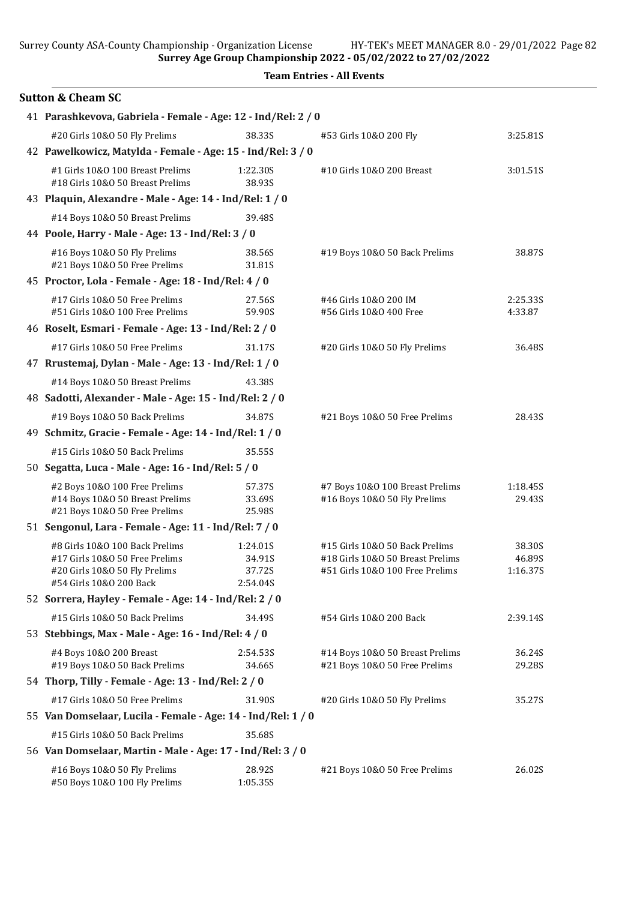## Team Entries - All Events

### Sutton & Cheam SC

**41 Parashkevova, Gabriela - Female - Age: 12 - Ind/Rel: 2 / 0**

| Event | Time | Event | Time |
|---|---|---|---|
| #20 Girls 10&O 50 Fly Prelims | 38.33S | #53 Girls 10&O 200 Fly | 3:25.81S |

**42 Pawelkowicz, Matylda - Female - Age: 15 - Ind/Rel: 3 / 0**

| Event | Time | Event | Time |
|---|---|---|---|
| #1 Girls 10&O 100 Breast Prelims | 1:22.30S | #10 Girls 10&O 200 Breast | 3:01.51S |
| #18 Girls 10&O 50 Breast Prelims | 38.93S | | |

**43 Plaquin, Alexandre - Male - Age: 14 - Ind/Rel: 1 / 0**

| Event | Time | Event | Time |
|---|---|---|---|
| #14 Boys 10&O 50 Breast Prelims | 39.48S | | |

**44 Poole, Harry - Male - Age: 13 - Ind/Rel: 3 / 0**

| Event | Time | Event | Time |
|---|---|---|---|
| #16 Boys 10&O 50 Fly Prelims | 38.56S | #19 Boys 10&O 50 Back Prelims | 38.87S |
| #21 Boys 10&O 50 Free Prelims | 31.81S | | |

**45 Proctor, Lola - Female - Age: 18 - Ind/Rel: 4 / 0**

| Event | Time | Event | Time |
|---|---|---|---|
| #17 Girls 10&O 50 Free Prelims | 27.56S | #46 Girls 10&O 200 IM | 2:25.33S |
| #51 Girls 10&O 100 Free Prelims | 59.90S | #56 Girls 10&O 400 Free | 4:33.87 |

**46 Roselt, Esmari - Female - Age: 13 - Ind/Rel: 2 / 0**

| Event | Time | Event | Time |
|---|---|---|---|
| #17 Girls 10&O 50 Free Prelims | 31.17S | #20 Girls 10&O 50 Fly Prelims | 36.48S |

**47 Rrustemaj, Dylan - Male - Age: 13 - Ind/Rel: 1 / 0**

| Event | Time | Event | Time |
|---|---|---|---|
| #14 Boys 10&O 50 Breast Prelims | 43.38S | | |

**48 Sadotti, Alexander - Male - Age: 15 - Ind/Rel: 2 / 0**

| Event | Time | Event | Time |
|---|---|---|---|
| #19 Boys 10&O 50 Back Prelims | 34.87S | #21 Boys 10&O 50 Free Prelims | 28.43S |

**49 Schmitz, Gracie - Female - Age: 14 - Ind/Rel: 1 / 0**

| Event | Time | Event | Time |
|---|---|---|---|
| #15 Girls 10&O 50 Back Prelims | 35.55S | | |

**50 Segatta, Luca - Male - Age: 16 - Ind/Rel: 5 / 0**

| Event | Time | Event | Time |
|---|---|---|---|
| #2 Boys 10&O 100 Free Prelims | 57.37S | #7 Boys 10&O 100 Breast Prelims | 1:18.45S |
| #14 Boys 10&O 50 Breast Prelims | 33.69S | #16 Boys 10&O 50 Fly Prelims | 29.43S |
| #21 Boys 10&O 50 Free Prelims | 25.98S | | |

**51 Sengonul, Lara - Female - Age: 11 - Ind/Rel: 7 / 0**

| Event | Time | Event | Time |
|---|---|---|---|
| #8 Girls 10&O 100 Back Prelims | 1:24.01S | #15 Girls 10&O 50 Back Prelims | 38.30S |
| #17 Girls 10&O 50 Free Prelims | 34.91S | #18 Girls 10&O 50 Breast Prelims | 46.89S |
| #20 Girls 10&O 50 Fly Prelims | 37.72S | #51 Girls 10&O 100 Free Prelims | 1:16.37S |
| #54 Girls 10&O 200 Back | 2:54.04S | | |

**52 Sorrera, Hayley - Female - Age: 14 - Ind/Rel: 2 / 0**

| Event | Time | Event | Time |
|---|---|---|---|
| #15 Girls 10&O 50 Back Prelims | 34.49S | #54 Girls 10&O 200 Back | 2:39.14S |

**53 Stebbings, Max - Male - Age: 16 - Ind/Rel: 4 / 0**

| Event | Time | Event | Time |
|---|---|---|---|
| #4 Boys 10&O 200 Breast | 2:54.53S | #14 Boys 10&O 50 Breast Prelims | 36.24S |
| #19 Boys 10&O 50 Back Prelims | 34.66S | #21 Boys 10&O 50 Free Prelims | 29.28S |

**54 Thorp, Tilly - Female - Age: 13 - Ind/Rel: 2 / 0**

| Event | Time | Event | Time |
|---|---|---|---|
| #17 Girls 10&O 50 Free Prelims | 31.90S | #20 Girls 10&O 50 Fly Prelims | 35.27S |

**55 Van Domselaar, Lucila - Female - Age: 14 - Ind/Rel: 1 / 0**

| Event | Time | Event | Time |
|---|---|---|---|
| #15 Girls 10&O 50 Back Prelims | 35.68S | | |

**56 Van Domselaar, Martin - Male - Age: 17 - Ind/Rel: 3 / 0**

| Event | Time | Event | Time |
|---|---|---|---|
| #16 Boys 10&O 50 Fly Prelims | 28.92S | #21 Boys 10&O 50 Free Prelims | 26.02S |
| #50 Boys 10&O 100 Fly Prelims | 1:05.35S | | |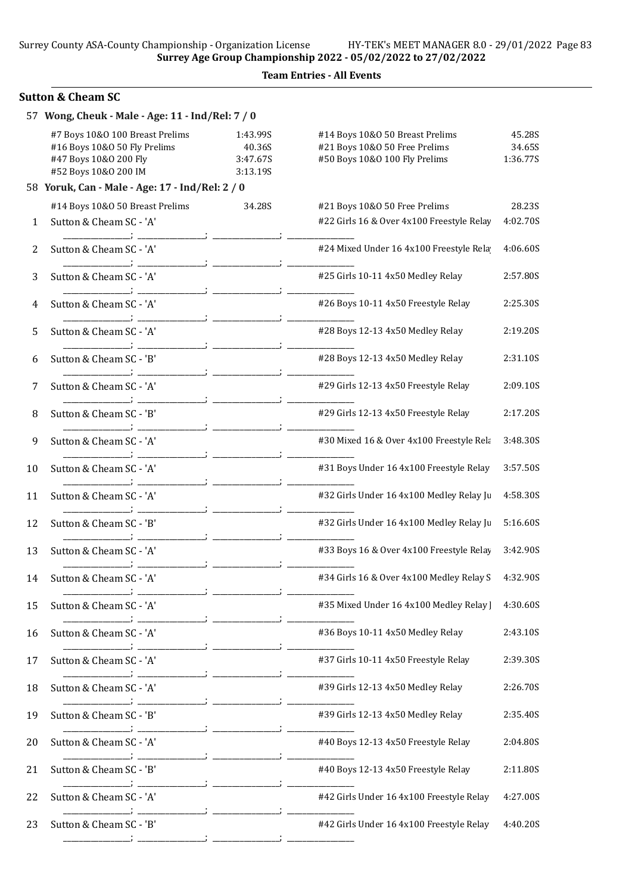Surrey Age Group Championship 2022 - 05/02/2022 to 27/02/2022

**Team Entries - All Events**

## Sutton & Cheam SC

**57 Wong, Cheuk - Male - Age: 11 - Ind/Rel: 7 / 0**

| Event | Time | Event | Time |
|---|---|---|---|
| #7 Boys 10&O 100 Breast Prelims | 1:43.99S | #14 Boys 10&O 50 Breast Prelims | 45.28S |
| #16 Boys 10&O 50 Fly Prelims | 40.36S | #21 Boys 10&O 50 Free Prelims | 34.65S |
| #47 Boys 10&O 200 Fly | 3:47.67S | #50 Boys 10&O 100 Fly Prelims | 1:36.77S |
| #52 Boys 10&O 200 IM | 3:13.19S | | |

**58 Yoruk, Can - Male - Age: 17 - Ind/Rel: 2 / 0**

| Event | Time | Event | Time |
|---|---|---|---|
| #14 Boys 10&O 50 Breast Prelims | 34.28S | #21 Boys 10&O 50 Free Prelims | 28.23S |

| # | Team | Event | Time |
|---|---|---|---|
| 1 | Sutton & Cheam SC - 'A' | #22 Girls 16 & Over 4x100 Freestyle Relay | 4:02.70S |
| 2 | Sutton & Cheam SC - 'A' | #24 Mixed Under 16 4x100 Freestyle Rela | 4:06.60S |
| 3 | Sutton & Cheam SC - 'A' | #25 Girls 10-11 4x50 Medley Relay | 2:57.80S |
| 4 | Sutton & Cheam SC - 'A' | #26 Boys 10-11 4x50 Freestyle Relay | 2:25.30S |
| 5 | Sutton & Cheam SC - 'A' | #28 Boys 12-13 4x50 Medley Relay | 2:19.20S |
| 6 | Sutton & Cheam SC - 'B' | #28 Boys 12-13 4x50 Medley Relay | 2:31.10S |
| 7 | Sutton & Cheam SC - 'A' | #29 Girls 12-13 4x50 Freestyle Relay | 2:09.10S |
| 8 | Sutton & Cheam SC - 'B' | #29 Girls 12-13 4x50 Freestyle Relay | 2:17.20S |
| 9 | Sutton & Cheam SC - 'A' | #30 Mixed 16 & Over 4x100 Freestyle Rela | 3:48.30S |
| 10 | Sutton & Cheam SC - 'A' | #31 Boys Under 16 4x100 Freestyle Relay | 3:57.50S |
| 11 | Sutton & Cheam SC - 'A' | #32 Girls Under 16 4x100 Medley Relay Ju | 4:58.30S |
| 12 | Sutton & Cheam SC - 'B' | #32 Girls Under 16 4x100 Medley Relay Ju | 5:16.60S |
| 13 | Sutton & Cheam SC - 'A' | #33 Boys 16 & Over 4x100 Freestyle Relay | 3:42.90S |
| 14 | Sutton & Cheam SC - 'A' | #34 Girls 16 & Over 4x100 Medley Relay S | 4:32.90S |
| 15 | Sutton & Cheam SC - 'A' | #35 Mixed Under 16 4x100 Medley Relay J | 4:30.60S |
| 16 | Sutton & Cheam SC - 'A' | #36 Boys 10-11 4x50 Medley Relay | 2:43.10S |
| 17 | Sutton & Cheam SC - 'A' | #37 Girls 10-11 4x50 Freestyle Relay | 2:39.30S |
| 18 | Sutton & Cheam SC - 'A' | #39 Girls 12-13 4x50 Medley Relay | 2:26.70S |
| 19 | Sutton & Cheam SC - 'B' | #39 Girls 12-13 4x50 Medley Relay | 2:35.40S |
| 20 | Sutton & Cheam SC - 'A' | #40 Boys 12-13 4x50 Freestyle Relay | 2:04.80S |
| 21 | Sutton & Cheam SC - 'B' | #40 Boys 12-13 4x50 Freestyle Relay | 2:11.80S |
| 22 | Sutton & Cheam SC - 'A' | #42 Girls Under 16 4x100 Freestyle Relay | 4:27.00S |
| 23 | Sutton & Cheam SC - 'B' | #42 Girls Under 16 4x100 Freestyle Relay | 4:40.20S |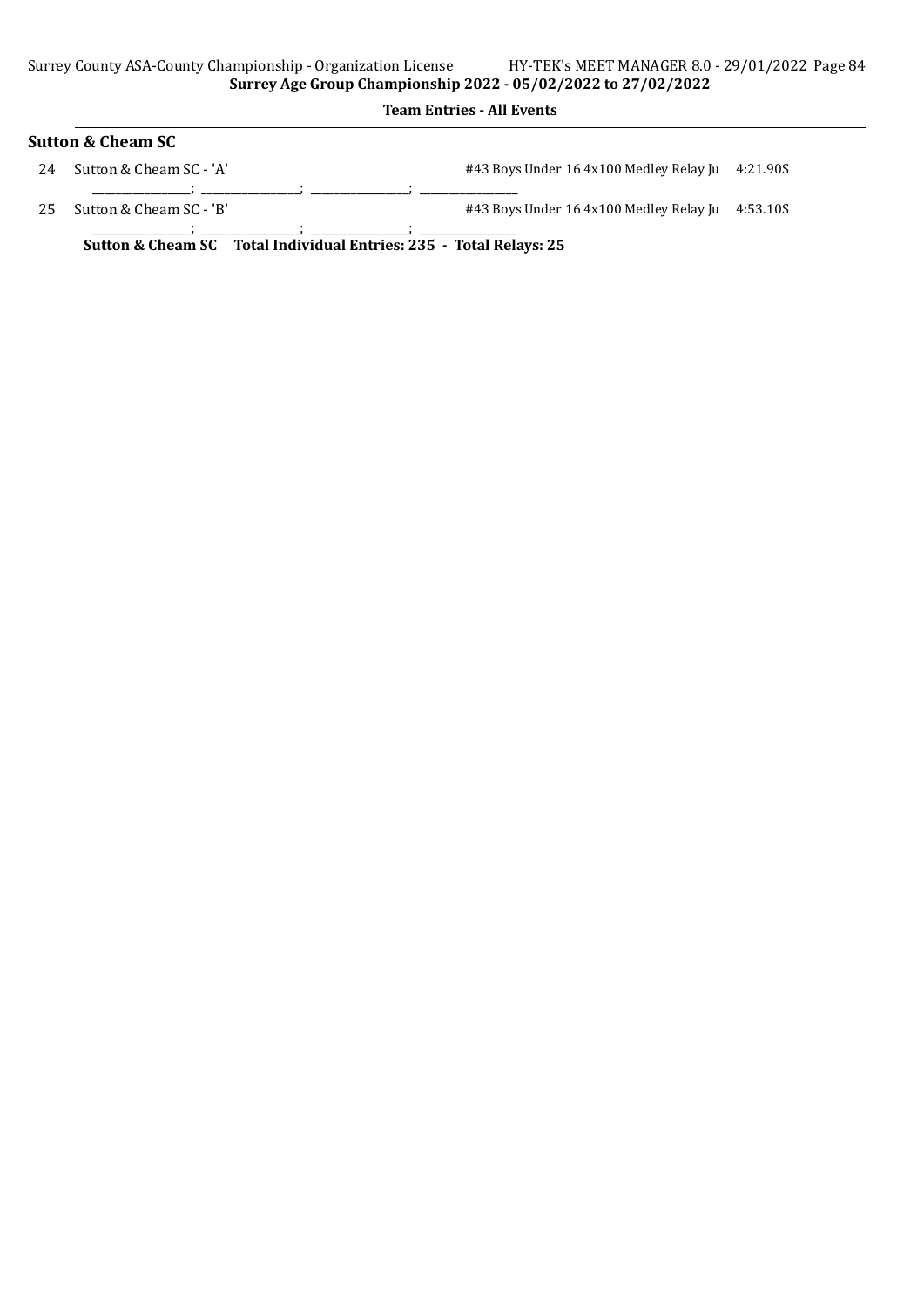**Team Entries - All Events**

### Sutton & Cheam SC

| # | Team | Event | Time |
|---|---|---|---|
| 24 | Sutton & Cheam SC - 'A' | #43 Boys Under 16 4x100 Medley Relay Ju | 4:21.90S |
| | ________________; ________________; ________________; ________________ | | |
| 25 | Sutton & Cheam SC - 'B' | #43 Boys Under 16 4x100 Medley Relay Ju | 4:53.10S |
| | ________________; ________________; ________________; ________________ | | |

**Sutton & Cheam SC Total Individual Entries: 235 - Total Relays: 25**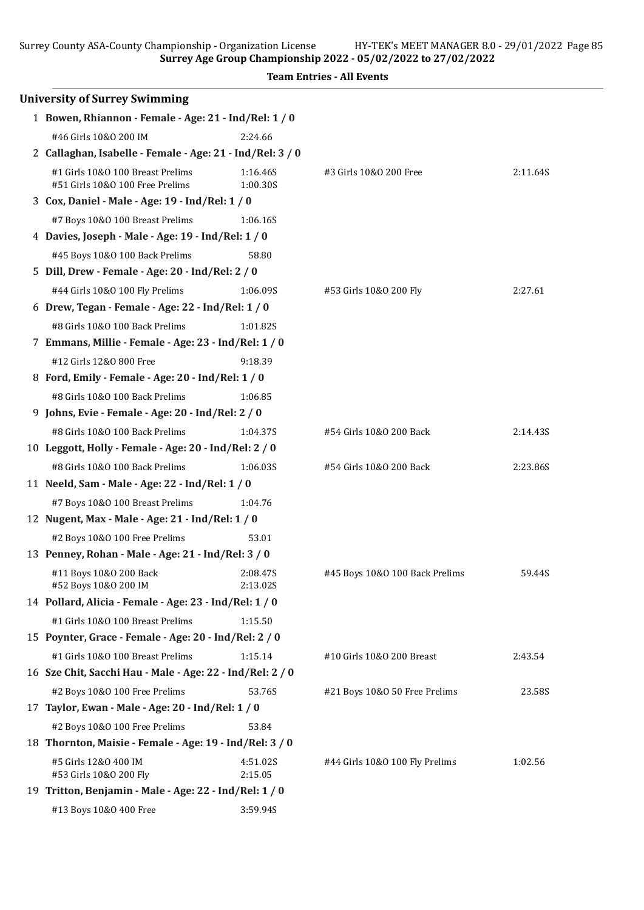Surrey County ASA-County Championship - Organization License HY-TEK's MEET MANAGER 8.0 - 29/01/2022 Page 85

**Surrey Age Group Championship 2022 - 05/02/2022 to 27/02/2022**

**Team Entries - All Events**

## University of Surrey Swimming

**1 Bowen, Rhiannon - Female - Age: 21 - Ind/Rel: 1 / 0**

| | | | |
|---|---|---|---|
| #46 Girls 10&O 200 IM | 2:24.66 | | |

**2 Callaghan, Isabelle - Female - Age: 21 - Ind/Rel: 3 / 0**

| | | | |
|---|---|---|---|
| #1 Girls 10&O 100 Breast Prelims | 1:16.46S | #3 Girls 10&O 200 Free | 2:11.64S |
| #51 Girls 10&O 100 Free Prelims | 1:00.30S | | |

**3 Cox, Daniel - Male - Age: 19 - Ind/Rel: 1 / 0**

| | | | |
|---|---|---|---|
| #7 Boys 10&O 100 Breast Prelims | 1:06.16S | | |

**4 Davies, Joseph - Male - Age: 19 - Ind/Rel: 1 / 0**

| | | | |
|---|---|---|---|
| #45 Boys 10&O 100 Back Prelims | 58.80 | | |

**5 Dill, Drew - Female - Age: 20 - Ind/Rel: 2 / 0**

| | | | |
|---|---|---|---|
| #44 Girls 10&O 100 Fly Prelims | 1:06.09S | #53 Girls 10&O 200 Fly | 2:27.61 |

**6 Drew, Tegan - Female - Age: 22 - Ind/Rel: 1 / 0**

| | | | |
|---|---|---|---|
| #8 Girls 10&O 100 Back Prelims | 1:01.82S | | |

**7 Emmans, Millie - Female - Age: 23 - Ind/Rel: 1 / 0**

| | | | |
|---|---|---|---|
| #12 Girls 12&O 800 Free | 9:18.39 | | |

**8 Ford, Emily - Female - Age: 20 - Ind/Rel: 1 / 0**

| | | | |
|---|---|---|---|
| #8 Girls 10&O 100 Back Prelims | 1:06.85 | | |

**9 Johns, Evie - Female - Age: 20 - Ind/Rel: 2 / 0**

| | | | |
|---|---|---|---|
| #8 Girls 10&O 100 Back Prelims | 1:04.37S | #54 Girls 10&O 200 Back | 2:14.43S |

**10 Leggott, Holly - Female - Age: 20 - Ind/Rel: 2 / 0**

| | | | |
|---|---|---|---|
| #8 Girls 10&O 100 Back Prelims | 1:06.03S | #54 Girls 10&O 200 Back | 2:23.86S |

**11 Neeld, Sam - Male - Age: 22 - Ind/Rel: 1 / 0**

| | | | |
|---|---|---|---|
| #7 Boys 10&O 100 Breast Prelims | 1:04.76 | | |

**12 Nugent, Max - Male - Age: 21 - Ind/Rel: 1 / 0**

| | | | |
|---|---|---|---|
| #2 Boys 10&O 100 Free Prelims | 53.01 | | |

**13 Penney, Rohan - Male - Age: 21 - Ind/Rel: 3 / 0**

| | | | |
|---|---|---|---|
| #11 Boys 10&O 200 Back | 2:08.47S | #45 Boys 10&O 100 Back Prelims | 59.44S |
| #52 Boys 10&O 200 IM | 2:13.02S | | |

**14 Pollard, Alicia - Female - Age: 23 - Ind/Rel: 1 / 0**

| | | | |
|---|---|---|---|
| #1 Girls 10&O 100 Breast Prelims | 1:15.50 | | |

**15 Poynter, Grace - Female - Age: 20 - Ind/Rel: 2 / 0**

| | | | |
|---|---|---|---|
| #1 Girls 10&O 100 Breast Prelims | 1:15.14 | #10 Girls 10&O 200 Breast | 2:43.54 |

**16 Sze Chit, Sacchi Hau - Male - Age: 22 - Ind/Rel: 2 / 0**

| | | | |
|---|---|---|---|
| #2 Boys 10&O 100 Free Prelims | 53.76S | #21 Boys 10&O 50 Free Prelims | 23.58S |

**17 Taylor, Ewan - Male - Age: 20 - Ind/Rel: 1 / 0**

| | | | |
|---|---|---|---|
| #2 Boys 10&O 100 Free Prelims | 53.84 | | |

**18 Thornton, Maisie - Female - Age: 19 - Ind/Rel: 3 / 0**

| | | | |
|---|---|---|---|
| #5 Girls 12&O 400 IM | 4:51.02S | #44 Girls 10&O 100 Fly Prelims | 1:02.56 |
| #53 Girls 10&O 200 Fly | 2:15.05 | | |

**19 Tritton, Benjamin - Male - Age: 22 - Ind/Rel: 1 / 0**

| | | | |
|---|---|---|---|
| #13 Boys 10&O 400 Free | 3:59.94S | | |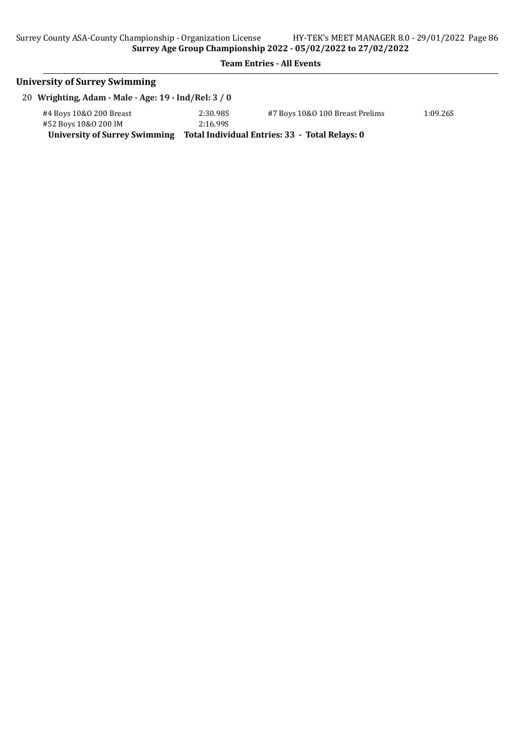**Team Entries - All Events**

## University of Surrey Swimming

20 **Wrighting, Adam - Male - Age: 19 - Ind/Rel: 3 / 0**

| | | | |
|---|---|---|---|
| #4 Boys 10&O 200 Breast | 2:30.98S | #7 Boys 10&O 100 Breast Prelims | 1:09.26S |
| #52 Boys 10&O 200 IM | 2:16.99S | | |

**University of Surrey Swimming Total Individual Entries: 33 - Total Relays: 0**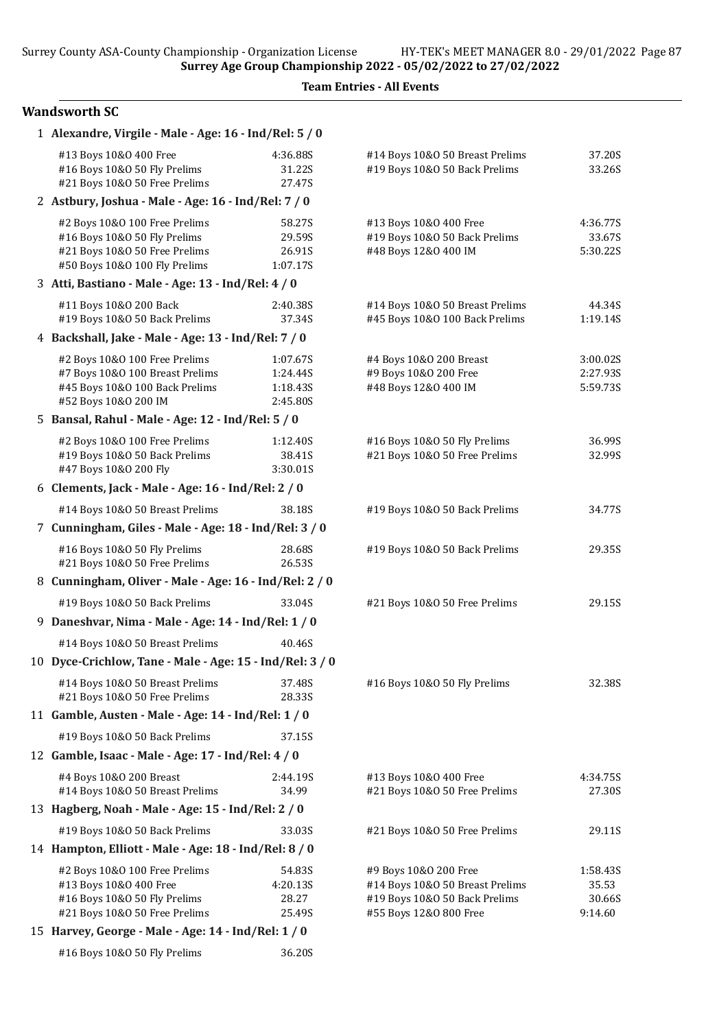Surrey Age Group Championship 2022 - 05/02/2022 to 27/02/2022

**Team Entries - All Events**

## Wandsworth SC

**1 Alexandre, Virgile - Male - Age: 16 - Ind/Rel: 5 / 0**

| Event | Time | Event | Time |
|---|---|---|---|
| #13 Boys 10&O 400 Free | 4:36.88S | #14 Boys 10&O 50 Breast Prelims | 37.20S |
| #16 Boys 10&O 50 Fly Prelims | 31.22S | #19 Boys 10&O 50 Back Prelims | 33.26S |
| #21 Boys 10&O 50 Free Prelims | 27.47S | | |

**2 Astbury, Joshua - Male - Age: 16 - Ind/Rel: 7 / 0**

| Event | Time | Event | Time |
|---|---|---|---|
| #2 Boys 10&O 100 Free Prelims | 58.27S | #13 Boys 10&O 400 Free | 4:36.77S |
| #16 Boys 10&O 50 Fly Prelims | 29.59S | #19 Boys 10&O 50 Back Prelims | 33.67S |
| #21 Boys 10&O 50 Free Prelims | 26.91S | #48 Boys 12&O 400 IM | 5:30.22S |
| #50 Boys 10&O 100 Fly Prelims | 1:07.17S | | |

**3 Atti, Bastiano - Male - Age: 13 - Ind/Rel: 4 / 0**

| Event | Time | Event | Time |
|---|---|---|---|
| #11 Boys 10&O 200 Back | 2:40.38S | #14 Boys 10&O 50 Breast Prelims | 44.34S |
| #19 Boys 10&O 50 Back Prelims | 37.34S | #45 Boys 10&O 100 Back Prelims | 1:19.14S |

**4 Backshall, Jake - Male - Age: 13 - Ind/Rel: 7 / 0**

| Event | Time | Event | Time |
|---|---|---|---|
| #2 Boys 10&O 100 Free Prelims | 1:07.67S | #4 Boys 10&O 200 Breast | 3:00.02S |
| #7 Boys 10&O 100 Breast Prelims | 1:24.44S | #9 Boys 10&O 200 Free | 2:27.93S |
| #45 Boys 10&O 100 Back Prelims | 1:18.43S | #48 Boys 12&O 400 IM | 5:59.73S |
| #52 Boys 10&O 200 IM | 2:45.80S | | |

**5 Bansal, Rahul - Male - Age: 12 - Ind/Rel: 5 / 0**

| Event | Time | Event | Time |
|---|---|---|---|
| #2 Boys 10&O 100 Free Prelims | 1:12.40S | #16 Boys 10&O 50 Fly Prelims | 36.99S |
| #19 Boys 10&O 50 Back Prelims | 38.41S | #21 Boys 10&O 50 Free Prelims | 32.99S |
| #47 Boys 10&O 200 Fly | 3:30.01S | | |

**6 Clements, Jack - Male - Age: 16 - Ind/Rel: 2 / 0**

| Event | Time | Event | Time |
|---|---|---|---|
| #14 Boys 10&O 50 Breast Prelims | 38.18S | #19 Boys 10&O 50 Back Prelims | 34.77S |

**7 Cunningham, Giles - Male - Age: 18 - Ind/Rel: 3 / 0**

| Event | Time | Event | Time |
|---|---|---|---|
| #16 Boys 10&O 50 Fly Prelims | 28.68S | #19 Boys 10&O 50 Back Prelims | 29.35S |
| #21 Boys 10&O 50 Free Prelims | 26.53S | | |

**8 Cunningham, Oliver - Male - Age: 16 - Ind/Rel: 2 / 0**

| Event | Time | Event | Time |
|---|---|---|---|
| #19 Boys 10&O 50 Back Prelims | 33.04S | #21 Boys 10&O 50 Free Prelims | 29.15S |

**9 Daneshvar, Nima - Male - Age: 14 - Ind/Rel: 1 / 0**

| Event | Time |
|---|---|
| #14 Boys 10&O 50 Breast Prelims | 40.46S |

**10 Dyce-Crichlow, Tane - Male - Age: 15 - Ind/Rel: 3 / 0**

| Event | Time | Event | Time |
|---|---|---|---|
| #14 Boys 10&O 50 Breast Prelims | 37.48S | #16 Boys 10&O 50 Fly Prelims | 32.38S |
| #21 Boys 10&O 50 Free Prelims | 28.33S | | |

**11 Gamble, Austen - Male - Age: 14 - Ind/Rel: 1 / 0**

| Event | Time |
|---|---|
| #19 Boys 10&O 50 Back Prelims | 37.15S |

**12 Gamble, Isaac - Male - Age: 17 - Ind/Rel: 4 / 0**

| Event | Time | Event | Time |
|---|---|---|---|
| #4 Boys 10&O 200 Breast | 2:44.19S | #13 Boys 10&O 400 Free | 4:34.75S |
| #14 Boys 10&O 50 Breast Prelims | 34.99 | #21 Boys 10&O 50 Free Prelims | 27.30S |

**13 Hagberg, Noah - Male - Age: 15 - Ind/Rel: 2 / 0**

| Event | Time | Event | Time |
|---|---|---|---|
| #19 Boys 10&O 50 Back Prelims | 33.03S | #21 Boys 10&O 50 Free Prelims | 29.11S |

**14 Hampton, Elliott - Male - Age: 18 - Ind/Rel: 8 / 0**

| Event | Time | Event | Time |
|---|---|---|---|
| #2 Boys 10&O 100 Free Prelims | 54.83S | #9 Boys 10&O 200 Free | 1:58.43S |
| #13 Boys 10&O 400 Free | 4:20.13S | #14 Boys 10&O 50 Breast Prelims | 35.53 |
| #16 Boys 10&O 50 Fly Prelims | 28.27 | #19 Boys 10&O 50 Back Prelims | 30.66S |
| #21 Boys 10&O 50 Free Prelims | 25.49S | #55 Boys 12&O 800 Free | 9:14.60 |

**15 Harvey, George - Male - Age: 14 - Ind/Rel: 1 / 0**

| Event | Time |
|---|---|
| #16 Boys 10&O 50 Fly Prelims | 36.20S |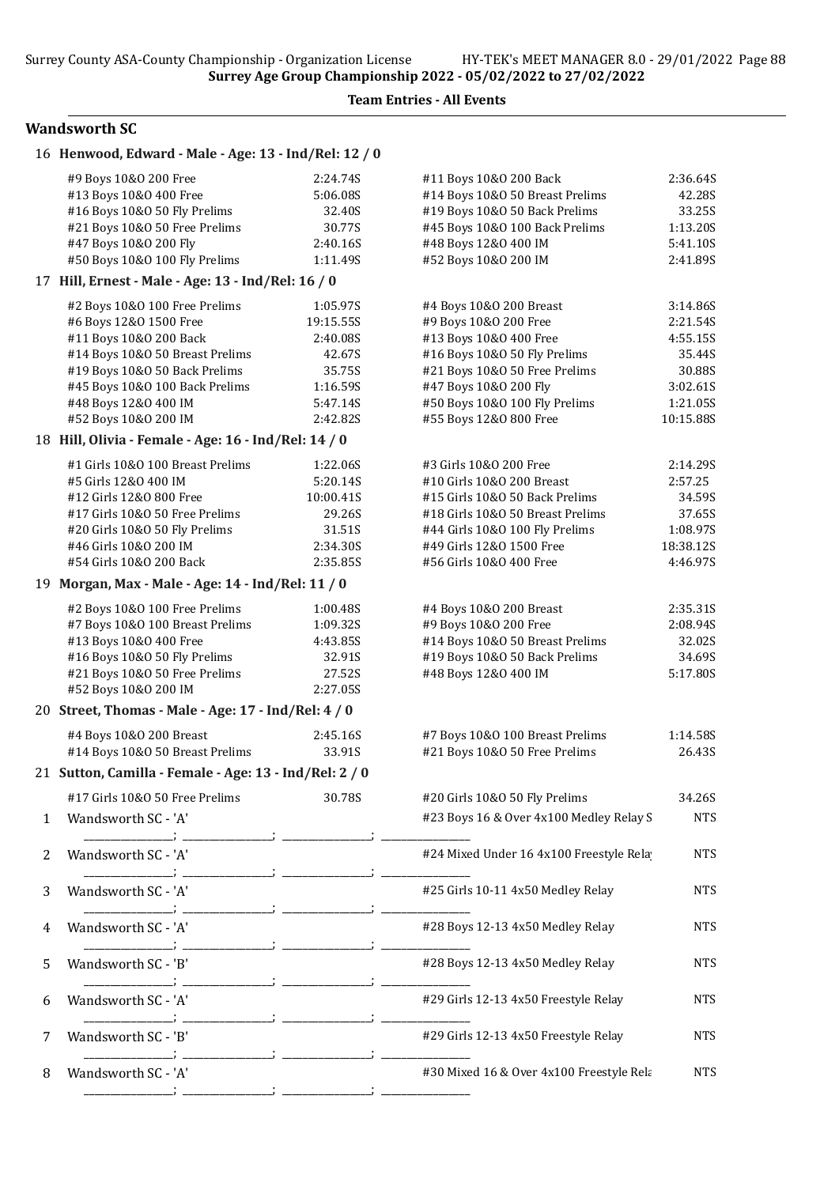**Surrey Age Group Championship 2022 - 05/02/2022 to 27/02/2022**

**Team Entries - All Events**

## Wandsworth SC

### 16 Henwood, Edward - Male - Age: 13 - Ind/Rel: 12 / 0

| Event | Time | Event | Time |
|---|---|---|---|
| #9 Boys 10&O 200 Free | 2:24.74S | #11 Boys 10&O 200 Back | 2:36.64S |
| #13 Boys 10&O 400 Free | 5:06.08S | #14 Boys 10&O 50 Breast Prelims | 42.28S |
| #16 Boys 10&O 50 Fly Prelims | 32.40S | #19 Boys 10&O 50 Back Prelims | 33.25S |
| #21 Boys 10&O 50 Free Prelims | 30.77S | #45 Boys 10&O 100 Back Prelims | 1:13.20S |
| #47 Boys 10&O 200 Fly | 2:40.16S | #48 Boys 12&O 400 IM | 5:41.10S |
| #50 Boys 10&O 100 Fly Prelims | 1:11.49S | #52 Boys 10&O 200 IM | 2:41.89S |

### 17 Hill, Ernest - Male - Age: 13 - Ind/Rel: 16 / 0

| Event | Time | Event | Time |
|---|---|---|---|
| #2 Boys 10&O 100 Free Prelims | 1:05.97S | #4 Boys 10&O 200 Breast | 3:14.86S |
| #6 Boys 12&O 1500 Free | 19:15.55S | #9 Boys 10&O 200 Free | 2:21.54S |
| #11 Boys 10&O 200 Back | 2:40.08S | #13 Boys 10&O 400 Free | 4:55.15S |
| #14 Boys 10&O 50 Breast Prelims | 42.67S | #16 Boys 10&O 50 Fly Prelims | 35.44S |
| #19 Boys 10&O 50 Back Prelims | 35.75S | #21 Boys 10&O 50 Free Prelims | 30.88S |
| #45 Boys 10&O 100 Back Prelims | 1:16.59S | #47 Boys 10&O 200 Fly | 3:02.61S |
| #48 Boys 12&O 400 IM | 5:47.14S | #50 Boys 10&O 100 Fly Prelims | 1:21.05S |
| #52 Boys 10&O 200 IM | 2:42.82S | #55 Boys 12&O 800 Free | 10:15.88S |

### 18 Hill, Olivia - Female - Age: 16 - Ind/Rel: 14 / 0

| Event | Time | Event | Time |
|---|---|---|---|
| #1 Girls 10&O 100 Breast Prelims | 1:22.06S | #3 Girls 10&O 200 Free | 2:14.29S |
| #5 Girls 12&O 400 IM | 5:20.14S | #10 Girls 10&O 200 Breast | 2:57.25 |
| #12 Girls 12&O 800 Free | 10:00.41S | #15 Girls 10&O 50 Back Prelims | 34.59S |
| #17 Girls 10&O 50 Free Prelims | 29.26S | #18 Girls 10&O 50 Breast Prelims | 37.65S |
| #20 Girls 10&O 50 Fly Prelims | 31.51S | #44 Girls 10&O 100 Fly Prelims | 1:08.97S |
| #46 Girls 10&O 200 IM | 2:34.30S | #49 Girls 12&O 1500 Free | 18:38.12S |
| #54 Girls 10&O 200 Back | 2:35.85S | #56 Girls 10&O 400 Free | 4:46.97S |

### 19 Morgan, Max - Male - Age: 14 - Ind/Rel: 11 / 0

| Event | Time | Event | Time |
|---|---|---|---|
| #2 Boys 10&O 100 Free Prelims | 1:00.48S | #4 Boys 10&O 200 Breast | 2:35.31S |
| #7 Boys 10&O 100 Breast Prelims | 1:09.32S | #9 Boys 10&O 200 Free | 2:08.94S |
| #13 Boys 10&O 400 Free | 4:43.85S | #14 Boys 10&O 50 Breast Prelims | 32.02S |
| #16 Boys 10&O 50 Fly Prelims | 32.91S | #19 Boys 10&O 50 Back Prelims | 34.69S |
| #21 Boys 10&O 50 Free Prelims | 27.52S | #48 Boys 12&O 400 IM | 5:17.80S |
| #52 Boys 10&O 200 IM | 2:27.05S | | |

### 20 Street, Thomas - Male - Age: 17 - Ind/Rel: 4 / 0

| Event | Time | Event | Time |
|---|---|---|---|
| #4 Boys 10&O 200 Breast | 2:45.16S | #7 Boys 10&O 100 Breast Prelims | 1:14.58S |
| #14 Boys 10&O 50 Breast Prelims | 33.91S | #21 Boys 10&O 50 Free Prelims | 26.43S |

### 21 Sutton, Camilla - Female - Age: 13 - Ind/Rel: 2 / 0

| Event | Time | Event | Time |
|---|---|---|---|
| #17 Girls 10&O 50 Free Prelims | 30.78S | #20 Girls 10&O 50 Fly Prelims | 34.26S |

| # | Team | Event | Time |
|---|---|---|---|
| 1 | Wandsworth SC - 'A' | #23 Boys 16 & Over 4x100 Medley Relay S | NTS |
| 2 | Wandsworth SC - 'A' | #24 Mixed Under 16 4x100 Freestyle Rela | NTS |
| 3 | Wandsworth SC - 'A' | #25 Girls 10-11 4x50 Medley Relay | NTS |
| 4 | Wandsworth SC - 'A' | #28 Boys 12-13 4x50 Medley Relay | NTS |
| 5 | Wandsworth SC - 'B' | #28 Boys 12-13 4x50 Medley Relay | NTS |
| 6 | Wandsworth SC - 'A' | #29 Girls 12-13 4x50 Freestyle Relay | NTS |
| 7 | Wandsworth SC - 'B' | #29 Girls 12-13 4x50 Freestyle Relay | NTS |
| 8 | Wandsworth SC - 'A' | #30 Mixed 16 & Over 4x100 Freestyle Rela | NTS |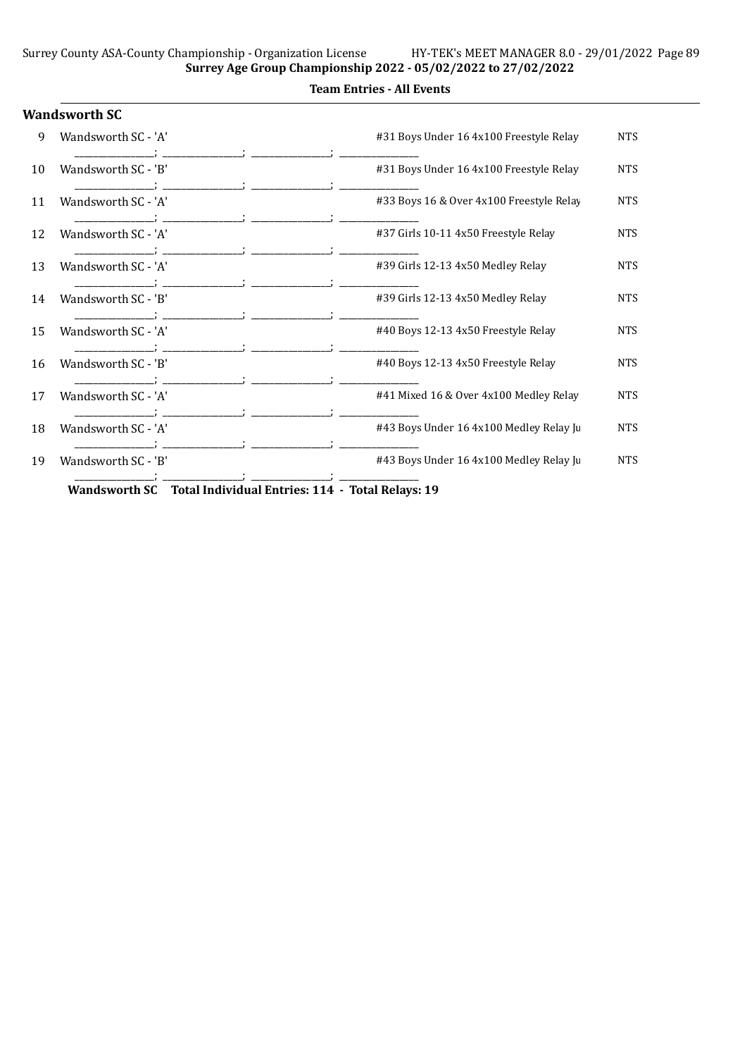**Team Entries - All Events**

### Wandsworth SC

| | Team | Event | Seed |
|---|---|---|---|
| 9 | Wandsworth SC - 'A' | #31 Boys Under 16 4x100 Freestyle Relay | NTS |
| | _______________; _______________; _______________; _______________ | | |
| 10 | Wandsworth SC - 'B' | #31 Boys Under 16 4x100 Freestyle Relay | NTS |
| | _______________; _______________; _______________; _______________ | | |
| 11 | Wandsworth SC - 'A' | #33 Boys 16 & Over 4x100 Freestyle Relay | NTS |
| | _______________; _______________; _______________; _______________ | | |
| 12 | Wandsworth SC - 'A' | #37 Girls 10-11 4x50 Freestyle Relay | NTS |
| | _______________; _______________; _______________; _______________ | | |
| 13 | Wandsworth SC - 'A' | #39 Girls 12-13 4x50 Medley Relay | NTS |
| | _______________; _______________; _______________; _______________ | | |
| 14 | Wandsworth SC - 'B' | #39 Girls 12-13 4x50 Medley Relay | NTS |
| | _______________; _______________; _______________; _______________ | | |
| 15 | Wandsworth SC - 'A' | #40 Boys 12-13 4x50 Freestyle Relay | NTS |
| | _______________; _______________; _______________; _______________ | | |
| 16 | Wandsworth SC - 'B' | #40 Boys 12-13 4x50 Freestyle Relay | NTS |
| | _______________; _______________; _______________; _______________ | | |
| 17 | Wandsworth SC - 'A' | #41 Mixed 16 & Over 4x100 Medley Relay | NTS |
| | _______________; _______________; _______________; _______________ | | |
| 18 | Wandsworth SC - 'A' | #43 Boys Under 16 4x100 Medley Relay Ju | NTS |
| | _______________; _______________; _______________; _______________ | | |
| 19 | Wandsworth SC - 'B' | #43 Boys Under 16 4x100 Medley Relay Ju | NTS |
| | _______________; _______________; _______________; _______________ | | |

**Wandsworth SC Total Individual Entries: 114 - Total Relays: 19**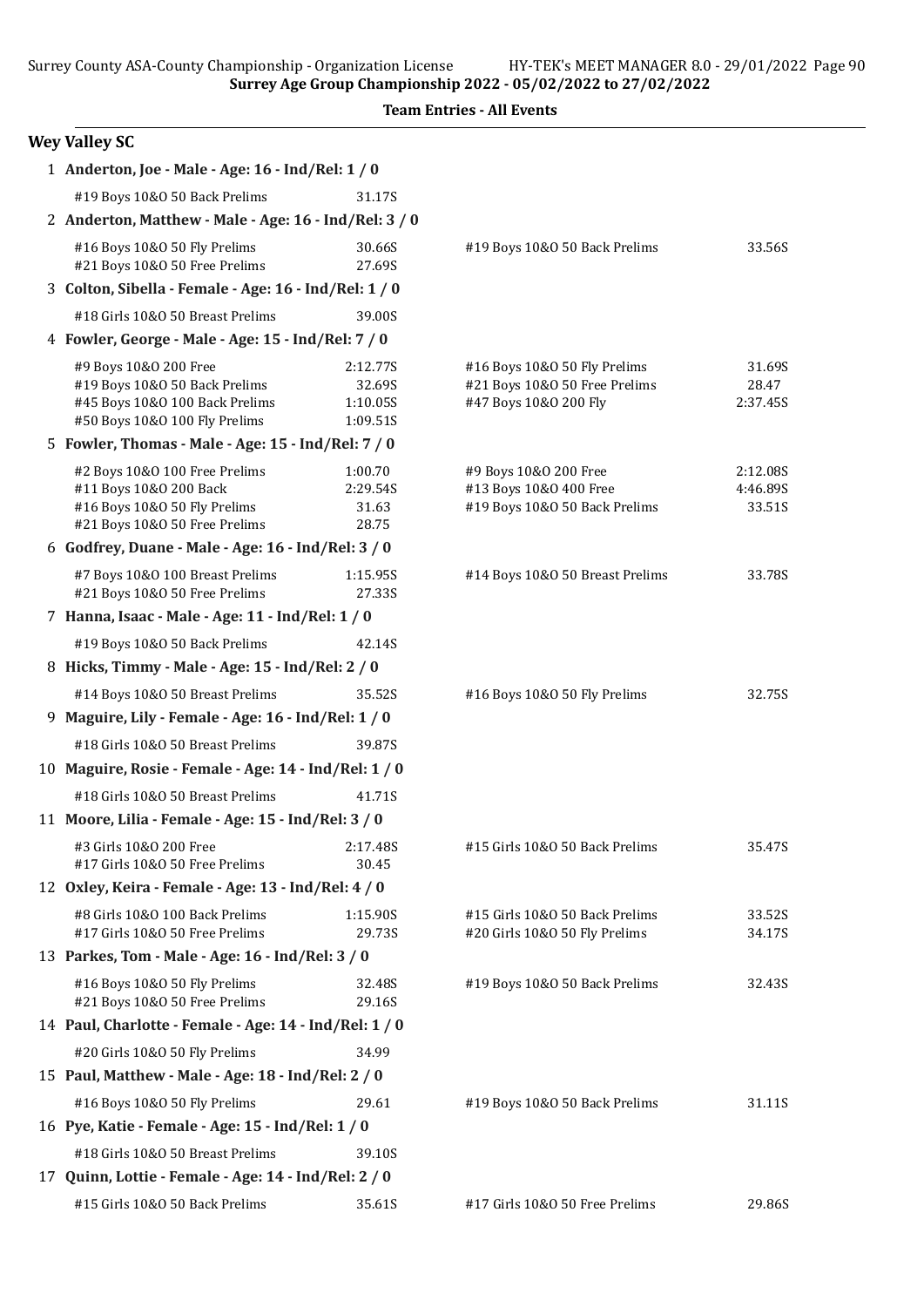## Team Entries - All Events

### Wey Valley SC

**1 Anderton, Joe - Male - Age: 16 - Ind/Rel: 1 / 0**

| Event | Time | Event | Time |
|---|---|---|---|
| #19 Boys 10&O 50 Back Prelims | 31.17S | | |

**2 Anderton, Matthew - Male - Age: 16 - Ind/Rel: 3 / 0**

| Event | Time | Event | Time |
|---|---|---|---|
| #16 Boys 10&O 50 Fly Prelims | 30.66S | #19 Boys 10&O 50 Back Prelims | 33.56S |
| #21 Boys 10&O 50 Free Prelims | 27.69S | | |

**3 Colton, Sibella - Female - Age: 16 - Ind/Rel: 1 / 0**

| Event | Time | Event | Time |
|---|---|---|---|
| #18 Girls 10&O 50 Breast Prelims | 39.00S | | |

**4 Fowler, George - Male - Age: 15 - Ind/Rel: 7 / 0**

| Event | Time | Event | Time |
|---|---|---|---|
| #9 Boys 10&O 200 Free | 2:12.77S | #16 Boys 10&O 50 Fly Prelims | 31.69S |
| #19 Boys 10&O 50 Back Prelims | 32.69S | #21 Boys 10&O 50 Free Prelims | 28.47 |
| #45 Boys 10&O 100 Back Prelims | 1:10.05S | #47 Boys 10&O 200 Fly | 2:37.45S |
| #50 Boys 10&O 100 Fly Prelims | 1:09.51S | | |

**5 Fowler, Thomas - Male - Age: 15 - Ind/Rel: 7 / 0**

| Event | Time | Event | Time |
|---|---|---|---|
| #2 Boys 10&O 100 Free Prelims | 1:00.70 | #9 Boys 10&O 200 Free | 2:12.08S |
| #11 Boys 10&O 200 Back | 2:29.54S | #13 Boys 10&O 400 Free | 4:46.89S |
| #16 Boys 10&O 50 Fly Prelims | 31.63 | #19 Boys 10&O 50 Back Prelims | 33.51S |
| #21 Boys 10&O 50 Free Prelims | 28.75 | | |

**6 Godfrey, Duane - Male - Age: 16 - Ind/Rel: 3 / 0**

| Event | Time | Event | Time |
|---|---|---|---|
| #7 Boys 10&O 100 Breast Prelims | 1:15.95S | #14 Boys 10&O 50 Breast Prelims | 33.78S |
| #21 Boys 10&O 50 Free Prelims | 27.33S | | |

**7 Hanna, Isaac - Male - Age: 11 - Ind/Rel: 1 / 0**

| Event | Time | Event | Time |
|---|---|---|---|
| #19 Boys 10&O 50 Back Prelims | 42.14S | | |

**8 Hicks, Timmy - Male - Age: 15 - Ind/Rel: 2 / 0**

| Event | Time | Event | Time |
|---|---|---|---|
| #14 Boys 10&O 50 Breast Prelims | 35.52S | #16 Boys 10&O 50 Fly Prelims | 32.75S |

**9 Maguire, Lily - Female - Age: 16 - Ind/Rel: 1 / 0**

| Event | Time | Event | Time |
|---|---|---|---|
| #18 Girls 10&O 50 Breast Prelims | 39.87S | | |

**10 Maguire, Rosie - Female - Age: 14 - Ind/Rel: 1 / 0**

| Event | Time | Event | Time |
|---|---|---|---|
| #18 Girls 10&O 50 Breast Prelims | 41.71S | | |

**11 Moore, Lilia - Female - Age: 15 - Ind/Rel: 3 / 0**

| Event | Time | Event | Time |
|---|---|---|---|
| #3 Girls 10&O 200 Free | 2:17.48S | #15 Girls 10&O 50 Back Prelims | 35.47S |
| #17 Girls 10&O 50 Free Prelims | 30.45 | | |

**12 Oxley, Keira - Female - Age: 13 - Ind/Rel: 4 / 0**

| Event | Time | Event | Time |
|---|---|---|---|
| #8 Girls 10&O 100 Back Prelims | 1:15.90S | #15 Girls 10&O 50 Back Prelims | 33.52S |
| #17 Girls 10&O 50 Free Prelims | 29.73S | #20 Girls 10&O 50 Fly Prelims | 34.17S |

**13 Parkes, Tom - Male - Age: 16 - Ind/Rel: 3 / 0**

| Event | Time | Event | Time |
|---|---|---|---|
| #16 Boys 10&O 50 Fly Prelims | 32.48S | #19 Boys 10&O 50 Back Prelims | 32.43S |
| #21 Boys 10&O 50 Free Prelims | 29.16S | | |

**14 Paul, Charlotte - Female - Age: 14 - Ind/Rel: 1 / 0**

| Event | Time | Event | Time |
|---|---|---|---|
| #20 Girls 10&O 50 Fly Prelims | 34.99 | | |

**15 Paul, Matthew - Male - Age: 18 - Ind/Rel: 2 / 0**

| Event | Time | Event | Time |
|---|---|---|---|
| #16 Boys 10&O 50 Fly Prelims | 29.61 | #19 Boys 10&O 50 Back Prelims | 31.11S |

**16 Pye, Katie - Female - Age: 15 - Ind/Rel: 1 / 0**

| Event | Time | Event | Time |
|---|---|---|---|
| #18 Girls 10&O 50 Breast Prelims | 39.10S | | |

**17 Quinn, Lottie - Female - Age: 14 - Ind/Rel: 2 / 0**

| Event | Time | Event | Time |
|---|---|---|---|
| #15 Girls 10&O 50 Back Prelims | 35.61S | #17 Girls 10&O 50 Free Prelims | 29.86S |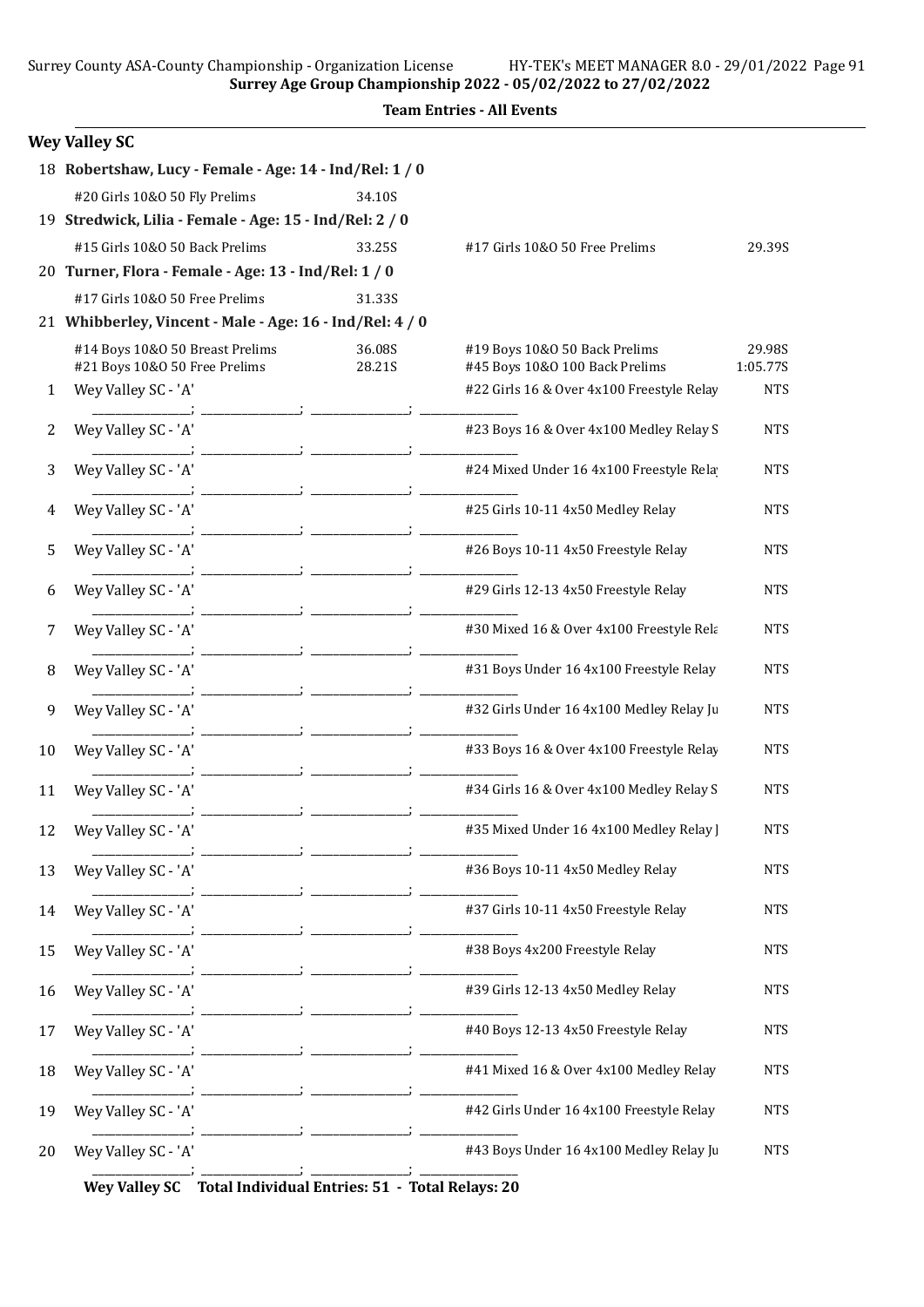Surrey Age Group Championship 2022 - 05/02/2022 to 27/02/2022

**Team Entries - All Events**

## Wey Valley SC

18 **Robertshaw, Lucy - Female - Age: 14 - Ind/Rel: 1 / 0**

| Event | Time | Event | Time |
|---|---|---|---|
| #20 Girls 10&O 50 Fly Prelims | 34.10S | | |

19 **Stredwick, Lilia - Female - Age: 15 - Ind/Rel: 2 / 0**

| Event | Time | Event | Time |
|---|---|---|---|
| #15 Girls 10&O 50 Back Prelims | 33.25S | #17 Girls 10&O 50 Free Prelims | 29.39S |

20 **Turner, Flora - Female - Age: 13 - Ind/Rel: 1 / 0**

| Event | Time | Event | Time |
|---|---|---|---|
| #17 Girls 10&O 50 Free Prelims | 31.33S | | |

21 **Whibberley, Vincent - Male - Age: 16 - Ind/Rel: 4 / 0**

| Event | Time | Event | Time |
|---|---|---|---|
| #14 Boys 10&O 50 Breast Prelims | 36.08S | #19 Boys 10&O 50 Back Prelims | 29.98S |
| #21 Boys 10&O 50 Free Prelims | 28.21S | #45 Boys 10&O 100 Back Prelims | 1:05.77S |

| # | Team | Event | Time |
|---|---|---|---|
| 1 | Wey Valley SC - 'A' | #22 Girls 16 & Over 4x100 Freestyle Relay | NTS |
| 2 | Wey Valley SC - 'A' | #23 Boys 16 & Over 4x100 Medley Relay S | NTS |
| 3 | Wey Valley SC - 'A' | #24 Mixed Under 16 4x100 Freestyle Rela | NTS |
| 4 | Wey Valley SC - 'A' | #25 Girls 10-11 4x50 Medley Relay | NTS |
| 5 | Wey Valley SC - 'A' | #26 Boys 10-11 4x50 Freestyle Relay | NTS |
| 6 | Wey Valley SC - 'A' | #29 Girls 12-13 4x50 Freestyle Relay | NTS |
| 7 | Wey Valley SC - 'A' | #30 Mixed 16 & Over 4x100 Freestyle Rela | NTS |
| 8 | Wey Valley SC - 'A' | #31 Boys Under 16 4x100 Freestyle Relay | NTS |
| 9 | Wey Valley SC - 'A' | #32 Girls Under 16 4x100 Medley Relay Ju | NTS |
| 10 | Wey Valley SC - 'A' | #33 Boys 16 & Over 4x100 Freestyle Relay | NTS |
| 11 | Wey Valley SC - 'A' | #34 Girls 16 & Over 4x100 Medley Relay S | NTS |
| 12 | Wey Valley SC - 'A' | #35 Mixed Under 16 4x100 Medley Relay J | NTS |
| 13 | Wey Valley SC - 'A' | #36 Boys 10-11 4x50 Medley Relay | NTS |
| 14 | Wey Valley SC - 'A' | #37 Girls 10-11 4x50 Freestyle Relay | NTS |
| 15 | Wey Valley SC - 'A' | #38 Boys 4x200 Freestyle Relay | NTS |
| 16 | Wey Valley SC - 'A' | #39 Girls 12-13 4x50 Medley Relay | NTS |
| 17 | Wey Valley SC - 'A' | #40 Boys 12-13 4x50 Freestyle Relay | NTS |
| 18 | Wey Valley SC - 'A' | #41 Mixed 16 & Over 4x100 Medley Relay | NTS |
| 19 | Wey Valley SC - 'A' | #42 Girls Under 16 4x100 Freestyle Relay | NTS |
| 20 | Wey Valley SC - 'A' | #43 Boys Under 16 4x100 Medley Relay Ju | NTS |

**Wey Valley SC Total Individual Entries: 51 - Total Relays: 20**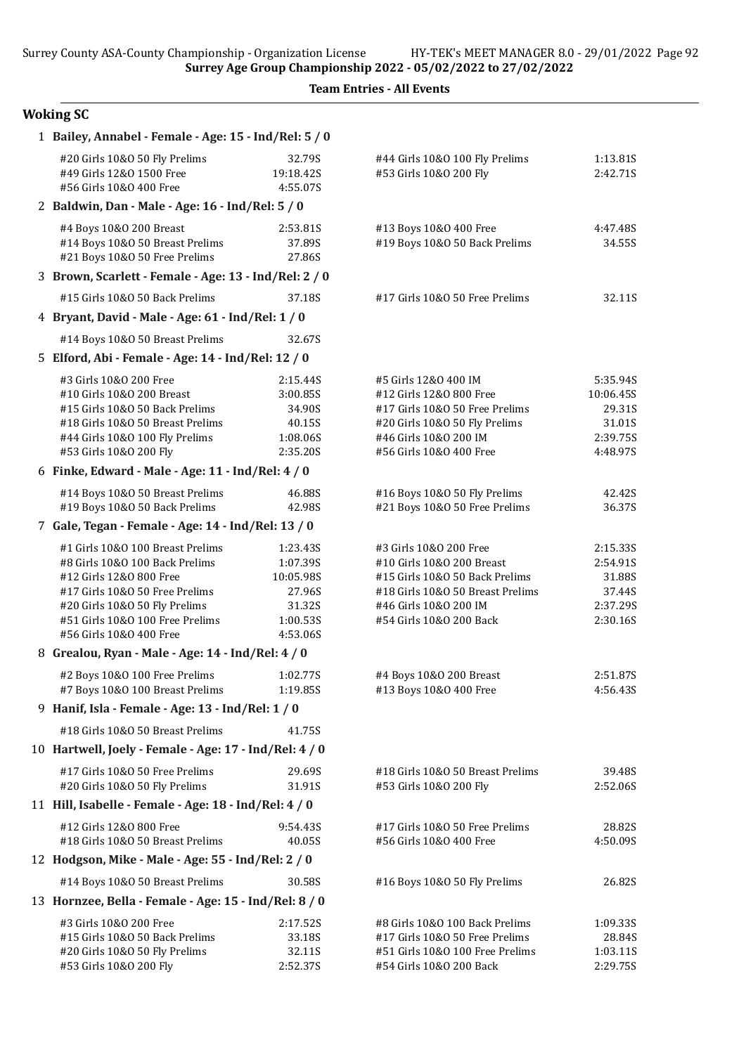Surrey Age Group Championship 2022 - 05/02/2022 to 27/02/2022

**Team Entries - All Events**

## Woking SC

**1 Bailey, Annabel - Female - Age: 15 - Ind/Rel: 5 / 0**

| Event | Time | Event | Time |
|---|---|---|---|
| #20 Girls 10&O 50 Fly Prelims | 32.79S | #44 Girls 10&O 100 Fly Prelims | 1:13.81S |
| #49 Girls 12&O 1500 Free | 19:18.42S | #53 Girls 10&O 200 Fly | 2:42.71S |
| #56 Girls 10&O 400 Free | 4:55.07S | | |

**2 Baldwin, Dan - Male - Age: 16 - Ind/Rel: 5 / 0**

| Event | Time | Event | Time |
|---|---|---|---|
| #4 Boys 10&O 200 Breast | 2:53.81S | #13 Boys 10&O 400 Free | 4:47.48S |
| #14 Boys 10&O 50 Breast Prelims | 37.89S | #19 Boys 10&O 50 Back Prelims | 34.55S |
| #21 Boys 10&O 50 Free Prelims | 27.86S | | |

**3 Brown, Scarlett - Female - Age: 13 - Ind/Rel: 2 / 0**

| Event | Time | Event | Time |
|---|---|---|---|
| #15 Girls 10&O 50 Back Prelims | 37.18S | #17 Girls 10&O 50 Free Prelims | 32.11S |

**4 Bryant, David - Male - Age: 61 - Ind/Rel: 1 / 0**

| Event | Time | Event | Time |
|---|---|---|---|
| #14 Boys 10&O 50 Breast Prelims | 32.67S | | |

**5 Elford, Abi - Female - Age: 14 - Ind/Rel: 12 / 0**

| Event | Time | Event | Time |
|---|---|---|---|
| #3 Girls 10&O 200 Free | 2:15.44S | #5 Girls 12&O 400 IM | 5:35.94S |
| #10 Girls 10&O 200 Breast | 3:00.85S | #12 Girls 12&O 800 Free | 10:06.45S |
| #15 Girls 10&O 50 Back Prelims | 34.90S | #17 Girls 10&O 50 Free Prelims | 29.31S |
| #18 Girls 10&O 50 Breast Prelims | 40.15S | #20 Girls 10&O 50 Fly Prelims | 31.01S |
| #44 Girls 10&O 100 Fly Prelims | 1:08.06S | #46 Girls 10&O 200 IM | 2:39.75S |
| #53 Girls 10&O 200 Fly | 2:35.20S | #56 Girls 10&O 400 Free | 4:48.97S |

**6 Finke, Edward - Male - Age: 11 - Ind/Rel: 4 / 0**

| Event | Time | Event | Time |
|---|---|---|---|
| #14 Boys 10&O 50 Breast Prelims | 46.88S | #16 Boys 10&O 50 Fly Prelims | 42.42S |
| #19 Boys 10&O 50 Back Prelims | 42.98S | #21 Boys 10&O 50 Free Prelims | 36.37S |

**7 Gale, Tegan - Female - Age: 14 - Ind/Rel: 13 / 0**

| Event | Time | Event | Time |
|---|---|---|---|
| #1 Girls 10&O 100 Breast Prelims | 1:23.43S | #3 Girls 10&O 200 Free | 2:15.33S |
| #8 Girls 10&O 100 Back Prelims | 1:07.39S | #10 Girls 10&O 200 Breast | 2:54.91S |
| #12 Girls 12&O 800 Free | 10:05.98S | #15 Girls 10&O 50 Back Prelims | 31.88S |
| #17 Girls 10&O 50 Free Prelims | 27.96S | #18 Girls 10&O 50 Breast Prelims | 37.44S |
| #20 Girls 10&O 50 Fly Prelims | 31.32S | #46 Girls 10&O 200 IM | 2:37.29S |
| #51 Girls 10&O 100 Free Prelims | 1:00.53S | #54 Girls 10&O 200 Back | 2:30.16S |
| #56 Girls 10&O 400 Free | 4:53.06S | | |

**8 Grealou, Ryan - Male - Age: 14 - Ind/Rel: 4 / 0**

| Event | Time | Event | Time |
|---|---|---|---|
| #2 Boys 10&O 100 Free Prelims | 1:02.77S | #4 Boys 10&O 200 Breast | 2:51.87S |
| #7 Boys 10&O 100 Breast Prelims | 1:19.85S | #13 Boys 10&O 400 Free | 4:56.43S |

**9 Hanif, Isla - Female - Age: 13 - Ind/Rel: 1 / 0**

| Event | Time | Event | Time |
|---|---|---|---|
| #18 Girls 10&O 50 Breast Prelims | 41.75S | | |

**10 Hartwell, Joely - Female - Age: 17 - Ind/Rel: 4 / 0**

| Event | Time | Event | Time |
|---|---|---|---|
| #17 Girls 10&O 50 Free Prelims | 29.69S | #18 Girls 10&O 50 Breast Prelims | 39.48S |
| #20 Girls 10&O 50 Fly Prelims | 31.91S | #53 Girls 10&O 200 Fly | 2:52.06S |

**11 Hill, Isabelle - Female - Age: 18 - Ind/Rel: 4 / 0**

| Event | Time | Event | Time |
|---|---|---|---|
| #12 Girls 12&O 800 Free | 9:54.43S | #17 Girls 10&O 50 Free Prelims | 28.82S |
| #18 Girls 10&O 50 Breast Prelims | 40.05S | #56 Girls 10&O 400 Free | 4:50.09S |

**12 Hodgson, Mike - Male - Age: 55 - Ind/Rel: 2 / 0**

| Event | Time | Event | Time |
|---|---|---|---|
| #14 Boys 10&O 50 Breast Prelims | 30.58S | #16 Boys 10&O 50 Fly Prelims | 26.82S |

**13 Hornzee, Bella - Female - Age: 15 - Ind/Rel: 8 / 0**

| Event | Time | Event | Time |
|---|---|---|---|
| #3 Girls 10&O 200 Free | 2:17.52S | #8 Girls 10&O 100 Back Prelims | 1:09.33S |
| #15 Girls 10&O 50 Back Prelims | 33.18S | #17 Girls 10&O 50 Free Prelims | 28.84S |
| #20 Girls 10&O 50 Fly Prelims | 32.11S | #51 Girls 10&O 100 Free Prelims | 1:03.11S |
| #53 Girls 10&O 200 Fly | 2:52.37S | #54 Girls 10&O 200 Back | 2:29.75S |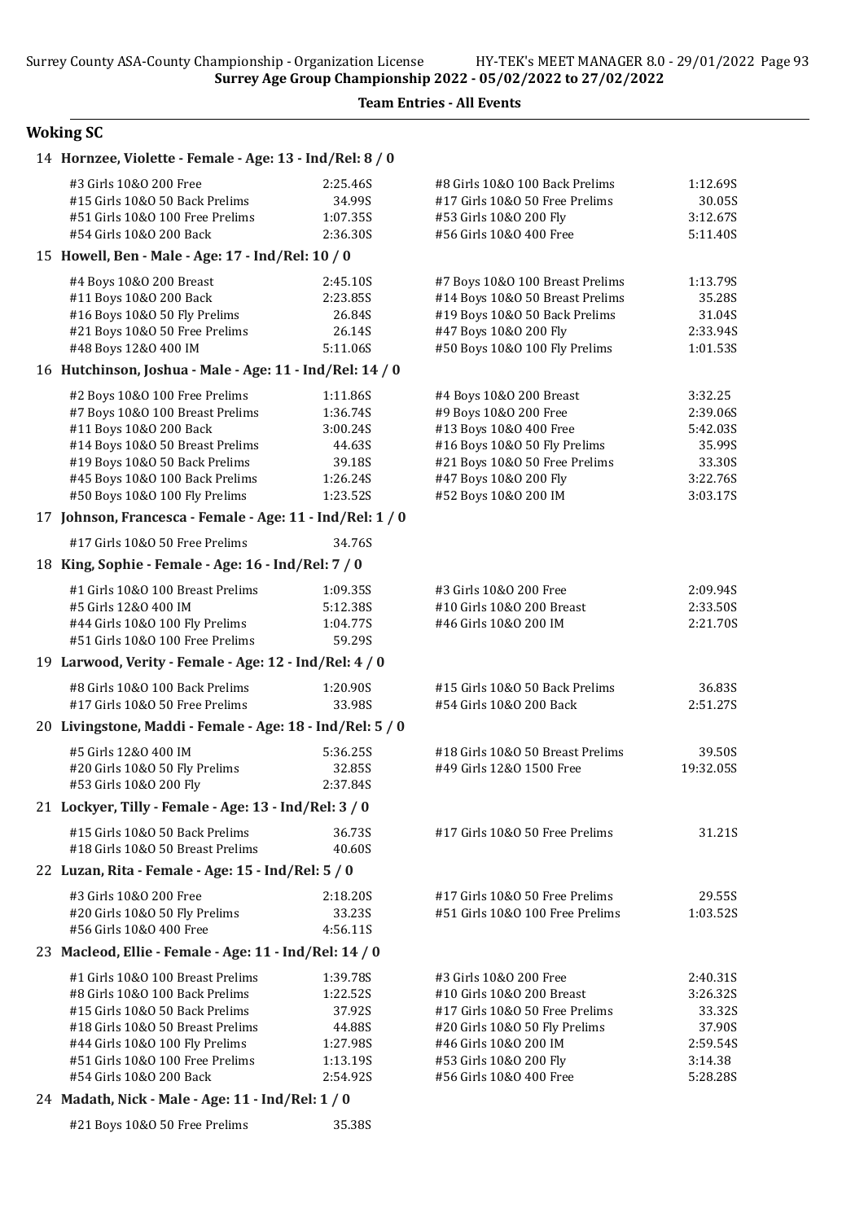Surrey Age Group Championship 2022 - 05/02/2022 to 27/02/2022

**Team Entries - All Events**

## Woking SC

### 14 Hornzee, Violette - Female - Age: 13 - Ind/Rel: 8 / 0

| Event | Time | Event | Time |
|---|---|---|---|
| #3 Girls 10&O 200 Free | 2:25.46S | #8 Girls 10&O 100 Back Prelims | 1:12.69S |
| #15 Girls 10&O 50 Back Prelims | 34.99S | #17 Girls 10&O 50 Free Prelims | 30.05S |
| #51 Girls 10&O 100 Free Prelims | 1:07.35S | #53 Girls 10&O 200 Fly | 3:12.67S |
| #54 Girls 10&O 200 Back | 2:36.30S | #56 Girls 10&O 400 Free | 5:11.40S |

### 15 Howell, Ben - Male - Age: 17 - Ind/Rel: 10 / 0

| Event | Time | Event | Time |
|---|---|---|---|
| #4 Boys 10&O 200 Breast | 2:45.10S | #7 Boys 10&O 100 Breast Prelims | 1:13.79S |
| #11 Boys 10&O 200 Back | 2:23.85S | #14 Boys 10&O 50 Breast Prelims | 35.28S |
| #16 Boys 10&O 50 Fly Prelims | 26.84S | #19 Boys 10&O 50 Back Prelims | 31.04S |
| #21 Boys 10&O 50 Free Prelims | 26.14S | #47 Boys 10&O 200 Fly | 2:33.94S |
| #48 Boys 12&O 400 IM | 5:11.06S | #50 Boys 10&O 100 Fly Prelims | 1:01.53S |

### 16 Hutchinson, Joshua - Male - Age: 11 - Ind/Rel: 14 / 0

| Event | Time | Event | Time |
|---|---|---|---|
| #2 Boys 10&O 100 Free Prelims | 1:11.86S | #4 Boys 10&O 200 Breast | 3:32.25 |
| #7 Boys 10&O 100 Breast Prelims | 1:36.74S | #9 Boys 10&O 200 Free | 2:39.06S |
| #11 Boys 10&O 200 Back | 3:00.24S | #13 Boys 10&O 400 Free | 5:42.03S |
| #14 Boys 10&O 50 Breast Prelims | 44.63S | #16 Boys 10&O 50 Fly Prelims | 35.99S |
| #19 Boys 10&O 50 Back Prelims | 39.18S | #21 Boys 10&O 50 Free Prelims | 33.30S |
| #45 Boys 10&O 100 Back Prelims | 1:26.24S | #47 Boys 10&O 200 Fly | 3:22.76S |
| #50 Boys 10&O 100 Fly Prelims | 1:23.52S | #52 Boys 10&O 200 IM | 3:03.17S |

### 17 Johnson, Francesca - Female - Age: 11 - Ind/Rel: 1 / 0

| Event | Time |
|---|---|
| #17 Girls 10&O 50 Free Prelims | 34.76S |

### 18 King, Sophie - Female - Age: 16 - Ind/Rel: 7 / 0

| Event | Time | Event | Time |
|---|---|---|---|
| #1 Girls 10&O 100 Breast Prelims | 1:09.35S | #3 Girls 10&O 200 Free | 2:09.94S |
| #5 Girls 12&O 400 IM | 5:12.38S | #10 Girls 10&O 200 Breast | 2:33.50S |
| #44 Girls 10&O 100 Fly Prelims | 1:04.77S | #46 Girls 10&O 200 IM | 2:21.70S |
| #51 Girls 10&O 100 Free Prelims | 59.29S | | |

### 19 Larwood, Verity - Female - Age: 12 - Ind/Rel: 4 / 0

| Event | Time | Event | Time |
|---|---|---|---|
| #8 Girls 10&O 100 Back Prelims | 1:20.90S | #15 Girls 10&O 50 Back Prelims | 36.83S |
| #17 Girls 10&O 50 Free Prelims | 33.98S | #54 Girls 10&O 200 Back | 2:51.27S |

### 20 Livingstone, Maddi - Female - Age: 18 - Ind/Rel: 5 / 0

| Event | Time | Event | Time |
|---|---|---|---|
| #5 Girls 12&O 400 IM | 5:36.25S | #18 Girls 10&O 50 Breast Prelims | 39.50S |
| #20 Girls 10&O 50 Fly Prelims | 32.85S | #49 Girls 12&O 1500 Free | 19:32.05S |
| #53 Girls 10&O 200 Fly | 2:37.84S | | |

### 21 Lockyer, Tilly - Female - Age: 13 - Ind/Rel: 3 / 0

| Event | Time | Event | Time |
|---|---|---|---|
| #15 Girls 10&O 50 Back Prelims | 36.73S | #17 Girls 10&O 50 Free Prelims | 31.21S |
| #18 Girls 10&O 50 Breast Prelims | 40.60S | | |

### 22 Luzan, Rita - Female - Age: 15 - Ind/Rel: 5 / 0

| Event | Time | Event | Time |
|---|---|---|---|
| #3 Girls 10&O 200 Free | 2:18.20S | #17 Girls 10&O 50 Free Prelims | 29.55S |
| #20 Girls 10&O 50 Fly Prelims | 33.23S | #51 Girls 10&O 100 Free Prelims | 1:03.52S |
| #56 Girls 10&O 400 Free | 4:56.11S | | |

### 23 Macleod, Ellie - Female - Age: 11 - Ind/Rel: 14 / 0

| Event | Time | Event | Time |
|---|---|---|---|
| #1 Girls 10&O 100 Breast Prelims | 1:39.78S | #3 Girls 10&O 200 Free | 2:40.31S |
| #8 Girls 10&O 100 Back Prelims | 1:22.52S | #10 Girls 10&O 200 Breast | 3:26.32S |
| #15 Girls 10&O 50 Back Prelims | 37.92S | #17 Girls 10&O 50 Free Prelims | 33.32S |
| #18 Girls 10&O 50 Breast Prelims | 44.88S | #20 Girls 10&O 50 Fly Prelims | 37.90S |
| #44 Girls 10&O 100 Fly Prelims | 1:27.98S | #46 Girls 10&O 200 IM | 2:59.54S |
| #51 Girls 10&O 100 Free Prelims | 1:13.19S | #53 Girls 10&O 200 Fly | 3:14.38 |
| #54 Girls 10&O 200 Back | 2:54.92S | #56 Girls 10&O 400 Free | 5:28.28S |

### 24 Madath, Nick - Male - Age: 11 - Ind/Rel: 1 / 0

| Event | Time |
|---|---|
| #21 Boys 10&O 50 Free Prelims | 35.38S |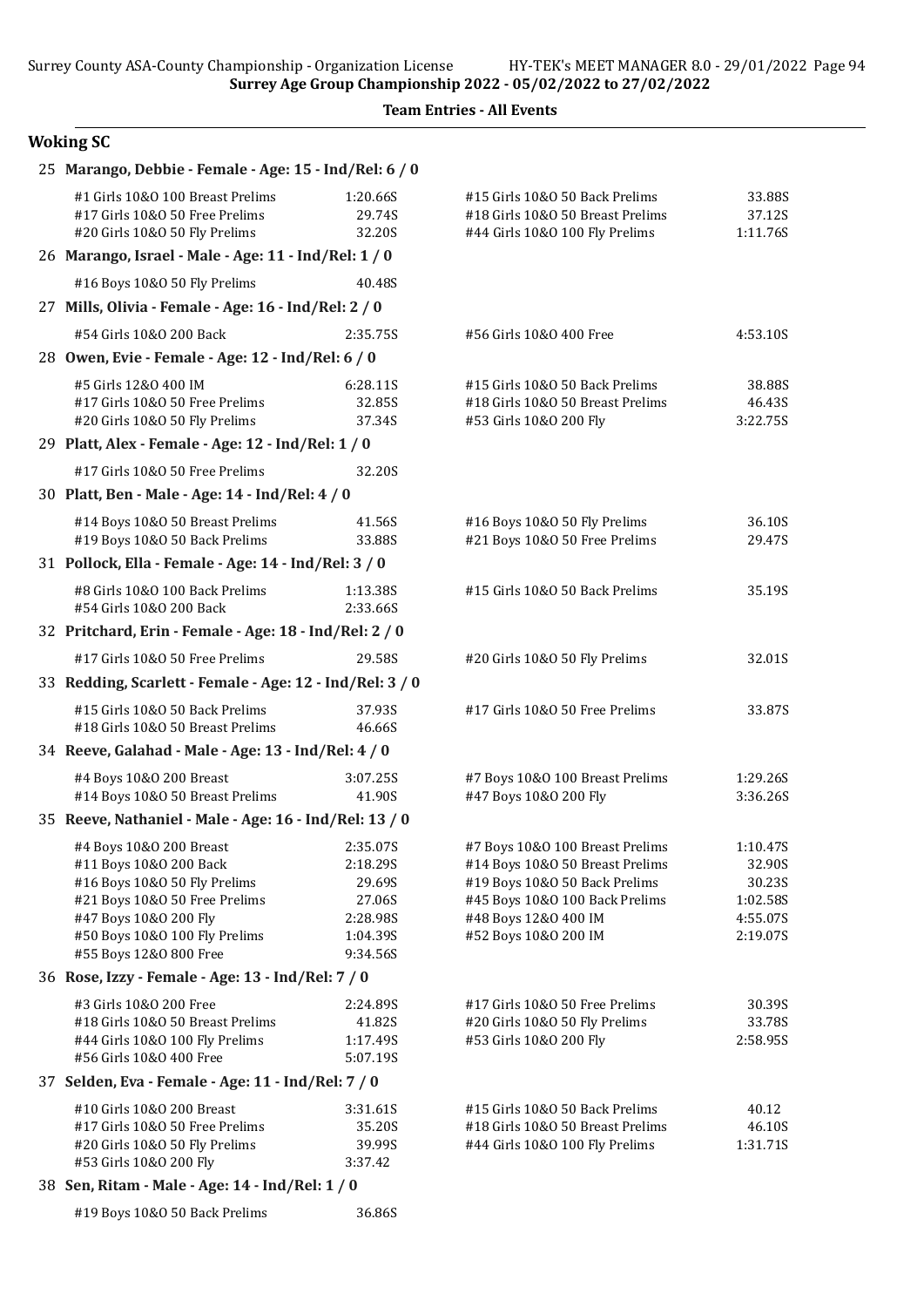Surrey Age Group Championship 2022 - 05/02/2022 to 27/02/2022

**Team Entries - All Events**

## Woking SC

**25 Marango, Debbie - Female - Age: 15 - Ind/Rel: 6 / 0**

| | | | |
|---|---|---|---|
| #1 Girls 10&O 100 Breast Prelims | 1:20.66S | #15 Girls 10&O 50 Back Prelims | 33.88S |
| #17 Girls 10&O 50 Free Prelims | 29.74S | #18 Girls 10&O 50 Breast Prelims | 37.12S |
| #20 Girls 10&O 50 Fly Prelims | 32.20S | #44 Girls 10&O 100 Fly Prelims | 1:11.76S |

**26 Marango, Israel - Male - Age: 11 - Ind/Rel: 1 / 0**

| | | | |
|---|---|---|---|
| #16 Boys 10&O 50 Fly Prelims | 40.48S | | |

**27 Mills, Olivia - Female - Age: 16 - Ind/Rel: 2 / 0**

| | | | |
|---|---|---|---|
| #54 Girls 10&O 200 Back | 2:35.75S | #56 Girls 10&O 400 Free | 4:53.10S |

**28 Owen, Evie - Female - Age: 12 - Ind/Rel: 6 / 0**

| | | | |
|---|---|---|---|
| #5 Girls 12&O 400 IM | 6:28.11S | #15 Girls 10&O 50 Back Prelims | 38.88S |
| #17 Girls 10&O 50 Free Prelims | 32.85S | #18 Girls 10&O 50 Breast Prelims | 46.43S |
| #20 Girls 10&O 50 Fly Prelims | 37.34S | #53 Girls 10&O 200 Fly | 3:22.75S |

**29 Platt, Alex - Female - Age: 12 - Ind/Rel: 1 / 0**

| | | | |
|---|---|---|---|
| #17 Girls 10&O 50 Free Prelims | 32.20S | | |

**30 Platt, Ben - Male - Age: 14 - Ind/Rel: 4 / 0**

| | | | |
|---|---|---|---|
| #14 Boys 10&O 50 Breast Prelims | 41.56S | #16 Boys 10&O 50 Fly Prelims | 36.10S |
| #19 Boys 10&O 50 Back Prelims | 33.88S | #21 Boys 10&O 50 Free Prelims | 29.47S |

**31 Pollock, Ella - Female - Age: 14 - Ind/Rel: 3 / 0**

| | | | |
|---|---|---|---|
| #8 Girls 10&O 100 Back Prelims | 1:13.38S | #15 Girls 10&O 50 Back Prelims | 35.19S |
| #54 Girls 10&O 200 Back | 2:33.66S | | |

**32 Pritchard, Erin - Female - Age: 18 - Ind/Rel: 2 / 0**

| | | | |
|---|---|---|---|
| #17 Girls 10&O 50 Free Prelims | 29.58S | #20 Girls 10&O 50 Fly Prelims | 32.01S |

**33 Redding, Scarlett - Female - Age: 12 - Ind/Rel: 3 / 0**

| | | | |
|---|---|---|---|
| #15 Girls 10&O 50 Back Prelims | 37.93S | #17 Girls 10&O 50 Free Prelims | 33.87S |
| #18 Girls 10&O 50 Breast Prelims | 46.66S | | |

**34 Reeve, Galahad - Male - Age: 13 - Ind/Rel: 4 / 0**

| | | | |
|---|---|---|---|
| #4 Boys 10&O 200 Breast | 3:07.25S | #7 Boys 10&O 100 Breast Prelims | 1:29.26S |
| #14 Boys 10&O 50 Breast Prelims | 41.90S | #47 Boys 10&O 200 Fly | 3:36.26S |

**35 Reeve, Nathaniel - Male - Age: 16 - Ind/Rel: 13 / 0**

| | | | |
|---|---|---|---|
| #4 Boys 10&O 200 Breast | 2:35.07S | #7 Boys 10&O 100 Breast Prelims | 1:10.47S |
| #11 Boys 10&O 200 Back | 2:18.29S | #14 Boys 10&O 50 Breast Prelims | 32.90S |
| #16 Boys 10&O 50 Fly Prelims | 29.69S | #19 Boys 10&O 50 Back Prelims | 30.23S |
| #21 Boys 10&O 50 Free Prelims | 27.06S | #45 Boys 10&O 100 Back Prelims | 1:02.58S |
| #47 Boys 10&O 200 Fly | 2:28.98S | #48 Boys 12&O 400 IM | 4:55.07S |
| #50 Boys 10&O 100 Fly Prelims | 1:04.39S | #52 Boys 10&O 200 IM | 2:19.07S |
| #55 Boys 12&O 800 Free | 9:34.56S | | |

**36 Rose, Izzy - Female - Age: 13 - Ind/Rel: 7 / 0**

| | | | |
|---|---|---|---|
| #3 Girls 10&O 200 Free | 2:24.89S | #17 Girls 10&O 50 Free Prelims | 30.39S |
| #18 Girls 10&O 50 Breast Prelims | 41.82S | #20 Girls 10&O 50 Fly Prelims | 33.78S |
| #44 Girls 10&O 100 Fly Prelims | 1:17.49S | #53 Girls 10&O 200 Fly | 2:58.95S |
| #56 Girls 10&O 400 Free | 5:07.19S | | |

**37 Selden, Eva - Female - Age: 11 - Ind/Rel: 7 / 0**

| | | | |
|---|---|---|---|
| #10 Girls 10&O 200 Breast | 3:31.61S | #15 Girls 10&O 50 Back Prelims | 40.12 |
| #17 Girls 10&O 50 Free Prelims | 35.20S | #18 Girls 10&O 50 Breast Prelims | 46.10S |
| #20 Girls 10&O 50 Fly Prelims | 39.99S | #44 Girls 10&O 100 Fly Prelims | 1:31.71S |
| #53 Girls 10&O 200 Fly | 3:37.42 | | |

**38 Sen, Ritam - Male - Age: 14 - Ind/Rel: 1 / 0**

| | | | |
|---|---|---|---|
| #19 Boys 10&O 50 Back Prelims | 36.86S | | |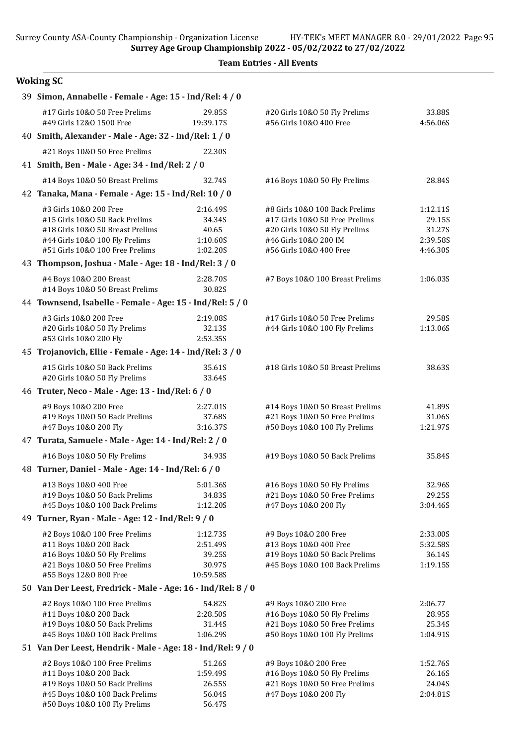Surrey Age Group Championship 2022 - 05/02/2022 to 27/02/2022

## Team Entries - All Events

### Woking SC

**39 Simon, Annabelle - Female - Age: 15 - Ind/Rel: 4 / 0**

| Event | Time | Event | Time |
|---|---|---|---|
| #17 Girls 10&O 50 Free Prelims | 29.85S | #20 Girls 10&O 50 Fly Prelims | 33.88S |
| #49 Girls 12&O 1500 Free | 19:39.17S | #56 Girls 10&O 400 Free | 4:56.06S |

**40 Smith, Alexander - Male - Age: 32 - Ind/Rel: 1 / 0**

| Event | Time | Event | Time |
|---|---|---|---|
| #21 Boys 10&O 50 Free Prelims | 22.30S | | |

**41 Smith, Ben - Male - Age: 34 - Ind/Rel: 2 / 0**

| Event | Time | Event | Time |
|---|---|---|---|
| #14 Boys 10&O 50 Breast Prelims | 32.74S | #16 Boys 10&O 50 Fly Prelims | 28.84S |

**42 Tanaka, Mana - Female - Age: 15 - Ind/Rel: 10 / 0**

| Event | Time | Event | Time |
|---|---|---|---|
| #3 Girls 10&O 200 Free | 2:16.49S | #8 Girls 10&O 100 Back Prelims | 1:12.11S |
| #15 Girls 10&O 50 Back Prelims | 34.34S | #17 Girls 10&O 50 Free Prelims | 29.15S |
| #18 Girls 10&O 50 Breast Prelims | 40.65 | #20 Girls 10&O 50 Fly Prelims | 31.27S |
| #44 Girls 10&O 100 Fly Prelims | 1:10.60S | #46 Girls 10&O 200 IM | 2:39.58S |
| #51 Girls 10&O 100 Free Prelims | 1:02.20S | #56 Girls 10&O 400 Free | 4:46.30S |

**43 Thompson, Joshua - Male - Age: 18 - Ind/Rel: 3 / 0**

| Event | Time | Event | Time |
|---|---|---|---|
| #4 Boys 10&O 200 Breast | 2:28.70S | #7 Boys 10&O 100 Breast Prelims | 1:06.03S |
| #14 Boys 10&O 50 Breast Prelims | 30.82S | | |

**44 Townsend, Isabelle - Female - Age: 15 - Ind/Rel: 5 / 0**

| Event | Time | Event | Time |
|---|---|---|---|
| #3 Girls 10&O 200 Free | 2:19.08S | #17 Girls 10&O 50 Free Prelims | 29.58S |
| #20 Girls 10&O 50 Fly Prelims | 32.13S | #44 Girls 10&O 100 Fly Prelims | 1:13.06S |
| #53 Girls 10&O 200 Fly | 2:53.35S | | |

**45 Trojanovich, Ellie - Female - Age: 14 - Ind/Rel: 3 / 0**

| Event | Time | Event | Time |
|---|---|---|---|
| #15 Girls 10&O 50 Back Prelims | 35.61S | #18 Girls 10&O 50 Breast Prelims | 38.63S |
| #20 Girls 10&O 50 Fly Prelims | 33.64S | | |

**46 Truter, Neco - Male - Age: 13 - Ind/Rel: 6 / 0**

| Event | Time | Event | Time |
|---|---|---|---|
| #9 Boys 10&O 200 Free | 2:27.01S | #14 Boys 10&O 50 Breast Prelims | 41.89S |
| #19 Boys 10&O 50 Back Prelims | 37.68S | #21 Boys 10&O 50 Free Prelims | 31.06S |
| #47 Boys 10&O 200 Fly | 3:16.37S | #50 Boys 10&O 100 Fly Prelims | 1:21.97S |

**47 Turata, Samuele - Male - Age: 14 - Ind/Rel: 2 / 0**

| Event | Time | Event | Time |
|---|---|---|---|
| #16 Boys 10&O 50 Fly Prelims | 34.93S | #19 Boys 10&O 50 Back Prelims | 35.84S |

**48 Turner, Daniel - Male - Age: 14 - Ind/Rel: 6 / 0**

| Event | Time | Event | Time |
|---|---|---|---|
| #13 Boys 10&O 400 Free | 5:01.36S | #16 Boys 10&O 50 Fly Prelims | 32.96S |
| #19 Boys 10&O 50 Back Prelims | 34.83S | #21 Boys 10&O 50 Free Prelims | 29.25S |
| #45 Boys 10&O 100 Back Prelims | 1:12.20S | #47 Boys 10&O 200 Fly | 3:04.46S |

**49 Turner, Ryan - Male - Age: 12 - Ind/Rel: 9 / 0**

| Event | Time | Event | Time |
|---|---|---|---|
| #2 Boys 10&O 100 Free Prelims | 1:12.73S | #9 Boys 10&O 200 Free | 2:33.00S |
| #11 Boys 10&O 200 Back | 2:51.49S | #13 Boys 10&O 400 Free | 5:32.58S |
| #16 Boys 10&O 50 Fly Prelims | 39.25S | #19 Boys 10&O 50 Back Prelims | 36.14S |
| #21 Boys 10&O 50 Free Prelims | 30.97S | #45 Boys 10&O 100 Back Prelims | 1:19.15S |
| #55 Boys 12&O 800 Free | 10:59.58S | | |

**50 Van Der Leest, Fredrick - Male - Age: 16 - Ind/Rel: 8 / 0**

| Event | Time | Event | Time |
|---|---|---|---|
| #2 Boys 10&O 100 Free Prelims | 54.82S | #9 Boys 10&O 200 Free | 2:06.77 |
| #11 Boys 10&O 200 Back | 2:28.50S | #16 Boys 10&O 50 Fly Prelims | 28.95S |
| #19 Boys 10&O 50 Back Prelims | 31.44S | #21 Boys 10&O 50 Free Prelims | 25.34S |
| #45 Boys 10&O 100 Back Prelims | 1:06.29S | #50 Boys 10&O 100 Fly Prelims | 1:04.91S |

**51 Van Der Leest, Hendrik - Male - Age: 18 - Ind/Rel: 9 / 0**

| Event | Time | Event | Time |
|---|---|---|---|
| #2 Boys 10&O 100 Free Prelims | 51.26S | #9 Boys 10&O 200 Free | 1:52.76S |
| #11 Boys 10&O 200 Back | 1:59.49S | #16 Boys 10&O 50 Fly Prelims | 26.16S |
| #19 Boys 10&O 50 Back Prelims | 26.55S | #21 Boys 10&O 50 Free Prelims | 24.04S |
| #45 Boys 10&O 100 Back Prelims | 56.04S | #47 Boys 10&O 200 Fly | 2:04.81S |
| #50 Boys 10&O 100 Fly Prelims | 56.47S | | |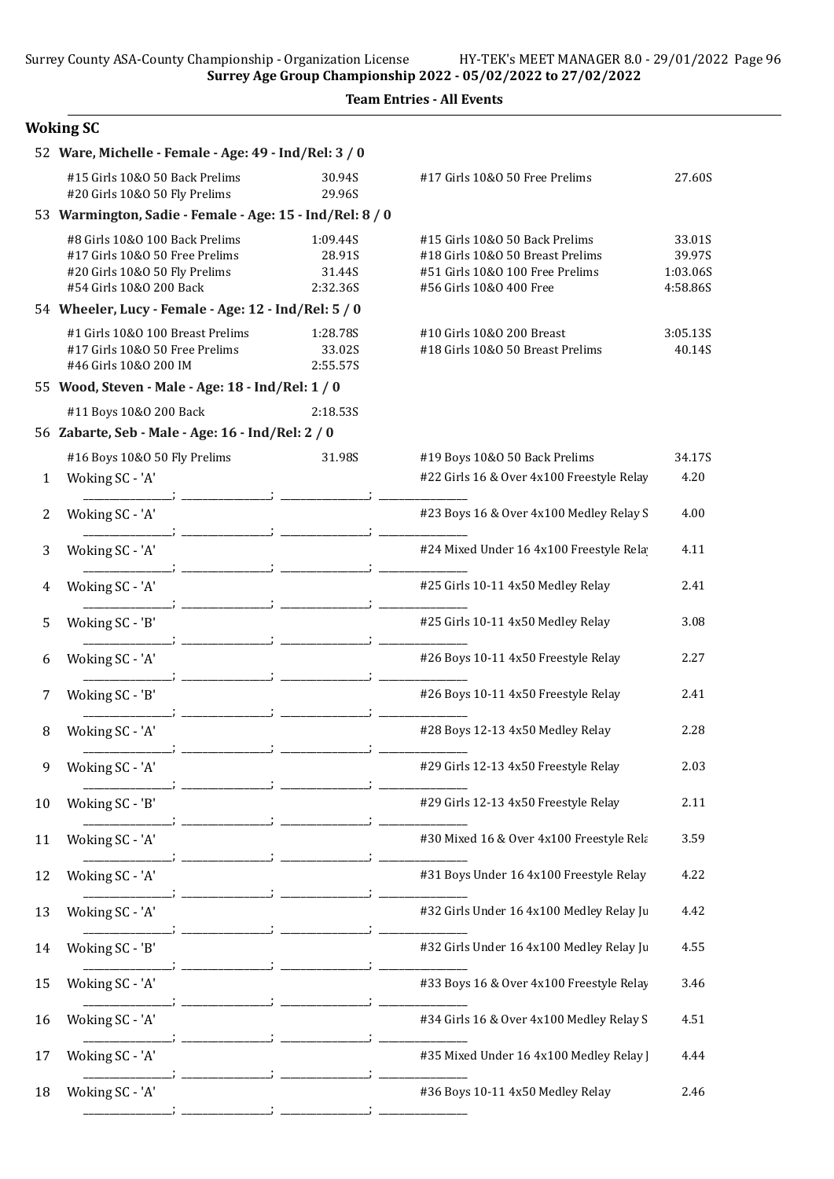**Surrey Age Group Championship 2022 - 05/02/2022 to 27/02/2022**

**Team Entries - All Events**

## Woking SC

**52 Ware, Michelle - Female - Age: 49 - Ind/Rel: 3 / 0**

| Event | Time | Event | Time |
|---|---|---|---|
| #15 Girls 10&O 50 Back Prelims | 30.94S | #17 Girls 10&O 50 Free Prelims | 27.60S |
| #20 Girls 10&O 50 Fly Prelims | 29.96S | | |

**53 Warmington, Sadie - Female - Age: 15 - Ind/Rel: 8 / 0**

| Event | Time | Event | Time |
|---|---|---|---|
| #8 Girls 10&O 100 Back Prelims | 1:09.44S | #15 Girls 10&O 50 Back Prelims | 33.01S |
| #17 Girls 10&O 50 Free Prelims | 28.91S | #18 Girls 10&O 50 Breast Prelims | 39.97S |
| #20 Girls 10&O 50 Fly Prelims | 31.44S | #51 Girls 10&O 100 Free Prelims | 1:03.06S |
| #54 Girls 10&O 200 Back | 2:32.36S | #56 Girls 10&O 400 Free | 4:58.86S |

**54 Wheeler, Lucy - Female - Age: 12 - Ind/Rel: 5 / 0**

| Event | Time | Event | Time |
|---|---|---|---|
| #1 Girls 10&O 100 Breast Prelims | 1:28.78S | #10 Girls 10&O 200 Breast | 3:05.13S |
| #17 Girls 10&O 50 Free Prelims | 33.02S | #18 Girls 10&O 50 Breast Prelims | 40.14S |
| #46 Girls 10&O 200 IM | 2:55.57S | | |

**55 Wood, Steven - Male - Age: 18 - Ind/Rel: 1 / 0**

| Event | Time |
|---|---|
| #11 Boys 10&O 200 Back | 2:18.53S |

**56 Zabarte, Seb - Male - Age: 16 - Ind/Rel: 2 / 0**

| Event | Time | Event | Time |
|---|---|---|---|
| #16 Boys 10&O 50 Fly Prelims | 31.98S | #19 Boys 10&O 50 Back Prelims | 34.17S |

| # | Team | Event | Time |
|---|---|---|---|
| 1 | Woking SC - 'A' | #22 Girls 16 & Over 4x100 Freestyle Relay | 4.20 |
| 2 | Woking SC - 'A' | #23 Boys 16 & Over 4x100 Medley Relay S | 4.00 |
| 3 | Woking SC - 'A' | #24 Mixed Under 16 4x100 Freestyle Relay | 4.11 |
| 4 | Woking SC - 'A' | #25 Girls 10-11 4x50 Medley Relay | 2.41 |
| 5 | Woking SC - 'B' | #25 Girls 10-11 4x50 Medley Relay | 3.08 |
| 6 | Woking SC - 'A' | #26 Boys 10-11 4x50 Freestyle Relay | 2.27 |
| 7 | Woking SC - 'B' | #26 Boys 10-11 4x50 Freestyle Relay | 2.41 |
| 8 | Woking SC - 'A' | #28 Boys 12-13 4x50 Medley Relay | 2.28 |
| 9 | Woking SC - 'A' | #29 Girls 12-13 4x50 Freestyle Relay | 2.03 |
| 10 | Woking SC - 'B' | #29 Girls 12-13 4x50 Freestyle Relay | 2.11 |
| 11 | Woking SC - 'A' | #30 Mixed 16 & Over 4x100 Freestyle Rela | 3.59 |
| 12 | Woking SC - 'A' | #31 Boys Under 16 4x100 Freestyle Relay | 4.22 |
| 13 | Woking SC - 'A' | #32 Girls Under 16 4x100 Medley Relay Ju | 4.42 |
| 14 | Woking SC - 'B' | #32 Girls Under 16 4x100 Medley Relay Ju | 4.55 |
| 15 | Woking SC - 'A' | #33 Boys 16 & Over 4x100 Freestyle Relay | 3.46 |
| 16 | Woking SC - 'A' | #34 Girls 16 & Over 4x100 Medley Relay S | 4.51 |
| 17 | Woking SC - 'A' | #35 Mixed Under 16 4x100 Medley Relay J | 4.44 |
| 18 | Woking SC - 'A' | #36 Boys 10-11 4x50 Medley Relay | 2.46 |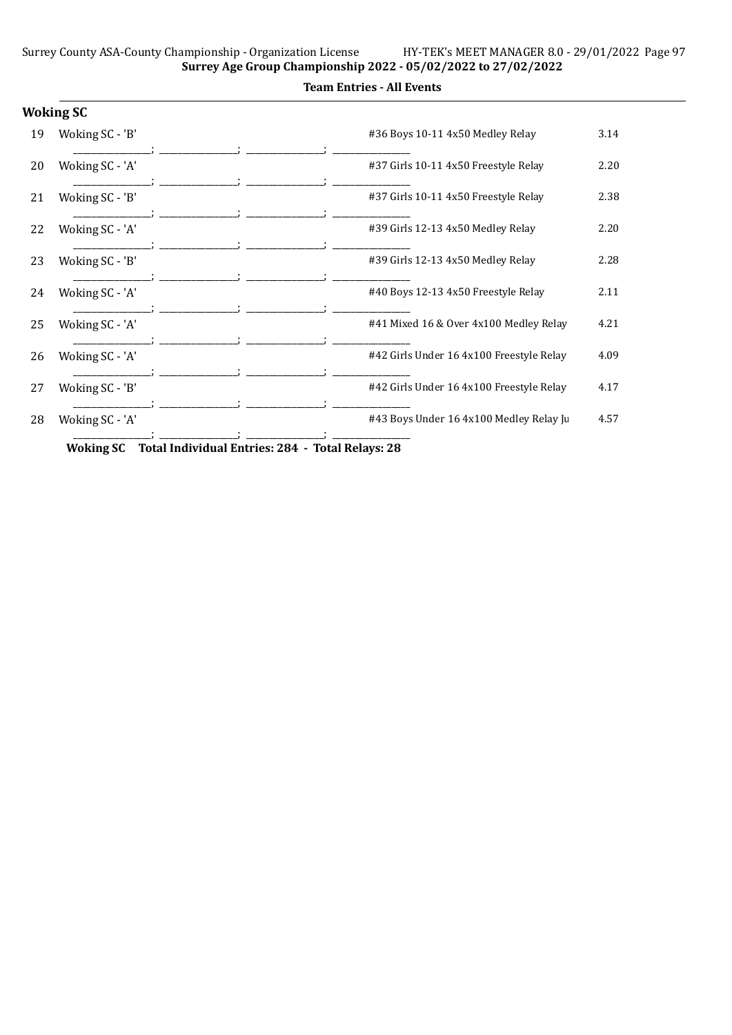**Team Entries - All Events**

## Woking SC

| | | | |
|---|---|---|---|
| 19 | Woking SC - 'B' | #36 Boys 10-11 4x50 Medley Relay | 3.14 |
| 20 | Woking SC - 'A' | #37 Girls 10-11 4x50 Freestyle Relay | 2.20 |
| 21 | Woking SC - 'B' | #37 Girls 10-11 4x50 Freestyle Relay | 2.38 |
| 22 | Woking SC - 'A' | #39 Girls 12-13 4x50 Medley Relay | 2.20 |
| 23 | Woking SC - 'B' | #39 Girls 12-13 4x50 Medley Relay | 2.28 |
| 24 | Woking SC - 'A' | #40 Boys 12-13 4x50 Freestyle Relay | 2.11 |
| 25 | Woking SC - 'A' | #41 Mixed 16 & Over 4x100 Medley Relay | 4.21 |
| 26 | Woking SC - 'A' | #42 Girls Under 16 4x100 Freestyle Relay | 4.09 |
| 27 | Woking SC - 'B' | #42 Girls Under 16 4x100 Freestyle Relay | 4.17 |
| 28 | Woking SC - 'A' | #43 Boys Under 16 4x100 Medley Relay Ju | 4.57 |

**Woking SC Total Individual Entries: 284 - Total Relays: 28**